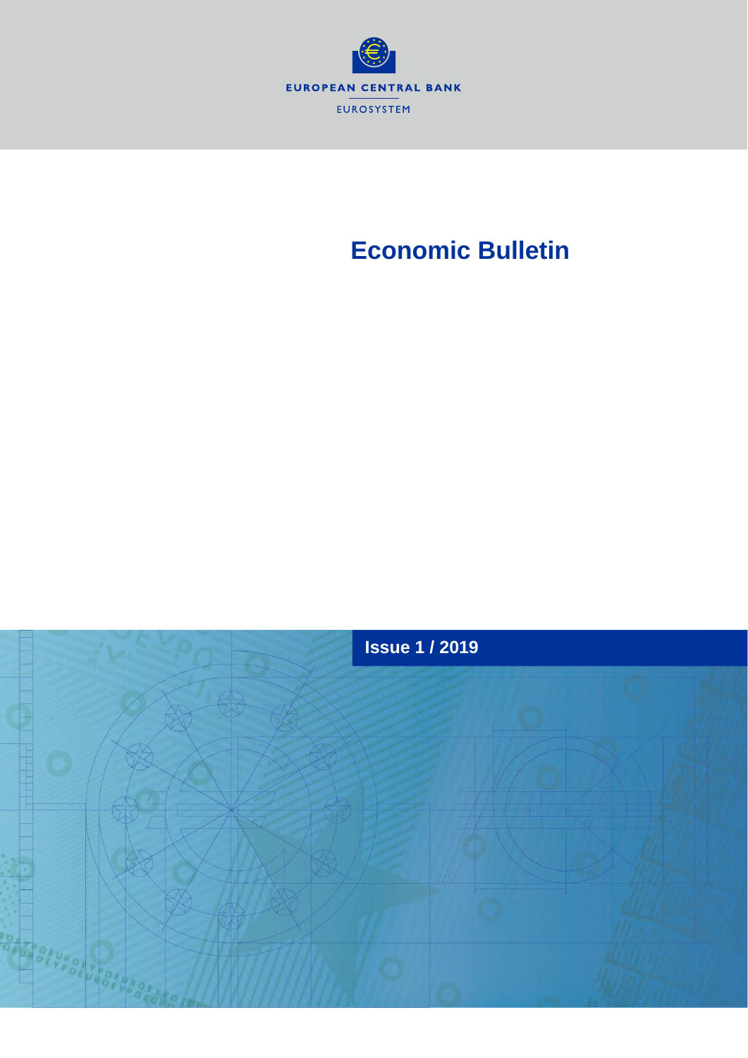EUROPEAN CENTRAL BANK

EUROSYSTEM

# Economic Bulletin

## Issue 1 / 2019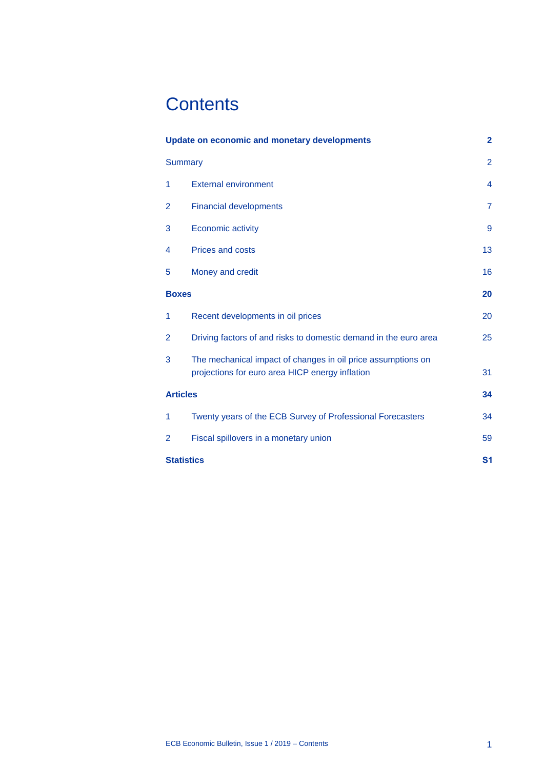# Contents

| | | |
|---|---|---|
| **Update on economic and monetary developments** | | **2** |
| Summary | | 2 |
| 1 | External environment | 4 |
| 2 | Financial developments | 7 |
| 3 | Economic activity | 9 |
| 4 | Prices and costs | 13 |
| 5 | Money and credit | 16 |
| **Boxes** | | **20** |
| 1 | Recent developments in oil prices | 20 |
| 2 | Driving factors of and risks to domestic demand in the euro area | 25 |
| 3 | The mechanical impact of changes in oil price assumptions on projections for euro area HICP energy inflation | 31 |
| **Articles** | | **34** |
| 1 | Twenty years of the ECB Survey of Professional Forecasters | 34 |
| 2 | Fiscal spillovers in a monetary union | 59 |
| **Statistics** | | **S1** |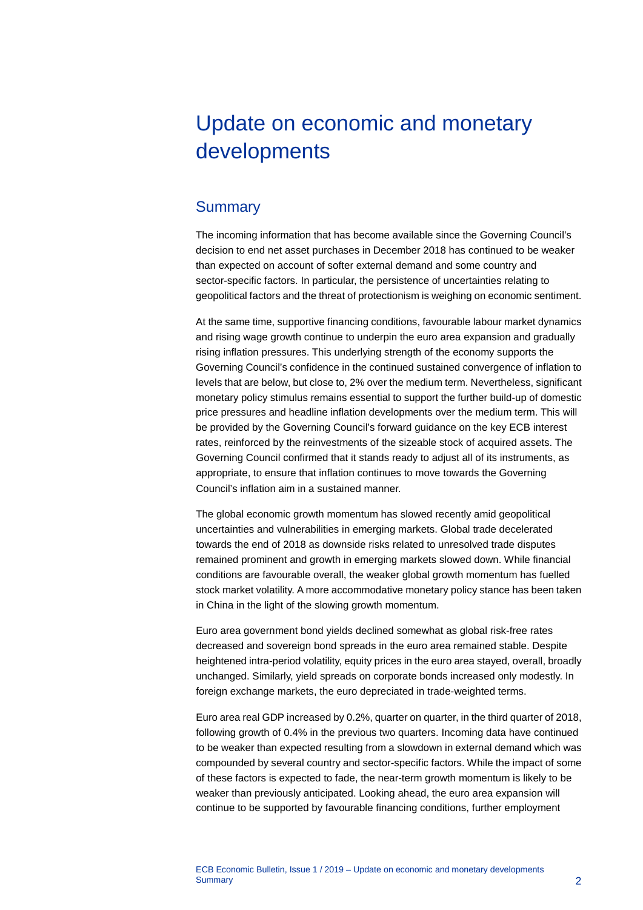# Update on economic and monetary developments

## Summary

The incoming information that has become available since the Governing Council's decision to end net asset purchases in December 2018 has continued to be weaker than expected on account of softer external demand and some country and sector-specific factors. In particular, the persistence of uncertainties relating to geopolitical factors and the threat of protectionism is weighing on economic sentiment.

At the same time, supportive financing conditions, favourable labour market dynamics and rising wage growth continue to underpin the euro area expansion and gradually rising inflation pressures. This underlying strength of the economy supports the Governing Council's confidence in the continued sustained convergence of inflation to levels that are below, but close to, 2% over the medium term. Nevertheless, significant monetary policy stimulus remains essential to support the further build-up of domestic price pressures and headline inflation developments over the medium term. This will be provided by the Governing Council's forward guidance on the key ECB interest rates, reinforced by the reinvestments of the sizeable stock of acquired assets. The Governing Council confirmed that it stands ready to adjust all of its instruments, as appropriate, to ensure that inflation continues to move towards the Governing Council's inflation aim in a sustained manner.

The global economic growth momentum has slowed recently amid geopolitical uncertainties and vulnerabilities in emerging markets. Global trade decelerated towards the end of 2018 as downside risks related to unresolved trade disputes remained prominent and growth in emerging markets slowed down. While financial conditions are favourable overall, the weaker global growth momentum has fuelled stock market volatility. A more accommodative monetary policy stance has been taken in China in the light of the slowing growth momentum.

Euro area government bond yields declined somewhat as global risk-free rates decreased and sovereign bond spreads in the euro area remained stable. Despite heightened intra-period volatility, equity prices in the euro area stayed, overall, broadly unchanged. Similarly, yield spreads on corporate bonds increased only modestly. In foreign exchange markets, the euro depreciated in trade-weighted terms.

Euro area real GDP increased by 0.2%, quarter on quarter, in the third quarter of 2018, following growth of 0.4% in the previous two quarters. Incoming data have continued to be weaker than expected resulting from a slowdown in external demand which was compounded by several country and sector-specific factors. While the impact of some of these factors is expected to fade, the near-term growth momentum is likely to be weaker than previously anticipated. Looking ahead, the euro area expansion will continue to be supported by favourable financing conditions, further employment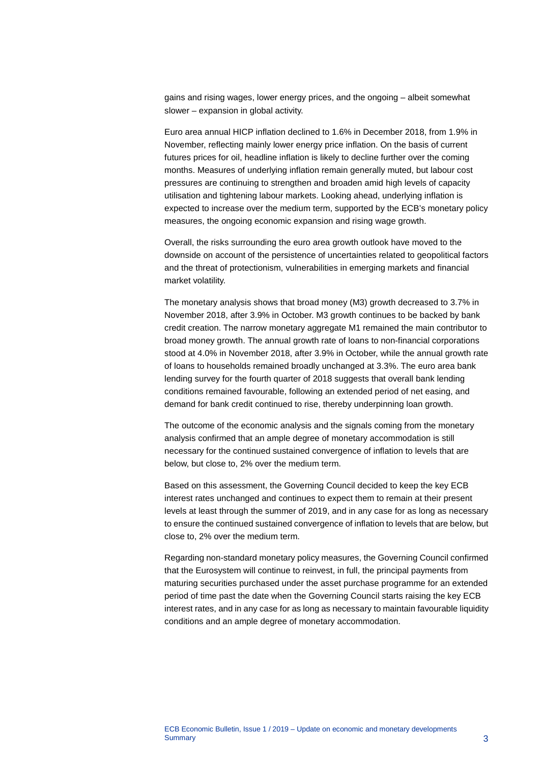gains and rising wages, lower energy prices, and the ongoing – albeit somewhat slower – expansion in global activity.

Euro area annual HICP inflation declined to 1.6% in December 2018, from 1.9% in November, reflecting mainly lower energy price inflation. On the basis of current futures prices for oil, headline inflation is likely to decline further over the coming months. Measures of underlying inflation remain generally muted, but labour cost pressures are continuing to strengthen and broaden amid high levels of capacity utilisation and tightening labour markets. Looking ahead, underlying inflation is expected to increase over the medium term, supported by the ECB's monetary policy measures, the ongoing economic expansion and rising wage growth.

Overall, the risks surrounding the euro area growth outlook have moved to the downside on account of the persistence of uncertainties related to geopolitical factors and the threat of protectionism, vulnerabilities in emerging markets and financial market volatility.

The monetary analysis shows that broad money (M3) growth decreased to 3.7% in November 2018, after 3.9% in October. M3 growth continues to be backed by bank credit creation. The narrow monetary aggregate M1 remained the main contributor to broad money growth. The annual growth rate of loans to non-financial corporations stood at 4.0% in November 2018, after 3.9% in October, while the annual growth rate of loans to households remained broadly unchanged at 3.3%. The euro area bank lending survey for the fourth quarter of 2018 suggests that overall bank lending conditions remained favourable, following an extended period of net easing, and demand for bank credit continued to rise, thereby underpinning loan growth.

The outcome of the economic analysis and the signals coming from the monetary analysis confirmed that an ample degree of monetary accommodation is still necessary for the continued sustained convergence of inflation to levels that are below, but close to, 2% over the medium term.

Based on this assessment, the Governing Council decided to keep the key ECB interest rates unchanged and continues to expect them to remain at their present levels at least through the summer of 2019, and in any case for as long as necessary to ensure the continued sustained convergence of inflation to levels that are below, but close to, 2% over the medium term.

Regarding non-standard monetary policy measures, the Governing Council confirmed that the Eurosystem will continue to reinvest, in full, the principal payments from maturing securities purchased under the asset purchase programme for an extended period of time past the date when the Governing Council starts raising the key ECB interest rates, and in any case for as long as necessary to maintain favourable liquidity conditions and an ample degree of monetary accommodation.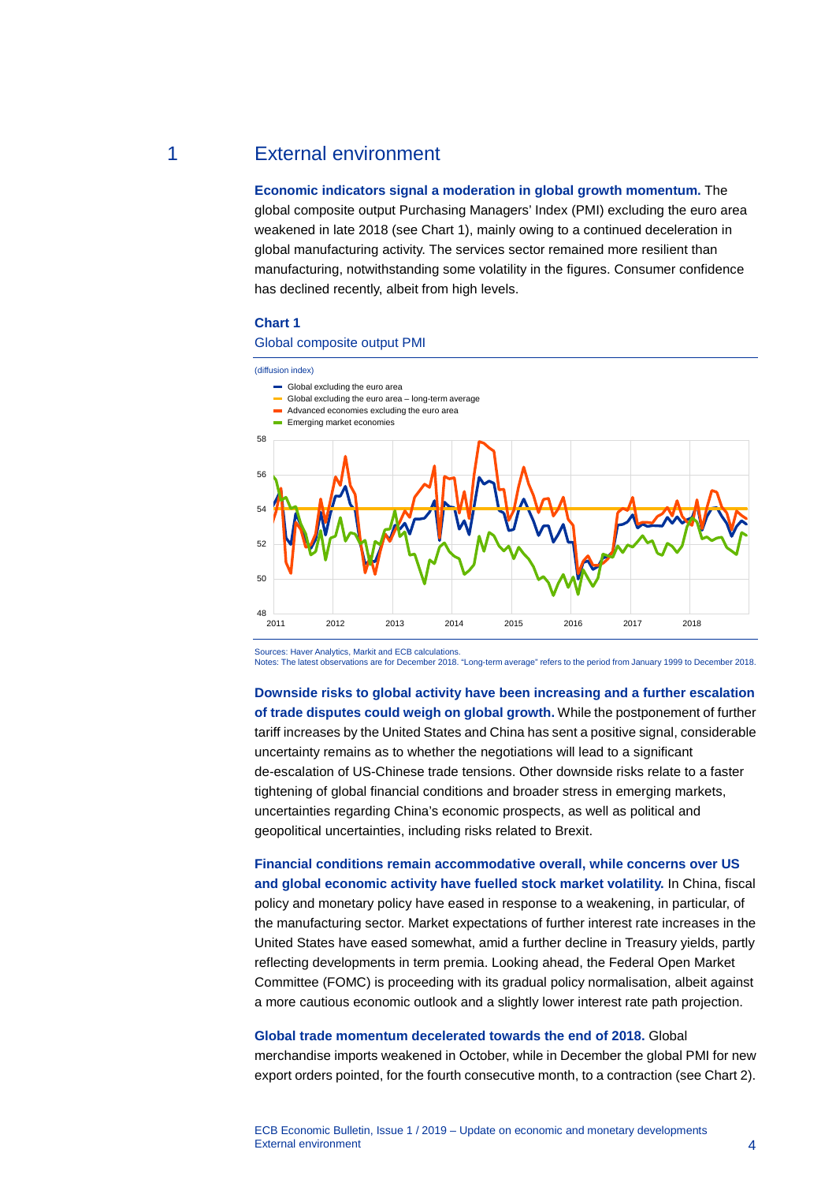# 1 External environment

**Economic indicators signal a moderation in global growth momentum.** The global composite output Purchasing Managers' Index (PMI) excluding the euro area weakened in late 2018 (see Chart 1), mainly owing to a continued deceleration in global manufacturing activity. The services sector remained more resilient than manufacturing, notwithstanding some volatility in the figures. Consumer confidence has declined recently, albeit from high levels.

**Chart 1**

Global composite output PMI

(diffusion index)

- Global excluding the euro area
- Global excluding the euro area – long-term average
- Advanced economies excluding the euro area
- Emerging market economies

Sources: Haver Analytics, Markit and ECB calculations.
Notes: The latest observations are for December 2018. "Long-term average" refers to the period from January 1999 to December 2018.

**Downside risks to global activity have been increasing and a further escalation of trade disputes could weigh on global growth.** While the postponement of further tariff increases by the United States and China has sent a positive signal, considerable uncertainty remains as to whether the negotiations will lead to a significant de-escalation of US-Chinese trade tensions. Other downside risks relate to a faster tightening of global financial conditions and broader stress in emerging markets, uncertainties regarding China's economic prospects, as well as political and geopolitical uncertainties, including risks related to Brexit.

**Financial conditions remain accommodative overall, while concerns over US and global economic activity have fuelled stock market volatility.** In China, fiscal policy and monetary policy have eased in response to a weakening, in particular, of the manufacturing sector. Market expectations of further interest rate increases in the United States have eased somewhat, amid a further decline in Treasury yields, partly reflecting developments in term premia. Looking ahead, the Federal Open Market Committee (FOMC) is proceeding with its gradual policy normalisation, albeit against a more cautious economic outlook and a slightly lower interest rate path projection.

**Global trade momentum decelerated towards the end of 2018.** Global merchandise imports weakened in October, while in December the global PMI for new export orders pointed, for the fourth consecutive month, to a contraction (see Chart 2).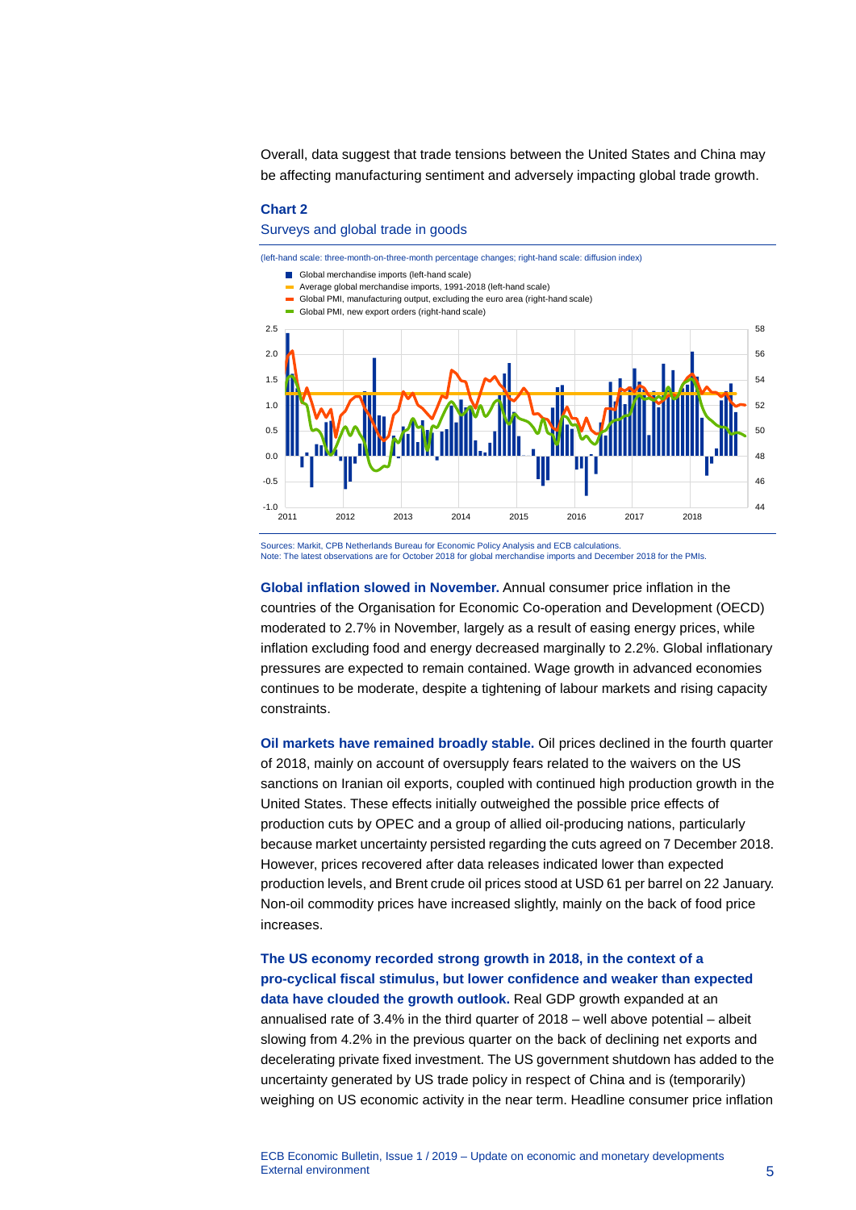Overall, data suggest that trade tensions between the United States and China may be affecting manufacturing sentiment and adversely impacting global trade growth.

**Chart 2**

Surveys and global trade in goods

(left-hand scale: three-month-on-three-month percentage changes; right-hand scale: diffusion index)

Sources: Markit, CPB Netherlands Bureau for Economic Policy Analysis and ECB calculations.
Note: The latest observations are for October 2018 for global merchandise imports and December 2018 for the PMIs.

**Global inflation slowed in November.** Annual consumer price inflation in the countries of the Organisation for Economic Co-operation and Development (OECD) moderated to 2.7% in November, largely as a result of easing energy prices, while inflation excluding food and energy decreased marginally to 2.2%. Global inflationary pressures are expected to remain contained. Wage growth in advanced economies continues to be moderate, despite a tightening of labour markets and rising capacity constraints.

**Oil markets have remained broadly stable.** Oil prices declined in the fourth quarter of 2018, mainly on account of oversupply fears related to the waivers on the US sanctions on Iranian oil exports, coupled with continued high production growth in the United States. These effects initially outweighed the possible price effects of production cuts by OPEC and a group of allied oil-producing nations, particularly because market uncertainty persisted regarding the cuts agreed on 7 December 2018. However, prices recovered after data releases indicated lower than expected production levels, and Brent crude oil prices stood at USD 61 per barrel on 22 January. Non-oil commodity prices have increased slightly, mainly on the back of food price increases.

**The US economy recorded strong growth in 2018, in the context of a pro-cyclical fiscal stimulus, but lower confidence and weaker than expected data have clouded the growth outlook.** Real GDP growth expanded at an annualised rate of 3.4% in the third quarter of 2018 – well above potential – albeit slowing from 4.2% in the previous quarter on the back of declining net exports and decelerating private fixed investment. The US government shutdown has added to the uncertainty generated by US trade policy in respect of China and is (temporarily) weighing on US economic activity in the near term. Headline consumer price inflation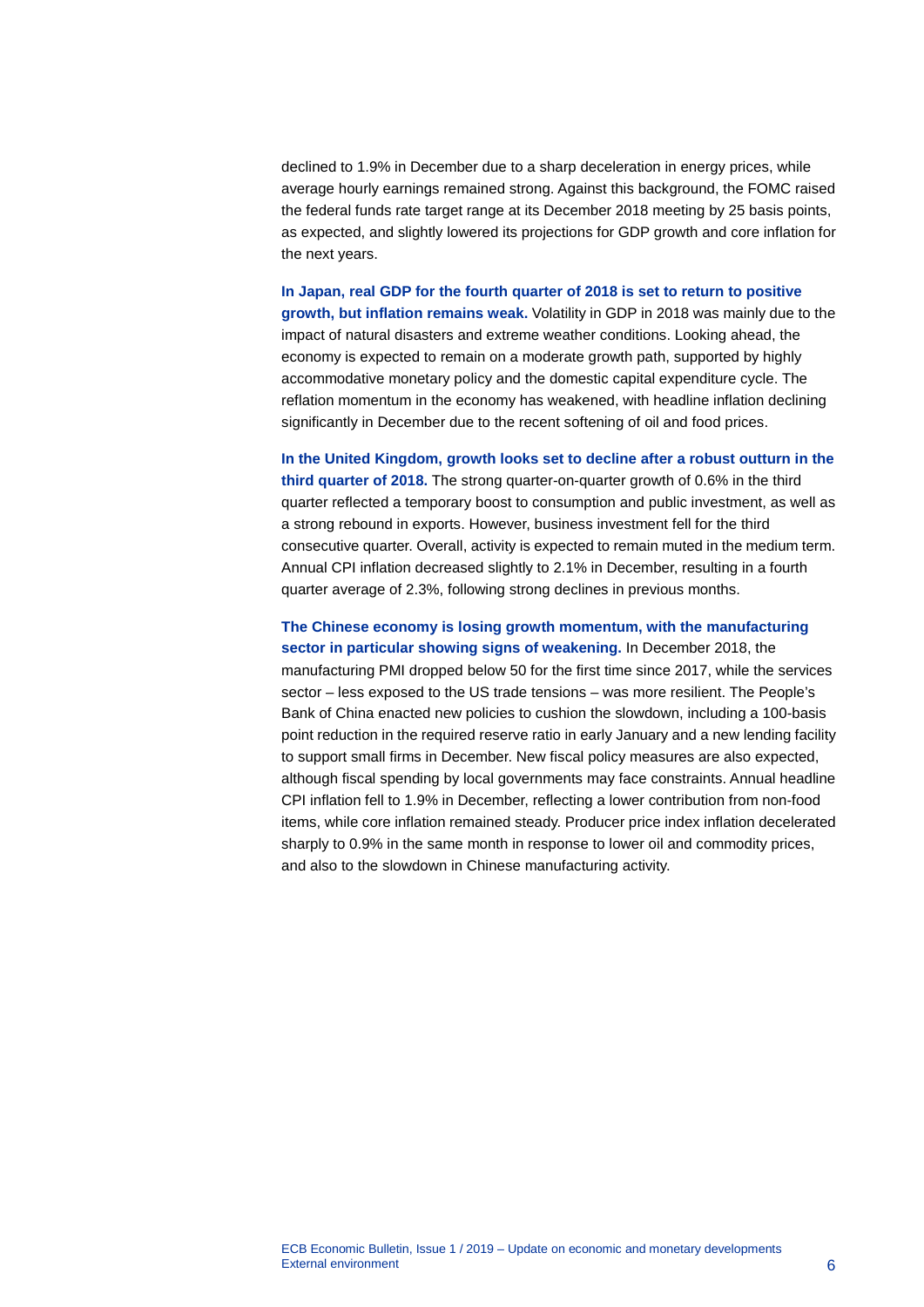declined to 1.9% in December due to a sharp deceleration in energy prices, while average hourly earnings remained strong. Against this background, the FOMC raised the federal funds rate target range at its December 2018 meeting by 25 basis points, as expected, and slightly lowered its projections for GDP growth and core inflation for the next years.

**In Japan, real GDP for the fourth quarter of 2018 is set to return to positive growth, but inflation remains weak.** Volatility in GDP in 2018 was mainly due to the impact of natural disasters and extreme weather conditions. Looking ahead, the economy is expected to remain on a moderate growth path, supported by highly accommodative monetary policy and the domestic capital expenditure cycle. The reflation momentum in the economy has weakened, with headline inflation declining significantly in December due to the recent softening of oil and food prices.

**In the United Kingdom, growth looks set to decline after a robust outturn in the third quarter of 2018.** The strong quarter-on-quarter growth of 0.6% in the third quarter reflected a temporary boost to consumption and public investment, as well as a strong rebound in exports. However, business investment fell for the third consecutive quarter. Overall, activity is expected to remain muted in the medium term. Annual CPI inflation decreased slightly to 2.1% in December, resulting in a fourth quarter average of 2.3%, following strong declines in previous months.

**The Chinese economy is losing growth momentum, with the manufacturing sector in particular showing signs of weakening.** In December 2018, the manufacturing PMI dropped below 50 for the first time since 2017, while the services sector – less exposed to the US trade tensions – was more resilient. The People's Bank of China enacted new policies to cushion the slowdown, including a 100-basis point reduction in the required reserve ratio in early January and a new lending facility to support small firms in December. New fiscal policy measures are also expected, although fiscal spending by local governments may face constraints. Annual headline CPI inflation fell to 1.9% in December, reflecting a lower contribution from non-food items, while core inflation remained steady. Producer price index inflation decelerated sharply to 0.9% in the same month in response to lower oil and commodity prices, and also to the slowdown in Chinese manufacturing activity.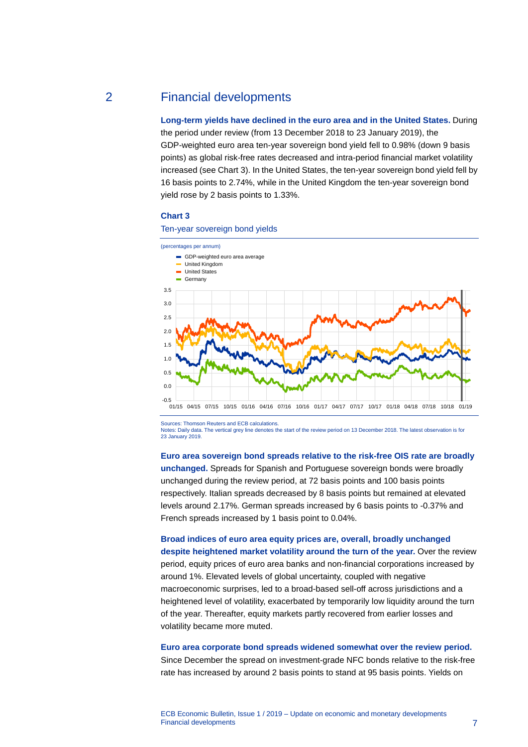## 2 Financial developments

**Long-term yields have declined in the euro area and in the United States.** During the period under review (from 13 December 2018 to 23 January 2019), the GDP-weighted euro area ten-year sovereign bond yield fell to 0.98% (down 9 basis points) as global risk-free rates decreased and intra-period financial market volatility increased (see Chart 3). In the United States, the ten-year sovereign bond yield fell by 16 basis points to 2.74%, while in the United Kingdom the ten-year sovereign bond yield rose by 2 basis points to 1.33%.

### Chart 3

Ten-year sovereign bond yields

(percentages per annum)

- GDP-weighted euro area average
- United Kingdom
- United States
- Germany

Sources: Thomson Reuters and ECB calculations.
Notes: Daily data. The vertical grey line denotes the start of the review period on 13 December 2018. The latest observation is for 23 January 2019.

**Euro area sovereign bond spreads relative to the risk-free OIS rate are broadly unchanged.** Spreads for Spanish and Portuguese sovereign bonds were broadly unchanged during the review period, at 72 basis points and 100 basis points respectively. Italian spreads decreased by 8 basis points but remained at elevated levels around 2.17%. German spreads increased by 6 basis points to -0.37% and French spreads increased by 1 basis point to 0.04%.

**Broad indices of euro area equity prices are, overall, broadly unchanged despite heightened market volatility around the turn of the year.** Over the review period, equity prices of euro area banks and non-financial corporations increased by around 1%. Elevated levels of global uncertainty, coupled with negative macroeconomic surprises, led to a broad-based sell-off across jurisdictions and a heightened level of volatility, exacerbated by temporarily low liquidity around the turn of the year. Thereafter, equity markets partly recovered from earlier losses and volatility became more muted.

**Euro area corporate bond spreads widened somewhat over the review period.** Since December the spread on investment-grade NFC bonds relative to the risk-free rate has increased by around 2 basis points to stand at 95 basis points. Yields on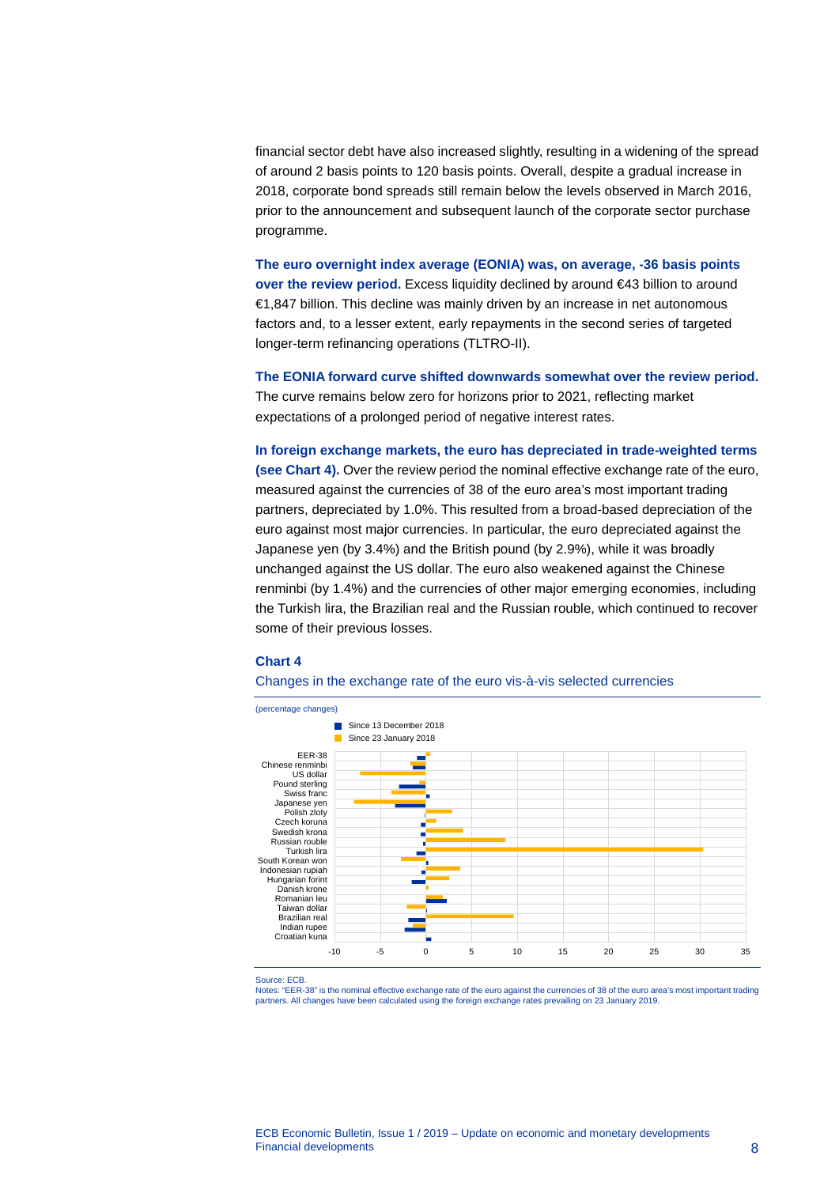financial sector debt have also increased slightly, resulting in a widening of the spread of around 2 basis points to 120 basis points. Overall, despite a gradual increase in 2018, corporate bond spreads still remain below the levels observed in March 2016, prior to the announcement and subsequent launch of the corporate sector purchase programme.

**The euro overnight index average (EONIA) was, on average, -36 basis points over the review period.** Excess liquidity declined by around €43 billion to around €1,847 billion. This decline was mainly driven by an increase in net autonomous factors and, to a lesser extent, early repayments in the second series of targeted longer-term refinancing operations (TLTRO-II).

**The EONIA forward curve shifted downwards somewhat over the review period.** The curve remains below zero for horizons prior to 2021, reflecting market expectations of a prolonged period of negative interest rates.

**In foreign exchange markets, the euro has depreciated in trade-weighted terms (see Chart 4).** Over the review period the nominal effective exchange rate of the euro, measured against the currencies of 38 of the euro area's most important trading partners, depreciated by 1.0%. This resulted from a broad-based depreciation of the euro against most major currencies. In particular, the euro depreciated against the Japanese yen (by 3.4%) and the British pound (by 2.9%), while it was broadly unchanged against the US dollar. The euro also weakened against the Chinese renminbi (by 1.4%) and the currencies of other major emerging economies, including the Turkish lira, the Brazilian real and the Russian rouble, which continued to recover some of their previous losses.

**Chart 4**

Changes in the exchange rate of the euro vis-à-vis selected currencies

(percentage changes)

Source: ECB.
Notes: "EER-38" is the nominal effective exchange rate of the euro against the currencies of 38 of the euro area's most important trading partners. All changes have been calculated using the foreign exchange rates prevailing on 23 January 2019.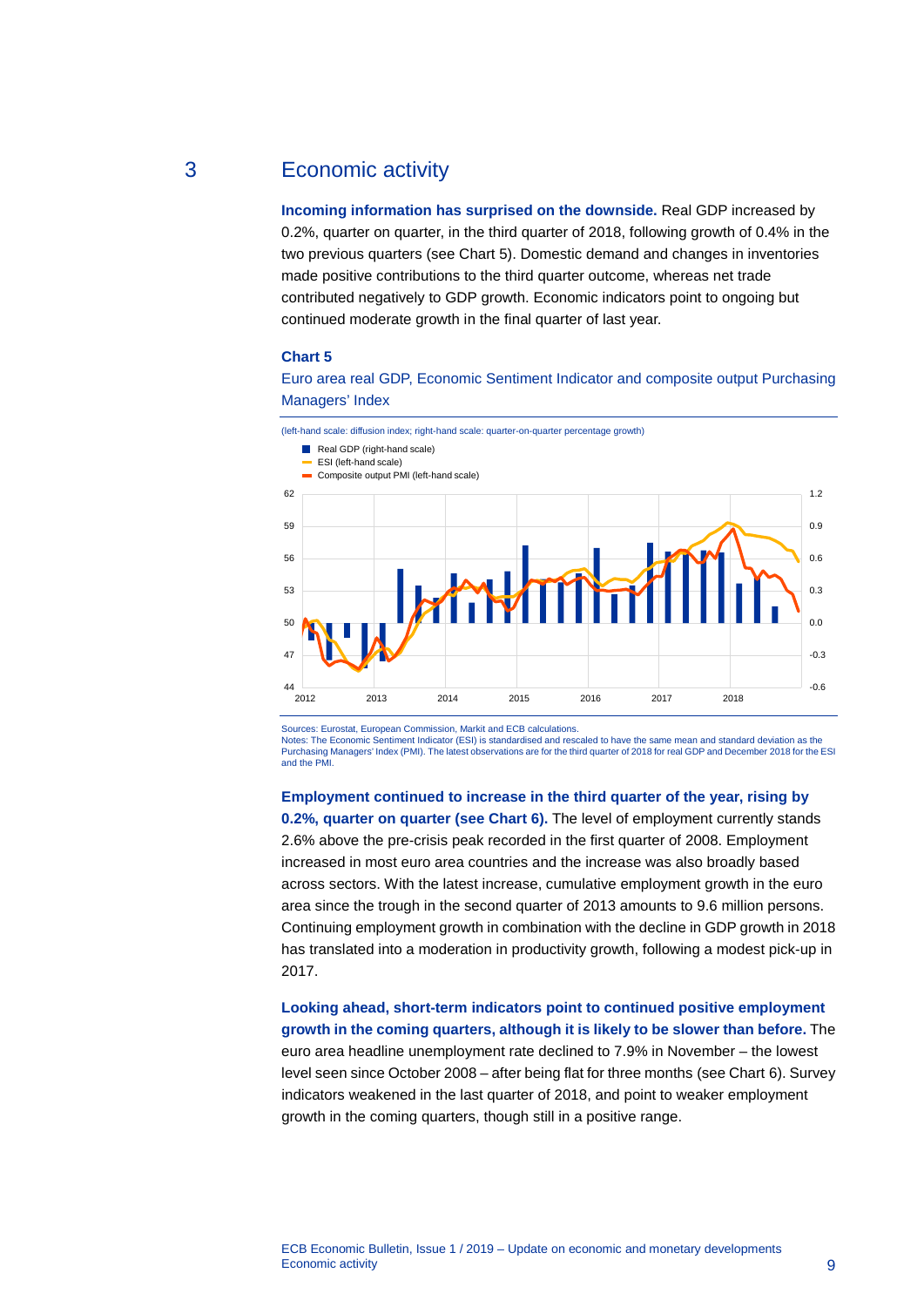# 3 Economic activity

**Incoming information has surprised on the downside.** Real GDP increased by 0.2%, quarter on quarter, in the third quarter of 2018, following growth of 0.4% in the two previous quarters (see Chart 5). Domestic demand and changes in inventories made positive contributions to the third quarter outcome, whereas net trade contributed negatively to GDP growth. Economic indicators point to ongoing but continued moderate growth in the final quarter of last year.

**Chart 5**

Euro area real GDP, Economic Sentiment Indicator and composite output Purchasing Managers' Index

(left-hand scale: diffusion index; right-hand scale: quarter-on-quarter percentage growth)

Sources: Eurostat, European Commission, Markit and ECB calculations.
Notes: The Economic Sentiment Indicator (ESI) is standardised and rescaled to have the same mean and standard deviation as the Purchasing Managers' Index (PMI). The latest observations are for the third quarter of 2018 for real GDP and December 2018 for the ESI and the PMI.

**Employment continued to increase in the third quarter of the year, rising by 0.2%, quarter on quarter (see Chart 6).** The level of employment currently stands 2.6% above the pre-crisis peak recorded in the first quarter of 2008. Employment increased in most euro area countries and the increase was also broadly based across sectors. With the latest increase, cumulative employment growth in the euro area since the trough in the second quarter of 2013 amounts to 9.6 million persons. Continuing employment growth in combination with the decline in GDP growth in 2018 has translated into a moderation in productivity growth, following a modest pick-up in 2017.

**Looking ahead, short-term indicators point to continued positive employment growth in the coming quarters, although it is likely to be slower than before.** The euro area headline unemployment rate declined to 7.9% in November – the lowest level seen since October 2008 – after being flat for three months (see Chart 6). Survey indicators weakened in the last quarter of 2018, and point to weaker employment growth in the coming quarters, though still in a positive range.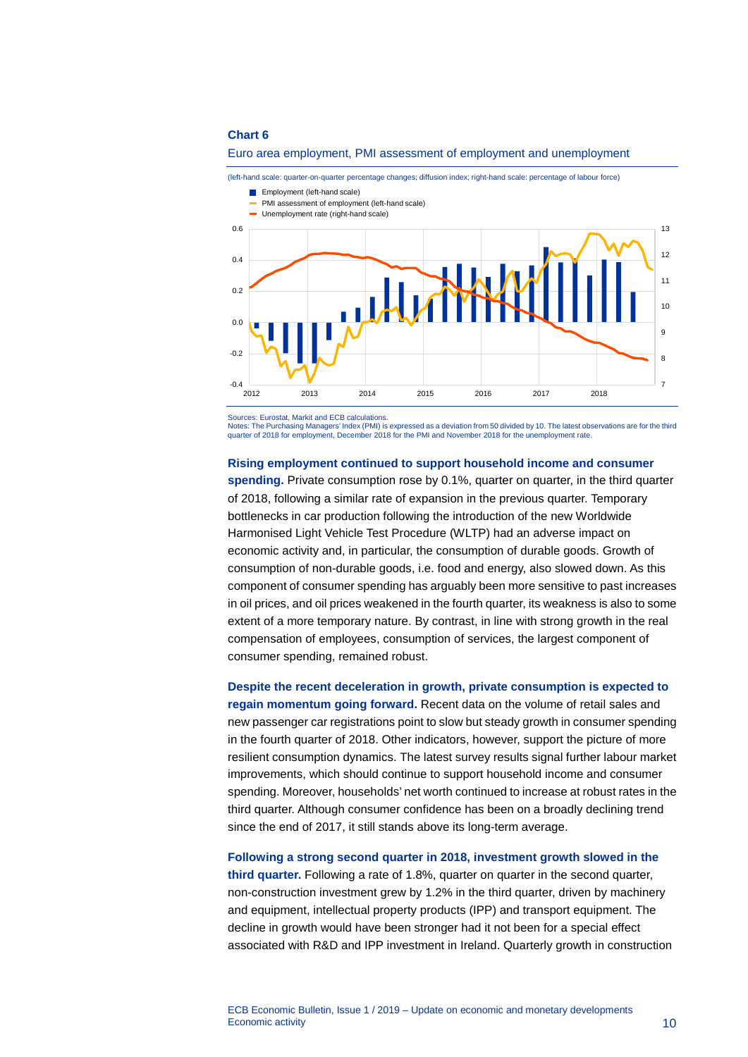**Chart 6**

Euro area employment, PMI assessment of employment and unemployment

(left-hand scale: quarter-on-quarter percentage changes; diffusion index; right-hand scale: percentage of labour force)

Sources: Eurostat, Markit and ECB calculations.
Notes: The Purchasing Managers' Index (PMI) is expressed as a deviation from 50 divided by 10. The latest observations are for the third quarter of 2018 for employment, December 2018 for the PMI and November 2018 for the unemployment rate.

**Rising employment continued to support household income and consumer spending.** Private consumption rose by 0.1%, quarter on quarter, in the third quarter of 2018, following a similar rate of expansion in the previous quarter. Temporary bottlenecks in car production following the introduction of the new Worldwide Harmonised Light Vehicle Test Procedure (WLTP) had an adverse impact on economic activity and, in particular, the consumption of durable goods. Growth of consumption of non-durable goods, i.e. food and energy, also slowed down. As this component of consumer spending has arguably been more sensitive to past increases in oil prices, and oil prices weakened in the fourth quarter, its weakness is also to some extent of a more temporary nature. By contrast, in line with strong growth in the real compensation of employees, consumption of services, the largest component of consumer spending, remained robust.

**Despite the recent deceleration in growth, private consumption is expected to regain momentum going forward.** Recent data on the volume of retail sales and new passenger car registrations point to slow but steady growth in consumer spending in the fourth quarter of 2018. Other indicators, however, support the picture of more resilient consumption dynamics. The latest survey results signal further labour market improvements, which should continue to support household income and consumer spending. Moreover, households' net worth continued to increase at robust rates in the third quarter. Although consumer confidence has been on a broadly declining trend since the end of 2017, it still stands above its long-term average.

**Following a strong second quarter in 2018, investment growth slowed in the third quarter.** Following a rate of 1.8%, quarter on quarter in the second quarter, non-construction investment grew by 1.2% in the third quarter, driven by machinery and equipment, intellectual property products (IPP) and transport equipment. The decline in growth would have been stronger had it not been for a special effect associated with R&D and IPP investment in Ireland. Quarterly growth in construction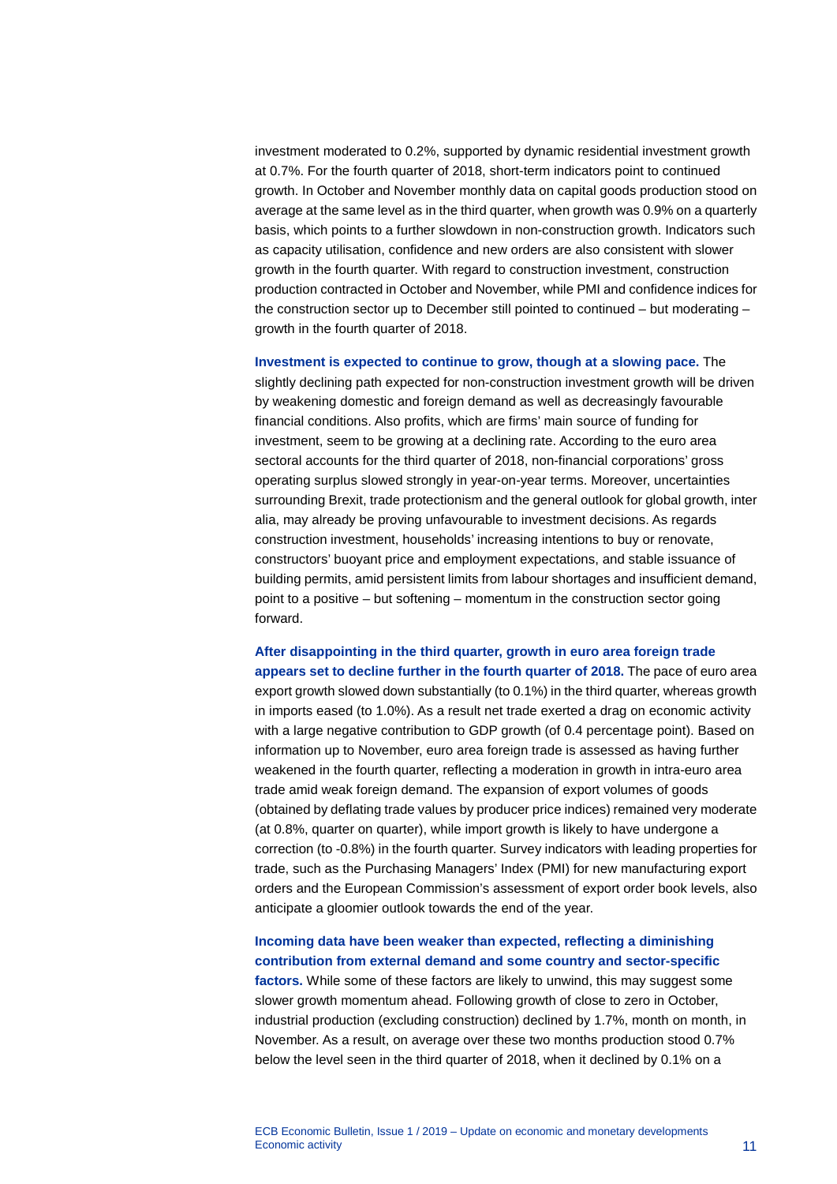investment moderated to 0.2%, supported by dynamic residential investment growth at 0.7%. For the fourth quarter of 2018, short-term indicators point to continued growth. In October and November monthly data on capital goods production stood on average at the same level as in the third quarter, when growth was 0.9% on a quarterly basis, which points to a further slowdown in non-construction growth. Indicators such as capacity utilisation, confidence and new orders are also consistent with slower growth in the fourth quarter. With regard to construction investment, construction production contracted in October and November, while PMI and confidence indices for the construction sector up to December still pointed to continued – but moderating – growth in the fourth quarter of 2018.

**Investment is expected to continue to grow, though at a slowing pace.** The slightly declining path expected for non-construction investment growth will be driven by weakening domestic and foreign demand as well as decreasingly favourable financial conditions. Also profits, which are firms' main source of funding for investment, seem to be growing at a declining rate. According to the euro area sectoral accounts for the third quarter of 2018, non-financial corporations' gross operating surplus slowed strongly in year-on-year terms. Moreover, uncertainties surrounding Brexit, trade protectionism and the general outlook for global growth, inter alia, may already be proving unfavourable to investment decisions. As regards construction investment, households' increasing intentions to buy or renovate, constructors' buoyant price and employment expectations, and stable issuance of building permits, amid persistent limits from labour shortages and insufficient demand, point to a positive – but softening – momentum in the construction sector going forward.

**After disappointing in the third quarter, growth in euro area foreign trade appears set to decline further in the fourth quarter of 2018.** The pace of euro area export growth slowed down substantially (to 0.1%) in the third quarter, whereas growth in imports eased (to 1.0%). As a result net trade exerted a drag on economic activity with a large negative contribution to GDP growth (of 0.4 percentage point). Based on information up to November, euro area foreign trade is assessed as having further weakened in the fourth quarter, reflecting a moderation in growth in intra-euro area trade amid weak foreign demand. The expansion of export volumes of goods (obtained by deflating trade values by producer price indices) remained very moderate (at 0.8%, quarter on quarter), while import growth is likely to have undergone a correction (to -0.8%) in the fourth quarter. Survey indicators with leading properties for trade, such as the Purchasing Managers' Index (PMI) for new manufacturing export orders and the European Commission's assessment of export order book levels, also anticipate a gloomier outlook towards the end of the year.

**Incoming data have been weaker than expected, reflecting a diminishing contribution from external demand and some country and sector-specific factors.** While some of these factors are likely to unwind, this may suggest some slower growth momentum ahead. Following growth of close to zero in October, industrial production (excluding construction) declined by 1.7%, month on month, in November. As a result, on average over these two months production stood 0.7% below the level seen in the third quarter of 2018, when it declined by 0.1% on a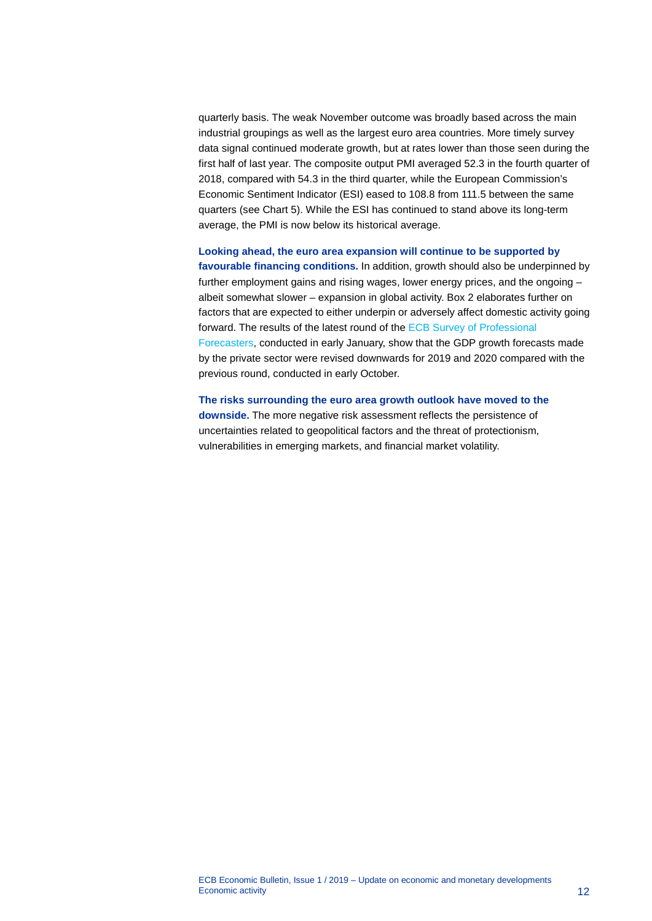quarterly basis. The weak November outcome was broadly based across the main industrial groupings as well as the largest euro area countries. More timely survey data signal continued moderate growth, but at rates lower than those seen during the first half of last year. The composite output PMI averaged 52.3 in the fourth quarter of 2018, compared with 54.3 in the third quarter, while the European Commission's Economic Sentiment Indicator (ESI) eased to 108.8 from 111.5 between the same quarters (see Chart 5). While the ESI has continued to stand above its long-term average, the PMI is now below its historical average.

**Looking ahead, the euro area expansion will continue to be supported by favourable financing conditions.** In addition, growth should also be underpinned by further employment gains and rising wages, lower energy prices, and the ongoing – albeit somewhat slower – expansion in global activity. Box 2 elaborates further on factors that are expected to either underpin or adversely affect domestic activity going forward. The results of the latest round of the ECB Survey of Professional Forecasters, conducted in early January, show that the GDP growth forecasts made by the private sector were revised downwards for 2019 and 2020 compared with the previous round, conducted in early October.

**The risks surrounding the euro area growth outlook have moved to the downside.** The more negative risk assessment reflects the persistence of uncertainties related to geopolitical factors and the threat of protectionism, vulnerabilities in emerging markets, and financial market volatility.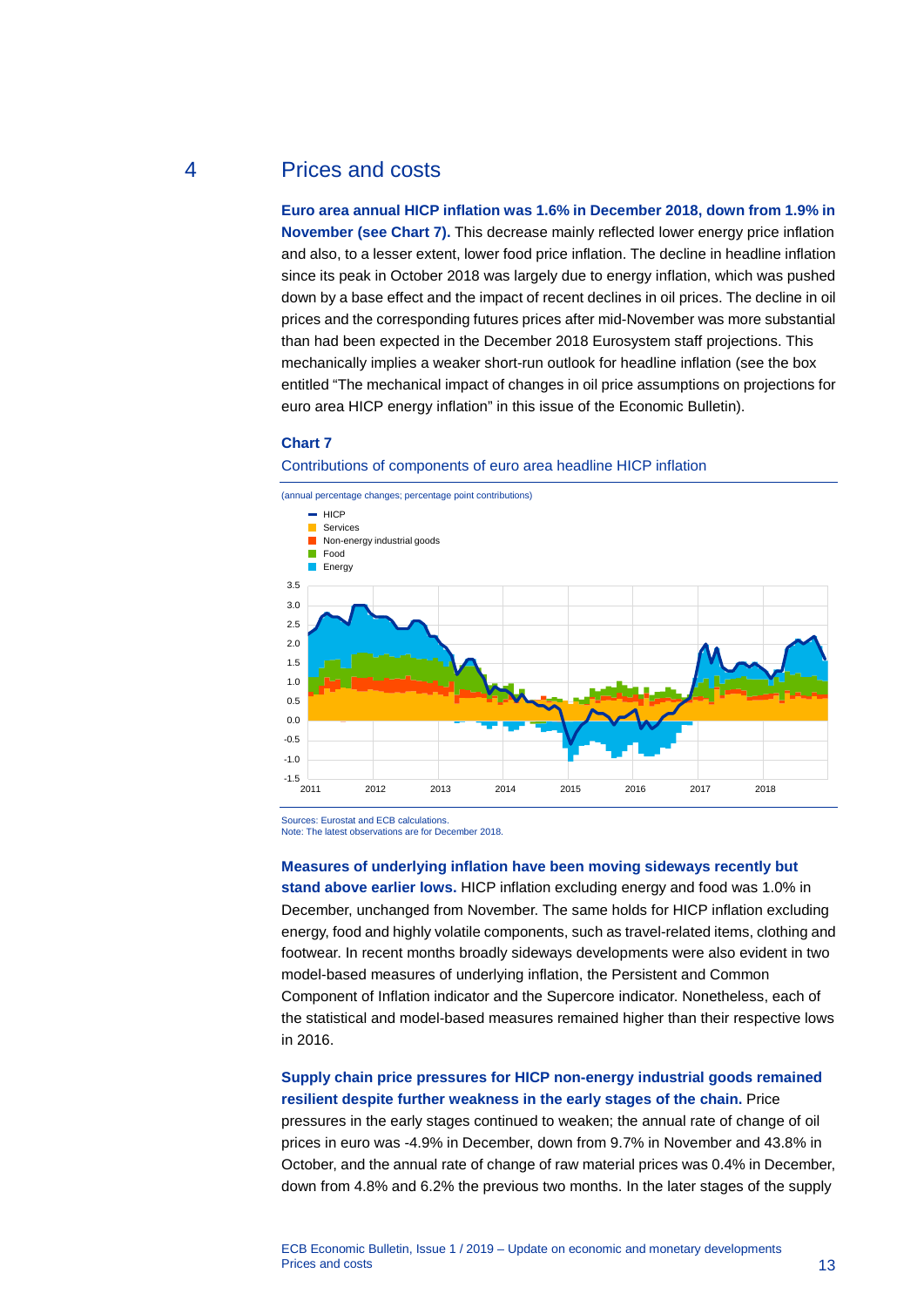## 4 Prices and costs

**Euro area annual HICP inflation was 1.6% in December 2018, down from 1.9% in November (see Chart 7).** This decrease mainly reflected lower energy price inflation and also, to a lesser extent, lower food price inflation. The decline in headline inflation since its peak in October 2018 was largely due to energy inflation, which was pushed down by a base effect and the impact of recent declines in oil prices. The decline in oil prices and the corresponding futures prices after mid-November was more substantial than had been expected in the December 2018 Eurosystem staff projections. This mechanically implies a weaker short-run outlook for headline inflation (see the box entitled "The mechanical impact of changes in oil price assumptions on projections for euro area HICP energy inflation" in this issue of the Economic Bulletin).

**Chart 7**

Contributions of components of euro area headline HICP inflation

(annual percentage changes; percentage point contributions)

Sources: Eurostat and ECB calculations.
Note: The latest observations are for December 2018.

**Measures of underlying inflation have been moving sideways recently but stand above earlier lows.** HICP inflation excluding energy and food was 1.0% in December, unchanged from November. The same holds for HICP inflation excluding energy, food and highly volatile components, such as travel-related items, clothing and footwear. In recent months broadly sideways developments were also evident in two model-based measures of underlying inflation, the Persistent and Common Component of Inflation indicator and the Supercore indicator. Nonetheless, each of the statistical and model-based measures remained higher than their respective lows in 2016.

**Supply chain price pressures for HICP non-energy industrial goods remained resilient despite further weakness in the early stages of the chain.** Price pressures in the early stages continued to weaken; the annual rate of change of oil prices in euro was -4.9% in December, down from 9.7% in November and 43.8% in October, and the annual rate of change of raw material prices was 0.4% in December, down from 4.8% and 6.2% the previous two months. In the later stages of the supply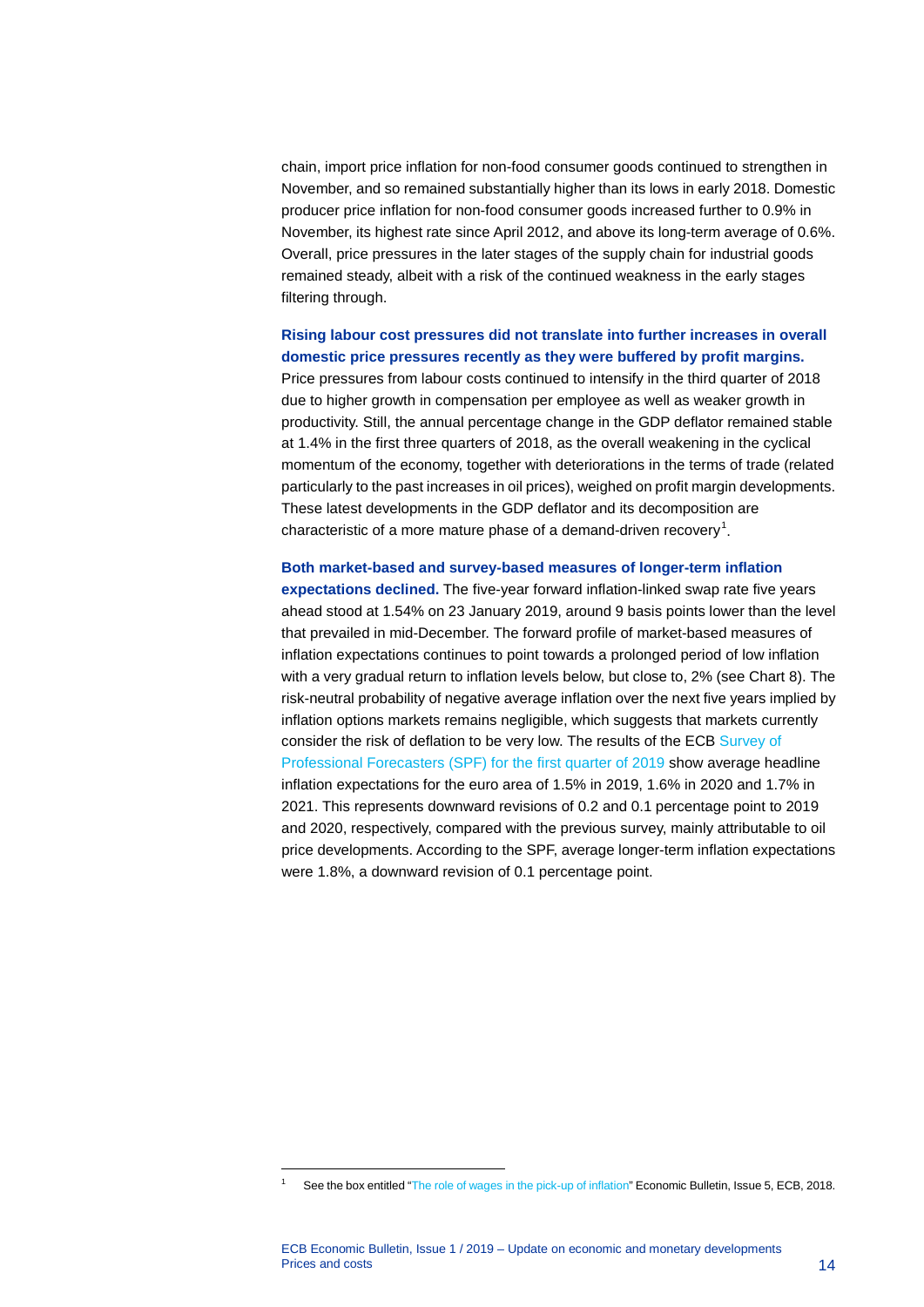chain, import price inflation for non-food consumer goods continued to strengthen in November, and so remained substantially higher than its lows in early 2018. Domestic producer price inflation for non-food consumer goods increased further to 0.9% in November, its highest rate since April 2012, and above its long-term average of 0.6%. Overall, price pressures in the later stages of the supply chain for industrial goods remained steady, albeit with a risk of the continued weakness in the early stages filtering through.

**Rising labour cost pressures did not translate into further increases in overall domestic price pressures recently as they were buffered by profit margins.** Price pressures from labour costs continued to intensify in the third quarter of 2018 due to higher growth in compensation per employee as well as weaker growth in productivity. Still, the annual percentage change in the GDP deflator remained stable at 1.4% in the first three quarters of 2018, as the overall weakening in the cyclical momentum of the economy, together with deteriorations in the terms of trade (related particularly to the past increases in oil prices), weighed on profit margin developments. These latest developments in the GDP deflator and its decomposition are characteristic of a more mature phase of a demand-driven recovery[1].

**Both market-based and survey-based measures of longer-term inflation expectations declined.** The five-year forward inflation-linked swap rate five years ahead stood at 1.54% on 23 January 2019, around 9 basis points lower than the level that prevailed in mid-December. The forward profile of market-based measures of inflation expectations continues to point towards a prolonged period of low inflation with a very gradual return to inflation levels below, but close to, 2% (see Chart 8). The risk-neutral probability of negative average inflation over the next five years implied by inflation options markets remains negligible, which suggests that markets currently consider the risk of deflation to be very low. The results of the ECB Survey of Professional Forecasters (SPF) for the first quarter of 2019 show average headline inflation expectations for the euro area of 1.5% in 2019, 1.6% in 2020 and 1.7% in 2021. This represents downward revisions of 0.2 and 0.1 percentage point to 2019 and 2020, respectively, compared with the previous survey, mainly attributable to oil price developments. According to the SPF, average longer-term inflation expectations were 1.8%, a downward revision of 0.1 percentage point.

---

[1] See the box entitled "The role of wages in the pick-up of inflation" Economic Bulletin, Issue 5, ECB, 2018.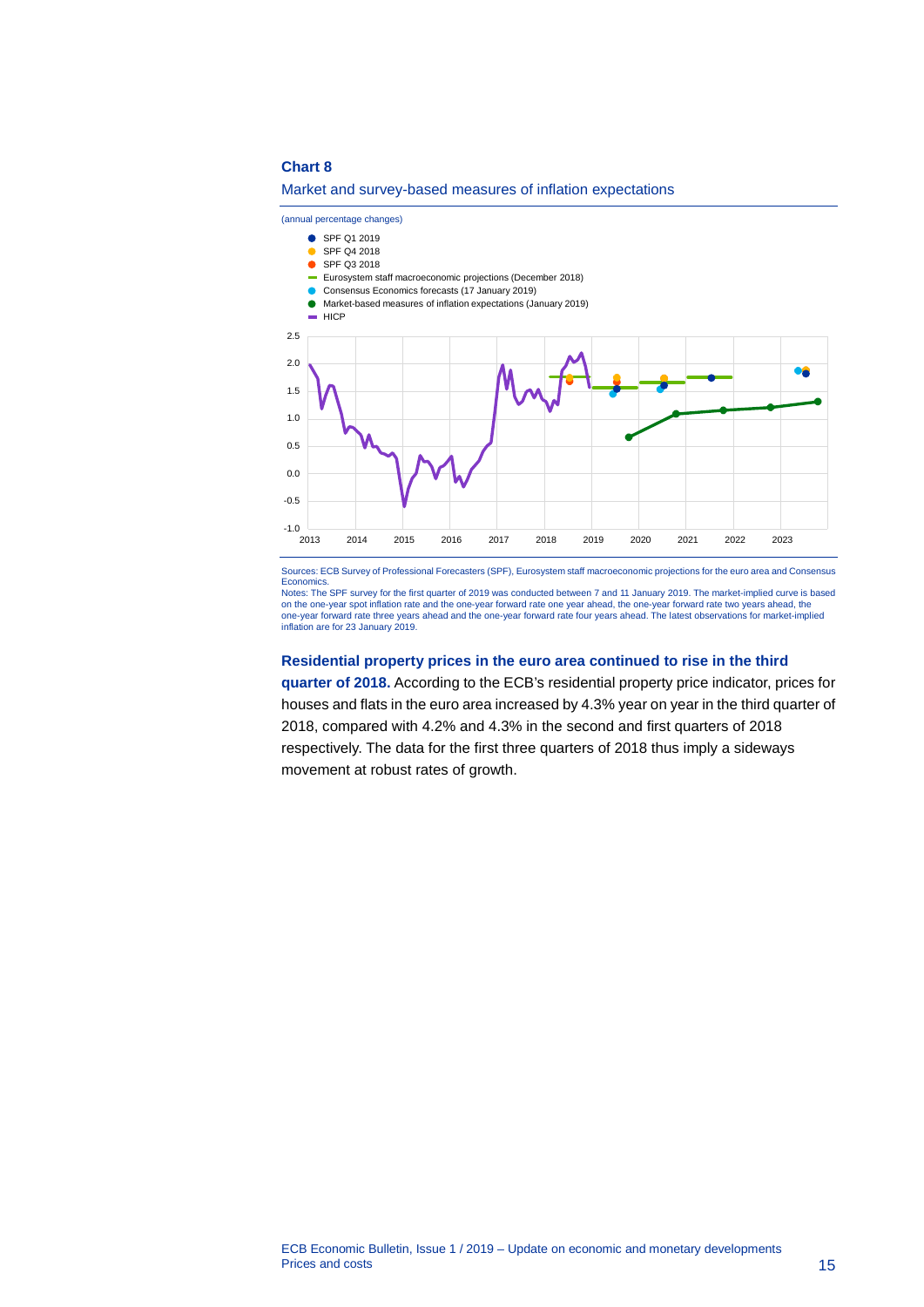**Chart 8**

Market and survey-based measures of inflation expectations

(annual percentage changes)

Sources: ECB Survey of Professional Forecasters (SPF), Eurosystem staff macroeconomic projections for the euro area and Consensus Economics.
Notes: The SPF survey for the first quarter of 2019 was conducted between 7 and 11 January 2019. The market-implied curve is based on the one-year spot inflation rate and the one-year forward rate one year ahead, the one-year forward rate two years ahead, the one-year forward rate three years ahead and the one-year forward rate four years ahead. The latest observations for market-implied inflation are for 23 January 2019.

**Residential property prices in the euro area continued to rise in the third quarter of 2018.** According to the ECB's residential property price indicator, prices for houses and flats in the euro area increased by 4.3% year on year in the third quarter of 2018, compared with 4.2% and 4.3% in the second and first quarters of 2018 respectively. The data for the first three quarters of 2018 thus imply a sideways movement at robust rates of growth.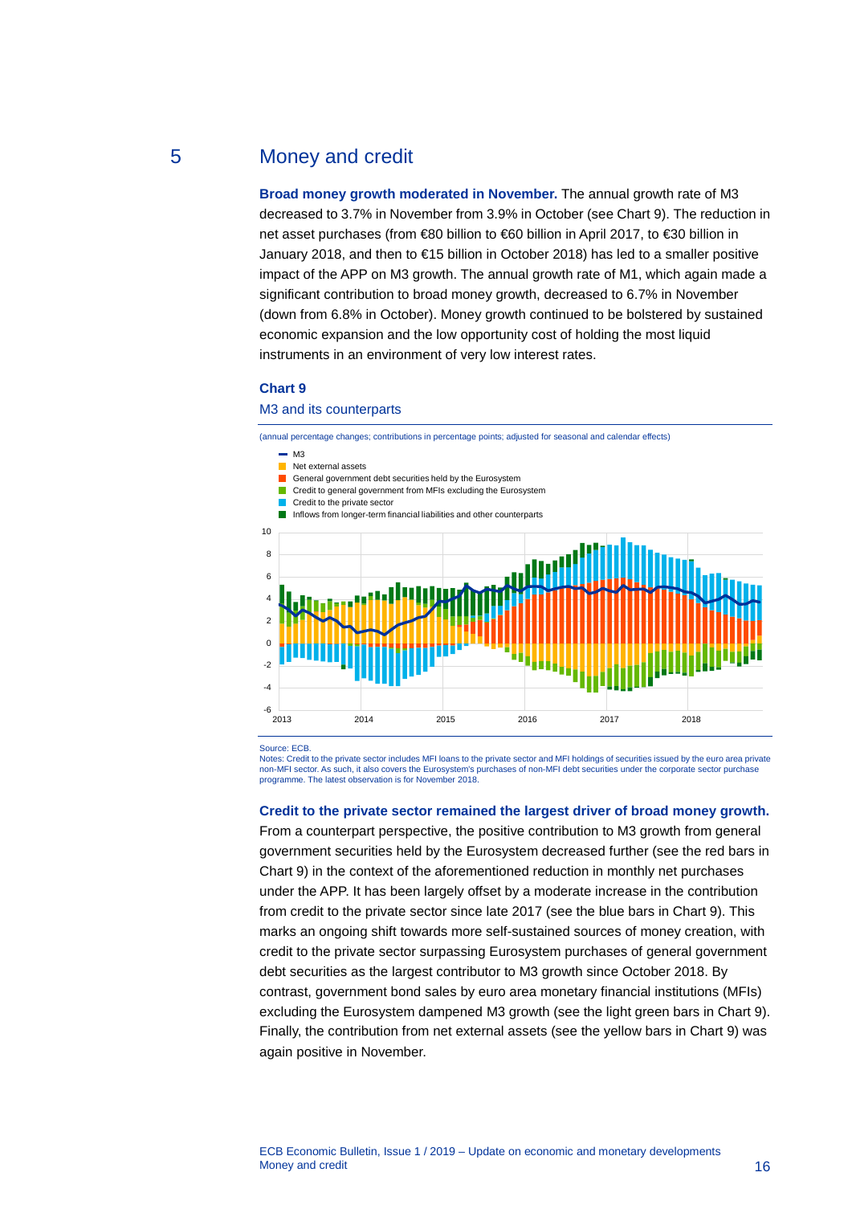# 5 Money and credit

**Broad money growth moderated in November.** The annual growth rate of M3 decreased to 3.7% in November from 3.9% in October (see Chart 9). The reduction in net asset purchases (from €80 billion to €60 billion in April 2017, to €30 billion in January 2018, and then to €15 billion in October 2018) has led to a smaller positive impact of the APP on M3 growth. The annual growth rate of M1, which again made a significant contribution to broad money growth, decreased to 6.7% in November (down from 6.8% in October). Money growth continued to be bolstered by sustained economic expansion and the low opportunity cost of holding the most liquid instruments in an environment of very low interest rates.

**Chart 9**

M3 and its counterparts

(annual percentage changes; contributions in percentage points; adjusted for seasonal and calendar effects)

- M3
- Net external assets
- General government debt securities held by the Eurosystem
- Credit to general government from MFIs excluding the Eurosystem
- Credit to the private sector
- Inflows from longer-term financial liabilities and other counterparts

Source: ECB.
Notes: Credit to the private sector includes MFI loans to the private sector and MFI holdings of securities issued by the euro area private non-MFI sector. As such, it also covers the Eurosystem's purchases of non-MFI debt securities under the corporate sector purchase programme. The latest observation is for November 2018.

**Credit to the private sector remained the largest driver of broad money growth.** From a counterpart perspective, the positive contribution to M3 growth from general government securities held by the Eurosystem decreased further (see the red bars in Chart 9) in the context of the aforementioned reduction in monthly net purchases under the APP. It has been largely offset by a moderate increase in the contribution from credit to the private sector since late 2017 (see the blue bars in Chart 9). This marks an ongoing shift towards more self-sustained sources of money creation, with credit to the private sector surpassing Eurosystem purchases of general government debt securities as the largest contributor to M3 growth since October 2018. By contrast, government bond sales by euro area monetary financial institutions (MFIs) excluding the Eurosystem dampened M3 growth (see the light green bars in Chart 9). Finally, the contribution from net external assets (see the yellow bars in Chart 9) was again positive in November.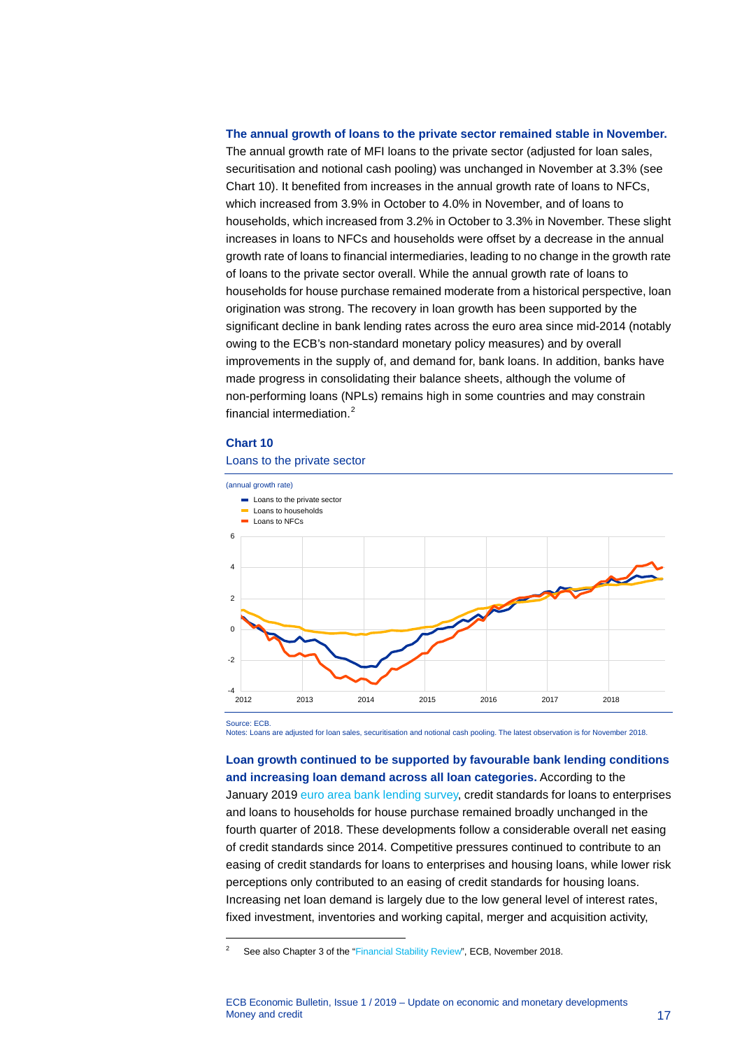**The annual growth of loans to the private sector remained stable in November.** The annual growth rate of MFI loans to the private sector (adjusted for loan sales, securitisation and notional cash pooling) was unchanged in November at 3.3% (see Chart 10). It benefited from increases in the annual growth rate of loans to NFCs, which increased from 3.9% in October to 4.0% in November, and of loans to households, which increased from 3.2% in October to 3.3% in November. These slight increases in loans to NFCs and households were offset by a decrease in the annual growth rate of loans to financial intermediaries, leading to no change in the growth rate of loans to the private sector overall. While the annual growth rate of loans to households for house purchase remained moderate from a historical perspective, loan origination was strong. The recovery in loan growth has been supported by the significant decline in bank lending rates across the euro area since mid-2014 (notably owing to the ECB's non-standard monetary policy measures) and by overall improvements in the supply of, and demand for, bank loans. In addition, banks have made progress in consolidating their balance sheets, although the volume of non-performing loans (NPLs) remains high in some countries and may constrain financial intermediation.[2]

**Chart 10**

Loans to the private sector

(annual growth rate)

- Loans to the private sector
- Loans to households
- Loans to NFCs

Source: ECB.
Notes: Loans are adjusted for loan sales, securitisation and notional cash pooling. The latest observation is for November 2018.

**Loan growth continued to be supported by favourable bank lending conditions and increasing loan demand across all loan categories.** According to the January 2019 euro area bank lending survey, credit standards for loans to enterprises and loans to households for house purchase remained broadly unchanged in the fourth quarter of 2018. These developments follow a considerable overall net easing of credit standards since 2014. Competitive pressures continued to contribute to an easing of credit standards for loans to enterprises and housing loans, while lower risk perceptions only contributed to an easing of credit standards for housing loans. Increasing net loan demand is largely due to the low general level of interest rates, fixed investment, inventories and working capital, merger and acquisition activity,

[2] See also Chapter 3 of the "Financial Stability Review", ECB, November 2018.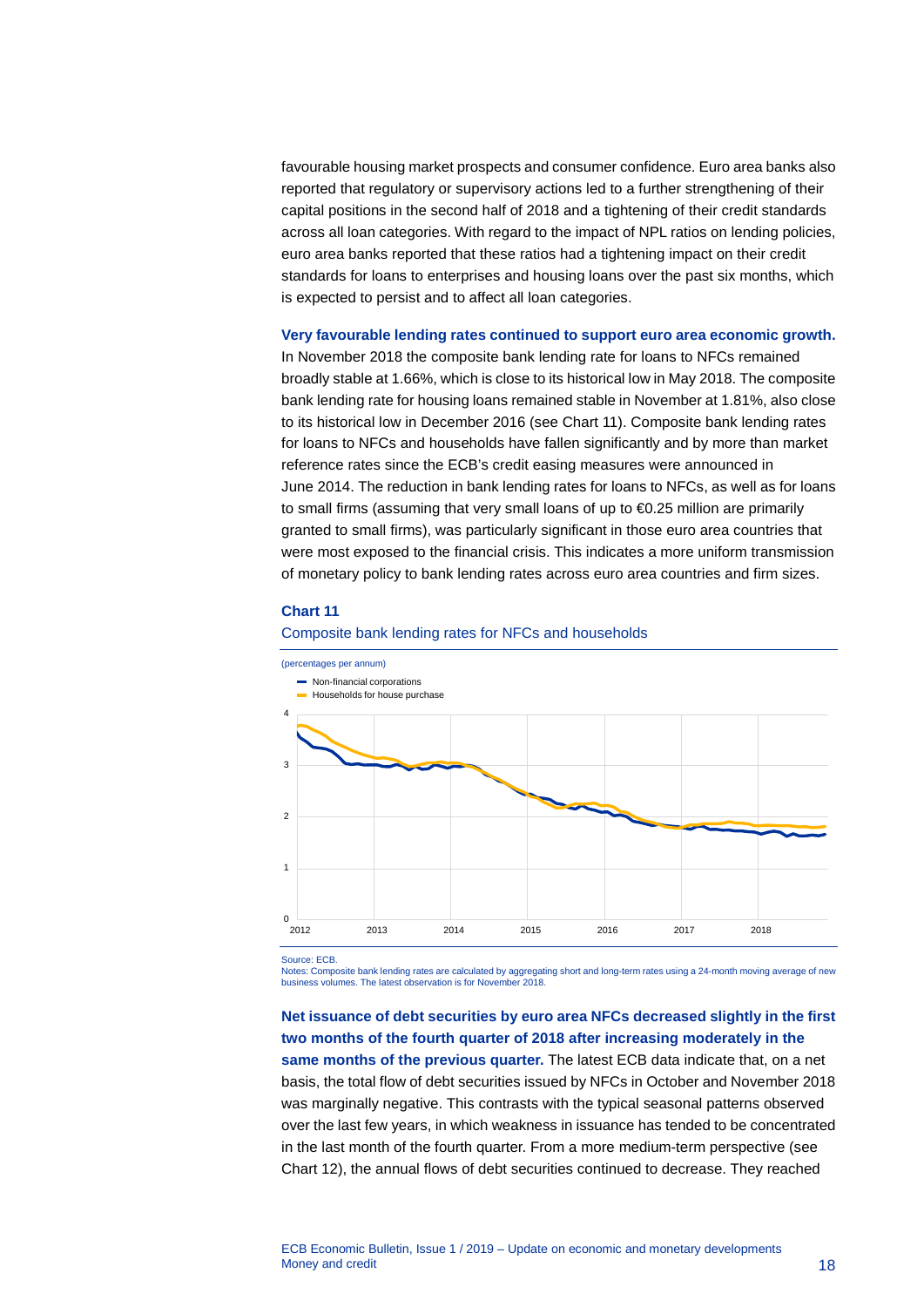favourable housing market prospects and consumer confidence. Euro area banks also reported that regulatory or supervisory actions led to a further strengthening of their capital positions in the second half of 2018 and a tightening of their credit standards across all loan categories. With regard to the impact of NPL ratios on lending policies, euro area banks reported that these ratios had a tightening impact on their credit standards for loans to enterprises and housing loans over the past six months, which is expected to persist and to affect all loan categories.

**Very favourable lending rates continued to support euro area economic growth.** In November 2018 the composite bank lending rate for loans to NFCs remained broadly stable at 1.66%, which is close to its historical low in May 2018. The composite bank lending rate for housing loans remained stable in November at 1.81%, also close to its historical low in December 2016 (see Chart 11). Composite bank lending rates for loans to NFCs and households have fallen significantly and by more than market reference rates since the ECB's credit easing measures were announced in June 2014. The reduction in bank lending rates for loans to NFCs, as well as for loans to small firms (assuming that very small loans of up to €0.25 million are primarily granted to small firms), was particularly significant in those euro area countries that were most exposed to the financial crisis. This indicates a more uniform transmission of monetary policy to bank lending rates across euro area countries and firm sizes.

**Chart 11**

Composite bank lending rates for NFCs and households

(percentages per annum)

- Non-financial corporations
- Households for house purchase

Source: ECB.
Notes: Composite bank lending rates are calculated by aggregating short and long-term rates using a 24-month moving average of new business volumes. The latest observation is for November 2018.

**Net issuance of debt securities by euro area NFCs decreased slightly in the first two months of the fourth quarter of 2018 after increasing moderately in the same months of the previous quarter.** The latest ECB data indicate that, on a net basis, the total flow of debt securities issued by NFCs in October and November 2018 was marginally negative. This contrasts with the typical seasonal patterns observed over the last few years, in which weakness in issuance has tended to be concentrated in the last month of the fourth quarter. From a more medium-term perspective (see Chart 12), the annual flows of debt securities continued to decrease. They reached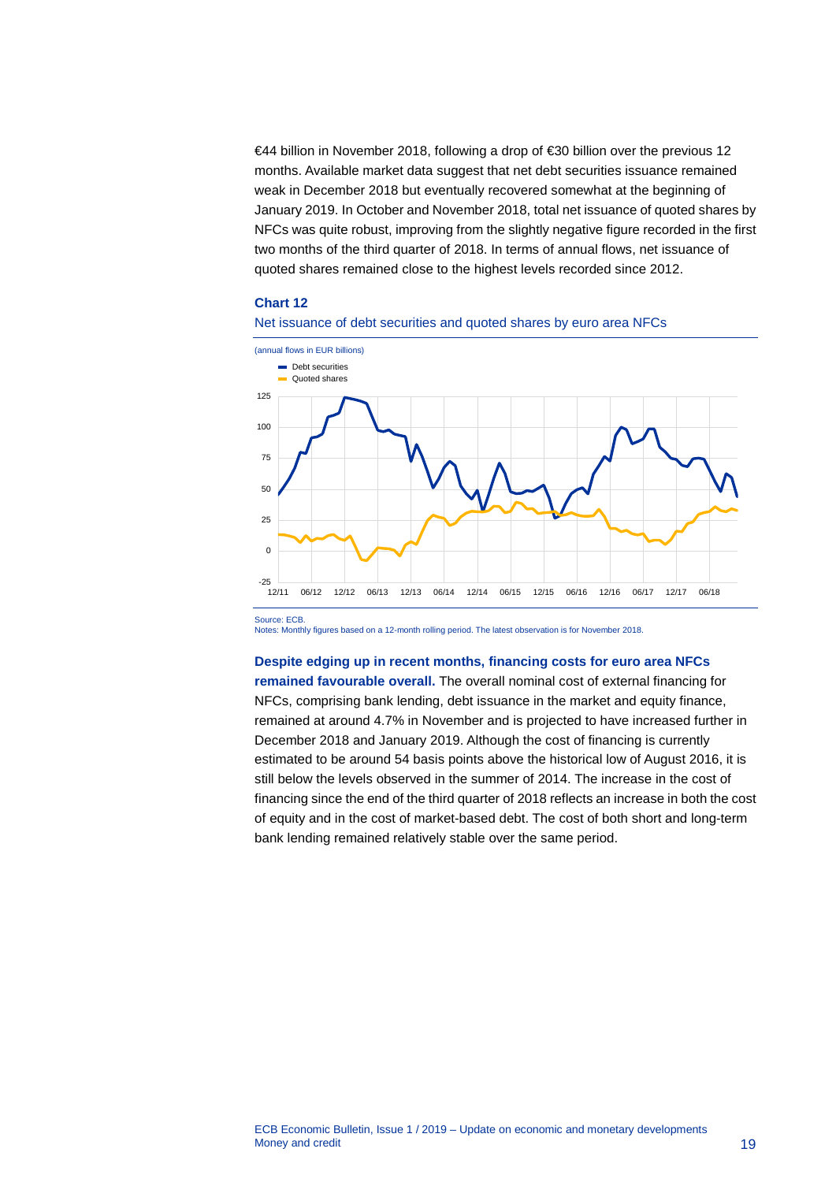€44 billion in November 2018, following a drop of €30 billion over the previous 12 months. Available market data suggest that net debt securities issuance remained weak in December 2018 but eventually recovered somewhat at the beginning of January 2019. In October and November 2018, total net issuance of quoted shares by NFCs was quite robust, improving from the slightly negative figure recorded in the first two months of the third quarter of 2018. In terms of annual flows, net issuance of quoted shares remained close to the highest levels recorded since 2012.

**Chart 12**

Net issuance of debt securities and quoted shares by euro area NFCs

(annual flows in EUR billions)

Source: ECB.
Notes: Monthly figures based on a 12-month rolling period. The latest observation is for November 2018.

**Despite edging up in recent months, financing costs for euro area NFCs remained favourable overall.** The overall nominal cost of external financing for NFCs, comprising bank lending, debt issuance in the market and equity finance, remained at around 4.7% in November and is projected to have increased further in December 2018 and January 2019. Although the cost of financing is currently estimated to be around 54 basis points above the historical low of August 2016, it is still below the levels observed in the summer of 2014. The increase in the cost of financing since the end of the third quarter of 2018 reflects an increase in both the cost of equity and in the cost of market-based debt. The cost of both short and long-term bank lending remained relatively stable over the same period.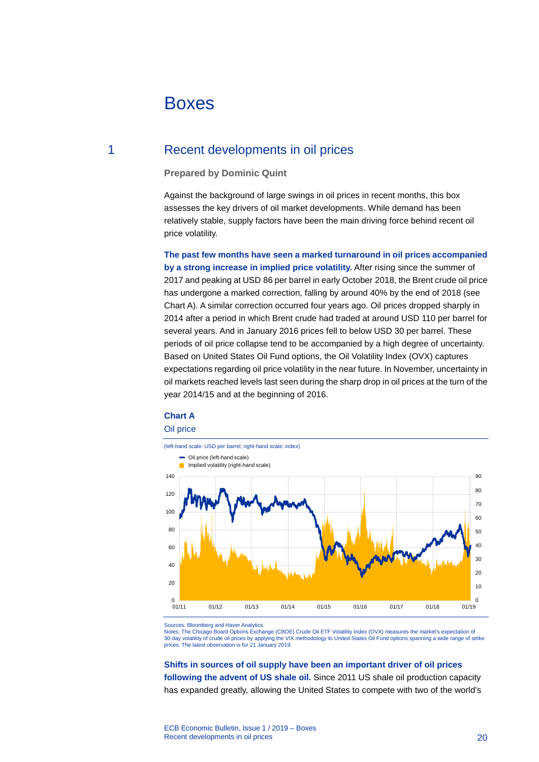# Boxes

## 1 Recent developments in oil prices

**Prepared by Dominic Quint**

Against the background of large swings in oil prices in recent months, this box assesses the key drivers of oil market developments. While demand has been relatively stable, supply factors have been the main driving force behind recent oil price volatility.

**The past few months have seen a marked turnaround in oil prices accompanied by a strong increase in implied price volatility.** After rising since the summer of 2017 and peaking at USD 86 per barrel in early October 2018, the Brent crude oil price has undergone a marked correction, falling by around 40% by the end of 2018 (see Chart A). A similar correction occurred four years ago. Oil prices dropped sharply in 2014 after a period in which Brent crude had traded at around USD 110 per barrel for several years. And in January 2016 prices fell to below USD 30 per barrel. These periods of oil price collapse tend to be accompanied by a high degree of uncertainty. Based on United States Oil Fund options, the Oil Volatility Index (OVX) captures expectations regarding oil price volatility in the near future. In November, uncertainty in oil markets reached levels last seen during the sharp drop in oil prices at the turn of the year 2014/15 and at the beginning of 2016.

**Chart A**

Oil price

(left-hand scale: USD per barrel; right-hand scale: index)

Sources: Bloomberg and Haver Analytics.
Notes: The Chicago Board Options Exchange (CBOE) Crude Oil ETF Volatility Index (OVX) measures the market's expectation of 30-day volatility of crude oil prices by applying the VIX methodology to United States Oil Fund options spanning a wide range of strike prices. The latest observation is for 21 January 2019.

**Shifts in sources of oil supply have been an important driver of oil prices following the advent of US shale oil.** Since 2011 US shale oil production capacity has expanded greatly, allowing the United States to compete with two of the world's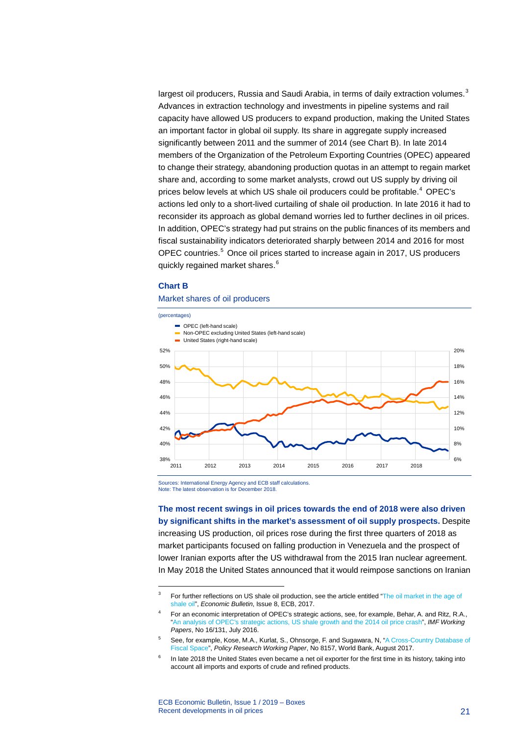largest oil producers, Russia and Saudi Arabia, in terms of daily extraction volumes.[3] Advances in extraction technology and investments in pipeline systems and rail capacity have allowed US producers to expand production, making the United States an important factor in global oil supply. Its share in aggregate supply increased significantly between 2011 and the summer of 2014 (see Chart B). In late 2014 members of the Organization of the Petroleum Exporting Countries (OPEC) appeared to change their strategy, abandoning production quotas in an attempt to regain market share and, according to some market analysts, crowd out US supply by driving oil prices below levels at which US shale oil producers could be profitable.[4] OPEC's actions led only to a short-lived curtailing of shale oil production. In late 2016 it had to reconsider its approach as global demand worries led to further declines in oil prices. In addition, OPEC's strategy had put strains on the public finances of its members and fiscal sustainability indicators deteriorated sharply between 2014 and 2016 for most OPEC countries.[5] Once oil prices started to increase again in 2017, US producers quickly regained market shares.[6]

**Chart B**

Market shares of oil producers

(percentages)

- OPEC (left-hand scale)
- Non-OPEC excluding United States (left-hand scale)
- United States (right-hand scale)

Sources: International Energy Agency and ECB staff calculations.
Note: The latest observation is for December 2018.

**The most recent swings in oil prices towards the end of 2018 were also driven by significant shifts in the market's assessment of oil supply prospects.** Despite increasing US production, oil prices rose during the first three quarters of 2018 as market participants focused on falling production in Venezuela and the prospect of lower Iranian exports after the US withdrawal from the 2015 Iran nuclear agreement. In May 2018 the United States announced that it would reimpose sanctions on Iranian

---

[3] For further reflections on US shale oil production, see the article entitled "The oil market in the age of shale oil", *Economic Bulletin*, Issue 8, ECB, 2017.

[4] For an economic interpretation of OPEC's strategic actions, see, for example, Behar, A. and Ritz, R.A., "An analysis of OPEC's strategic actions, US shale growth and the 2014 oil price crash", *IMF Working Papers*, No 16/131, July 2016.

[5] See, for example, Kose, M.A., Kurlat, S., Ohnsorge, F. and Sugawara, N, "A Cross-Country Database of Fiscal Space", *Policy Research Working Paper*, No 8157, World Bank, August 2017.

[6] In late 2018 the United States even became a net oil exporter for the first time in its history, taking into account all imports and exports of crude and refined products.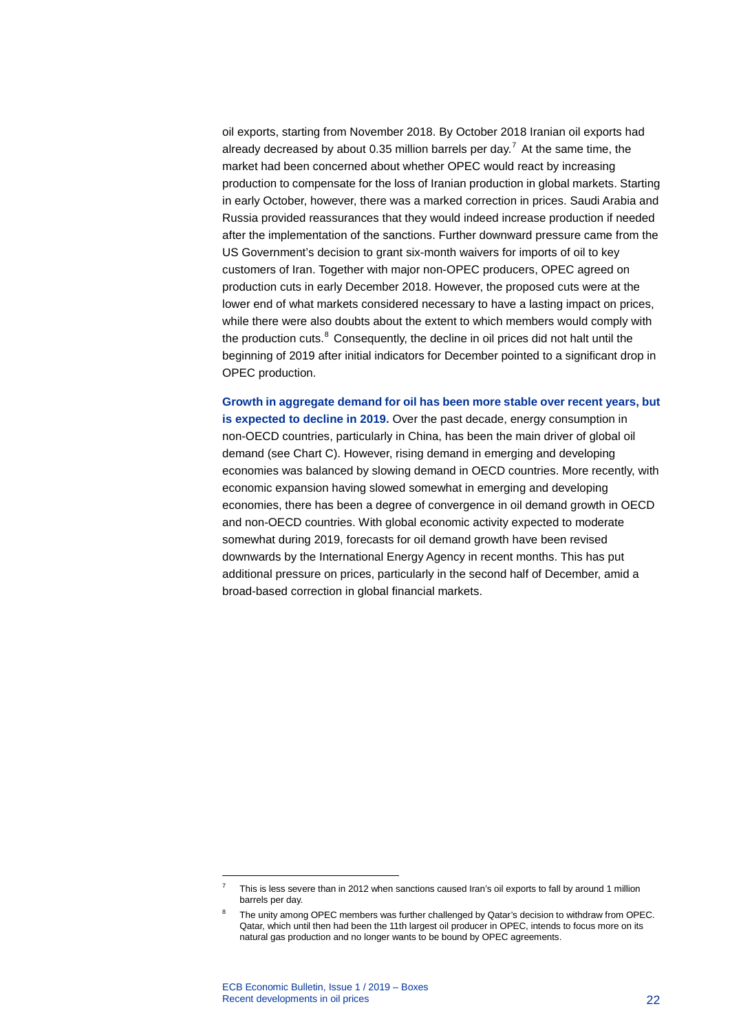oil exports, starting from November 2018. By October 2018 Iranian oil exports had already decreased by about 0.35 million barrels per day.[7] At the same time, the market had been concerned about whether OPEC would react by increasing production to compensate for the loss of Iranian production in global markets. Starting in early October, however, there was a marked correction in prices. Saudi Arabia and Russia provided reassurances that they would indeed increase production if needed after the implementation of the sanctions. Further downward pressure came from the US Government's decision to grant six-month waivers for imports of oil to key customers of Iran. Together with major non-OPEC producers, OPEC agreed on production cuts in early December 2018. However, the proposed cuts were at the lower end of what markets considered necessary to have a lasting impact on prices, while there were also doubts about the extent to which members would comply with the production cuts.[8] Consequently, the decline in oil prices did not halt until the beginning of 2019 after initial indicators for December pointed to a significant drop in OPEC production.

**Growth in aggregate demand for oil has been more stable over recent years, but is expected to decline in 2019.** Over the past decade, energy consumption in non-OECD countries, particularly in China, has been the main driver of global oil demand (see Chart C). However, rising demand in emerging and developing economies was balanced by slowing demand in OECD countries. More recently, with economic expansion having slowed somewhat in emerging and developing economies, there has been a degree of convergence in oil demand growth in OECD and non-OECD countries. With global economic activity expected to moderate somewhat during 2019, forecasts for oil demand growth have been revised downwards by the International Energy Agency in recent months. This has put additional pressure on prices, particularly in the second half of December, amid a broad-based correction in global financial markets.

---

[7] This is less severe than in 2012 when sanctions caused Iran's oil exports to fall by around 1 million barrels per day.

[8] The unity among OPEC members was further challenged by Qatar's decision to withdraw from OPEC. Qatar, which until then had been the 11th largest oil producer in OPEC, intends to focus more on its natural gas production and no longer wants to be bound by OPEC agreements.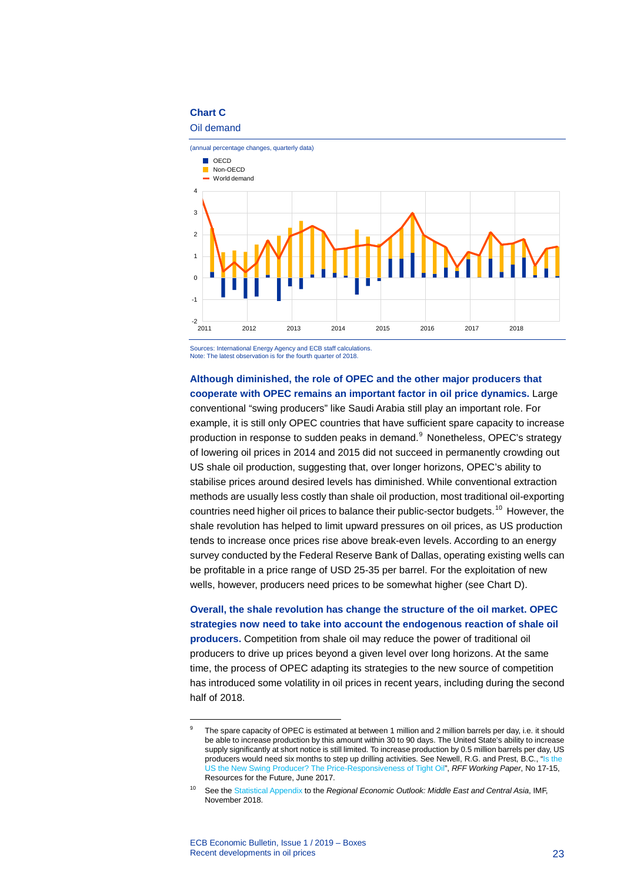**Chart C**

Oil demand

(annual percentage changes, quarterly data)

Sources: International Energy Agency and ECB staff calculations.
Note: The latest observation is for the fourth quarter of 2018.

**Although diminished, the role of OPEC and the other major producers that cooperate with OPEC remains an important factor in oil price dynamics.** Large conventional "swing producers" like Saudi Arabia still play an important role. For example, it is still only OPEC countries that have sufficient spare capacity to increase production in response to sudden peaks in demand.[9] Nonetheless, OPEC's strategy of lowering oil prices in 2014 and 2015 did not succeed in permanently crowding out US shale oil production, suggesting that, over longer horizons, OPEC's ability to stabilise prices around desired levels has diminished. While conventional extraction methods are usually less costly than shale oil production, most traditional oil-exporting countries need higher oil prices to balance their public-sector budgets.[10] However, the shale revolution has helped to limit upward pressures on oil prices, as US production tends to increase once prices rise above break-even levels. According to an energy survey conducted by the Federal Reserve Bank of Dallas, operating existing wells can be profitable in a price range of USD 25-35 per barrel. For the exploitation of new wells, however, producers need prices to be somewhat higher (see Chart D).

**Overall, the shale revolution has change the structure of the oil market. OPEC strategies now need to take into account the endogenous reaction of shale oil producers.** Competition from shale oil may reduce the power of traditional oil producers to drive up prices beyond a given level over long horizons. At the same time, the process of OPEC adapting its strategies to the new source of competition has introduced some volatility in oil prices in recent years, including during the second half of 2018.

---

[9] The spare capacity of OPEC is estimated at between 1 million and 2 million barrels per day, i.e. it should be able to increase production by this amount within 30 to 90 days. The United State's ability to increase supply significantly at short notice is still limited. To increase production by 0.5 million barrels per day, US producers would need six months to step up drilling activities. See Newell, R.G. and Prest, B.C., "Is the US the New Swing Producer? The Price-Responsiveness of Tight Oil", *RFF Working Paper*, No 17-15, Resources for the Future, June 2017.

[10] See the Statistical Appendix to the *Regional Economic Outlook: Middle East and Central Asia*, IMF, November 2018.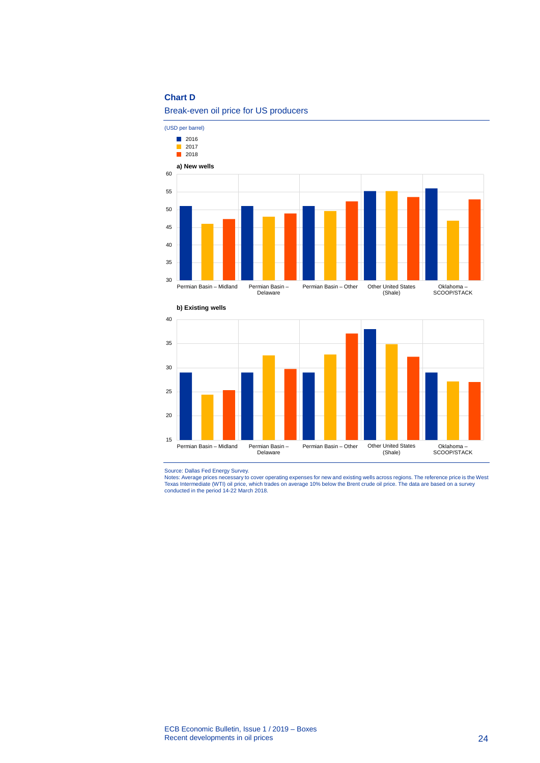**Chart D**

Break-even oil price for US producers

(USD per barrel)

- 2016
- 2017
- 2018

**a) New wells**

**b) Existing wells**

Source: Dallas Fed Energy Survey.
Notes: Average prices necessary to cover operating expenses for new and existing wells across regions. The reference price is the West Texas Intermediate (WTI) oil price, which trades on average 10% below the Brent crude oil price. The data are based on a survey conducted in the period 14-22 March 2018.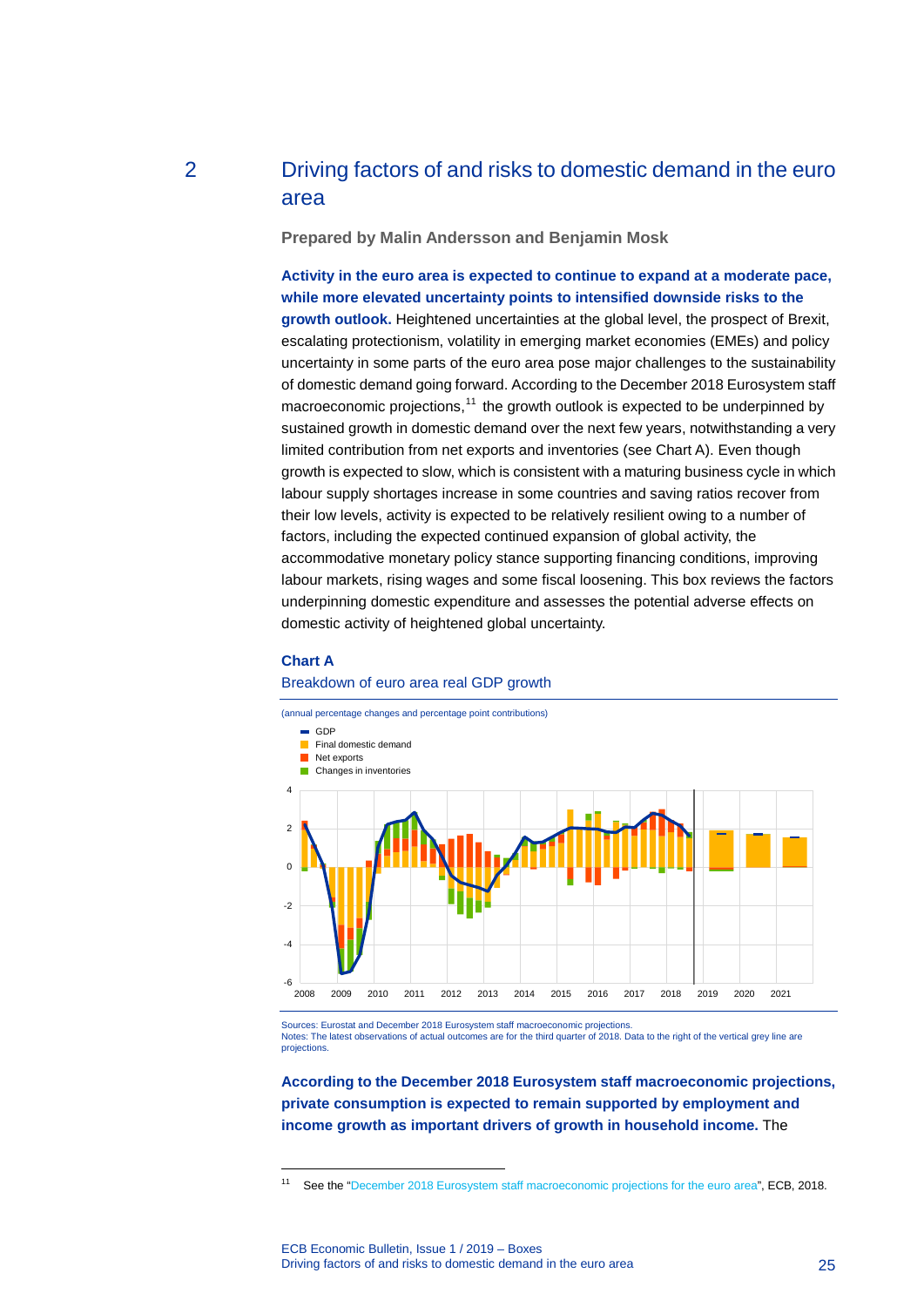## 2 Driving factors of and risks to domestic demand in the euro area

**Prepared by Malin Andersson and Benjamin Mosk**

**Activity in the euro area is expected to continue to expand at a moderate pace, while more elevated uncertainty points to intensified downside risks to the growth outlook.** Heightened uncertainties at the global level, the prospect of Brexit, escalating protectionism, volatility in emerging market economies (EMEs) and policy uncertainty in some parts of the euro area pose major challenges to the sustainability of domestic demand going forward. According to the December 2018 Eurosystem staff macroeconomic projections,[11] the growth outlook is expected to be underpinned by sustained growth in domestic demand over the next few years, notwithstanding a very limited contribution from net exports and inventories (see Chart A). Even though growth is expected to slow, which is consistent with a maturing business cycle in which labour supply shortages increase in some countries and saving ratios recover from their low levels, activity is expected to be relatively resilient owing to a number of factors, including the expected continued expansion of global activity, the accommodative monetary policy stance supporting financing conditions, improving labour markets, rising wages and some fiscal loosening. This box reviews the factors underpinning domestic expenditure and assesses the potential adverse effects on domestic activity of heightened global uncertainty.

**Chart A**

Breakdown of euro area real GDP growth

(annual percentage changes and percentage point contributions)

Sources: Eurostat and December 2018 Eurosystem staff macroeconomic projections.
Notes: The latest observations of actual outcomes are for the third quarter of 2018. Data to the right of the vertical grey line are projections.

**According to the December 2018 Eurosystem staff macroeconomic projections, private consumption is expected to remain supported by employment and income growth as important drivers of growth in household income.** The

[11] See the "December 2018 Eurosystem staff macroeconomic projections for the euro area", ECB, 2018.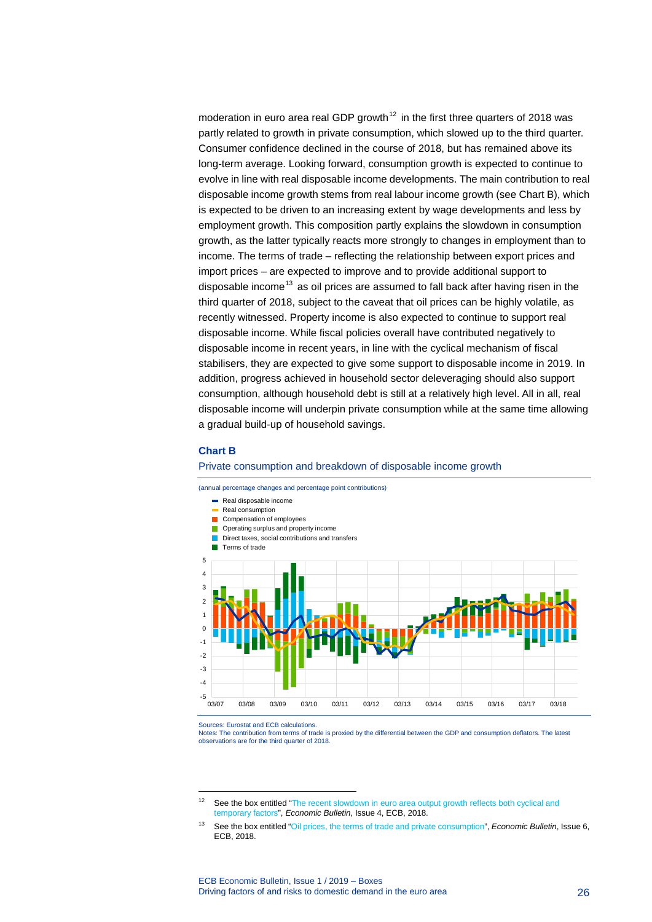moderation in euro area real GDP growth[12] in the first three quarters of 2018 was partly related to growth in private consumption, which slowed up to the third quarter. Consumer confidence declined in the course of 2018, but has remained above its long-term average. Looking forward, consumption growth is expected to continue to evolve in line with real disposable income developments. The main contribution to real disposable income growth stems from real labour income growth (see Chart B), which is expected to be driven to an increasing extent by wage developments and less by employment growth. This composition partly explains the slowdown in consumption growth, as the latter typically reacts more strongly to changes in employment than to income. The terms of trade – reflecting the relationship between export prices and import prices – are expected to improve and to provide additional support to disposable income[13] as oil prices are assumed to fall back after having risen in the third quarter of 2018, subject to the caveat that oil prices can be highly volatile, as recently witnessed. Property income is also expected to continue to support real disposable income. While fiscal policies overall have contributed negatively to disposable income in recent years, in line with the cyclical mechanism of fiscal stabilisers, they are expected to give some support to disposable income in 2019. In addition, progress achieved in household sector deleveraging should also support consumption, although household debt is still at a relatively high level. All in all, real disposable income will underpin private consumption while at the same time allowing a gradual build-up of household savings.

**Chart B**

Private consumption and breakdown of disposable income growth

(annual percentage changes and percentage point contributions)

- Real disposable income
- Real consumption
- Compensation of employees
- Operating surplus and property income
- Direct taxes, social contributions and transfers
- Terms of trade

Sources: Eurostat and ECB calculations.
Notes: The contribution from terms of trade is proxied by the differential between the GDP and consumption deflators. The latest observations are for the third quarter of 2018.

[12] See the box entitled "The recent slowdown in euro area output growth reflects both cyclical and temporary factors", *Economic Bulletin*, Issue 4, ECB, 2018.

[13] See the box entitled "Oil prices, the terms of trade and private consumption", *Economic Bulletin*, Issue 6, ECB, 2018.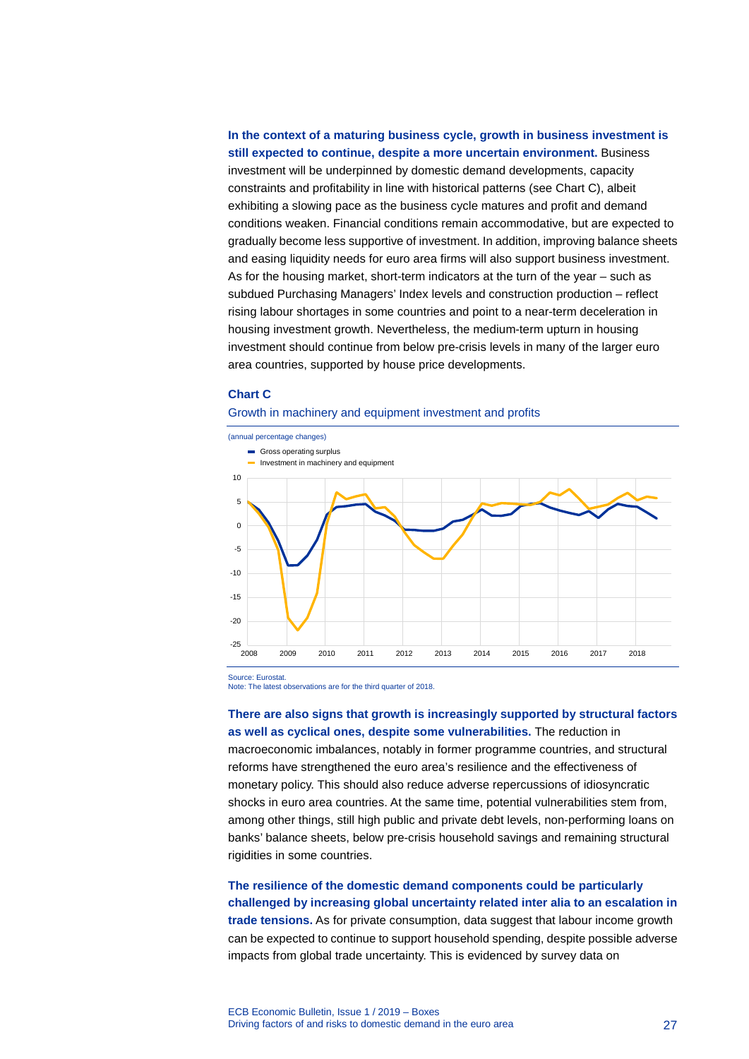**In the context of a maturing business cycle, growth in business investment is still expected to continue, despite a more uncertain environment.** Business investment will be underpinned by domestic demand developments, capacity constraints and profitability in line with historical patterns (see Chart C), albeit exhibiting a slowing pace as the business cycle matures and profit and demand conditions weaken. Financial conditions remain accommodative, but are expected to gradually become less supportive of investment. In addition, improving balance sheets and easing liquidity needs for euro area firms will also support business investment. As for the housing market, short-term indicators at the turn of the year – such as subdued Purchasing Managers' Index levels and construction production – reflect rising labour shortages in some countries and point to a near-term deceleration in housing investment growth. Nevertheless, the medium-term upturn in housing investment should continue from below pre-crisis levels in many of the larger euro area countries, supported by house price developments.

**Chart C**

Growth in machinery and equipment investment and profits

(annual percentage changes)

Source: Eurostat.
Note: The latest observations are for the third quarter of 2018.

**There are also signs that growth is increasingly supported by structural factors as well as cyclical ones, despite some vulnerabilities.** The reduction in macroeconomic imbalances, notably in former programme countries, and structural reforms have strengthened the euro area's resilience and the effectiveness of monetary policy. This should also reduce adverse repercussions of idiosyncratic shocks in euro area countries. At the same time, potential vulnerabilities stem from, among other things, still high public and private debt levels, non-performing loans on banks' balance sheets, below pre-crisis household savings and remaining structural rigidities in some countries.

**The resilience of the domestic demand components could be particularly challenged by increasing global uncertainty related inter alia to an escalation in trade tensions.** As for private consumption, data suggest that labour income growth can be expected to continue to support household spending, despite possible adverse impacts from global trade uncertainty. This is evidenced by survey data on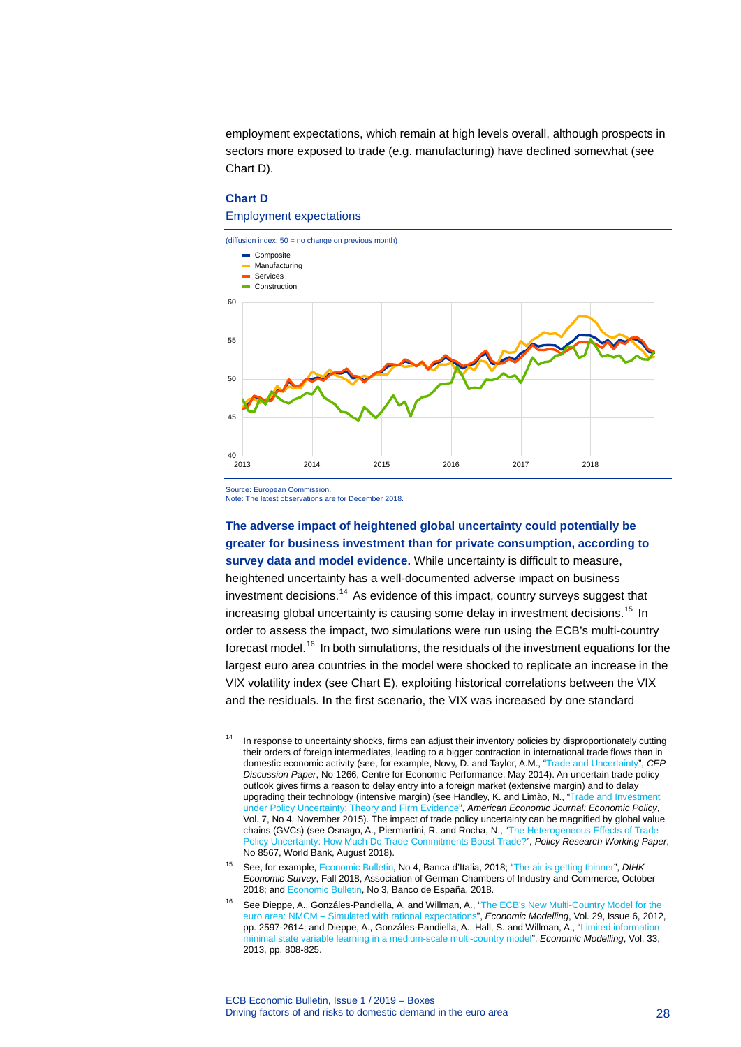employment expectations, which remain at high levels overall, although prospects in sectors more exposed to trade (e.g. manufacturing) have declined somewhat (see Chart D).

**Chart D**

Employment expectations

(diffusion index: 50 = no change on previous month)

Source: European Commission.
Note: The latest observations are for December 2018.

**The adverse impact of heightened global uncertainty could potentially be greater for business investment than for private consumption, according to survey data and model evidence.** While uncertainty is difficult to measure, heightened uncertainty has a well-documented adverse impact on business investment decisions.[14] As evidence of this impact, country surveys suggest that increasing global uncertainty is causing some delay in investment decisions.[15] In order to assess the impact, two simulations were run using the ECB's multi-country forecast model.[16] In both simulations, the residuals of the investment equations for the largest euro area countries in the model were shocked to replicate an increase in the VIX volatility index (see Chart E), exploiting historical correlations between the VIX and the residuals. In the first scenario, the VIX was increased by one standard

---

[14] In response to uncertainty shocks, firms can adjust their inventory policies by disproportionately cutting their orders of foreign intermediates, leading to a bigger contraction in international trade flows than in domestic economic activity (see, for example, Novy, D. and Taylor, A.M., "Trade and Uncertainty", *CEP Discussion Paper*, No 1266, Centre for Economic Performance, May 2014). An uncertain trade policy outlook gives firms a reason to delay entry into a foreign market (extensive margin) and to delay upgrading their technology (intensive margin) (see Handley, K. and Limão, N., "Trade and Investment under Policy Uncertainty: Theory and Firm Evidence", *American Economic Journal: Economic Policy*, Vol. 7, No 4, November 2015). The impact of trade policy uncertainty can be magnified by global value chains (GVCs) (see Osnago, A., Piermartini, R. and Rocha, N., "The Heterogeneous Effects of Trade Policy Uncertainty: How Much Do Trade Commitments Boost Trade?", *Policy Research Working Paper*, No 8567, World Bank, August 2018).

[15] See, for example, Economic Bulletin, No 4, Banca d'Italia, 2018; "The air is getting thinner", *DIHK Economic Survey*, Fall 2018, Association of German Chambers of Industry and Commerce, October 2018; and Economic Bulletin, No 3, Banco de España, 2018.

[16] See Dieppe, A., Gonzáles-Pandiella, A. and Willman, A., "The ECB's New Multi-Country Model for the euro area: NMCM – Simulated with rational expectations", *Economic Modelling*, Vol. 29, Issue 6, 2012, pp. 2597-2614; and Dieppe, A., Gonzáles-Pandiella, A., Hall, S. and Willman, A., "Limited information minimal state variable learning in a medium-scale multi-country model", *Economic Modelling*, Vol. 33, 2013, pp. 808-825.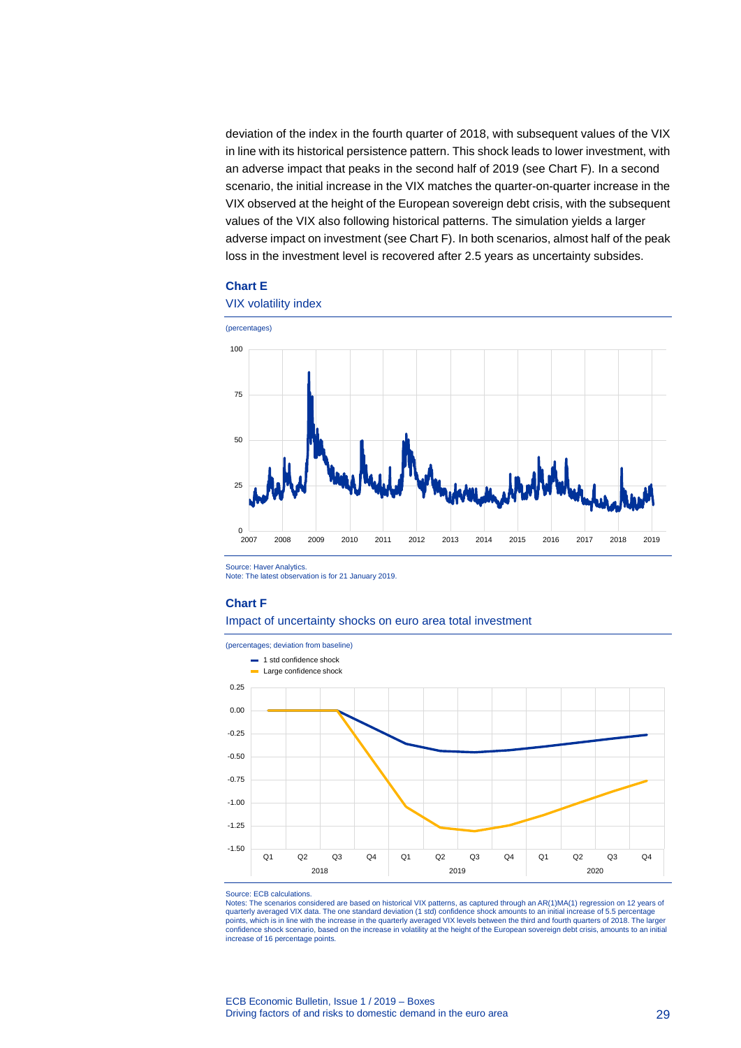deviation of the index in the fourth quarter of 2018, with subsequent values of the VIX in line with its historical persistence pattern. This shock leads to lower investment, with an adverse impact that peaks in the second half of 2019 (see Chart F). In a second scenario, the initial increase in the VIX matches the quarter-on-quarter increase in the VIX observed at the height of the European sovereign debt crisis, with the subsequent values of the VIX also following historical patterns. The simulation yields a larger adverse impact on investment (see Chart F). In both scenarios, almost half of the peak loss in the investment level is recovered after 2.5 years as uncertainty subsides.

**Chart E**

VIX volatility index

(percentages)

Source: Haver Analytics.
Note: The latest observation is for 21 January 2019.

**Chart F**

Impact of uncertainty shocks on euro area total investment

(percentages; deviation from baseline)

Source: ECB calculations.
Notes: The scenarios considered are based on historical VIX patterns, as captured through an AR(1)MA(1) regression on 12 years of quarterly averaged VIX data. The one standard deviation (1 std) confidence shock amounts to an initial increase of 5.5 percentage points, which is in line with the increase in the quarterly averaged VIX levels between the third and fourth quarters of 2018. The larger confidence shock scenario, based on the increase in volatility at the height of the European sovereign debt crisis, amounts to an initial increase of 16 percentage points.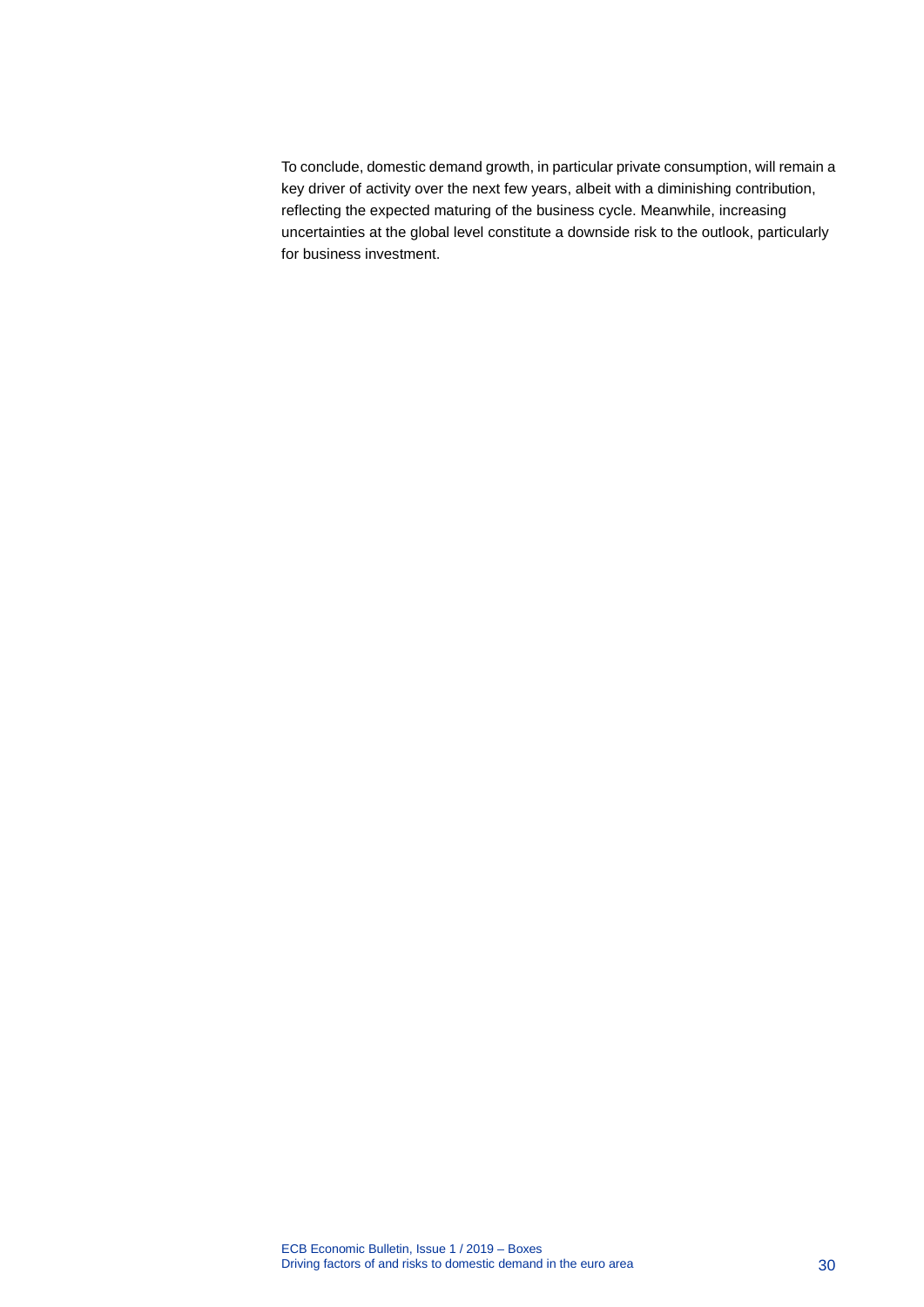To conclude, domestic demand growth, in particular private consumption, will remain a key driver of activity over the next few years, albeit with a diminishing contribution, reflecting the expected maturing of the business cycle. Meanwhile, increasing uncertainties at the global level constitute a downside risk to the outlook, particularly for business investment.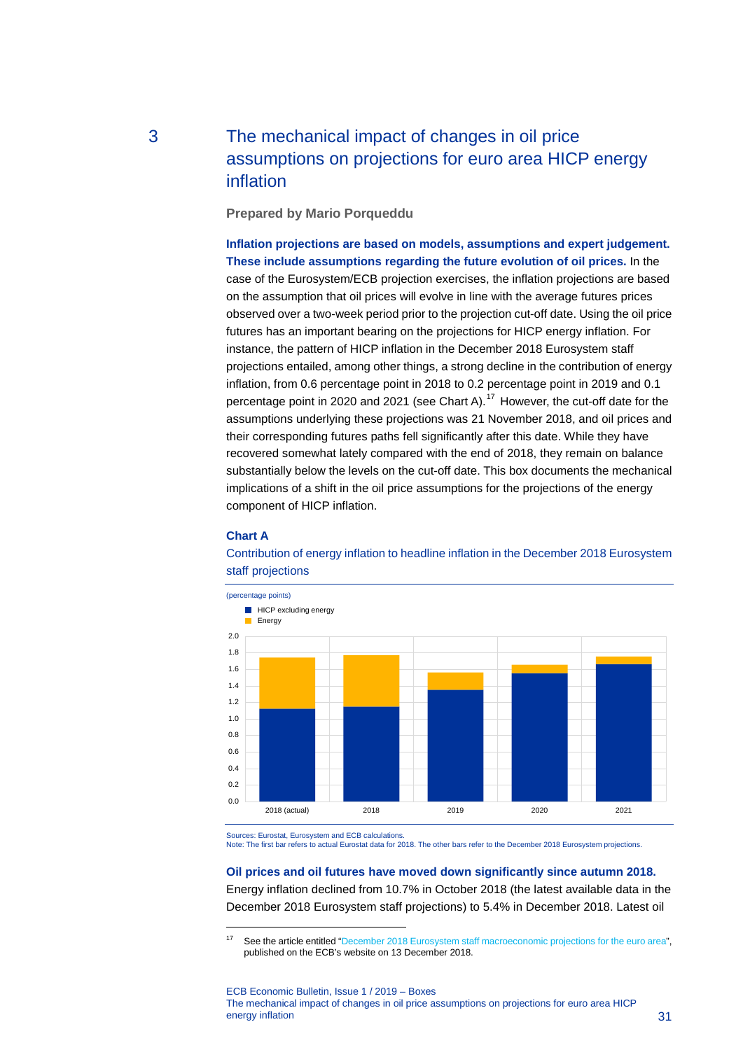## 3 The mechanical impact of changes in oil price assumptions on projections for euro area HICP energy inflation

**Prepared by Mario Porqueddu**

**Inflation projections are based on models, assumptions and expert judgement. These include assumptions regarding the future evolution of oil prices.** In the case of the Eurosystem/ECB projection exercises, the inflation projections are based on the assumption that oil prices will evolve in line with the average futures prices observed over a two-week period prior to the projection cut-off date. Using the oil price futures has an important bearing on the projections for HICP energy inflation. For instance, the pattern of HICP inflation in the December 2018 Eurosystem staff projections entailed, among other things, a strong decline in the contribution of energy inflation, from 0.6 percentage point in 2018 to 0.2 percentage point in 2019 and 0.1 percentage point in 2020 and 2021 (see Chart A).[17] However, the cut-off date for the assumptions underlying these projections was 21 November 2018, and oil prices and their corresponding futures paths fell significantly after this date. While they have recovered somewhat lately compared with the end of 2018, they remain on balance substantially below the levels on the cut-off date. This box documents the mechanical implications of a shift in the oil price assumptions for the projections of the energy component of HICP inflation.

**Chart A**

Contribution of energy inflation to headline inflation in the December 2018 Eurosystem staff projections

(percentage points)

Sources: Eurostat, Eurosystem and ECB calculations.
Note: The first bar refers to actual Eurostat data for 2018. The other bars refer to the December 2018 Eurosystem projections.

**Oil prices and oil futures have moved down significantly since autumn 2018.** Energy inflation declined from 10.7% in October 2018 (the latest available data in the December 2018 Eurosystem staff projections) to 5.4% in December 2018. Latest oil

[17] See the article entitled "December 2018 Eurosystem staff macroeconomic projections for the euro area", published on the ECB's website on 13 December 2018.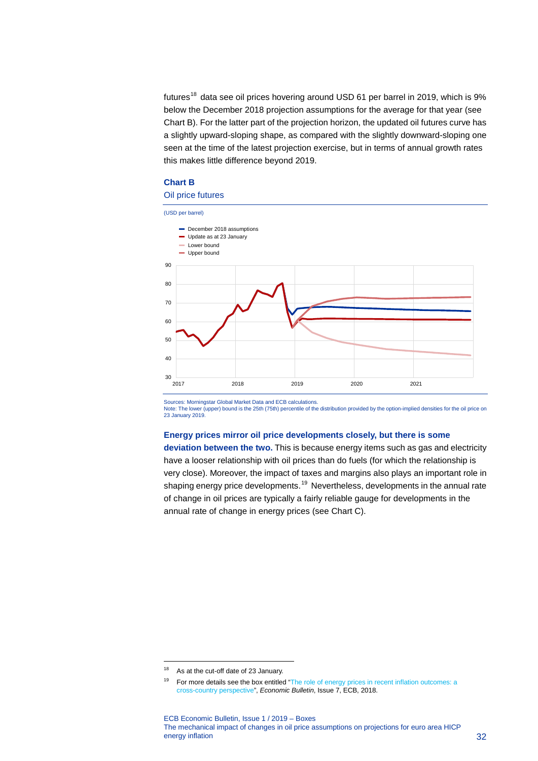futures[18] data see oil prices hovering around USD 61 per barrel in 2019, which is 9% below the December 2018 projection assumptions for the average for that year (see Chart B). For the latter part of the projection horizon, the updated oil futures curve has a slightly upward-sloping shape, as compared with the slightly downward-sloping one seen at the time of the latest projection exercise, but in terms of annual growth rates this makes little difference beyond 2019.

**Chart B**

Oil price futures

(USD per barrel)

- December 2018 assumptions
- Update as at 23 January
- Lower bound
- Upper bound

Sources: Morningstar Global Market Data and ECB calculations.
Note: The lower (upper) bound is the 25th (75th) percentile of the distribution provided by the option-implied densities for the oil price on 23 January 2019.

**Energy prices mirror oil price developments closely, but there is some deviation between the two.** This is because energy items such as gas and electricity have a looser relationship with oil prices than do fuels (for which the relationship is very close). Moreover, the impact of taxes and margins also plays an important role in shaping energy price developments.[19] Nevertheless, developments in the annual rate of change in oil prices are typically a fairly reliable gauge for developments in the annual rate of change in energy prices (see Chart C).

---

[18] As at the cut-off date of 23 January.

[19] For more details see the box entitled "The role of energy prices in recent inflation outcomes: a cross-country perspective", *Economic Bulletin*, Issue 7, ECB, 2018.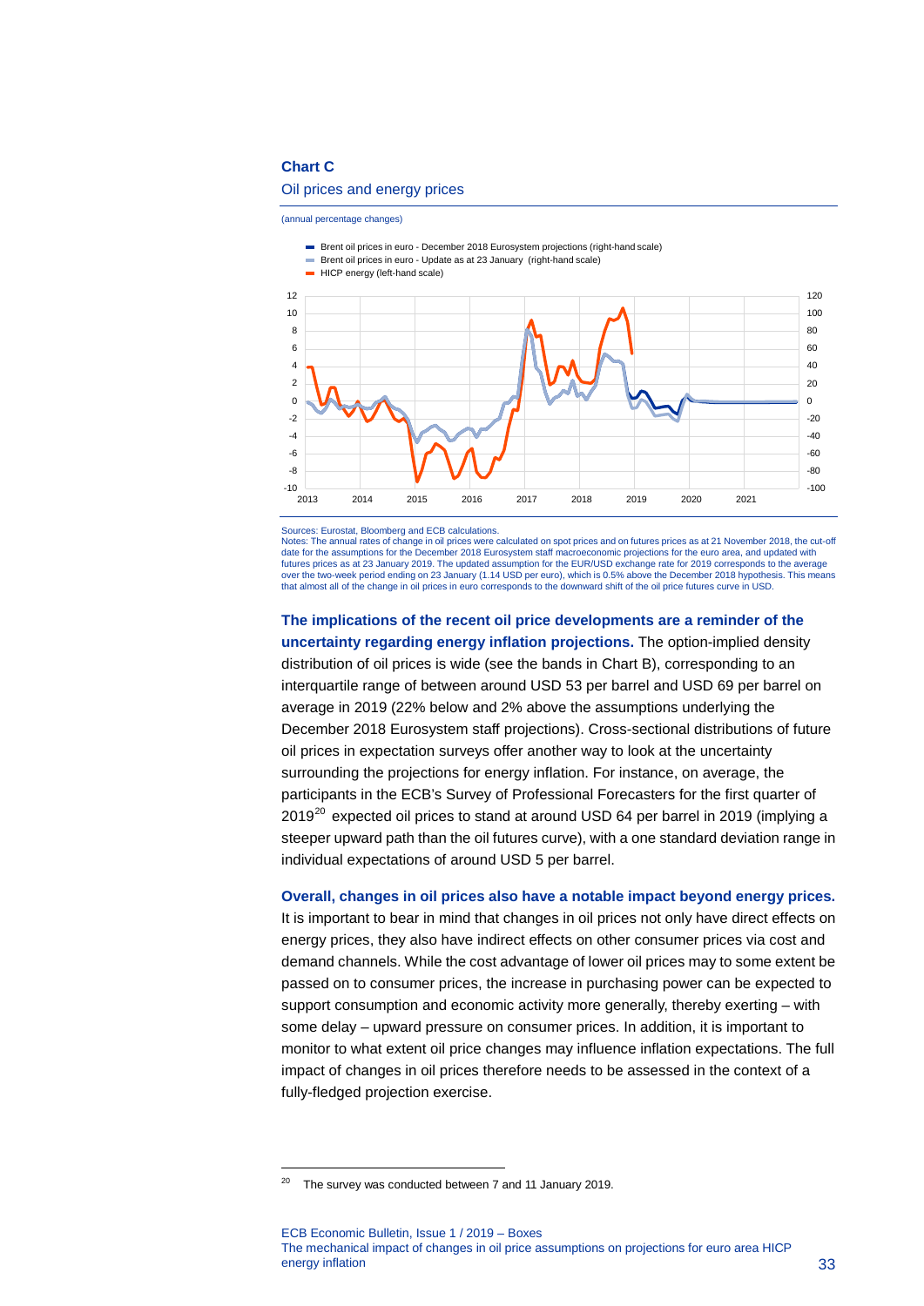**Chart C**

Oil prices and energy prices

(annual percentage changes)

Sources: Eurostat, Bloomberg and ECB calculations.
Notes: The annual rates of change in oil prices were calculated on spot prices and on futures prices as at 21 November 2018, the cut-off date for the assumptions for the December 2018 Eurosystem staff macroeconomic projections for the euro area, and updated with futures prices as at 23 January 2019. The updated assumption for the EUR/USD exchange rate for 2019 corresponds to the average over the two-week period ending on 23 January (1.14 USD per euro), which is 0.5% above the December 2018 hypothesis. This means that almost all of the change in oil prices in euro corresponds to the downward shift of the oil price futures curve in USD.

**The implications of the recent oil price developments are a reminder of the uncertainty regarding energy inflation projections.** The option-implied density distribution of oil prices is wide (see the bands in Chart B), corresponding to an interquartile range of between around USD 53 per barrel and USD 69 per barrel on average in 2019 (22% below and 2% above the assumptions underlying the December 2018 Eurosystem staff projections). Cross-sectional distributions of future oil prices in expectation surveys offer another way to look at the uncertainty surrounding the projections for energy inflation. For instance, on average, the participants in the ECB's Survey of Professional Forecasters for the first quarter of 2019[20] expected oil prices to stand at around USD 64 per barrel in 2019 (implying a steeper upward path than the oil futures curve), with a one standard deviation range in individual expectations of around USD 5 per barrel.

**Overall, changes in oil prices also have a notable impact beyond energy prices.** It is important to bear in mind that changes in oil prices not only have direct effects on energy prices, they also have indirect effects on other consumer prices via cost and demand channels. While the cost advantage of lower oil prices may to some extent be passed on to consumer prices, the increase in purchasing power can be expected to support consumption and economic activity more generally, thereby exerting – with some delay – upward pressure on consumer prices. In addition, it is important to monitor to what extent oil price changes may influence inflation expectations. The full impact of changes in oil prices therefore needs to be assessed in the context of a fully-fledged projection exercise.

[20] The survey was conducted between 7 and 11 January 2019.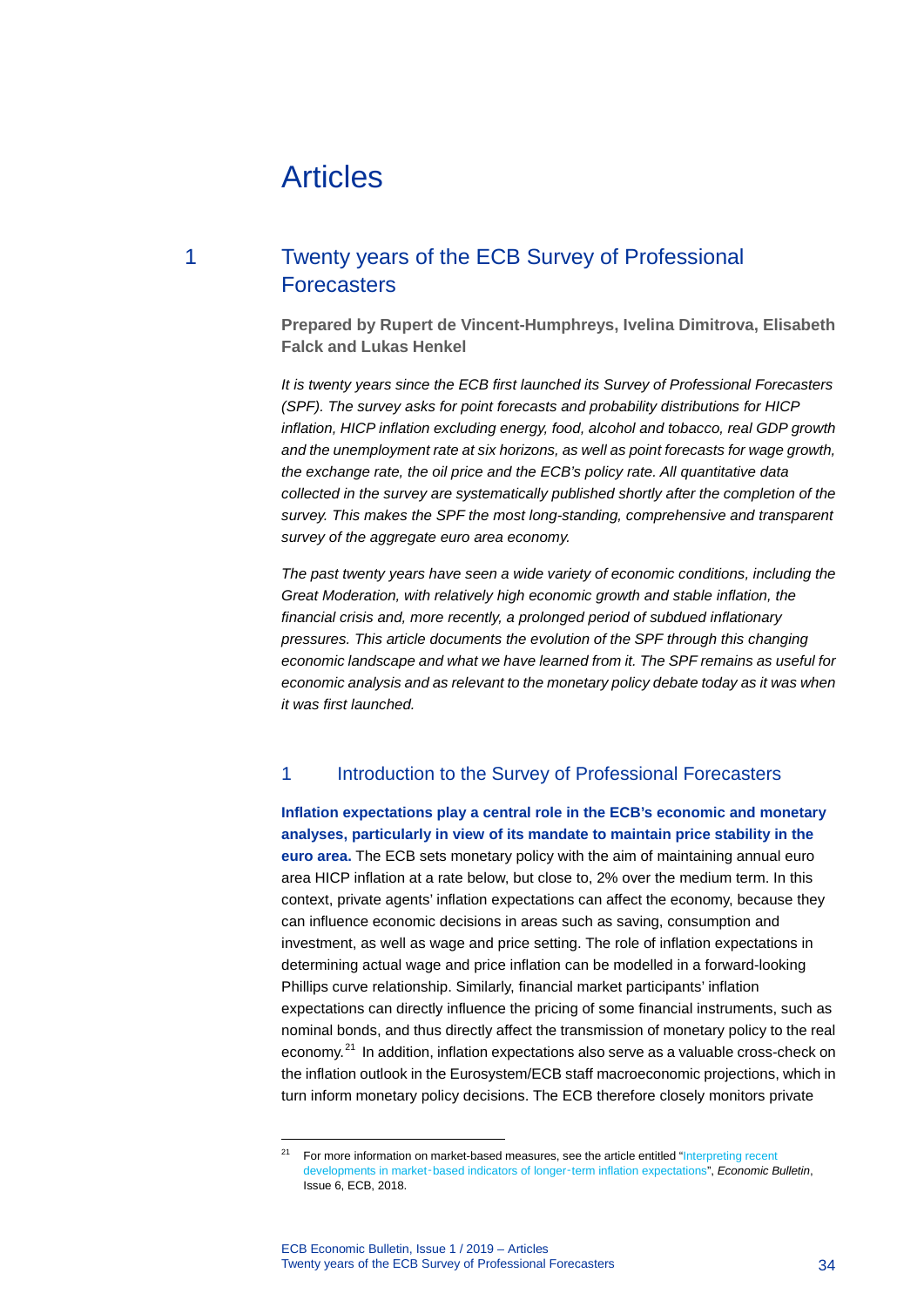# Articles

## 1 Twenty years of the ECB Survey of Professional Forecasters

**Prepared by Rupert de Vincent-Humphreys, Ivelina Dimitrova, Elisabeth Falck and Lukas Henkel**

*It is twenty years since the ECB first launched its Survey of Professional Forecasters (SPF). The survey asks for point forecasts and probability distributions for HICP inflation, HICP inflation excluding energy, food, alcohol and tobacco, real GDP growth and the unemployment rate at six horizons, as well as point forecasts for wage growth, the exchange rate, the oil price and the ECB's policy rate. All quantitative data collected in the survey are systematically published shortly after the completion of the survey. This makes the SPF the most long-standing, comprehensive and transparent survey of the aggregate euro area economy.*

*The past twenty years have seen a wide variety of economic conditions, including the Great Moderation, with relatively high economic growth and stable inflation, the financial crisis and, more recently, a prolonged period of subdued inflationary pressures. This article documents the evolution of the SPF through this changing economic landscape and what we have learned from it. The SPF remains as useful for economic analysis and as relevant to the monetary policy debate today as it was when it was first launched.*

### 1 Introduction to the Survey of Professional Forecasters

**Inflation expectations play a central role in the ECB's economic and monetary analyses, particularly in view of its mandate to maintain price stability in the euro area.** The ECB sets monetary policy with the aim of maintaining annual euro area HICP inflation at a rate below, but close to, 2% over the medium term. In this context, private agents' inflation expectations can affect the economy, because they can influence economic decisions in areas such as saving, consumption and investment, as well as wage and price setting. The role of inflation expectations in determining actual wage and price inflation can be modelled in a forward-looking Phillips curve relationship. Similarly, financial market participants' inflation expectations can directly influence the pricing of some financial instruments, such as nominal bonds, and thus directly affect the transmission of monetary policy to the real economy.[21] In addition, inflation expectations also serve as a valuable cross-check on the inflation outlook in the Eurosystem/ECB staff macroeconomic projections, which in turn inform monetary policy decisions. The ECB therefore closely monitors private

[21] For more information on market-based measures, see the article entitled "Interpreting recent developments in market-based indicators of longer-term inflation expectations", *Economic Bulletin*, Issue 6, ECB, 2018.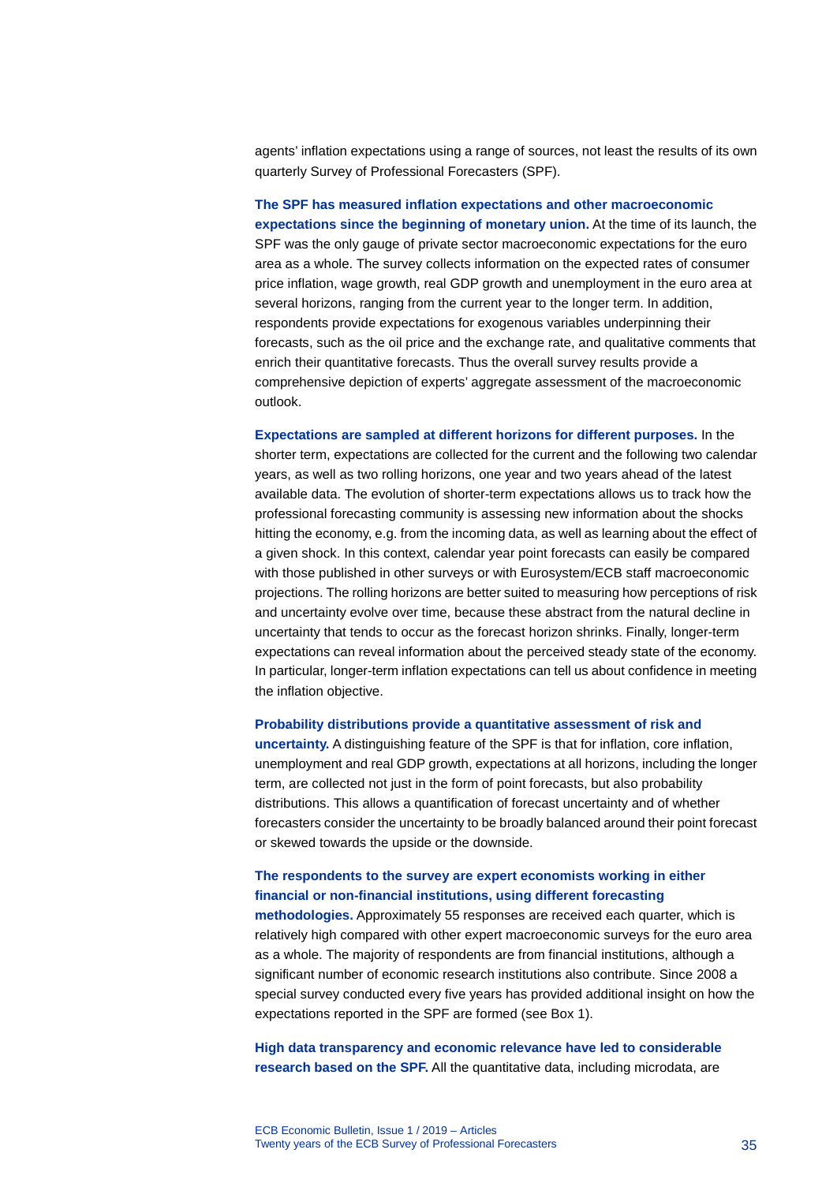agents' inflation expectations using a range of sources, not least the results of its own quarterly Survey of Professional Forecasters (SPF).

**The SPF has measured inflation expectations and other macroeconomic expectations since the beginning of monetary union.** At the time of its launch, the SPF was the only gauge of private sector macroeconomic expectations for the euro area as a whole. The survey collects information on the expected rates of consumer price inflation, wage growth, real GDP growth and unemployment in the euro area at several horizons, ranging from the current year to the longer term. In addition, respondents provide expectations for exogenous variables underpinning their forecasts, such as the oil price and the exchange rate, and qualitative comments that enrich their quantitative forecasts. Thus the overall survey results provide a comprehensive depiction of experts' aggregate assessment of the macroeconomic outlook.

**Expectations are sampled at different horizons for different purposes.** In the shorter term, expectations are collected for the current and the following two calendar years, as well as two rolling horizons, one year and two years ahead of the latest available data. The evolution of shorter-term expectations allows us to track how the professional forecasting community is assessing new information about the shocks hitting the economy, e.g. from the incoming data, as well as learning about the effect of a given shock. In this context, calendar year point forecasts can easily be compared with those published in other surveys or with Eurosystem/ECB staff macroeconomic projections. The rolling horizons are better suited to measuring how perceptions of risk and uncertainty evolve over time, because these abstract from the natural decline in uncertainty that tends to occur as the forecast horizon shrinks. Finally, longer-term expectations can reveal information about the perceived steady state of the economy. In particular, longer-term inflation expectations can tell us about confidence in meeting the inflation objective.

**Probability distributions provide a quantitative assessment of risk and uncertainty.** A distinguishing feature of the SPF is that for inflation, core inflation, unemployment and real GDP growth, expectations at all horizons, including the longer term, are collected not just in the form of point forecasts, but also probability distributions. This allows a quantification of forecast uncertainty and of whether forecasters consider the uncertainty to be broadly balanced around their point forecast or skewed towards the upside or the downside.

**The respondents to the survey are expert economists working in either financial or non-financial institutions, using different forecasting methodologies.** Approximately 55 responses are received each quarter, which is relatively high compared with other expert macroeconomic surveys for the euro area as a whole. The majority of respondents are from financial institutions, although a significant number of economic research institutions also contribute. Since 2008 a special survey conducted every five years has provided additional insight on how the expectations reported in the SPF are formed (see Box 1).

**High data transparency and economic relevance have led to considerable research based on the SPF.** All the quantitative data, including microdata, are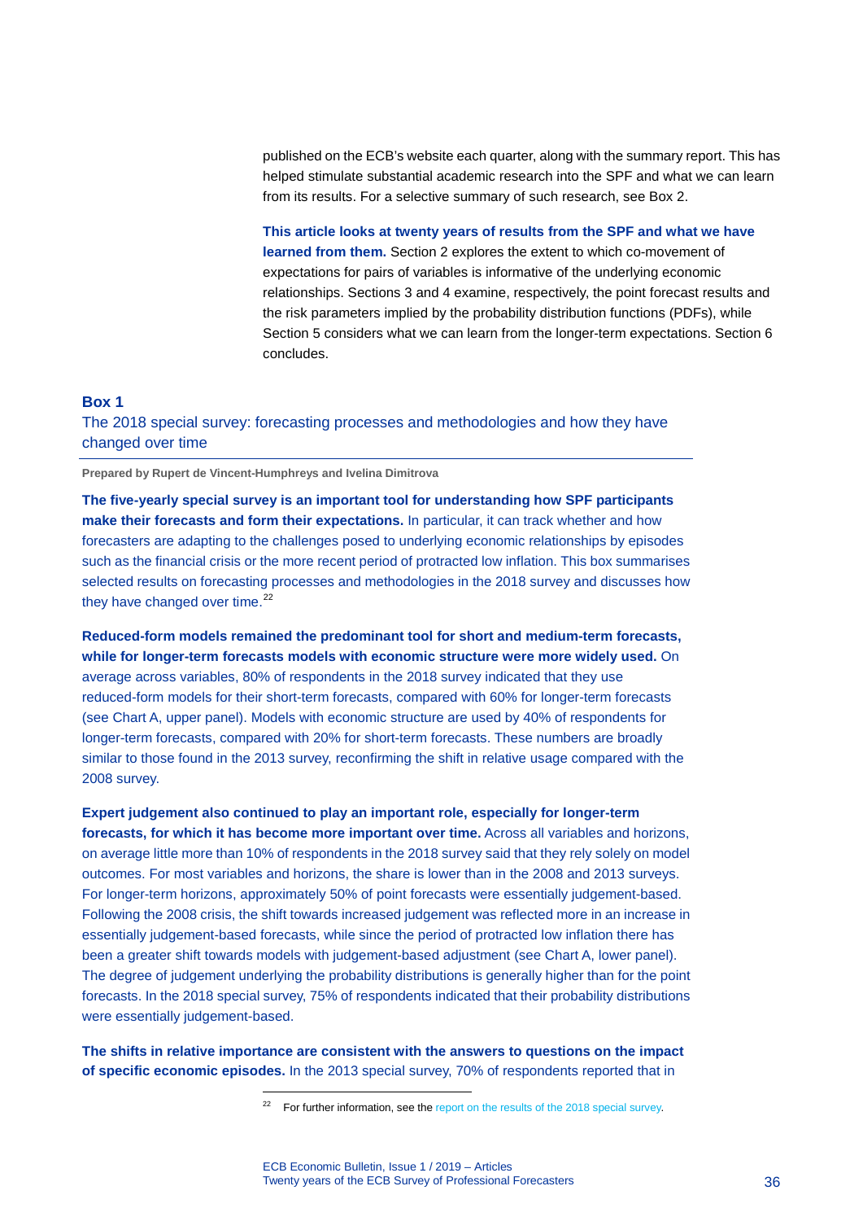published on the ECB's website each quarter, along with the summary report. This has helped stimulate substantial academic research into the SPF and what we can learn from its results. For a selective summary of such research, see Box 2.

**This article looks at twenty years of results from the SPF and what we have learned from them.** Section 2 explores the extent to which co-movement of expectations for pairs of variables is informative of the underlying economic relationships. Sections 3 and 4 examine, respectively, the point forecast results and the risk parameters implied by the probability distribution functions (PDFs), while Section 5 considers what we can learn from the longer-term expectations. Section 6 concludes.

### Box 1
### The 2018 special survey: forecasting processes and methodologies and how they have changed over time

**Prepared by Rupert de Vincent-Humphreys and Ivelina Dimitrova**

**The five-yearly special survey is an important tool for understanding how SPF participants make their forecasts and form their expectations.** In particular, it can track whether and how forecasters are adapting to the challenges posed to underlying economic relationships by episodes such as the financial crisis or the more recent period of protracted low inflation. This box summarises selected results on forecasting processes and methodologies in the 2018 survey and discusses how they have changed over time.[22]

**Reduced-form models remained the predominant tool for short and medium-term forecasts, while for longer-term forecasts models with economic structure were more widely used.** On average across variables, 80% of respondents in the 2018 survey indicated that they use reduced-form models for their short-term forecasts, compared with 60% for longer-term forecasts (see Chart A, upper panel). Models with economic structure are used by 40% of respondents for longer-term forecasts, compared with 20% for short-term forecasts. These numbers are broadly similar to those found in the 2013 survey, reconfirming the shift in relative usage compared with the 2008 survey.

**Expert judgement also continued to play an important role, especially for longer-term forecasts, for which it has become more important over time.** Across all variables and horizons, on average little more than 10% of respondents in the 2018 survey said that they rely solely on model outcomes. For most variables and horizons, the share is lower than in the 2008 and 2013 surveys. For longer-term horizons, approximately 50% of point forecasts were essentially judgement-based. Following the 2008 crisis, the shift towards increased judgement was reflected more in an increase in essentially judgement-based forecasts, while since the period of protracted low inflation there has been a greater shift towards models with judgement-based adjustment (see Chart A, lower panel). The degree of judgement underlying the probability distributions is generally higher than for the point forecasts. In the 2018 special survey, 75% of respondents indicated that their probability distributions were essentially judgement-based.

**The shifts in relative importance are consistent with the answers to questions on the impact of specific economic episodes.** In the 2013 special survey, 70% of respondents reported that in

---

[22] For further information, see the report on the results of the 2018 special survey.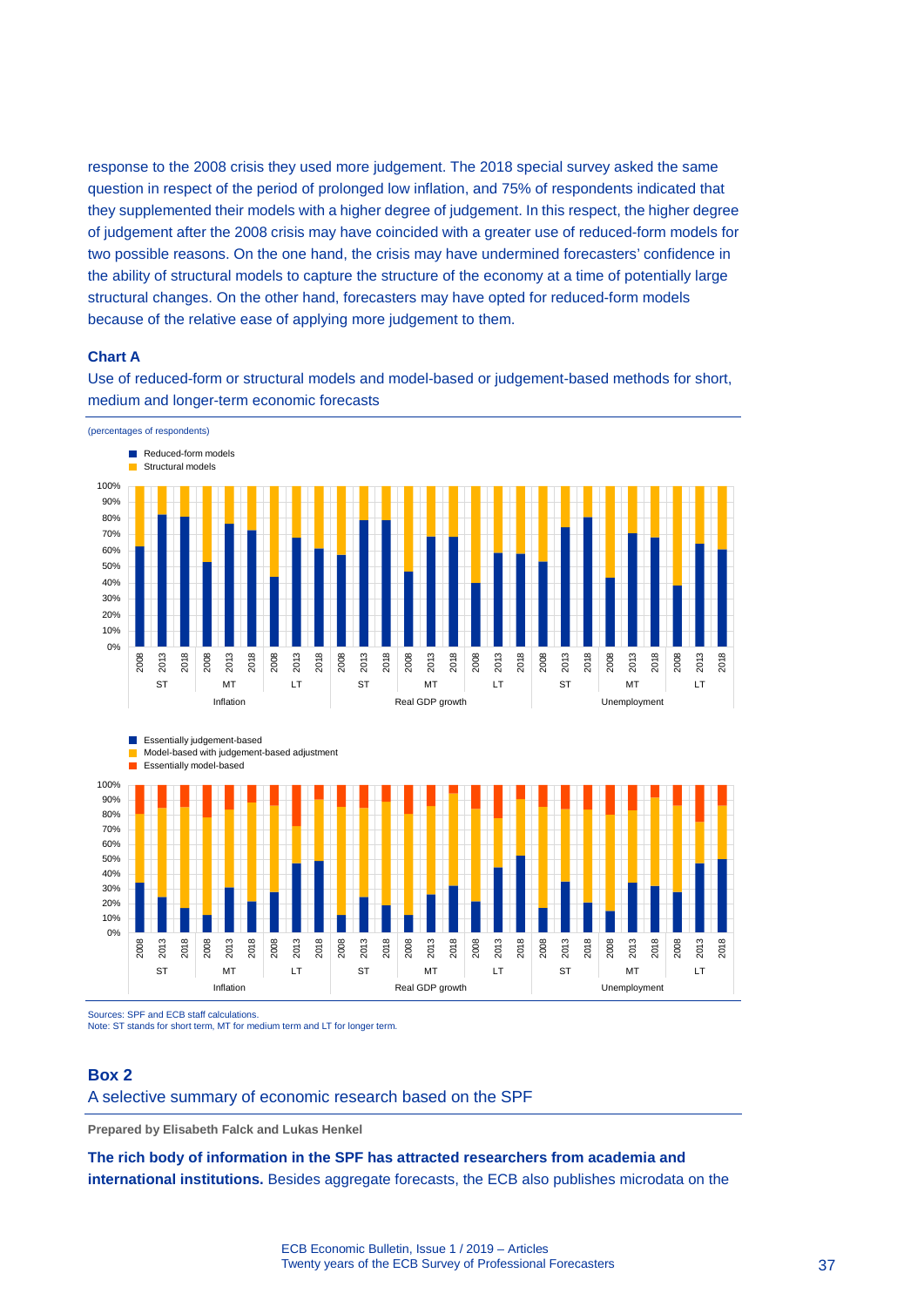response to the 2008 crisis they used more judgement. The 2018 special survey asked the same question in respect of the period of prolonged low inflation, and 75% of respondents indicated that they supplemented their models with a higher degree of judgement. In this respect, the higher degree of judgement after the 2008 crisis may have coincided with a greater use of reduced-form models for two possible reasons. On the one hand, the crisis may have undermined forecasters' confidence in the ability of structural models to capture the structure of the economy at a time of potentially large structural changes. On the other hand, forecasters may have opted for reduced-form models because of the relative ease of applying more judgement to them.

**Chart A**

Use of reduced-form or structural models and model-based or judgement-based methods for short, medium and longer-term economic forecasts

(percentages of respondents)

Sources: SPF and ECB staff calculations.
Note: ST stands for short term, MT for medium term and LT for longer term.

## Box 2

### A selective summary of economic research based on the SPF

**Prepared by Elisabeth Falck and Lukas Henkel**

**The rich body of information in the SPF has attracted researchers from academia and international institutions.** Besides aggregate forecasts, the ECB also publishes microdata on the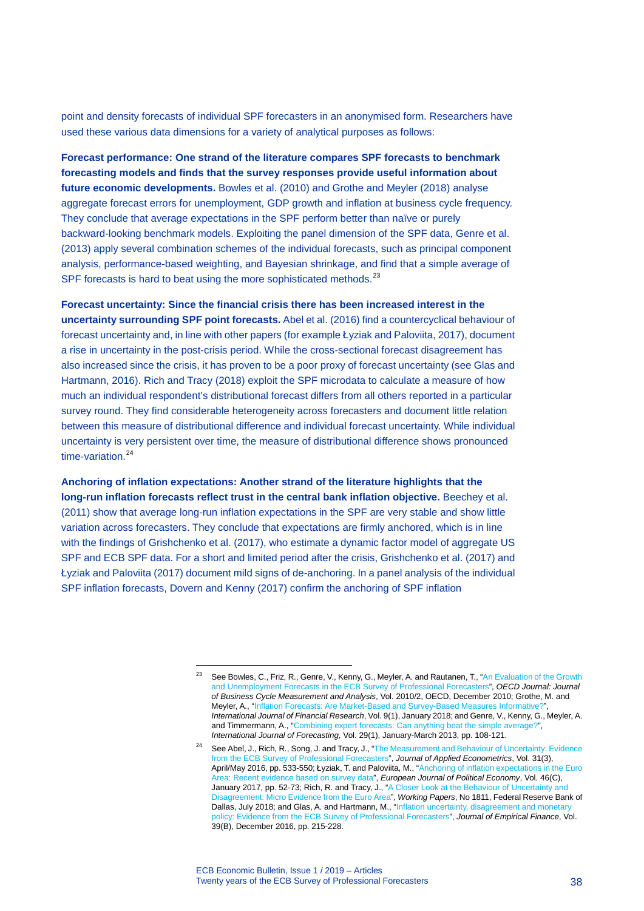point and density forecasts of individual SPF forecasters in an anonymised form. Researchers have used these various data dimensions for a variety of analytical purposes as follows:

**Forecast performance: One strand of the literature compares SPF forecasts to benchmark forecasting models and finds that the survey responses provide useful information about future economic developments.** Bowles et al. (2010) and Grothe and Meyler (2018) analyse aggregate forecast errors for unemployment, GDP growth and inflation at business cycle frequency. They conclude that average expectations in the SPF perform better than naïve or purely backward-looking benchmark models. Exploiting the panel dimension of the SPF data, Genre et al. (2013) apply several combination schemes of the individual forecasts, such as principal component analysis, performance-based weighting, and Bayesian shrinkage, and find that a simple average of SPF forecasts is hard to beat using the more sophisticated methods.[23]

**Forecast uncertainty: Since the financial crisis there has been increased interest in the uncertainty surrounding SPF point forecasts.** Abel et al. (2016) find a countercyclical behaviour of forecast uncertainty and, in line with other papers (for example Łyziak and Paloviita, 2017), document a rise in uncertainty in the post-crisis period. While the cross-sectional forecast disagreement has also increased since the crisis, it has proven to be a poor proxy of forecast uncertainty (see Glas and Hartmann, 2016). Rich and Tracy (2018) exploit the SPF microdata to calculate a measure of how much an individual respondent's distributional forecast differs from all others reported in a particular survey round. They find considerable heterogeneity across forecasters and document little relation between this measure of distributional difference and individual forecast uncertainty. While individual uncertainty is very persistent over time, the measure of distributional difference shows pronounced time-variation.[24]

**Anchoring of inflation expectations: Another strand of the literature highlights that the long-run inflation forecasts reflect trust in the central bank inflation objective.** Beechey et al. (2011) show that average long-run inflation expectations in the SPF are very stable and show little variation across forecasters. They conclude that expectations are firmly anchored, which is in line with the findings of Grishchenko et al. (2017), who estimate a dynamic factor model of aggregate US SPF and ECB SPF data. For a short and limited period after the crisis, Grishchenko et al. (2017) and Łyziak and Paloviita (2017) document mild signs of de-anchoring. In a panel analysis of the individual SPF inflation forecasts, Dovern and Kenny (2017) confirm the anchoring of SPF inflation

---

[23] See Bowles, C., Friz, R., Genre, V., Kenny, G., Meyler, A. and Rautanen, T., "An Evaluation of the Growth and Unemployment Forecasts in the ECB Survey of Professional Forecasters", *OECD Journal: Journal of Business Cycle Measurement and Analysis*, Vol. 2010/2, OECD, December 2010; Grothe, M. and Meyler, A., "Inflation Forecasts: Are Market-Based and Survey-Based Measures Informative?", *International Journal of Financial Research*, Vol. 9(1), January 2018; and Genre, V., Kenny, G., Meyler, A. and Timmermann, A., "Combining expert forecasts: Can anything beat the simple average?", *International Journal of Forecasting*, Vol. 29(1), January-March 2013, pp. 108-121.

[24] See Abel, J., Rich, R., Song, J. and Tracy, J., "The Measurement and Behaviour of Uncertainty: Evidence from the ECB Survey of Professional Forecasters", *Journal of Applied Econometrics*, Vol. 31(3), April/May 2016, pp. 533-550; Łyziak, T. and Paloviita, M., "Anchoring of inflation expectations in the Euro Area: Recent evidence based on survey data", *European Journal of Political Economy*, Vol. 46(C), January 2017, pp. 52-73; Rich, R. and Tracy, J., "A Closer Look at the Behaviour of Uncertainty and Disagreement: Micro Evidence from the Euro Area", *Working Papers*, No 1811, Federal Reserve Bank of Dallas, July 2018; and Glas, A. and Hartmann, M., "Inflation uncertainty, disagreement and monetary policy: Evidence from the ECB Survey of Professional Forecasters", *Journal of Empirical Finance*, Vol. 39(B), December 2016, pp. 215-228.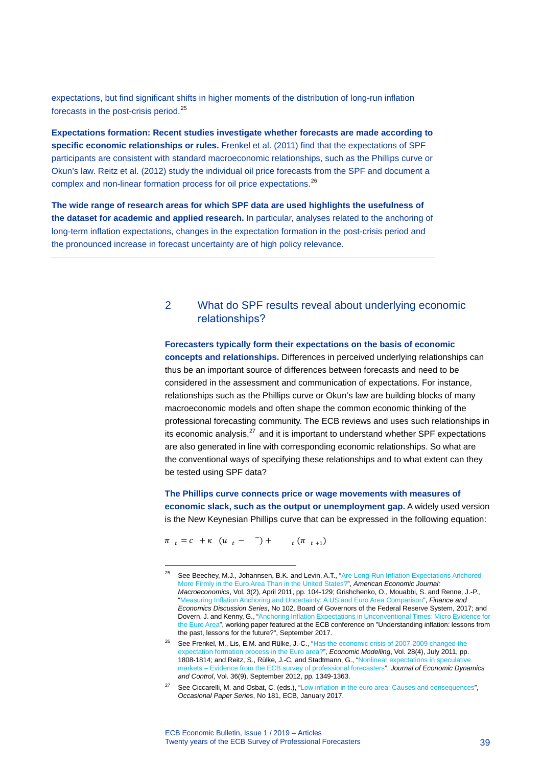expectations, but find significant shifts in higher moments of the distribution of long-run inflation forecasts in the post-crisis period.[25]

**Expectations formation: Recent studies investigate whether forecasts are made according to specific economic relationships or rules.** Frenkel et al. (2011) find that the expectations of SPF participants are consistent with standard macroeconomic relationships, such as the Phillips curve or Okun's law. Reitz et al. (2012) study the individual oil price forecasts from the SPF and document a complex and non-linear formation process for oil price expectations.[26]

**The wide range of research areas for which SPF data are used highlights the usefulness of the dataset for academic and applied research.** In particular, analyses related to the anchoring of long-term inflation expectations, changes in the expectation formation in the post-crisis period and the pronounced increase in forecast uncertainty are of high policy relevance.

## 2 What do SPF results reveal about underlying economic relationships?

**Forecasters typically form their expectations on the basis of economic concepts and relationships.** Differences in perceived underlying relationships can thus be an important source of differences between forecasts and need to be considered in the assessment and communication of expectations. For instance, relationships such as the Phillips curve or Okun's law are building blocks of many macroeconomic models and often shape the common economic thinking of the professional forecasting community. The ECB reviews and uses such relationships in its economic analysis,[27] and it is important to understand whether SPF expectations are also generated in line with corresponding economic relationships. So what are the conventional ways of specifying these relationships and to what extent can they be tested using SPF data?

**The Phillips curve connects price or wage movements with measures of economic slack, such as the output or unemployment gap.** A widely used version is the New Keynesian Phillips curve that can be expressed in the following equation:

$$\pi_t = c + \kappa \left(u_t - \bar{u}\right) + E_t(\pi_{t+1})$$

---

[25] See Beechey, M.J., Johannsen, B.K. and Levin, A.T., "Are Long-Run Inflation Expectations Anchored More Firmly in the Euro Area Than in the United States?", *American Economic Journal: Macroeconomics*, Vol. 3(2), April 2011, pp. 104-129; Grishchenko, O., Mouabbi, S. and Renne, J.-P., "Measuring Inflation Anchoring and Uncertainty: A US and Euro Area Comparison", *Finance and Economics Discussion Series*, No 102, Board of Governors of the Federal Reserve System, 2017; and Dovern, J. and Kenny, G., "Anchoring Inflation Expectations in Unconventional Times: Micro Evidence for the Euro Area", working paper featured at the ECB conference on "Understanding inflation: lessons from the past, lessons for the future?", September 2017.

[26] See Frenkel, M., Lis, E.M. and Rülke, J.-C., "Has the economic crisis of 2007-2009 changed the expectation formation process in the Euro area?", *Economic Modelling*, Vol. 28(4), July 2011, pp. 1808-1814; and Reitz, S., Rülke, J.-C. and Stadtmann, G., "Nonlinear expectations in speculative markets – Evidence from the ECB survey of professional forecasters", *Journal of Economic Dynamics and Control*, Vol. 36(9), September 2012, pp. 1349-1363.

[27] See Ciccarelli, M. and Osbat, C. (eds.), "Low inflation in the euro area: Causes and consequences", *Occasional Paper Series*, No 181, ECB, January 2017.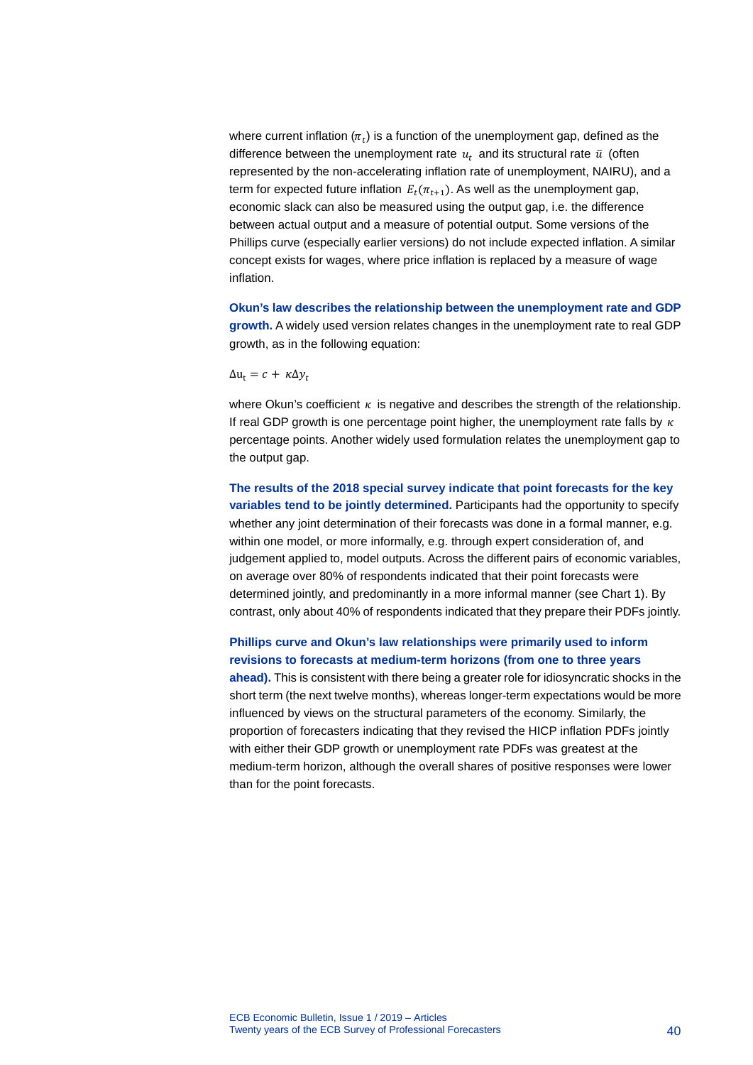where current inflation ($\pi_t$) is a function of the unemployment gap, defined as the difference between the unemployment rate $u_t$ and its structural rate $\bar{u}$ (often represented by the non-accelerating inflation rate of unemployment, NAIRU), and a term for expected future inflation $E_t(\pi_{t+1})$. As well as the unemployment gap, economic slack can also be measured using the output gap, i.e. the difference between actual output and a measure of potential output. Some versions of the Phillips curve (especially earlier versions) do not include expected inflation. A similar concept exists for wages, where price inflation is replaced by a measure of wage inflation.

**Okun's law describes the relationship between the unemployment rate and GDP growth.** A widely used version relates changes in the unemployment rate to real GDP growth, as in the following equation:

$$\Delta u_t = c + \kappa \Delta y_t$$

where Okun's coefficient $\kappa$ is negative and describes the strength of the relationship. If real GDP growth is one percentage point higher, the unemployment rate falls by $\kappa$ percentage points. Another widely used formulation relates the unemployment gap to the output gap.

**The results of the 2018 special survey indicate that point forecasts for the key variables tend to be jointly determined.** Participants had the opportunity to specify whether any joint determination of their forecasts was done in a formal manner, e.g. within one model, or more informally, e.g. through expert consideration of, and judgement applied to, model outputs. Across the different pairs of economic variables, on average over 80% of respondents indicated that their point forecasts were determined jointly, and predominantly in a more informal manner (see Chart 1). By contrast, only about 40% of respondents indicated that they prepare their PDFs jointly.

**Phillips curve and Okun's law relationships were primarily used to inform revisions to forecasts at medium-term horizons (from one to three years ahead).** This is consistent with there being a greater role for idiosyncratic shocks in the short term (the next twelve months), whereas longer-term expectations would be more influenced by views on the structural parameters of the economy. Similarly, the proportion of forecasters indicating that they revised the HICP inflation PDFs jointly with either their GDP growth or unemployment rate PDFs was greatest at the medium-term horizon, although the overall shares of positive responses were lower than for the point forecasts.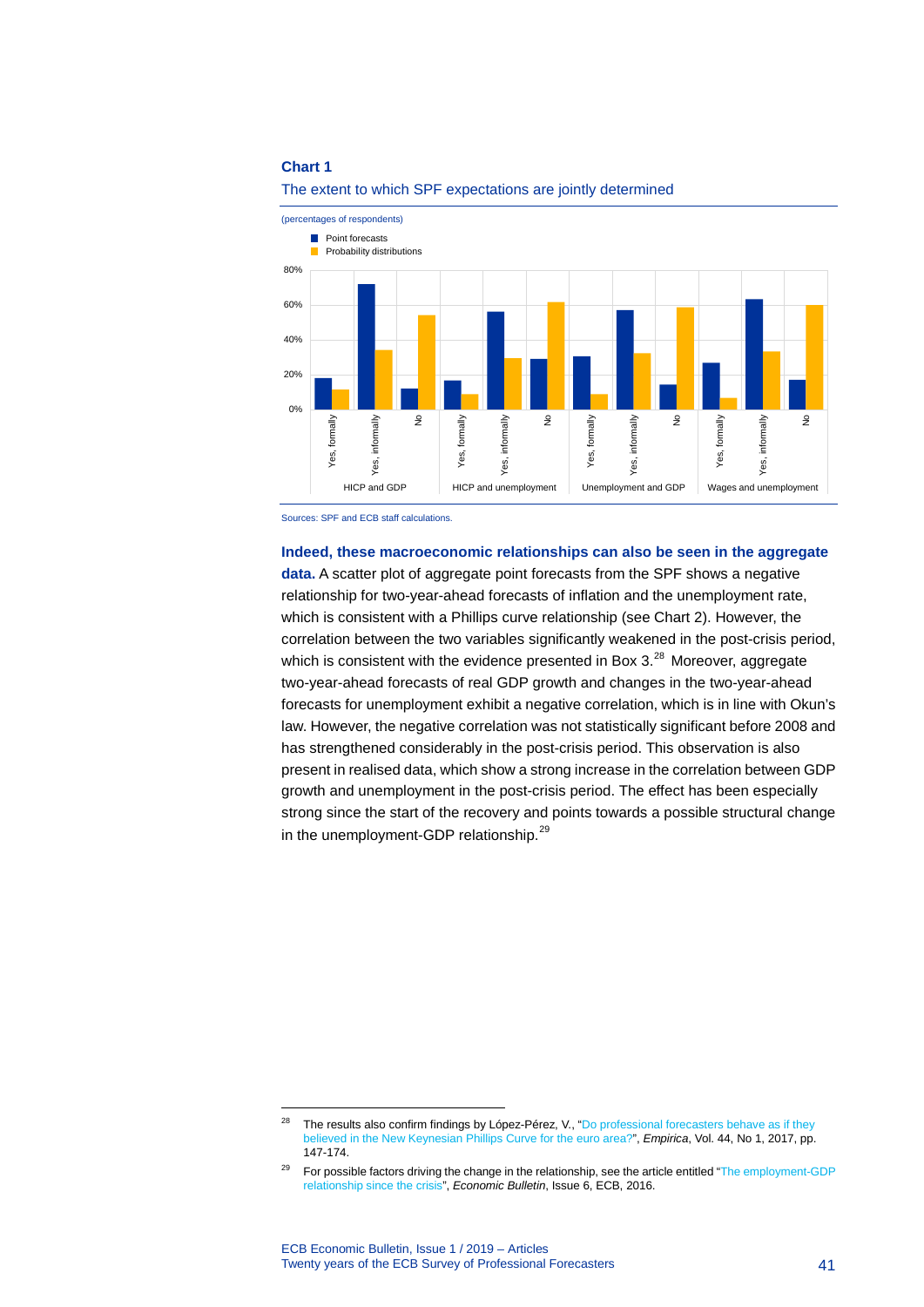**Chart 1**

The extent to which SPF expectations are jointly determined

(percentages of respondents)

Sources: SPF and ECB staff calculations.

**Indeed, these macroeconomic relationships can also be seen in the aggregate data.** A scatter plot of aggregate point forecasts from the SPF shows a negative relationship for two-year-ahead forecasts of inflation and the unemployment rate, which is consistent with a Phillips curve relationship (see Chart 2). However, the correlation between the two variables significantly weakened in the post-crisis period, which is consistent with the evidence presented in Box 3.[28] Moreover, aggregate two-year-ahead forecasts of real GDP growth and changes in the two-year-ahead forecasts for unemployment exhibit a negative correlation, which is in line with Okun's law. However, the negative correlation was not statistically significant before 2008 and has strengthened considerably in the post-crisis period. This observation is also present in realised data, which show a strong increase in the correlation between GDP growth and unemployment in the post-crisis period. The effect has been especially strong since the start of the recovery and points towards a possible structural change in the unemployment-GDP relationship.[29]

---

[28] The results also confirm findings by López-Pérez, V., "Do professional forecasters behave as if they believed in the New Keynesian Phillips Curve for the euro area?", *Empirica*, Vol. 44, No 1, 2017, pp. 147-174.

[29] For possible factors driving the change in the relationship, see the article entitled "The employment-GDP relationship since the crisis", *Economic Bulletin*, Issue 6, ECB, 2016.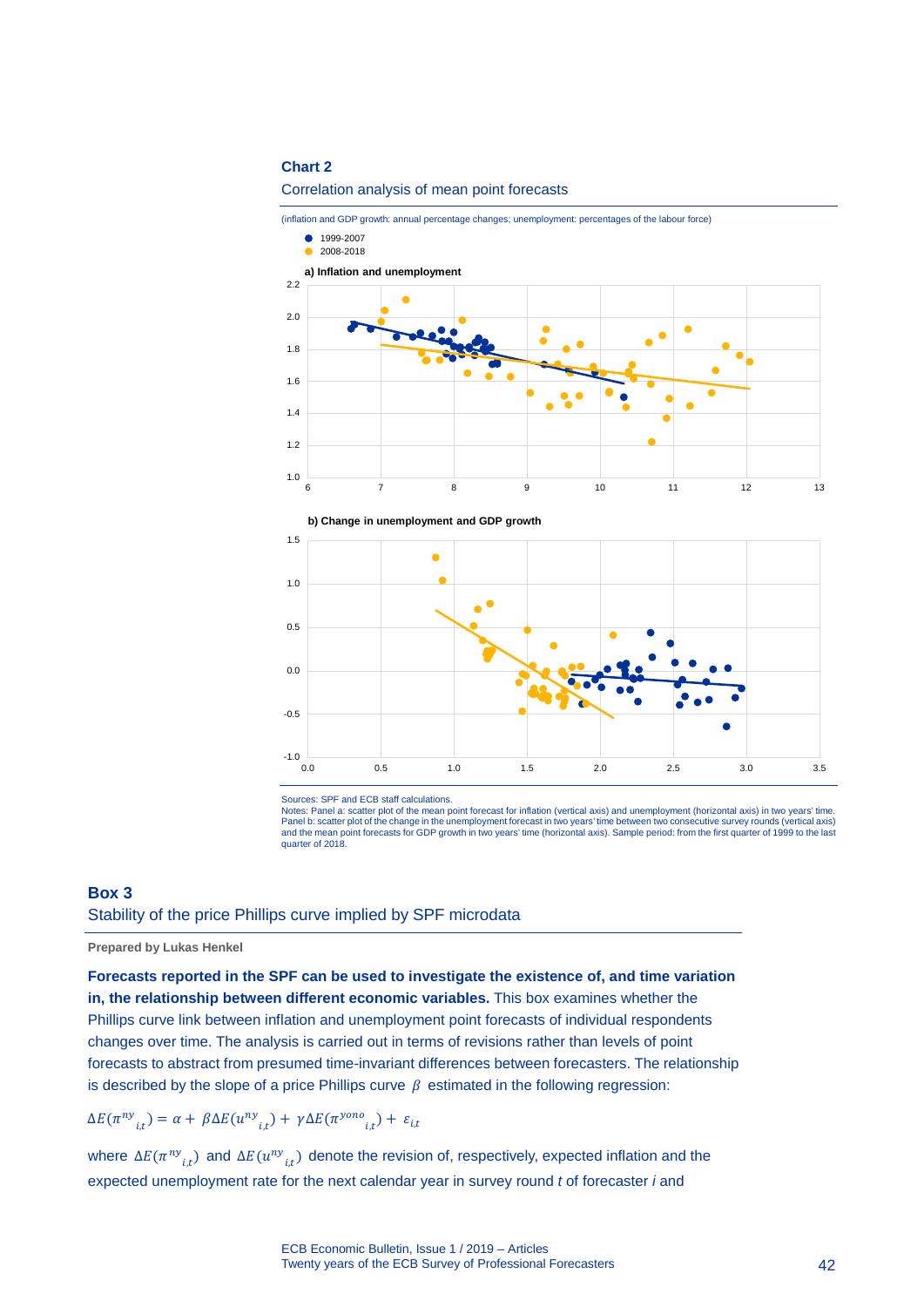**Chart 2**

Correlation analysis of mean point forecasts

(inflation and GDP growth: annual percentage changes; unemployment: percentages of the labour force)

Sources: SPF and ECB staff calculations.
Notes: Panel a: scatter plot of the mean point forecast for inflation (vertical axis) and unemployment (horizontal axis) in two years' time. Panel b: scatter plot of the change in the unemployment forecast in two years' time between two consecutive survey rounds (vertical axis) and the mean point forecasts for GDP growth in two years' time (horizontal axis). Sample period: from the first quarter of 1999 to the last quarter of 2018.

## Box 3
### Stability of the price Phillips curve implied by SPF microdata

**Prepared by Lukas Henkel**

**Forecasts reported in the SPF can be used to investigate the existence of, and time variation in, the relationship between different economic variables.** This box examines whether the Phillips curve link between inflation and unemployment point forecasts of individual respondents changes over time. The analysis is carried out in terms of revisions rather than levels of point forecasts to abstract from presumed time-invariant differences between forecasters. The relationship is described by the slope of a price Phillips curve $\beta$ estimated in the following regression:

$$\Delta E(\pi^{ny}{}_{i,t}) = \alpha + \beta \Delta E(u^{ny}{}_{i,t}) + \gamma \Delta E(\pi^{yono}{}_{i,t}) + \varepsilon_{i,t}$$

where $\Delta E(\pi^{ny}{}_{i,t})$ and $\Delta E(u^{ny}{}_{i,t})$ denote the revision of, respectively, expected inflation and the expected unemployment rate for the next calendar year in survey round $t$ of forecaster $i$ and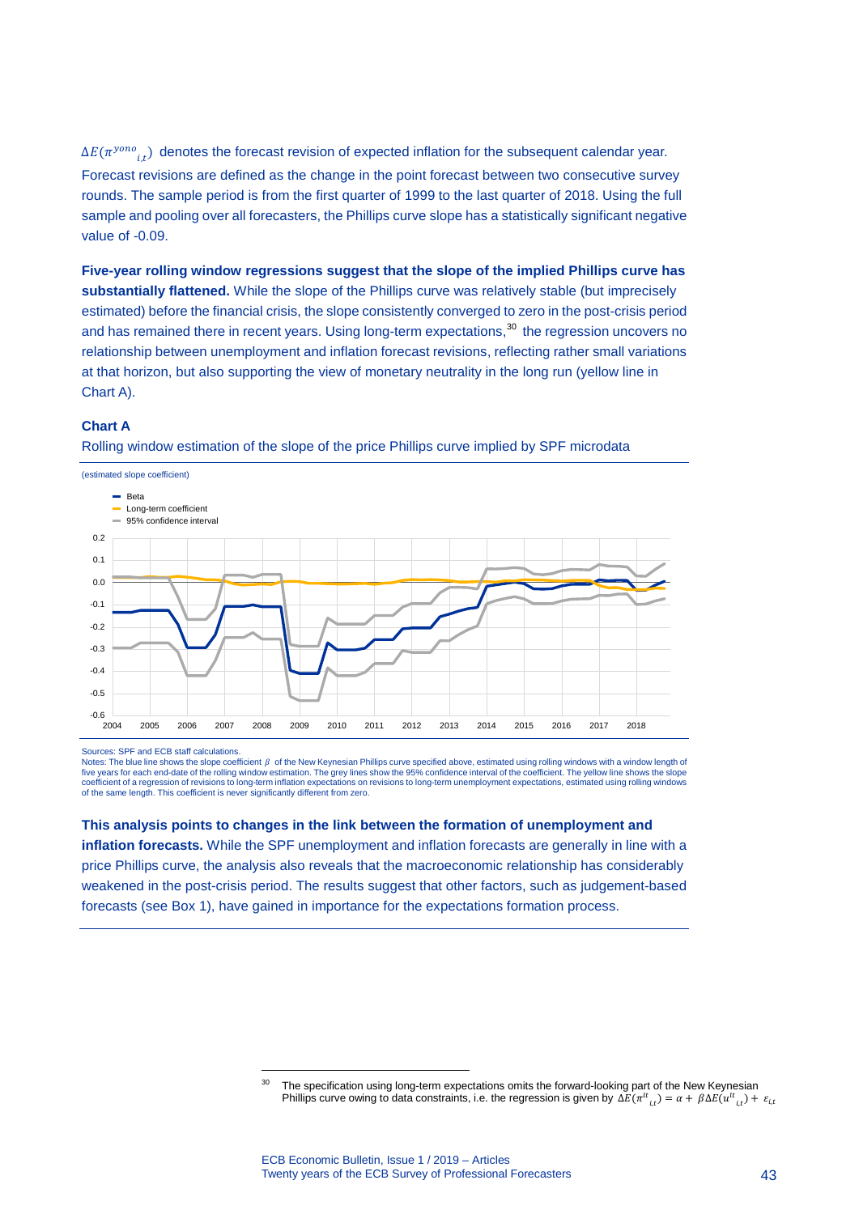$\Delta E(\pi^{yono}{}_{i,t})$ denotes the forecast revision of expected inflation for the subsequent calendar year. Forecast revisions are defined as the change in the point forecast between two consecutive survey rounds. The sample period is from the first quarter of 1999 to the last quarter of 2018. Using the full sample and pooling over all forecasters, the Phillips curve slope has a statistically significant negative value of -0.09.

**Five-year rolling window regressions suggest that the slope of the implied Phillips curve has substantially flattened.** While the slope of the Phillips curve was relatively stable (but imprecisely estimated) before the financial crisis, the slope consistently converged to zero in the post-crisis period and has remained there in recent years. Using long-term expectations,[30] the regression uncovers no relationship between unemployment and inflation forecast revisions, reflecting rather small variations at that horizon, but also supporting the view of monetary neutrality in the long run (yellow line in Chart A).

**Chart A**

Rolling window estimation of the slope of the price Phillips curve implied by SPF microdata

(estimated slope coefficient)

Sources: SPF and ECB staff calculations.
Notes: The blue line shows the slope coefficient $\beta$ of the New Keynesian Phillips curve specified above, estimated using rolling windows with a window length of five years for each end-date of the rolling window estimation. The grey lines show the 95% confidence interval of the coefficient. The yellow line shows the slope coefficient of a regression of revisions to long-term inflation expectations on revisions to long-term unemployment expectations, estimated using rolling windows of the same length. This coefficient is never significantly different from zero.

**This analysis points to changes in the link between the formation of unemployment and inflation forecasts.** While the SPF unemployment and inflation forecasts are generally in line with a price Phillips curve, the analysis also reveals that the macroeconomic relationship has considerably weakened in the post-crisis period. The results suggest that other factors, such as judgement-based forecasts (see Box 1), have gained in importance for the expectations formation process.

[30] The specification using long-term expectations omits the forward-looking part of the New Keynesian Phillips curve owing to data constraints, i.e. the regression is given by $\Delta E(\pi^{lt}{}_{i,t}) = \alpha + \beta \Delta E(u^{lt}{}_{i,t}) + \varepsilon_{i,t}$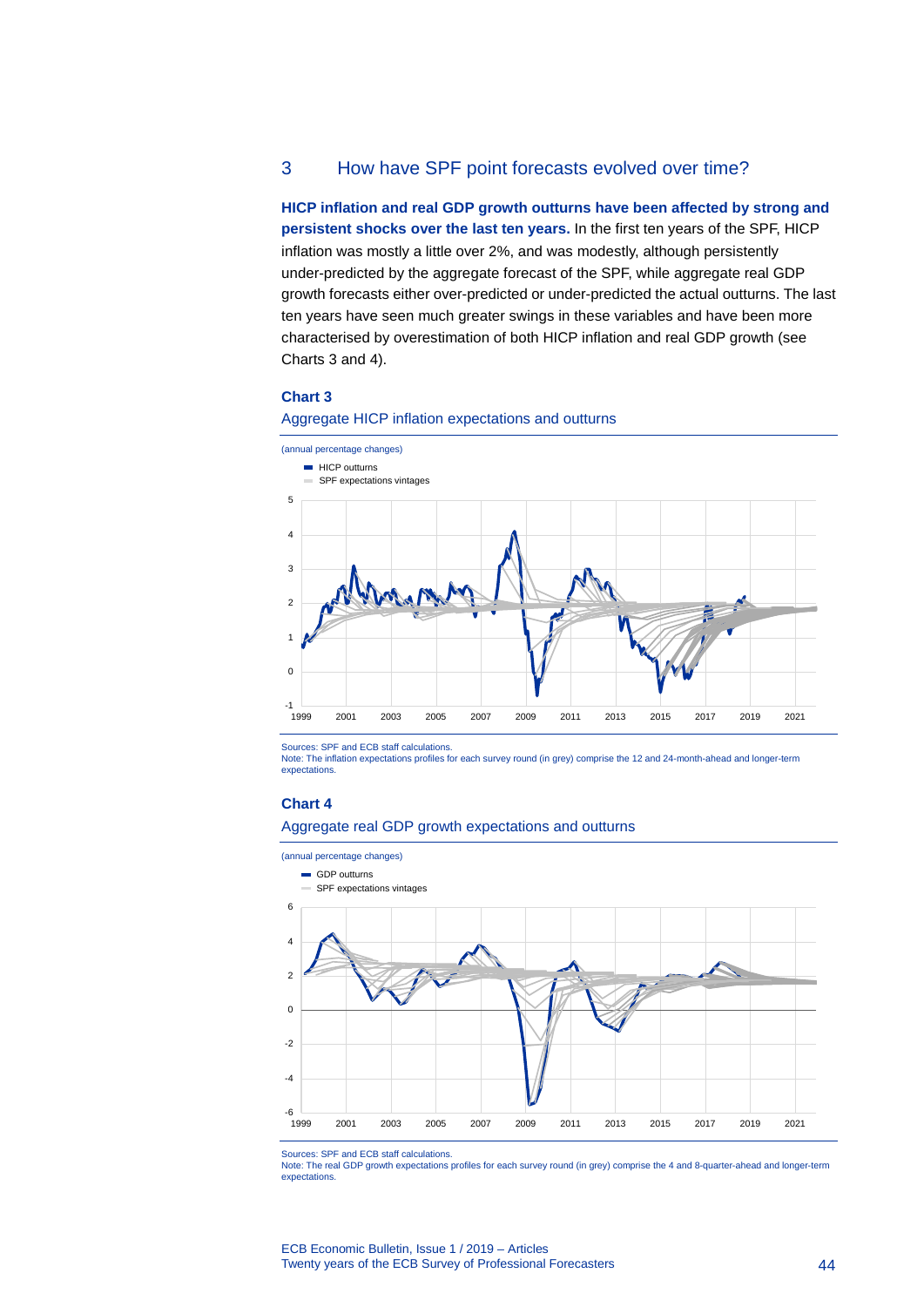## 3 How have SPF point forecasts evolved over time?

**HICP inflation and real GDP growth outturns have been affected by strong and persistent shocks over the last ten years.** In the first ten years of the SPF, HICP inflation was mostly a little over 2%, and was modestly, although persistently under-predicted by the aggregate forecast of the SPF, while aggregate real GDP growth forecasts either over-predicted or under-predicted the actual outturns. The last ten years have seen much greater swings in these variables and have been more characterised by overestimation of both HICP inflation and real GDP growth (see Charts 3 and 4).

**Chart 3**

Aggregate HICP inflation expectations and outturns

(annual percentage changes)

Sources: SPF and ECB staff calculations.
Note: The inflation expectations profiles for each survey round (in grey) comprise the 12 and 24-month-ahead and longer-term expectations.

**Chart 4**

Aggregate real GDP growth expectations and outturns

(annual percentage changes)

Sources: SPF and ECB staff calculations.
Note: The real GDP growth expectations profiles for each survey round (in grey) comprise the 4 and 8-quarter-ahead and longer-term expectations.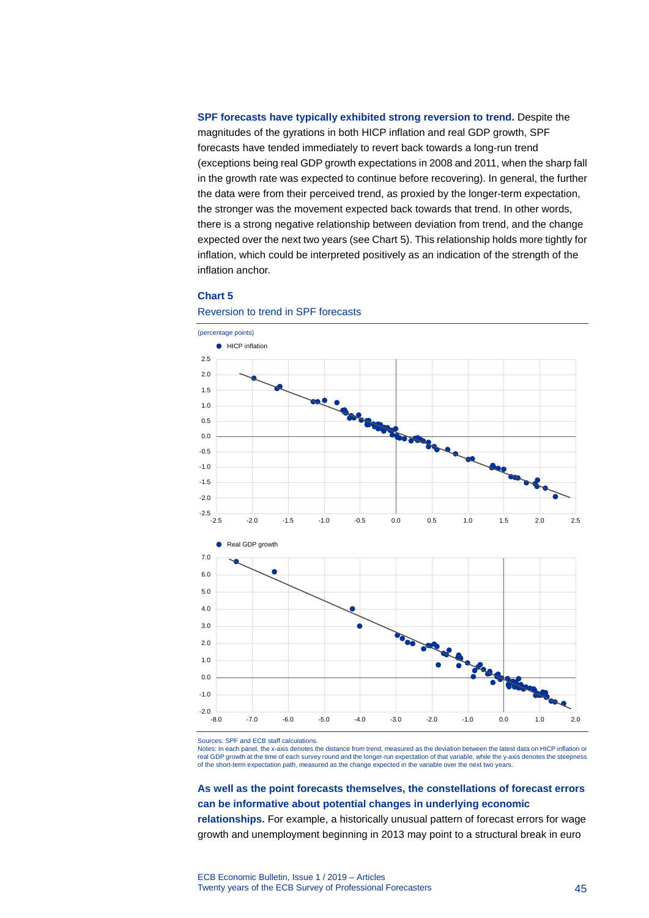**SPF forecasts have typically exhibited strong reversion to trend.** Despite the magnitudes of the gyrations in both HICP inflation and real GDP growth, SPF forecasts have tended immediately to revert back towards a long-run trend (exceptions being real GDP growth expectations in 2008 and 2011, when the sharp fall in the growth rate was expected to continue before recovering). In general, the further the data were from their perceived trend, as proxied by the longer-term expectation, the stronger was the movement expected back towards that trend. In other words, there is a strong negative relationship between deviation from trend, and the change expected over the next two years (see Chart 5). This relationship holds more tightly for inflation, which could be interpreted positively as an indication of the strength of the inflation anchor.

**Chart 5**

Reversion to trend in SPF forecasts

(percentage points)

Sources: SPF and ECB staff calculations.
Notes: In each panel, the x-axis denotes the distance from trend, measured as the deviation between the latest data on HICP inflation or real GDP growth at the time of each survey round and the longer-run expectation of that variable, while the y-axis denotes the steepness of the short-term expectation path, measured as the change expected in the variable over the next two years.

**As well as the point forecasts themselves, the constellations of forecast errors can be informative about potential changes in underlying economic relationships.** For example, a historically unusual pattern of forecast errors for wage growth and unemployment beginning in 2013 may point to a structural break in euro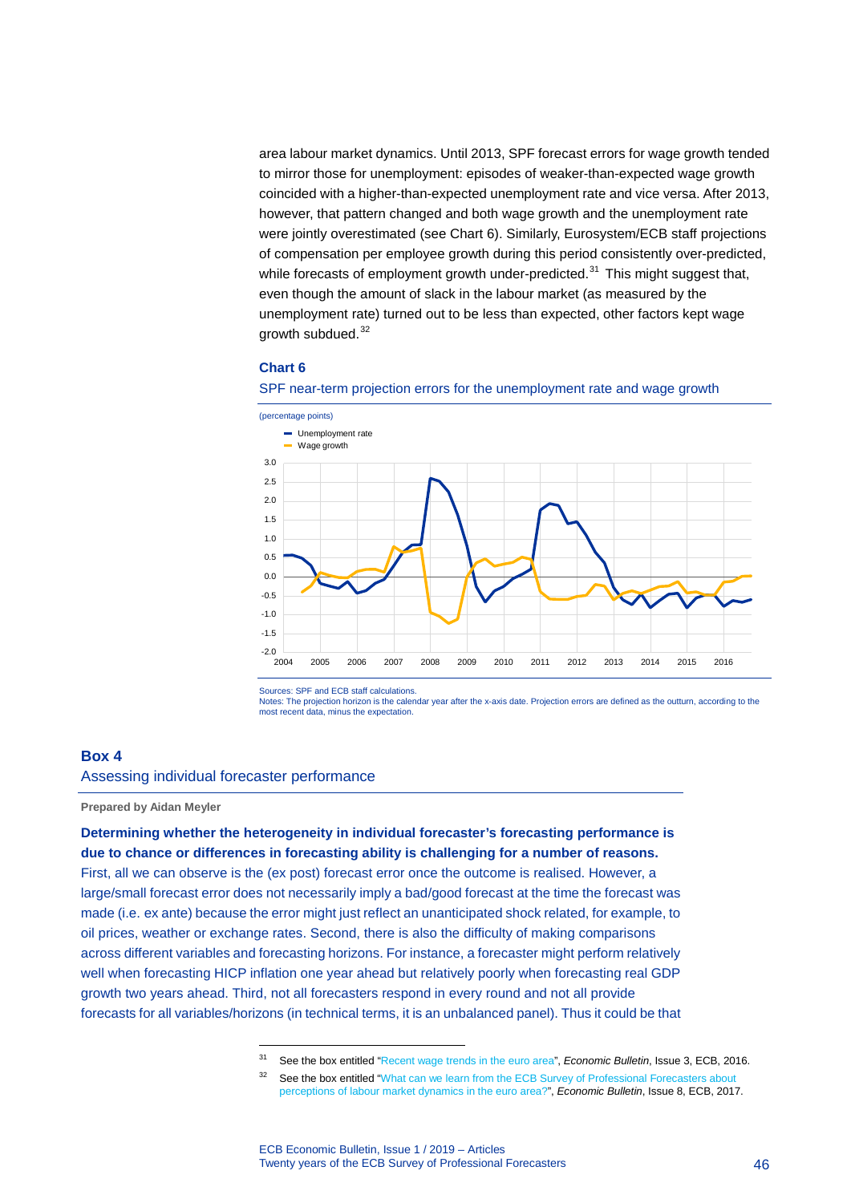area labour market dynamics. Until 2013, SPF forecast errors for wage growth tended to mirror those for unemployment: episodes of weaker-than-expected wage growth coincided with a higher-than-expected unemployment rate and vice versa. After 2013, however, that pattern changed and both wage growth and the unemployment rate were jointly overestimated (see Chart 6). Similarly, Eurosystem/ECB staff projections of compensation per employee growth during this period consistently over-predicted, while forecasts of employment growth under-predicted.[31] This might suggest that, even though the amount of slack in the labour market (as measured by the unemployment rate) turned out to be less than expected, other factors kept wage growth subdued.[32]

**Chart 6**

SPF near-term projection errors for the unemployment rate and wage growth

(percentage points)

Sources: SPF and ECB staff calculations.
Notes: The projection horizon is the calendar year after the x-axis date. Projection errors are defined as the outturn, according to the most recent data, minus the expectation.

## Box 4
### Assessing individual forecaster performance

**Prepared by Aidan Meyler**

**Determining whether the heterogeneity in individual forecaster's forecasting performance is due to chance or differences in forecasting ability is challenging for a number of reasons.** First, all we can observe is the (ex post) forecast error once the outcome is realised. However, a large/small forecast error does not necessarily imply a bad/good forecast at the time the forecast was made (i.e. ex ante) because the error might just reflect an unanticipated shock related, for example, to oil prices, weather or exchange rates. Second, there is also the difficulty of making comparisons across different variables and forecasting horizons. For instance, a forecaster might perform relatively well when forecasting HICP inflation one year ahead but relatively poorly when forecasting real GDP growth two years ahead. Third, not all forecasters respond in every round and not all provide forecasts for all variables/horizons (in technical terms, it is an unbalanced panel). Thus it could be that

---

[31] See the box entitled "Recent wage trends in the euro area", *Economic Bulletin*, Issue 3, ECB, 2016.

[32] See the box entitled "What can we learn from the ECB Survey of Professional Forecasters about perceptions of labour market dynamics in the euro area?", *Economic Bulletin*, Issue 8, ECB, 2017.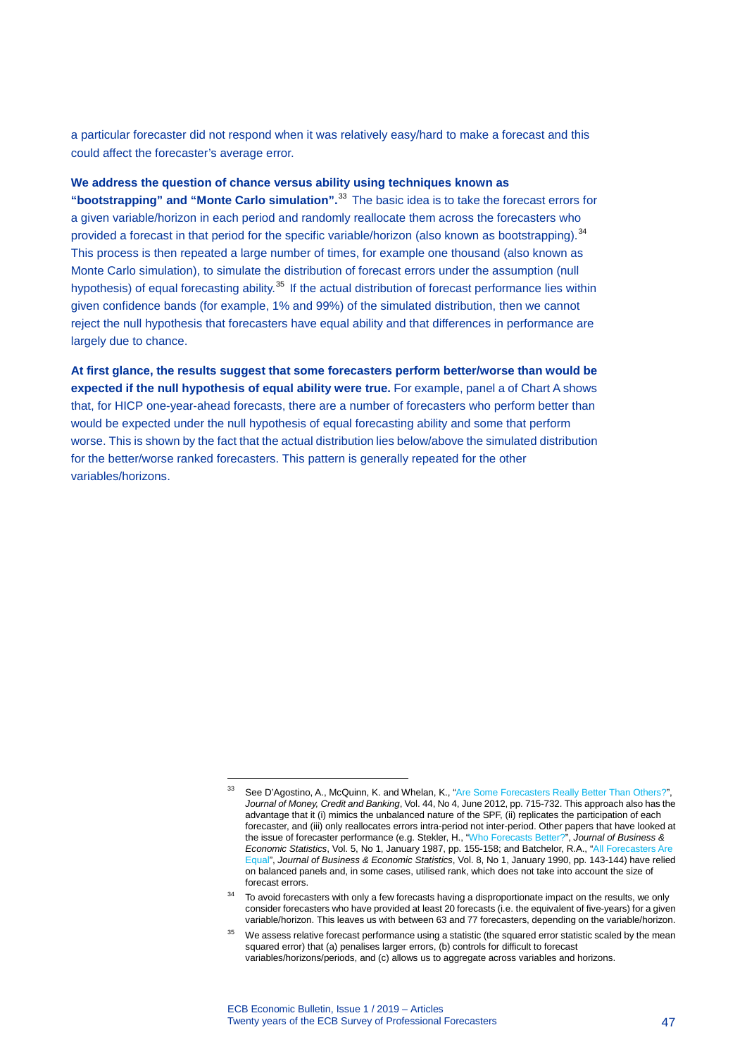a particular forecaster did not respond when it was relatively easy/hard to make a forecast and this could affect the forecaster's average error.

**We address the question of chance versus ability using techniques known as "bootstrapping" and "Monte Carlo simulation".**[33] The basic idea is to take the forecast errors for a given variable/horizon in each period and randomly reallocate them across the forecasters who provided a forecast in that period for the specific variable/horizon (also known as bootstrapping).[34] This process is then repeated a large number of times, for example one thousand (also known as Monte Carlo simulation), to simulate the distribution of forecast errors under the assumption (null hypothesis) of equal forecasting ability.[35] If the actual distribution of forecast performance lies within given confidence bands (for example, 1% and 99%) of the simulated distribution, then we cannot reject the null hypothesis that forecasters have equal ability and that differences in performance are largely due to chance.

**At first glance, the results suggest that some forecasters perform better/worse than would be expected if the null hypothesis of equal ability were true.** For example, panel a of Chart A shows that, for HICP one-year-ahead forecasts, there are a number of forecasters who perform better than would be expected under the null hypothesis of equal forecasting ability and some that perform worse. This is shown by the fact that the actual distribution lies below/above the simulated distribution for the better/worse ranked forecasters. This pattern is generally repeated for the other variables/horizons.

---

[33] See D'Agostino, A., McQuinn, K. and Whelan, K., "Are Some Forecasters Really Better Than Others?", *Journal of Money, Credit and Banking*, Vol. 44, No 4, June 2012, pp. 715-732. This approach also has the advantage that it (i) mimics the unbalanced nature of the SPF, (ii) replicates the participation of each forecaster, and (iii) only reallocates errors intra-period not inter-period. Other papers that have looked at the issue of forecaster performance (e.g. Stekler, H., "Who Forecasts Better?", *Journal of Business & Economic Statistics*, Vol. 5, No 1, January 1987, pp. 155-158; and Batchelor, R.A., "All Forecasters Are Equal", *Journal of Business & Economic Statistics*, Vol. 8, No 1, January 1990, pp. 143-144) have relied on balanced panels and, in some cases, utilised rank, which does not take into account the size of forecast errors.

[34] To avoid forecasters with only a few forecasts having a disproportionate impact on the results, we only consider forecasters who have provided at least 20 forecasts (i.e. the equivalent of five-years) for a given variable/horizon. This leaves us with between 63 and 77 forecasters, depending on the variable/horizon.

[35] We assess relative forecast performance using a statistic (the squared error statistic scaled by the mean squared error) that (a) penalises larger errors, (b) controls for difficult to forecast variables/horizons/periods, and (c) allows us to aggregate across variables and horizons.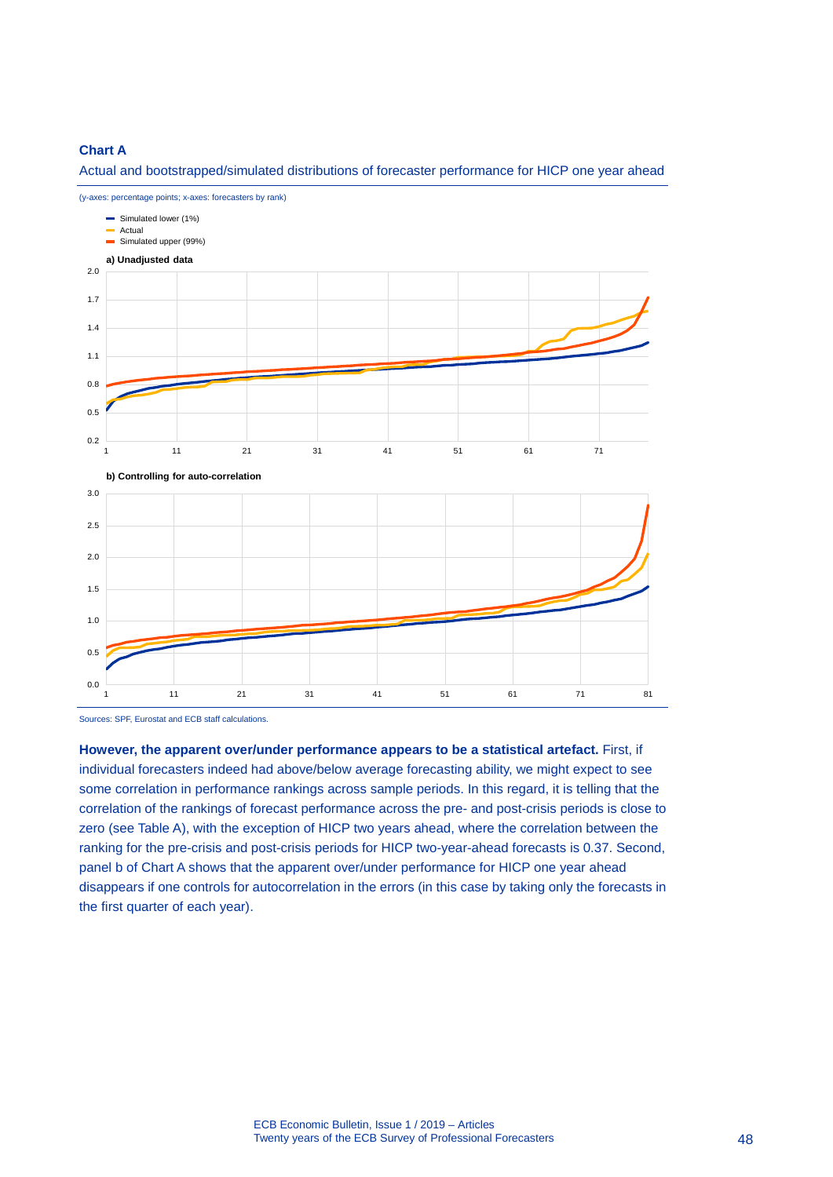**Chart A**

Actual and bootstrapped/simulated distributions of forecaster performance for HICP one year ahead

(y-axes: percentage points; x-axes: forecasters by rank)

- Simulated lower (1%)
- Actual
- Simulated upper (99%)

**a) Unadjusted data**

**b) Controlling for auto-correlation**

Sources: SPF, Eurostat and ECB staff calculations.

**However, the apparent over/under performance appears to be a statistical artefact.** First, if individual forecasters indeed had above/below average forecasting ability, we might expect to see some correlation in performance rankings across sample periods. In this regard, it is telling that the correlation of the rankings of forecast performance across the pre- and post-crisis periods is close to zero (see Table A), with the exception of HICP two years ahead, where the correlation between the ranking for the pre-crisis and post-crisis periods for HICP two-year-ahead forecasts is 0.37. Second, panel b of Chart A shows that the apparent over/under performance for HICP one year ahead disappears if one controls for autocorrelation in the errors (in this case by taking only the forecasts in the first quarter of each year).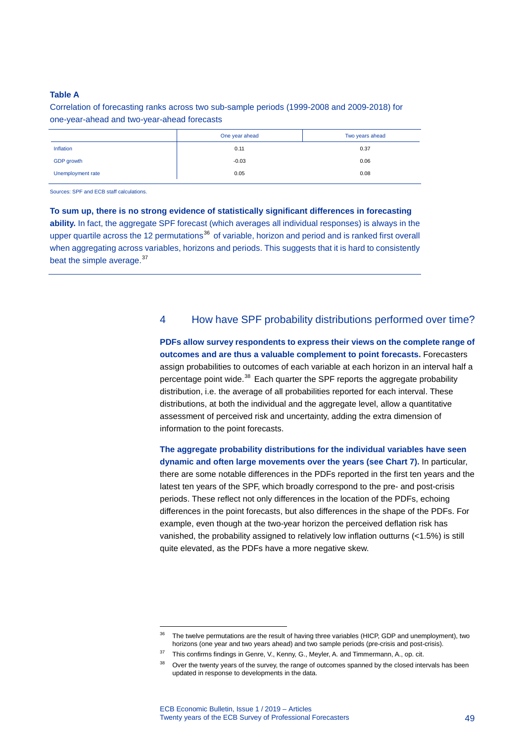**Table A**

Correlation of forecasting ranks across two sub-sample periods (1999-2008 and 2009-2018) for one-year-ahead and two-year-ahead forecasts

| | One year ahead | Two years ahead |
|---|---|---|
| Inflation | 0.11 | 0.37 |
| GDP growth | -0.03 | 0.06 |
| Unemployment rate | 0.05 | 0.08 |

Sources: SPF and ECB staff calculations.

**To sum up, there is no strong evidence of statistically significant differences in forecasting ability.** In fact, the aggregate SPF forecast (which averages all individual responses) is always in the upper quartile across the 12 permutations[36] of variable, horizon and period and is ranked first overall when aggregating across variables, horizons and periods. This suggests that it is hard to consistently beat the simple average.[37]

## 4 How have SPF probability distributions performed over time?

**PDFs allow survey respondents to express their views on the complete range of outcomes and are thus a valuable complement to point forecasts.** Forecasters assign probabilities to outcomes of each variable at each horizon in an interval half a percentage point wide.[38] Each quarter the SPF reports the aggregate probability distribution, i.e. the average of all probabilities reported for each interval. These distributions, at both the individual and the aggregate level, allow a quantitative assessment of perceived risk and uncertainty, adding the extra dimension of information to the point forecasts.

**The aggregate probability distributions for the individual variables have seen dynamic and often large movements over the years (see Chart 7).** In particular, there are some notable differences in the PDFs reported in the first ten years and the latest ten years of the SPF, which broadly correspond to the pre- and post-crisis periods. These reflect not only differences in the location of the PDFs, echoing differences in the point forecasts, but also differences in the shape of the PDFs. For example, even though at the two-year horizon the perceived deflation risk has vanished, the probability assigned to relatively low inflation outturns (<1.5%) is still quite elevated, as the PDFs have a more negative skew.

---

[36] The twelve permutations are the result of having three variables (HICP, GDP and unemployment), two horizons (one year and two years ahead) and two sample periods (pre-crisis and post-crisis).

[37] This confirms findings in Genre, V., Kenny, G., Meyler, A. and Timmermann, A., op. cit.

[38] Over the twenty years of the survey, the range of outcomes spanned by the closed intervals has been updated in response to developments in the data.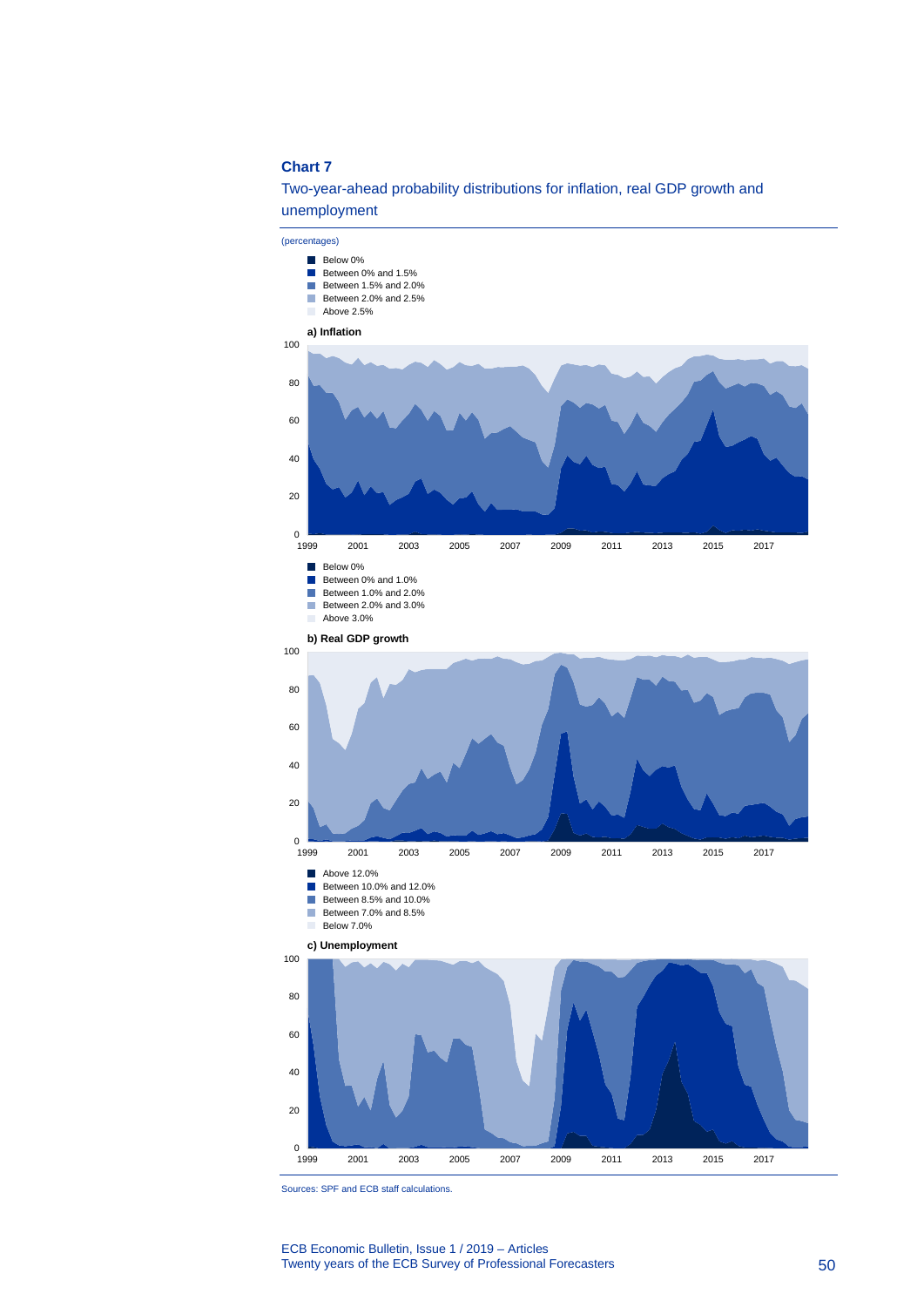**Chart 7**

Two-year-ahead probability distributions for inflation, real GDP growth and unemployment

(percentages)

- Below 0%
- Between 0% and 1.5%
- Between 1.5% and 2.0%
- Between 2.0% and 2.5%
- Above 2.5%

**a) Inflation**

- Below 0%
- Between 0% and 1.0%
- Between 1.0% and 2.0%
- Between 2.0% and 3.0%
- Above 3.0%

**b) Real GDP growth**

- Above 12.0%
- Between 10.0% and 12.0%
- Between 8.5% and 10.0%
- Between 7.0% and 8.5%
- Below 7.0%

**c) Unemployment**

Sources: SPF and ECB staff calculations.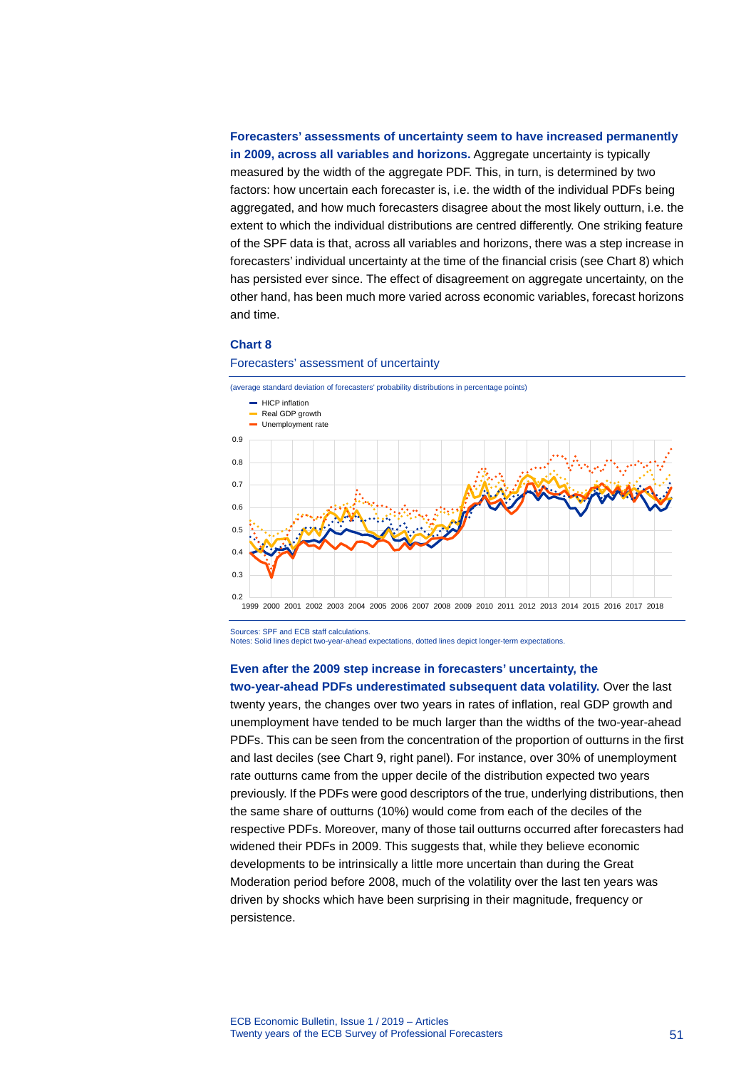**Forecasters' assessments of uncertainty seem to have increased permanently in 2009, across all variables and horizons.** Aggregate uncertainty is typically measured by the width of the aggregate PDF. This, in turn, is determined by two factors: how uncertain each forecaster is, i.e. the width of the individual PDFs being aggregated, and how much forecasters disagree about the most likely outturn, i.e. the extent to which the individual distributions are centred differently. One striking feature of the SPF data is that, across all variables and horizons, there was a step increase in forecasters' individual uncertainty at the time of the financial crisis (see Chart 8) which has persisted ever since. The effect of disagreement on aggregate uncertainty, on the other hand, has been much more varied across economic variables, forecast horizons and time.

### Chart 8

Forecasters' assessment of uncertainty

(average standard deviation of forecasters' probability distributions in percentage points)

Sources: SPF and ECB staff calculations.
Notes: Solid lines depict two-year-ahead expectations, dotted lines depict longer-term expectations.

**Even after the 2009 step increase in forecasters' uncertainty, the two-year-ahead PDFs underestimated subsequent data volatility.** Over the last twenty years, the changes over two years in rates of inflation, real GDP growth and unemployment have tended to be much larger than the widths of the two-year-ahead PDFs. This can be seen from the concentration of the proportion of outturns in the first and last deciles (see Chart 9, right panel). For instance, over 30% of unemployment rate outturns came from the upper decile of the distribution expected two years previously. If the PDFs were good descriptors of the true, underlying distributions, then the same share of outturns (10%) would come from each of the deciles of the respective PDFs. Moreover, many of those tail outturns occurred after forecasters had widened their PDFs in 2009. This suggests that, while they believe economic developments to be intrinsically a little more uncertain than during the Great Moderation period before 2008, much of the volatility over the last ten years was driven by shocks which have been surprising in their magnitude, frequency or persistence.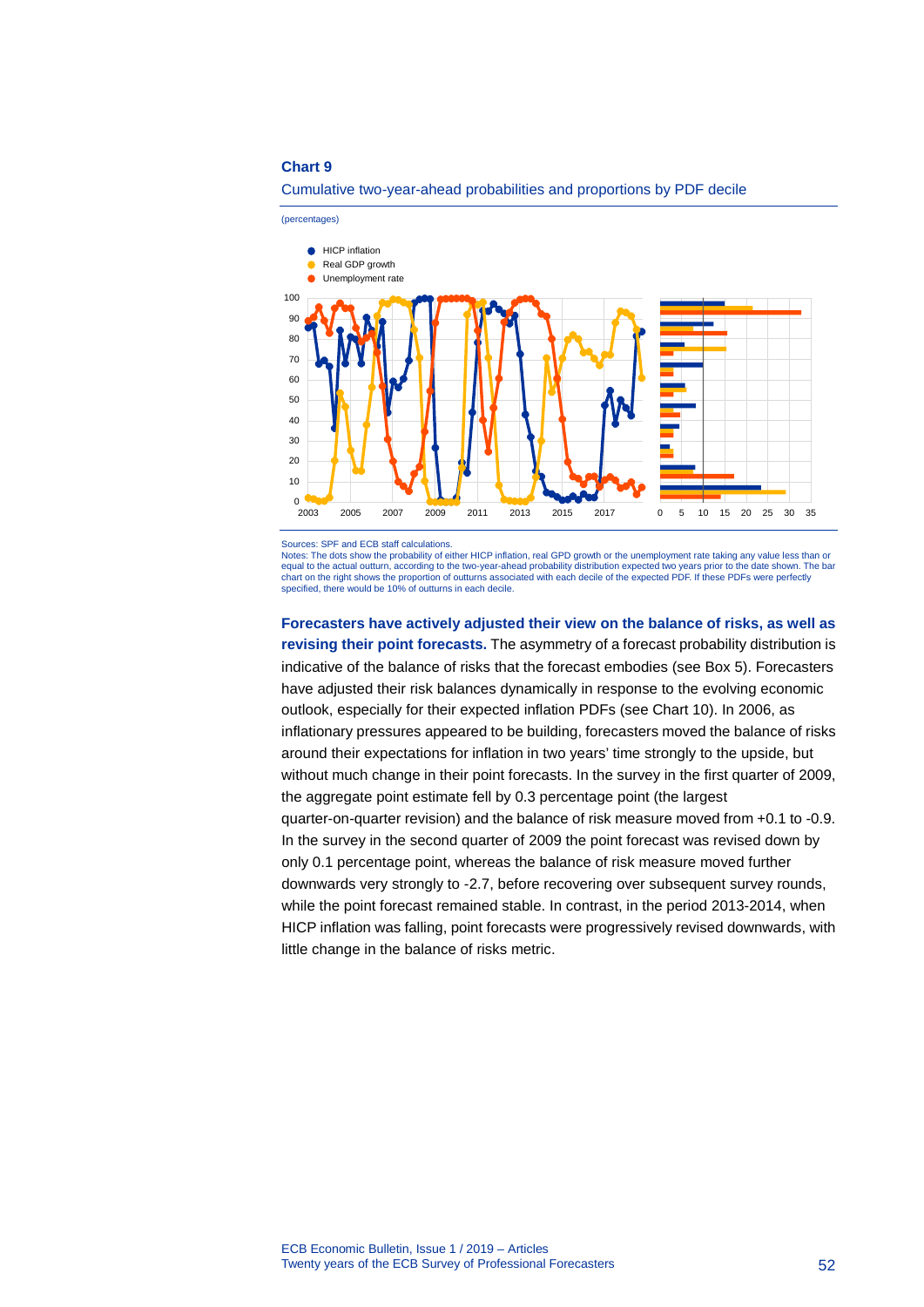**Chart 9**

Cumulative two-year-ahead probabilities and proportions by PDF decile

(percentages)

Sources: SPF and ECB staff calculations.
Notes: The dots show the probability of either HICP inflation, real GPD growth or the unemployment rate taking any value less than or equal to the actual outturn, according to the two-year-ahead probability distribution expected two years prior to the date shown. The bar chart on the right shows the proportion of outturns associated with each decile of the expected PDF. If these PDFs were perfectly specified, there would be 10% of outturns in each decile.

**Forecasters have actively adjusted their view on the balance of risks, as well as revising their point forecasts.** The asymmetry of a forecast probability distribution is indicative of the balance of risks that the forecast embodies (see Box 5). Forecasters have adjusted their risk balances dynamically in response to the evolving economic outlook, especially for their expected inflation PDFs (see Chart 10). In 2006, as inflationary pressures appeared to be building, forecasters moved the balance of risks around their expectations for inflation in two years' time strongly to the upside, but without much change in their point forecasts. In the survey in the first quarter of 2009, the aggregate point estimate fell by 0.3 percentage point (the largest quarter-on-quarter revision) and the balance of risk measure moved from +0.1 to -0.9. In the survey in the second quarter of 2009 the point forecast was revised down by only 0.1 percentage point, whereas the balance of risk measure moved further downwards very strongly to -2.7, before recovering over subsequent survey rounds, while the point forecast remained stable. In contrast, in the period 2013-2014, when HICP inflation was falling, point forecasts were progressively revised downwards, with little change in the balance of risks metric.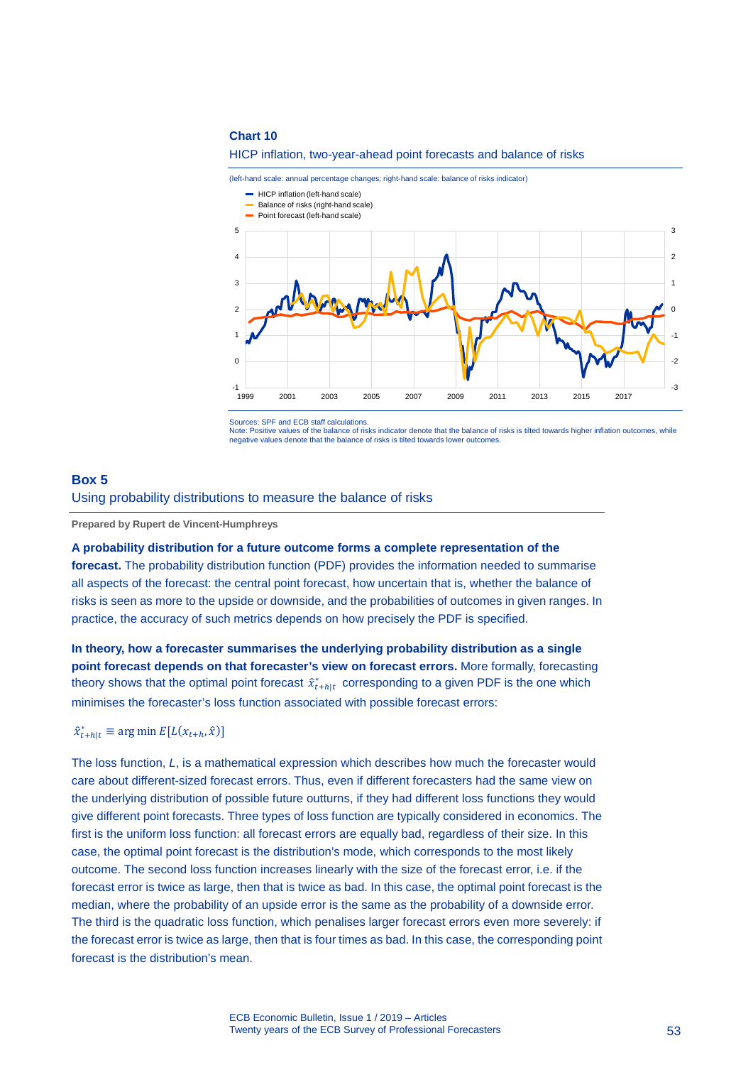**Chart 10**

HICP inflation, two-year-ahead point forecasts and balance of risks

(left-hand scale: annual percentage changes; right-hand scale: balance of risks indicator)

Sources: SPF and ECB staff calculations.
Note: Positive values of the balance of risks indicator denote that the balance of risks is tilted towards higher inflation outcomes, while negative values denote that the balance of risks is tilted towards lower outcomes.

## Box 5
### Using probability distributions to measure the balance of risks

**Prepared by Rupert de Vincent-Humphreys**

**A probability distribution for a future outcome forms a complete representation of the forecast.** The probability distribution function (PDF) provides the information needed to summarise all aspects of the forecast: the central point forecast, how uncertain that is, whether the balance of risks is seen as more to the upside or downside, and the probabilities of outcomes in given ranges. In practice, the accuracy of such metrics depends on how precisely the PDF is specified.

**In theory, how a forecaster summarises the underlying probability distribution as a single point forecast depends on that forecaster's view on forecast errors.** More formally, forecasting theory shows that the optimal point forecast $\hat{x}^*_{t+h|t}$ corresponding to a given PDF is the one which minimises the forecaster's loss function associated with possible forecast errors:

$$\hat{x}^*_{t+h|t} \equiv \arg\min E[L(x_{t+h}, \hat{x})]$$

The loss function, $L$, is a mathematical expression which describes how much the forecaster would care about different-sized forecast errors. Thus, even if different forecasters had the same view on the underlying distribution of possible future outturns, if they had different loss functions they would give different point forecasts. Three types of loss function are typically considered in economics. The first is the uniform loss function: all forecast errors are equally bad, regardless of their size. In this case, the optimal point forecast is the distribution's mode, which corresponds to the most likely outcome. The second loss function increases linearly with the size of the forecast error, i.e. if the forecast error is twice as large, then that is twice as bad. In this case, the optimal point forecast is the median, where the probability of an upside error is the same as the probability of a downside error. The third is the quadratic loss function, which penalises larger forecast errors even more severely: if the forecast error is twice as large, then that is four times as bad. In this case, the corresponding point forecast is the distribution's mean.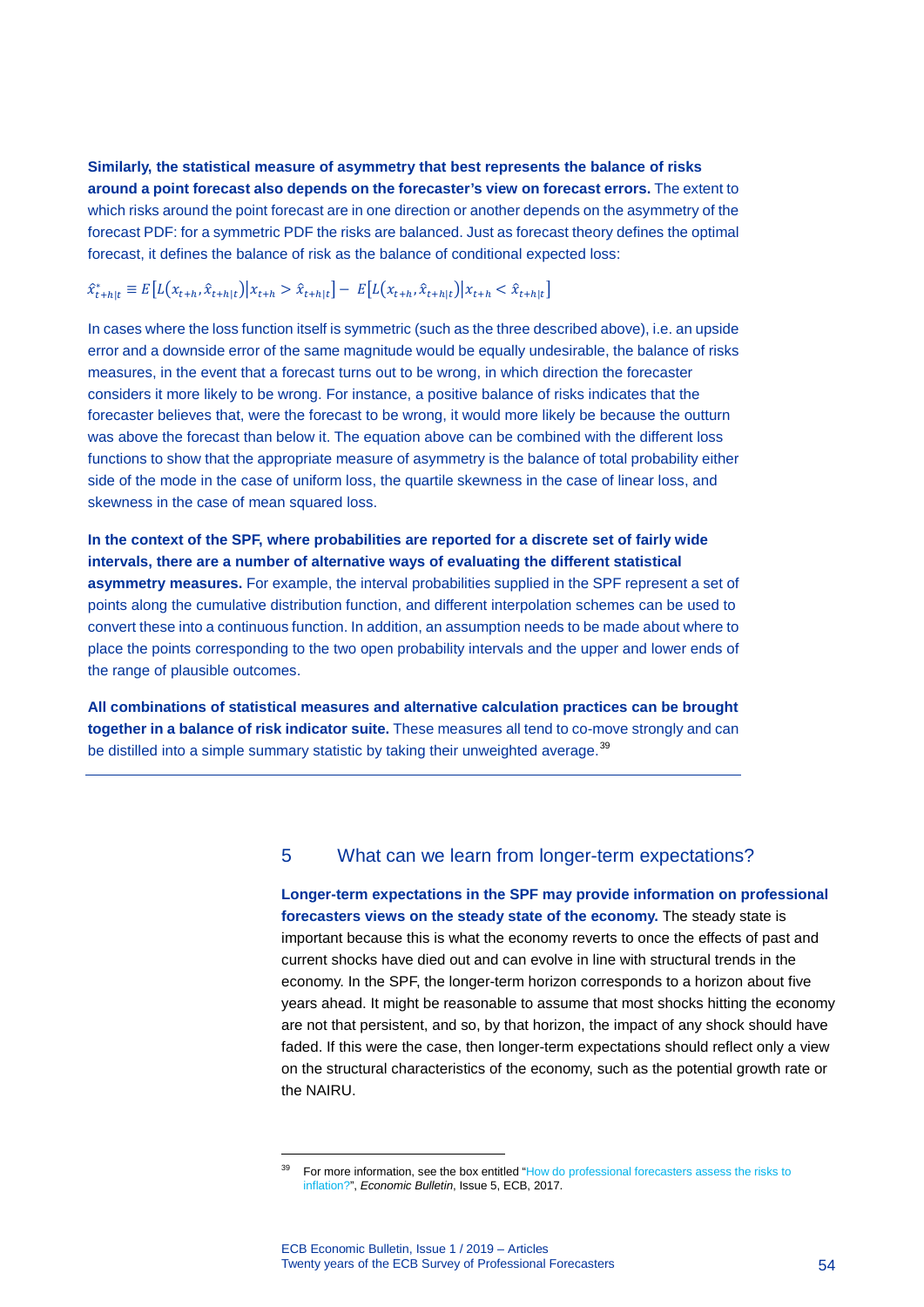**Similarly, the statistical measure of asymmetry that best represents the balance of risks around a point forecast also depends on the forecaster's view on forecast errors.** The extent to which risks around the point forecast are in one direction or another depends on the asymmetry of the forecast PDF: for a symmetric PDF the risks are balanced. Just as forecast theory defines the optimal forecast, it defines the balance of risk as the balance of conditional expected loss:

$$\hat{x}^*_{t+h|t} \equiv E\left[L\left(x_{t+h}, \hat{x}_{t+h|t}\right) \middle| x_{t+h} > \hat{x}_{t+h|t}\right] - E\left[L\left(x_{t+h}, \hat{x}_{t+h|t}\right) \middle| x_{t+h} < \hat{x}_{t+h|t}\right]$$

In cases where the loss function itself is symmetric (such as the three described above), i.e. an upside error and a downside error of the same magnitude would be equally undesirable, the balance of risks measures, in the event that a forecast turns out to be wrong, in which direction the forecaster considers it more likely to be wrong. For instance, a positive balance of risks indicates that the forecaster believes that, were the forecast to be wrong, it would more likely be because the outturn was above the forecast than below it. The equation above can be combined with the different loss functions to show that the appropriate measure of asymmetry is the balance of total probability either side of the mode in the case of uniform loss, the quartile skewness in the case of linear loss, and skewness in the case of mean squared loss.

**In the context of the SPF, where probabilities are reported for a discrete set of fairly wide intervals, there are a number of alternative ways of evaluating the different statistical asymmetry measures.** For example, the interval probabilities supplied in the SPF represent a set of points along the cumulative distribution function, and different interpolation schemes can be used to convert these into a continuous function. In addition, an assumption needs to be made about where to place the points corresponding to the two open probability intervals and the upper and lower ends of the range of plausible outcomes.

**All combinations of statistical measures and alternative calculation practices can be brought together in a balance of risk indicator suite.** These measures all tend to co-move strongly and can be distilled into a simple summary statistic by taking their unweighted average.[39]

## 5 What can we learn from longer-term expectations?

**Longer-term expectations in the SPF may provide information on professional forecasters views on the steady state of the economy.** The steady state is important because this is what the economy reverts to once the effects of past and current shocks have died out and can evolve in line with structural trends in the economy. In the SPF, the longer-term horizon corresponds to a horizon about five years ahead. It might be reasonable to assume that most shocks hitting the economy are not that persistent, and so, by that horizon, the impact of any shock should have faded. If this were the case, then longer-term expectations should reflect only a view on the structural characteristics of the economy, such as the potential growth rate or the NAIRU.

---

[39] For more information, see the box entitled "How do professional forecasters assess the risks to inflation?", *Economic Bulletin*, Issue 5, ECB, 2017.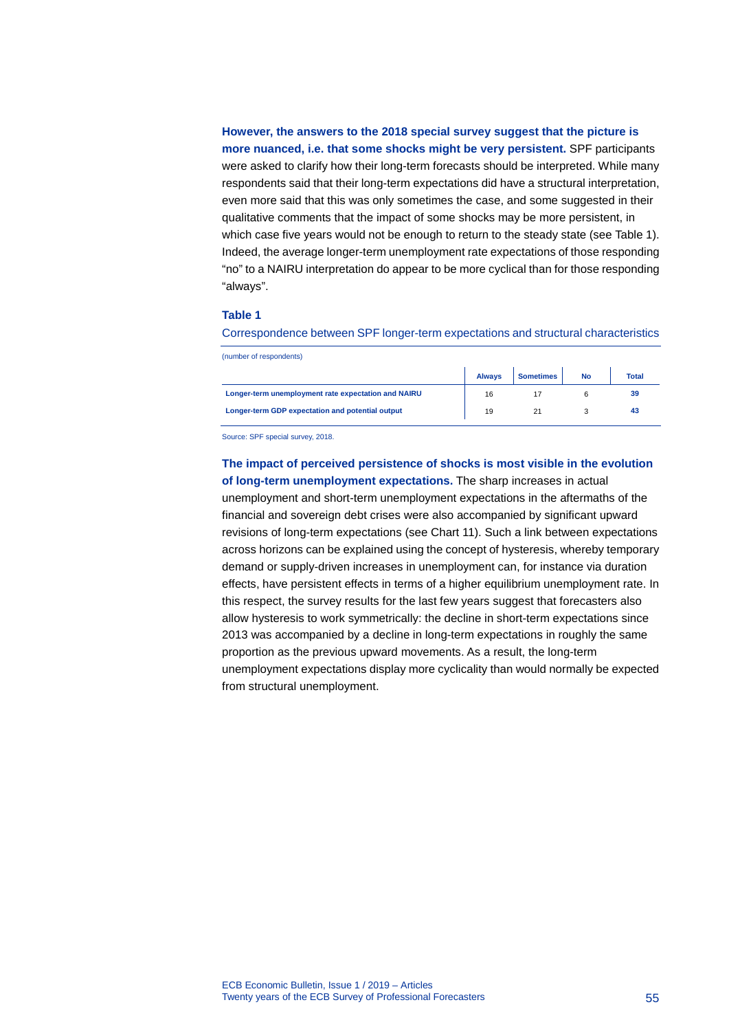**However, the answers to the 2018 special survey suggest that the picture is more nuanced, i.e. that some shocks might be very persistent.** SPF participants were asked to clarify how their long-term forecasts should be interpreted. While many respondents said that their long-term expectations did have a structural interpretation, even more said that this was only sometimes the case, and some suggested in their qualitative comments that the impact of some shocks may be more persistent, in which case five years would not be enough to return to the steady state (see Table 1). Indeed, the average longer-term unemployment rate expectations of those responding "no" to a NAIRU interpretation do appear to be more cyclical than for those responding "always".

**Table 1**

Correspondence between SPF longer-term expectations and structural characteristics

(number of respondents)

| | Always | Sometimes | No | Total |
|---|---|---|---|---|
| **Longer-term unemployment rate expectation and NAIRU** | 16 | 17 | 6 | **39** |
| **Longer-term GDP expectation and potential output** | 19 | 21 | 3 | **43** |

Source: SPF special survey, 2018.

**The impact of perceived persistence of shocks is most visible in the evolution of long-term unemployment expectations.** The sharp increases in actual unemployment and short-term unemployment expectations in the aftermaths of the financial and sovereign debt crises were also accompanied by significant upward revisions of long-term expectations (see Chart 11). Such a link between expectations across horizons can be explained using the concept of hysteresis, whereby temporary demand or supply-driven increases in unemployment can, for instance via duration effects, have persistent effects in terms of a higher equilibrium unemployment rate. In this respect, the survey results for the last few years suggest that forecasters also allow hysteresis to work symmetrically: the decline in short-term expectations since 2013 was accompanied by a decline in long-term expectations in roughly the same proportion as the previous upward movements. As a result, the long-term unemployment expectations display more cyclicality than would normally be expected from structural unemployment.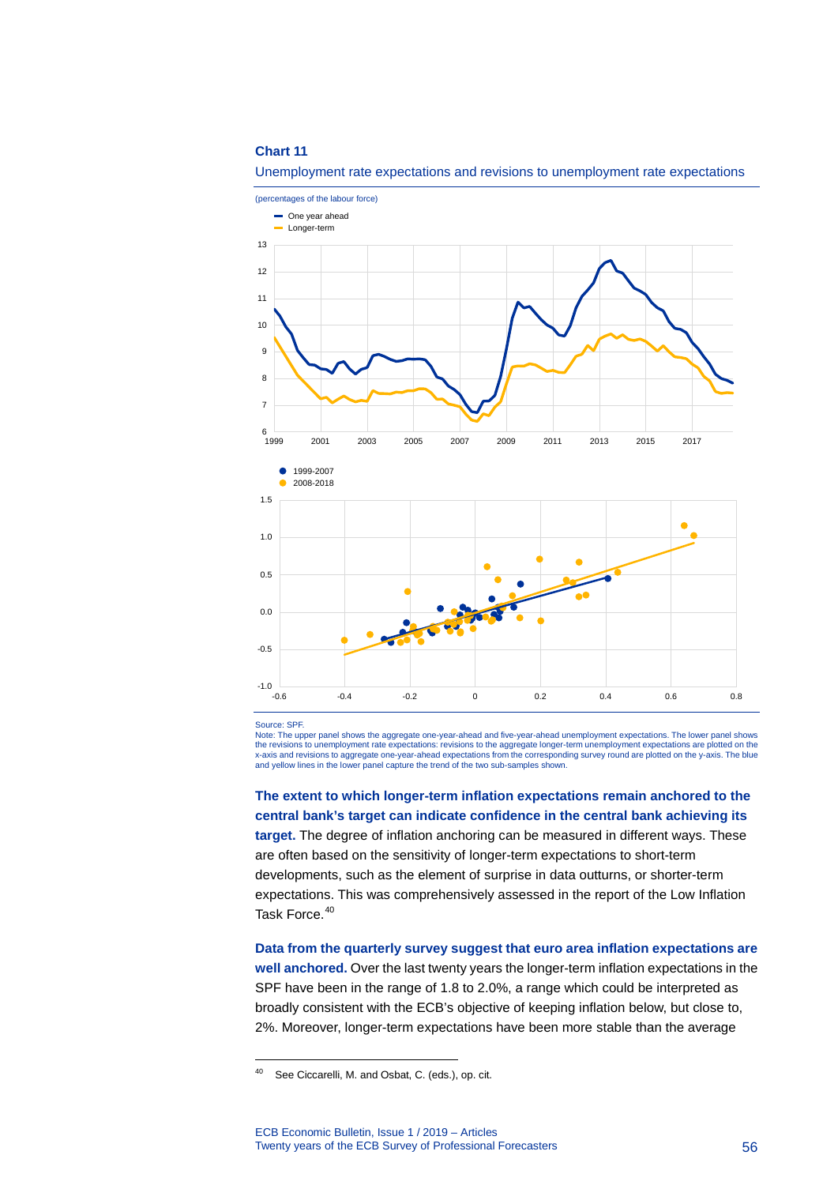**Chart 11**

Unemployment rate expectations and revisions to unemployment rate expectations

(percentages of the labour force)

Source: SPF.
Note: The upper panel shows the aggregate one-year-ahead and five-year-ahead unemployment expectations. The lower panel shows the revisions to unemployment rate expectations: revisions to the aggregate longer-term unemployment expectations are plotted on the x-axis and revisions to aggregate one-year-ahead expectations from the corresponding survey round are plotted on the y-axis. The blue and yellow lines in the lower panel capture the trend of the two sub-samples shown.

**The extent to which longer-term inflation expectations remain anchored to the central bank's target can indicate confidence in the central bank achieving its target.** The degree of inflation anchoring can be measured in different ways. These are often based on the sensitivity of longer-term expectations to short-term developments, such as the element of surprise in data outturns, or shorter-term expectations. This was comprehensively assessed in the report of the Low Inflation Task Force.[40]

**Data from the quarterly survey suggest that euro area inflation expectations are well anchored.** Over the last twenty years the longer-term inflation expectations in the SPF have been in the range of 1.8 to 2.0%, a range which could be interpreted as broadly consistent with the ECB's objective of keeping inflation below, but close to, 2%. Moreover, longer-term expectations have been more stable than the average

---

[40] See Ciccarelli, M. and Osbat, C. (eds.), op. cit.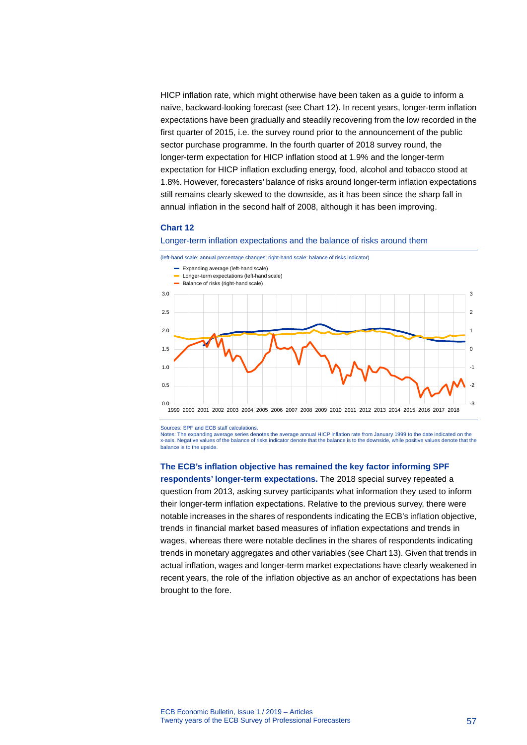HICP inflation rate, which might otherwise have been taken as a guide to inform a naïve, backward-looking forecast (see Chart 12). In recent years, longer-term inflation expectations have been gradually and steadily recovering from the low recorded in the first quarter of 2015, i.e. the survey round prior to the announcement of the public sector purchase programme. In the fourth quarter of 2018 survey round, the longer-term expectation for HICP inflation stood at 1.9% and the longer-term expectation for HICP inflation excluding energy, food, alcohol and tobacco stood at 1.8%. However, forecasters' balance of risks around longer-term inflation expectations still remains clearly skewed to the downside, as it has been since the sharp fall in annual inflation in the second half of 2008, although it has been improving.

**Chart 12**

Longer-term inflation expectations and the balance of risks around them

(left-hand scale: annual percentage changes; right-hand scale: balance of risks indicator)

- Expanding average (left-hand scale)
- Longer-term expectations (left-hand scale)
- Balance of risks (right-hand scale)

Sources: SPF and ECB staff calculations.
Notes: The expanding average series denotes the average annual HICP inflation rate from January 1999 to the date indicated on the x-axis. Negative values of the balance of risks indicator denote that the balance is to the downside, while positive values denote that the balance is to the upside.

**The ECB's inflation objective has remained the key factor informing SPF respondents' longer-term expectations.** The 2018 special survey repeated a question from 2013, asking survey participants what information they used to inform their longer-term inflation expectations. Relative to the previous survey, there were notable increases in the shares of respondents indicating the ECB's inflation objective, trends in financial market based measures of inflation expectations and trends in wages, whereas there were notable declines in the shares of respondents indicating trends in monetary aggregates and other variables (see Chart 13). Given that trends in actual inflation, wages and longer-term market expectations have clearly weakened in recent years, the role of the inflation objective as an anchor of expectations has been brought to the fore.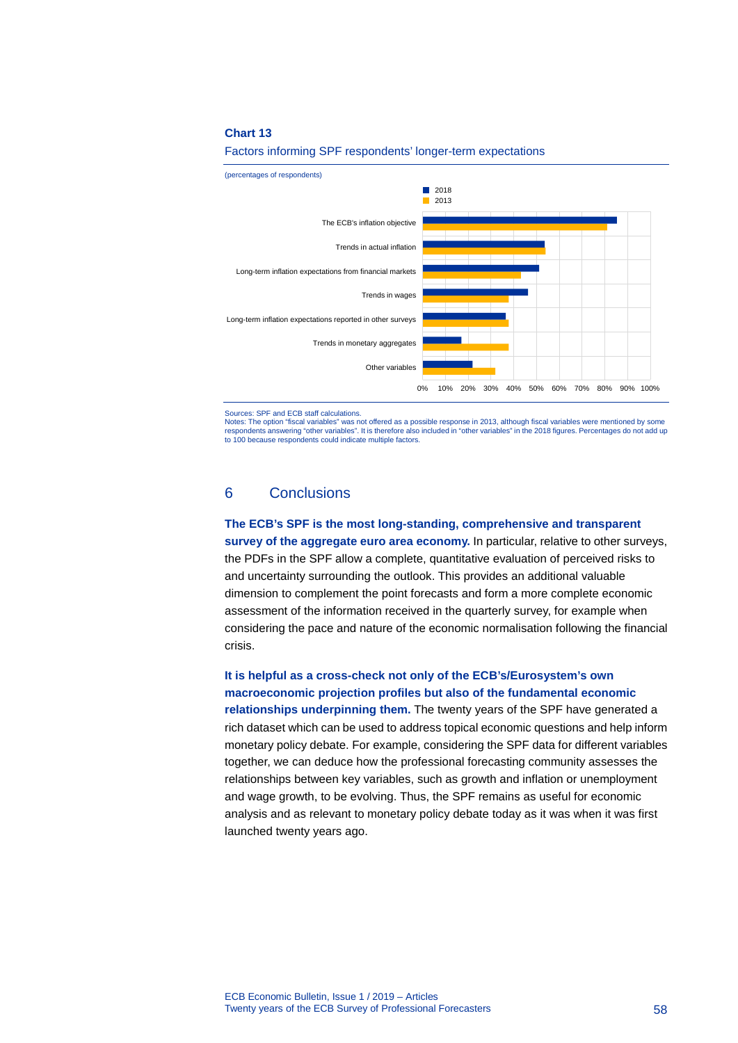**Chart 13**

Factors informing SPF respondents' longer-term expectations

(percentages of respondents)

| | 2018 | 2013 |
|---|---|---|
| The ECB's inflation objective | 85% | 81% |
| Trends in actual inflation | 53% | 54% |
| Long-term inflation expectations from financial markets | 51% | 43% |
| Trends in wages | 46% | 38% |
| Long-term inflation expectations reported in other surveys | 36% | 38% |
| Trends in monetary aggregates | 17% | 38% |
| Other variables | 22% | 32% |

Sources: SPF and ECB staff calculations.
Notes: The option "fiscal variables" was not offered as a possible response in 2013, although fiscal variables were mentioned by some respondents answering "other variables". It is therefore also included in "other variables" in the 2018 figures. Percentages do not add up to 100 because respondents could indicate multiple factors.

## 6 Conclusions

**The ECB's SPF is the most long-standing, comprehensive and transparent survey of the aggregate euro area economy.** In particular, relative to other surveys, the PDFs in the SPF allow a complete, quantitative evaluation of perceived risks to and uncertainty surrounding the outlook. This provides an additional valuable dimension to complement the point forecasts and form a more complete economic assessment of the information received in the quarterly survey, for example when considering the pace and nature of the economic normalisation following the financial crisis.

**It is helpful as a cross-check not only of the ECB's/Eurosystem's own macroeconomic projection profiles but also of the fundamental economic relationships underpinning them.** The twenty years of the SPF have generated a rich dataset which can be used to address topical economic questions and help inform monetary policy debate. For example, considering the SPF data for different variables together, we can deduce how the professional forecasting community assesses the relationships between key variables, such as growth and inflation or unemployment and wage growth, to be evolving. Thus, the SPF remains as useful for economic analysis and as relevant to monetary policy debate today as it was when it was first launched twenty years ago.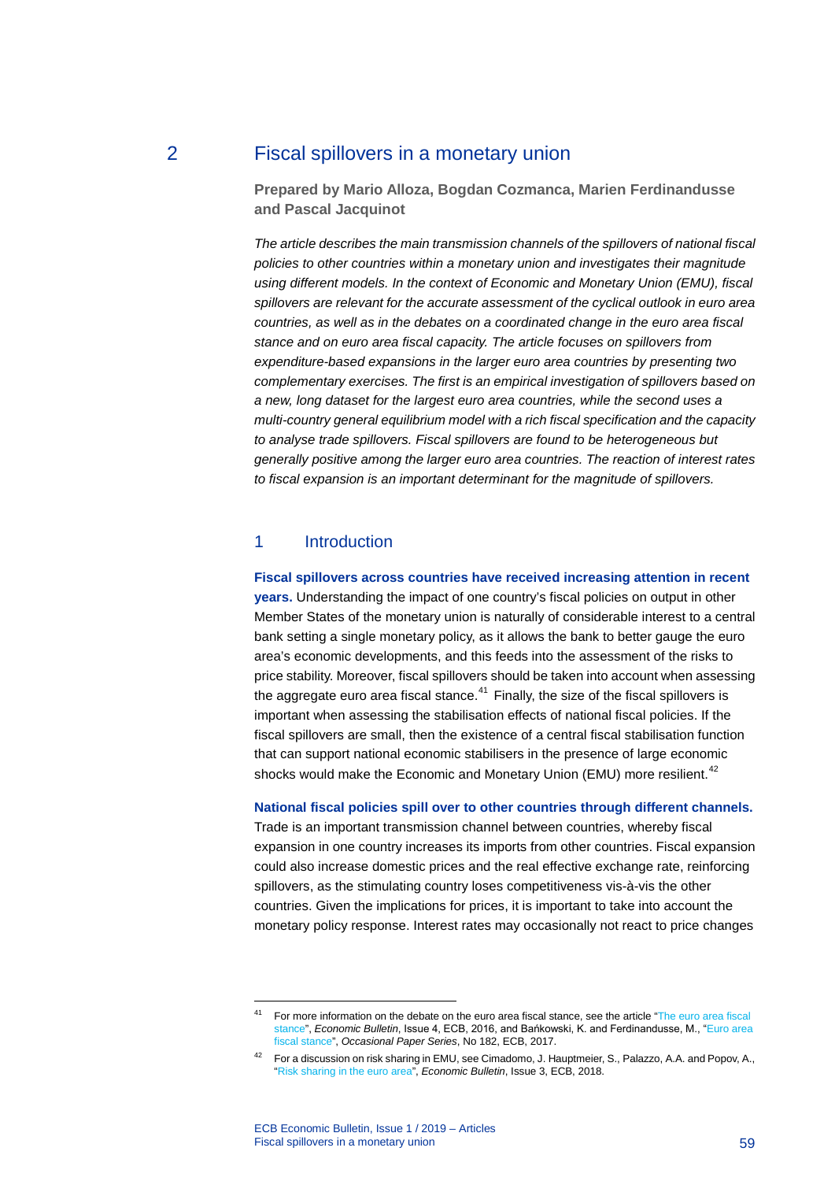# 2 Fiscal spillovers in a monetary union

**Prepared by Mario Alloza, Bogdan Cozmanca, Marien Ferdinandusse and Pascal Jacquinot**

*The article describes the main transmission channels of the spillovers of national fiscal policies to other countries within a monetary union and investigates their magnitude using different models. In the context of Economic and Monetary Union (EMU), fiscal spillovers are relevant for the accurate assessment of the cyclical outlook in euro area countries, as well as in the debates on a coordinated change in the euro area fiscal stance and on euro area fiscal capacity. The article focuses on spillovers from expenditure-based expansions in the larger euro area countries by presenting two complementary exercises. The first is an empirical investigation of spillovers based on a new, long dataset for the largest euro area countries, while the second uses a multi-country general equilibrium model with a rich fiscal specification and the capacity to analyse trade spillovers. Fiscal spillovers are found to be heterogeneous but generally positive among the larger euro area countries. The reaction of interest rates to fiscal expansion is an important determinant for the magnitude of spillovers.*

## 1 Introduction

**Fiscal spillovers across countries have received increasing attention in recent years.** Understanding the impact of one country's fiscal policies on output in other Member States of the monetary union is naturally of considerable interest to a central bank setting a single monetary policy, as it allows the bank to better gauge the euro area's economic developments, and this feeds into the assessment of the risks to price stability. Moreover, fiscal spillovers should be taken into account when assessing the aggregate euro area fiscal stance.[41] Finally, the size of the fiscal spillovers is important when assessing the stabilisation effects of national fiscal policies. If the fiscal spillovers are small, then the existence of a central fiscal stabilisation function that can support national economic stabilisers in the presence of large economic shocks would make the Economic and Monetary Union (EMU) more resilient.[42]

**National fiscal policies spill over to other countries through different channels.** Trade is an important transmission channel between countries, whereby fiscal expansion in one country increases its imports from other countries. Fiscal expansion could also increase domestic prices and the real effective exchange rate, reinforcing spillovers, as the stimulating country loses competitiveness vis-à-vis the other countries. Given the implications for prices, it is important to take into account the monetary policy response. Interest rates may occasionally not react to price changes

---

[41] For more information on the debate on the euro area fiscal stance, see the article "The euro area fiscal stance", *Economic Bulletin*, Issue 4, ECB, 2016, and Bańkowski, K. and Ferdinandusse, M., "Euro area fiscal stance", *Occasional Paper Series*, No 182, ECB, 2017.

[42] For a discussion on risk sharing in EMU, see Cimadomo, J. Hauptmeier, S., Palazzo, A.A. and Popov, A., "Risk sharing in the euro area", *Economic Bulletin*, Issue 3, ECB, 2018.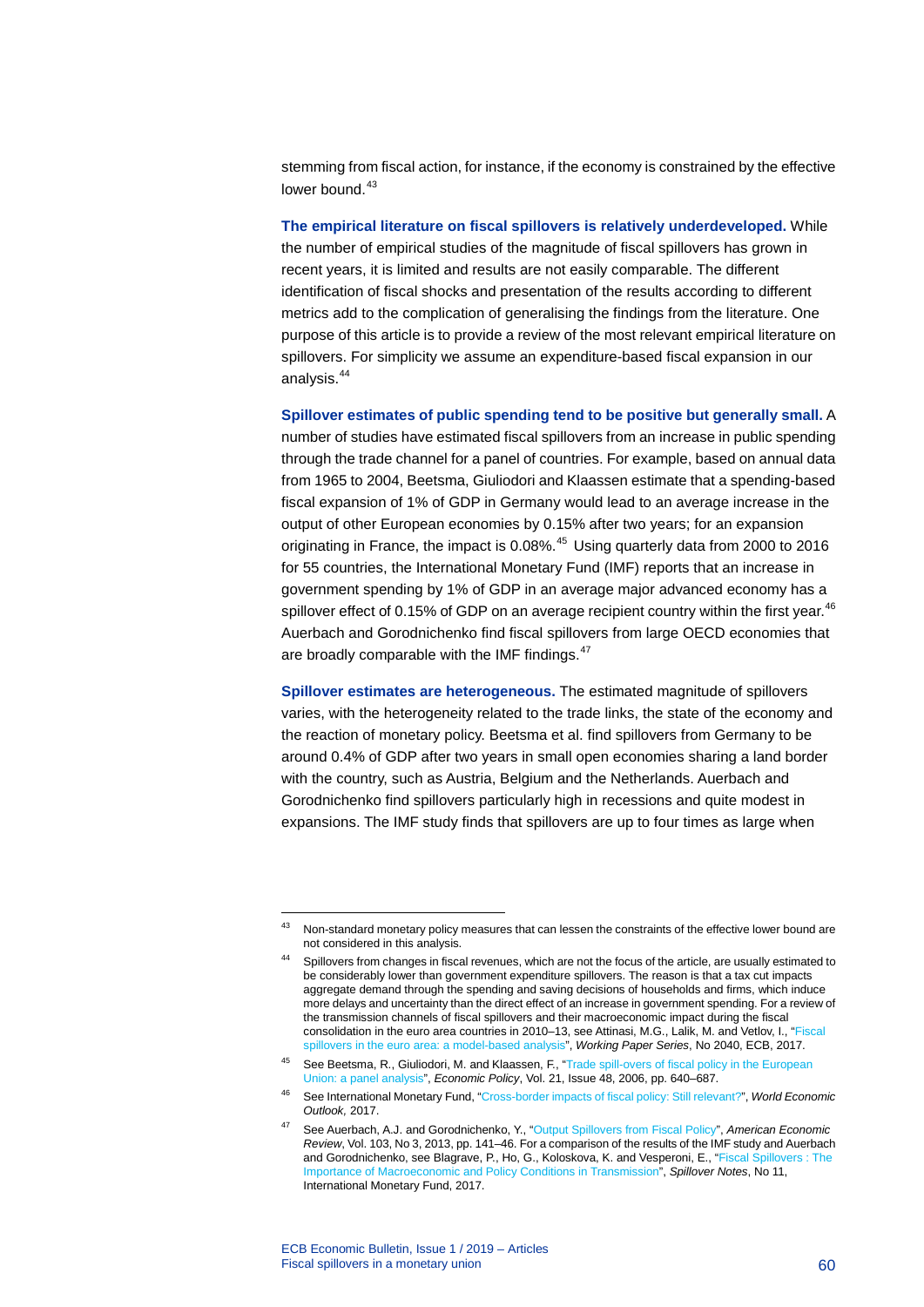stemming from fiscal action, for instance, if the economy is constrained by the effective lower bound.[43]

**The empirical literature on fiscal spillovers is relatively underdeveloped.** While the number of empirical studies of the magnitude of fiscal spillovers has grown in recent years, it is limited and results are not easily comparable. The different identification of fiscal shocks and presentation of the results according to different metrics add to the complication of generalising the findings from the literature. One purpose of this article is to provide a review of the most relevant empirical literature on spillovers. For simplicity we assume an expenditure-based fiscal expansion in our analysis.[44]

**Spillover estimates of public spending tend to be positive but generally small.** A number of studies have estimated fiscal spillovers from an increase in public spending through the trade channel for a panel of countries. For example, based on annual data from 1965 to 2004, Beetsma, Giuliodori and Klaassen estimate that a spending-based fiscal expansion of 1% of GDP in Germany would lead to an average increase in the output of other European economies by 0.15% after two years; for an expansion originating in France, the impact is 0.08%.[45] Using quarterly data from 2000 to 2016 for 55 countries, the International Monetary Fund (IMF) reports that an increase in government spending by 1% of GDP in an average major advanced economy has a spillover effect of 0.15% of GDP on an average recipient country within the first year.[46] Auerbach and Gorodnichenko find fiscal spillovers from large OECD economies that are broadly comparable with the IMF findings.[47]

**Spillover estimates are heterogeneous.** The estimated magnitude of spillovers varies, with the heterogeneity related to the trade links, the state of the economy and the reaction of monetary policy. Beetsma et al. find spillovers from Germany to be around 0.4% of GDP after two years in small open economies sharing a land border with the country, such as Austria, Belgium and the Netherlands. Auerbach and Gorodnichenko find spillovers particularly high in recessions and quite modest in expansions. The IMF study finds that spillovers are up to four times as large when

---

[43] Non-standard monetary policy measures that can lessen the constraints of the effective lower bound are not considered in this analysis.

[44] Spillovers from changes in fiscal revenues, which are not the focus of the article, are usually estimated to be considerably lower than government expenditure spillovers. The reason is that a tax cut impacts aggregate demand through the spending and saving decisions of households and firms, which induce more delays and uncertainty than the direct effect of an increase in government spending. For a review of the transmission channels of fiscal spillovers and their macroeconomic impact during the fiscal consolidation in the euro area countries in 2010–13, see Attinasi, M.G., Lalik, M. and Vetlov, I., "Fiscal spillovers in the euro area: a model-based analysis", *Working Paper Series*, No 2040, ECB, 2017.

[45] See Beetsma, R., Giuliodori, M. and Klaassen, F., "Trade spill-overs of fiscal policy in the European Union: a panel analysis", *Economic Policy*, Vol. 21, Issue 48, 2006, pp. 640–687.

[46] See International Monetary Fund, "Cross-border impacts of fiscal policy: Still relevant?", *World Economic Outlook,* 2017.

[47] See Auerbach, A.J. and Gorodnichenko, Y., "Output Spillovers from Fiscal Policy", *American Economic Review*, Vol. 103, No 3, 2013, pp. 141–46. For a comparison of the results of the IMF study and Auerbach and Gorodnichenko, see Blagrave, P., Ho, G., Koloskova, K. and Vesperoni, E., "Fiscal Spillovers : The Importance of Macroeconomic and Policy Conditions in Transmission", *Spillover Notes*, No 11, International Monetary Fund, 2017.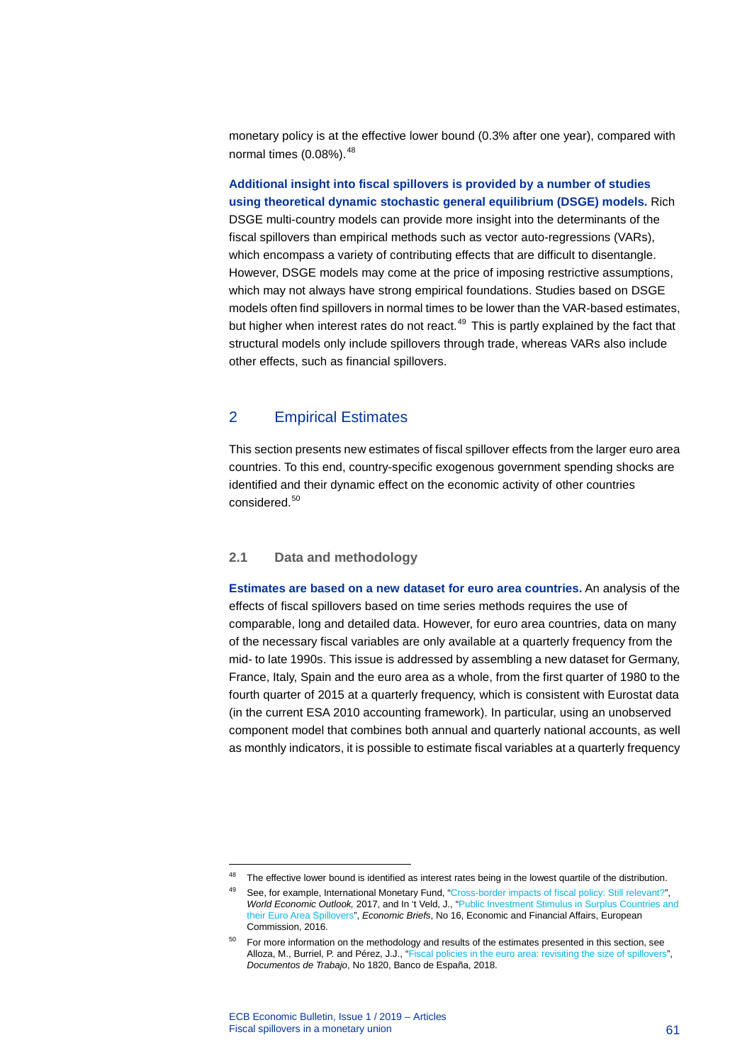monetary policy is at the effective lower bound (0.3% after one year), compared with normal times (0.08%).[48]

**Additional insight into fiscal spillovers is provided by a number of studies using theoretical dynamic stochastic general equilibrium (DSGE) models.** Rich DSGE multi-country models can provide more insight into the determinants of the fiscal spillovers than empirical methods such as vector auto-regressions (VARs), which encompass a variety of contributing effects that are difficult to disentangle. However, DSGE models may come at the price of imposing restrictive assumptions, which may not always have strong empirical foundations. Studies based on DSGE models often find spillovers in normal times to be lower than the VAR-based estimates, but higher when interest rates do not react.[49] This is partly explained by the fact that structural models only include spillovers through trade, whereas VARs also include other effects, such as financial spillovers.

## 2 Empirical Estimates

This section presents new estimates of fiscal spillover effects from the larger euro area countries. To this end, country-specific exogenous government spending shocks are identified and their dynamic effect on the economic activity of other countries considered.[50]

### 2.1 Data and methodology

**Estimates are based on a new dataset for euro area countries.** An analysis of the effects of fiscal spillovers based on time series methods requires the use of comparable, long and detailed data. However, for euro area countries, data on many of the necessary fiscal variables are only available at a quarterly frequency from the mid- to late 1990s. This issue is addressed by assembling a new dataset for Germany, France, Italy, Spain and the euro area as a whole, from the first quarter of 1980 to the fourth quarter of 2015 at a quarterly frequency, which is consistent with Eurostat data (in the current ESA 2010 accounting framework). In particular, using an unobserved component model that combines both annual and quarterly national accounts, as well as monthly indicators, it is possible to estimate fiscal variables at a quarterly frequency

---

[48] The effective lower bound is identified as interest rates being in the lowest quartile of the distribution.

[49] See, for example, International Monetary Fund, "Cross-border impacts of fiscal policy: Still relevant?", *World Economic Outlook*, 2017, and In 't Veld, J., "Public Investment Stimulus in Surplus Countries and their Euro Area Spillovers", *Economic Briefs*, No 16, Economic and Financial Affairs, European Commission, 2016.

[50] For more information on the methodology and results of the estimates presented in this section, see Alloza, M., Burriel, P. and Pérez, J.J., "Fiscal policies in the euro area: revisiting the size of spillovers", *Documentos de Trabajo*, No 1820, Banco de España, 2018.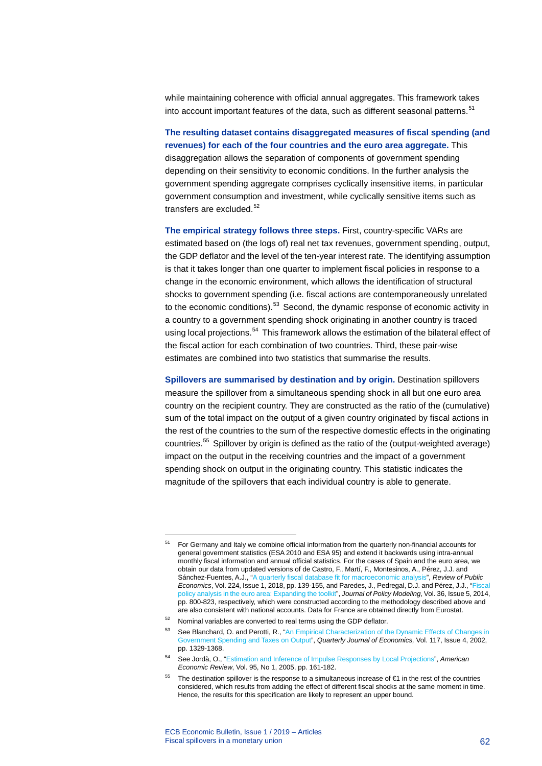while maintaining coherence with official annual aggregates. This framework takes into account important features of the data, such as different seasonal patterns.[51]

**The resulting dataset contains disaggregated measures of fiscal spending (and revenues) for each of the four countries and the euro area aggregate.** This disaggregation allows the separation of components of government spending depending on their sensitivity to economic conditions. In the further analysis the government spending aggregate comprises cyclically insensitive items, in particular government consumption and investment, while cyclically sensitive items such as transfers are excluded.[52]

**The empirical strategy follows three steps.** First, country-specific VARs are estimated based on (the logs of) real net tax revenues, government spending, output, the GDP deflator and the level of the ten-year interest rate. The identifying assumption is that it takes longer than one quarter to implement fiscal policies in response to a change in the economic environment, which allows the identification of structural shocks to government spending (i.e. fiscal actions are contemporaneously unrelated to the economic conditions).[53] Second, the dynamic response of economic activity in a country to a government spending shock originating in another country is traced using local projections.[54] This framework allows the estimation of the bilateral effect of the fiscal action for each combination of two countries. Third, these pair-wise estimates are combined into two statistics that summarise the results.

**Spillovers are summarised by destination and by origin.** Destination spillovers measure the spillover from a simultaneous spending shock in all but one euro area country on the recipient country. They are constructed as the ratio of the (cumulative) sum of the total impact on the output of a given country originated by fiscal actions in the rest of the countries to the sum of the respective domestic effects in the originating countries.[55] Spillover by origin is defined as the ratio of the (output-weighted average) impact on the output in the receiving countries and the impact of a government spending shock on output in the originating country. This statistic indicates the magnitude of the spillovers that each individual country is able to generate.

---

[51] For Germany and Italy we combine official information from the quarterly non-financial accounts for general government statistics (ESA 2010 and ESA 95) and extend it backwards using intra-annual monthly fiscal information and annual official statistics. For the cases of Spain and the euro area, we obtain our data from updated versions of de Castro, F., Martí, F., Montesinos, A., Pérez, J.J. and Sánchez-Fuentes, A.J., "A quarterly fiscal database fit for macroeconomic analysis", *Review of Public Economics*, Vol. 224, Issue 1, 2018, pp. 139-155, and Paredes, J., Pedregal, D.J. and Pérez, J.J., "Fiscal policy analysis in the euro area: Expanding the toolkit", *Journal of Policy Modeling*, Vol. 36, Issue 5, 2014, pp. 800-823, respectively, which were constructed according to the methodology described above and are also consistent with national accounts. Data for France are obtained directly from Eurostat.

[52] Nominal variables are converted to real terms using the GDP deflator.

[53] See Blanchard, O. and Perotti, R., "An Empirical Characterization of the Dynamic Effects of Changes in Government Spending and Taxes on Output", *Quarterly Journal of Economics,* Vol. 117, Issue 4, 2002, pp. 1329-1368.

[54] See Jordà, O., "Estimation and Inference of Impulse Responses by Local Projections", *American Economic Review*, Vol. 95, No 1, 2005, pp. 161-182.

[55] The destination spillover is the response to a simultaneous increase of €1 in the rest of the countries considered, which results from adding the effect of different fiscal shocks at the same moment in time. Hence, the results for this specification are likely to represent an upper bound.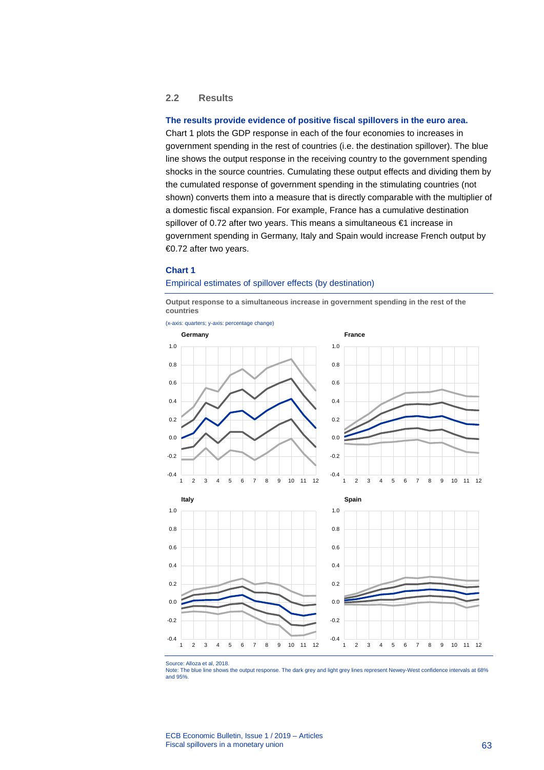## 2.2 Results

**The results provide evidence of positive fiscal spillovers in the euro area.** Chart 1 plots the GDP response in each of the four economies to increases in government spending in the rest of countries (i.e. the destination spillover). The blue line shows the output response in the receiving country to the government spending shocks in the source countries. Cumulating these output effects and dividing them by the cumulated response of government spending in the stimulating countries (not shown) converts them into a measure that is directly comparable with the multiplier of a domestic fiscal expansion. For example, France has a cumulative destination spillover of 0.72 after two years. This means a simultaneous €1 increase in government spending in Germany, Italy and Spain would increase French output by €0.72 after two years.

**Chart 1**

Empirical estimates of spillover effects (by destination)

**Output response to a simultaneous increase in government spending in the rest of the countries**

(x-axis: quarters; y-axis: percentage change)

Source: Alloza et al, 2018.
Note: The blue line shows the output response. The dark grey and light grey lines represent Newey-West confidence intervals at 68% and 95%.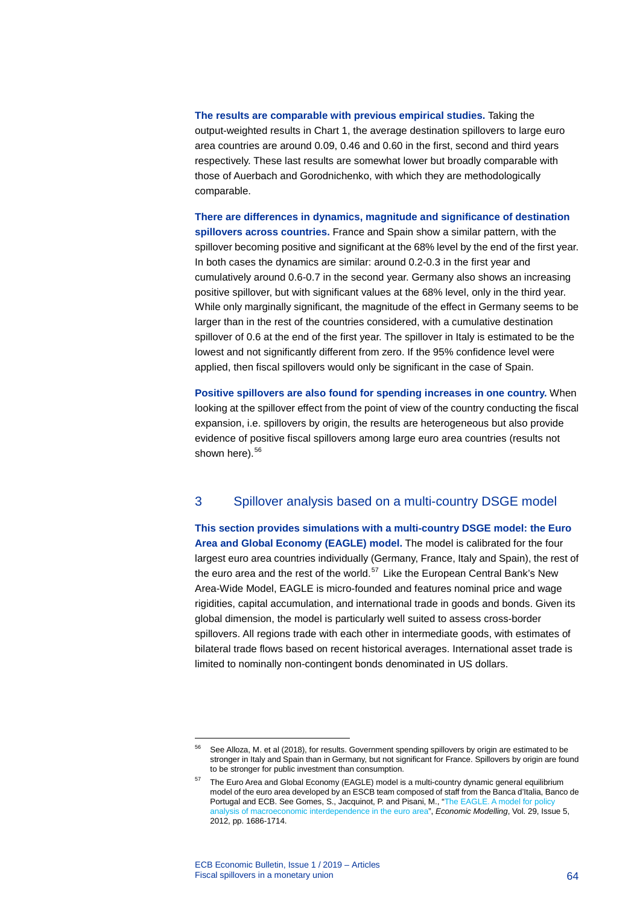**The results are comparable with previous empirical studies.** Taking the output-weighted results in Chart 1, the average destination spillovers to large euro area countries are around 0.09, 0.46 and 0.60 in the first, second and third years respectively. These last results are somewhat lower but broadly comparable with those of Auerbach and Gorodnichenko, with which they are methodologically comparable.

**There are differences in dynamics, magnitude and significance of destination spillovers across countries.** France and Spain show a similar pattern, with the spillover becoming positive and significant at the 68% level by the end of the first year. In both cases the dynamics are similar: around 0.2-0.3 in the first year and cumulatively around 0.6-0.7 in the second year. Germany also shows an increasing positive spillover, but with significant values at the 68% level, only in the third year. While only marginally significant, the magnitude of the effect in Germany seems to be larger than in the rest of the countries considered, with a cumulative destination spillover of 0.6 at the end of the first year. The spillover in Italy is estimated to be the lowest and not significantly different from zero. If the 95% confidence level were applied, then fiscal spillovers would only be significant in the case of Spain.

**Positive spillovers are also found for spending increases in one country.** When looking at the spillover effect from the point of view of the country conducting the fiscal expansion, i.e. spillovers by origin, the results are heterogeneous but also provide evidence of positive fiscal spillovers among large euro area countries (results not shown here).[56]

## 3 Spillover analysis based on a multi-country DSGE model

**This section provides simulations with a multi-country DSGE model: the Euro Area and Global Economy (EAGLE) model.** The model is calibrated for the four largest euro area countries individually (Germany, France, Italy and Spain), the rest of the euro area and the rest of the world.[57] Like the European Central Bank's New Area-Wide Model, EAGLE is micro-founded and features nominal price and wage rigidities, capital accumulation, and international trade in goods and bonds. Given its global dimension, the model is particularly well suited to assess cross-border spillovers. All regions trade with each other in intermediate goods, with estimates of bilateral trade flows based on recent historical averages. International asset trade is limited to nominally non-contingent bonds denominated in US dollars.

---

[56] See Alloza, M. et al (2018), for results. Government spending spillovers by origin are estimated to be stronger in Italy and Spain than in Germany, but not significant for France. Spillovers by origin are found to be stronger for public investment than consumption.

[57] The Euro Area and Global Economy (EAGLE) model is a multi-country dynamic general equilibrium model of the euro area developed by an ESCB team composed of staff from the Banca d'Italia, Banco de Portugal and ECB. See Gomes, S., Jacquinot, P. and Pisani, M., "The EAGLE. A model for policy analysis of macroeconomic interdependence in the euro area", *Economic Modelling*, Vol. 29, Issue 5, 2012, pp. 1686-1714.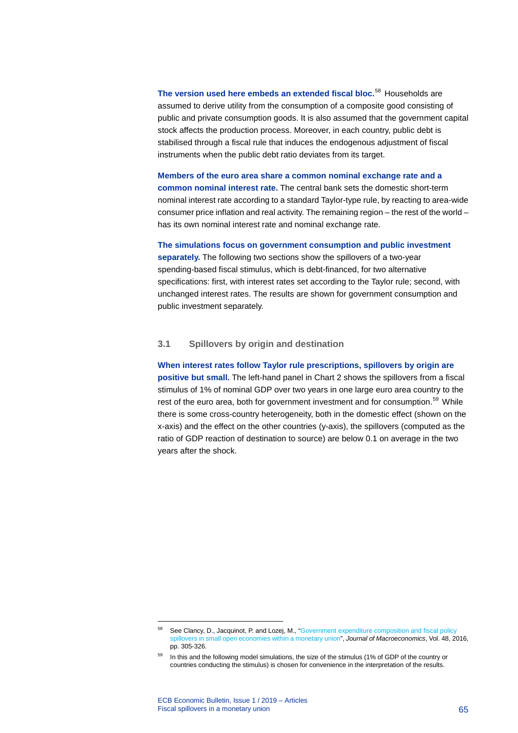**The version used here embeds an extended fiscal bloc.**[58] Households are assumed to derive utility from the consumption of a composite good consisting of public and private consumption goods. It is also assumed that the government capital stock affects the production process. Moreover, in each country, public debt is stabilised through a fiscal rule that induces the endogenous adjustment of fiscal instruments when the public debt ratio deviates from its target.

**Members of the euro area share a common nominal exchange rate and a common nominal interest rate.** The central bank sets the domestic short-term nominal interest rate according to a standard Taylor-type rule, by reacting to area-wide consumer price inflation and real activity. The remaining region – the rest of the world – has its own nominal interest rate and nominal exchange rate.

**The simulations focus on government consumption and public investment separately.** The following two sections show the spillovers of a two-year spending-based fiscal stimulus, which is debt-financed, for two alternative specifications: first, with interest rates set according to the Taylor rule; second, with unchanged interest rates. The results are shown for government consumption and public investment separately.

### 3.1 Spillovers by origin and destination

**When interest rates follow Taylor rule prescriptions, spillovers by origin are positive but small.** The left-hand panel in Chart 2 shows the spillovers from a fiscal stimulus of 1% of nominal GDP over two years in one large euro area country to the rest of the euro area, both for government investment and for consumption.[59] While there is some cross-country heterogeneity, both in the domestic effect (shown on the x-axis) and the effect on the other countries (y-axis), the spillovers (computed as the ratio of GDP reaction of destination to source) are below 0.1 on average in the two years after the shock.

---

[58] See Clancy, D., Jacquinot, P. and Lozej, M., "Government expenditure composition and fiscal policy spillovers in small open economies within a monetary union", *Journal of Macroeconomics*, Vol. 48, 2016, pp. 305-326.

[59] In this and the following model simulations, the size of the stimulus (1% of GDP of the country or countries conducting the stimulus) is chosen for convenience in the interpretation of the results.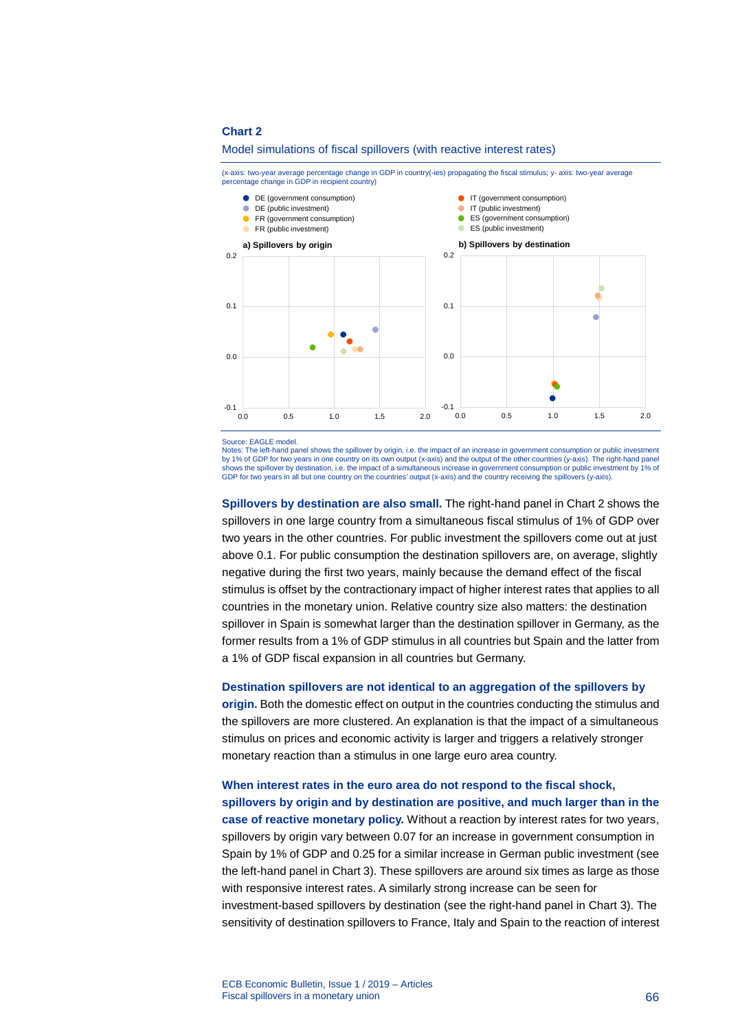**Chart 2**

Model simulations of fiscal spillovers (with reactive interest rates)

(x-axis: two-year average percentage change in GDP in country(-ies) propagating the fiscal stimulus; y- axis: two-year average percentage change in GDP in recipient country)

- DE (government consumption)
- DE (public investment)
- FR (government consumption)
- FR (public investment)
- IT (government consumption)
- IT (public investment)
- ES (government consumption)
- ES (public investment)

a) Spillovers by origin

b) Spillovers by destination

Source: EAGLE model.
Notes: The left-hand panel shows the spillover by origin, i.e. the impact of an increase in government consumption or public investment by 1% of GDP for two years in one country on its own output (x-axis) and the output of the other countries (y-axis). The right-hand panel shows the spillover by destination, i.e. the impact of a simultaneous increase in government consumption or public investment by 1% of GDP for two years in all but one country on the countries' output (x-axis) and the country receiving the spillovers (y-axis).

**Spillovers by destination are also small.** The right-hand panel in Chart 2 shows the spillovers in one large country from a simultaneous fiscal stimulus of 1% of GDP over two years in the other countries. For public investment the spillovers come out at just above 0.1. For public consumption the destination spillovers are, on average, slightly negative during the first two years, mainly because the demand effect of the fiscal stimulus is offset by the contractionary impact of higher interest rates that applies to all countries in the monetary union. Relative country size also matters: the destination spillover in Spain is somewhat larger than the destination spillover in Germany, as the former results from a 1% of GDP stimulus in all countries but Spain and the latter from a 1% of GDP fiscal expansion in all countries but Germany.

**Destination spillovers are not identical to an aggregation of the spillovers by origin.** Both the domestic effect on output in the countries conducting the stimulus and the spillovers are more clustered. An explanation is that the impact of a simultaneous stimulus on prices and economic activity is larger and triggers a relatively stronger monetary reaction than a stimulus in one large euro area country.

**When interest rates in the euro area do not respond to the fiscal shock, spillovers by origin and by destination are positive, and much larger than in the case of reactive monetary policy.** Without a reaction by interest rates for two years, spillovers by origin vary between 0.07 for an increase in government consumption in Spain by 1% of GDP and 0.25 for a similar increase in German public investment (see the left-hand panel in Chart 3). These spillovers are around six times as large as those with responsive interest rates. A similarly strong increase can be seen for investment-based spillovers by destination (see the right-hand panel in Chart 3). The sensitivity of destination spillovers to France, Italy and Spain to the reaction of interest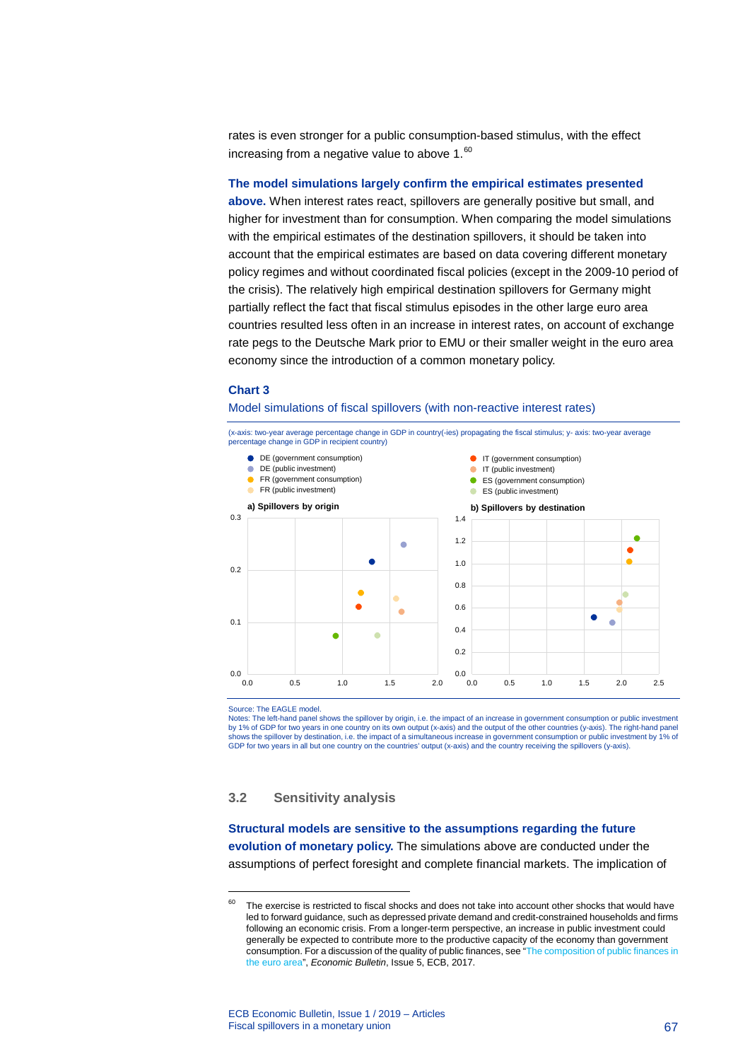rates is even stronger for a public consumption-based stimulus, with the effect increasing from a negative value to above 1.[60]

**The model simulations largely confirm the empirical estimates presented above.** When interest rates react, spillovers are generally positive but small, and higher for investment than for consumption. When comparing the model simulations with the empirical estimates of the destination spillovers, it should be taken into account that the empirical estimates are based on data covering different monetary policy regimes and without coordinated fiscal policies (except in the 2009-10 period of the crisis). The relatively high empirical destination spillovers for Germany might partially reflect the fact that fiscal stimulus episodes in the other large euro area countries resulted less often in an increase in interest rates, on account of exchange rate pegs to the Deutsche Mark prior to EMU or their smaller weight in the euro area economy since the introduction of a common monetary policy.

**Chart 3**

Model simulations of fiscal spillovers (with non-reactive interest rates)

(x-axis: two-year average percentage change in GDP in country(-ies) propagating the fiscal stimulus; y- axis: two-year average percentage change in GDP in recipient country)

- DE (government consumption)
- DE (public investment)
- FR (government consumption)
- FR (public investment)
- IT (government consumption)
- IT (public investment)
- ES (government consumption)
- ES (public investment)

a) Spillovers by origin

b) Spillovers by destination

Source: The EAGLE model.
Notes: The left-hand panel shows the spillover by origin, i.e. the impact of an increase in government consumption or public investment by 1% of GDP for two years in one country on its own output (x-axis) and the output of the other countries (y-axis). The right-hand panel shows the spillover by destination, i.e. the impact of a simultaneous increase in government consumption or public investment by 1% of GDP for two years in all but one country on the countries' output (x-axis) and the country receiving the spillovers (y-axis).

## 3.2 Sensitivity analysis

**Structural models are sensitive to the assumptions regarding the future evolution of monetary policy.** The simulations above are conducted under the assumptions of perfect foresight and complete financial markets. The implication of

[60] The exercise is restricted to fiscal shocks and does not take into account other shocks that would have led to forward guidance, such as depressed private demand and credit-constrained households and firms following an economic crisis. From a longer-term perspective, an increase in public investment could generally be expected to contribute more to the productive capacity of the economy than government consumption. For a discussion of the quality of public finances, see "The composition of public finances in the euro area", *Economic Bulletin*, Issue 5, ECB, 2017.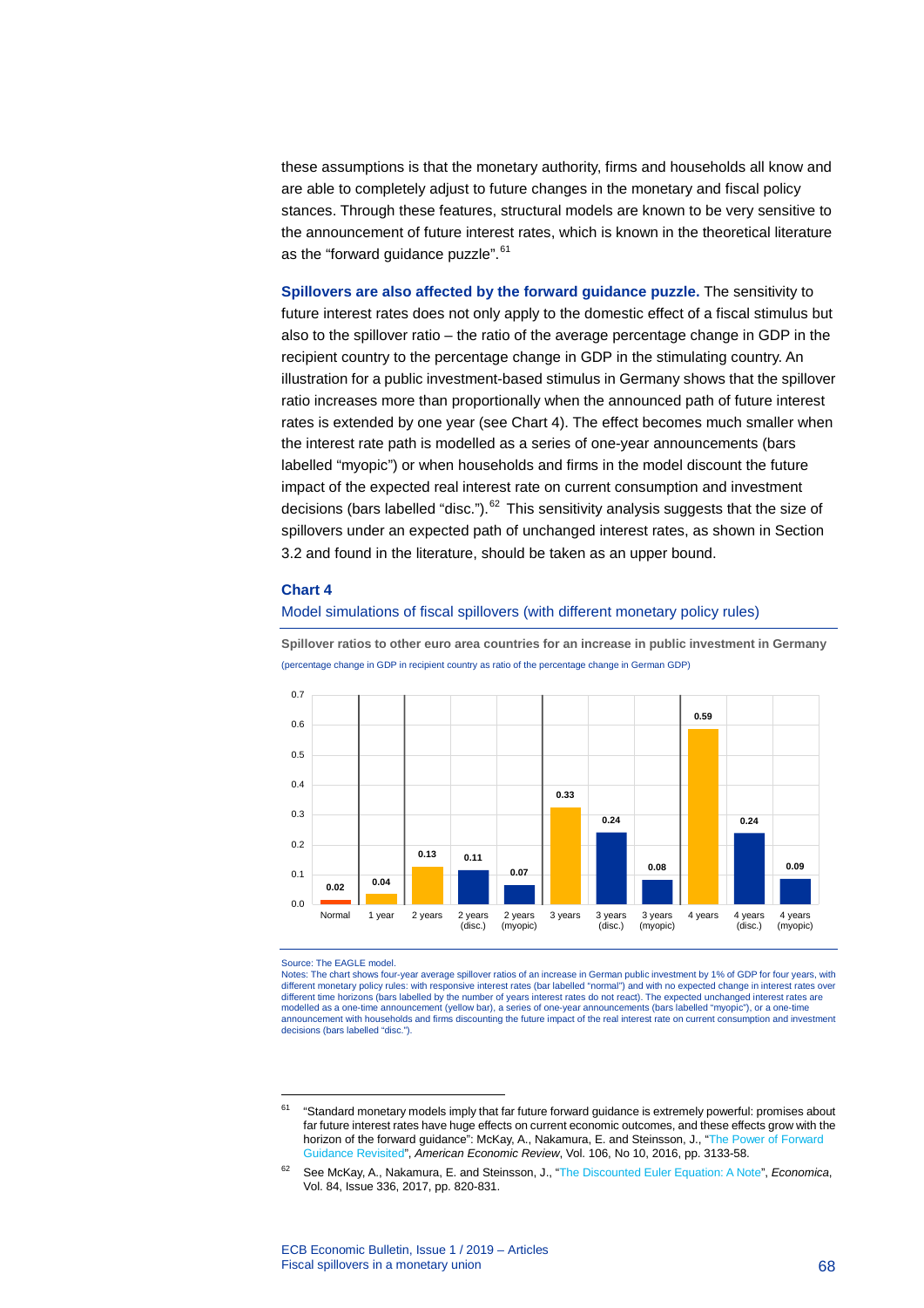these assumptions is that the monetary authority, firms and households all know and are able to completely adjust to future changes in the monetary and fiscal policy stances. Through these features, structural models are known to be very sensitive to the announcement of future interest rates, which is known in the theoretical literature as the "forward guidance puzzle".[61]

**Spillovers are also affected by the forward guidance puzzle.** The sensitivity to future interest rates does not only apply to the domestic effect of a fiscal stimulus but also to the spillover ratio – the ratio of the average percentage change in GDP in the recipient country to the percentage change in GDP in the stimulating country. An illustration for a public investment-based stimulus in Germany shows that the spillover ratio increases more than proportionally when the announced path of future interest rates is extended by one year (see Chart 4). The effect becomes much smaller when the interest rate path is modelled as a series of one-year announcements (bars labelled "myopic") or when households and firms in the model discount the future impact of the expected real interest rate on current consumption and investment decisions (bars labelled "disc.").[62] This sensitivity analysis suggests that the size of spillovers under an expected path of unchanged interest rates, as shown in Section 3.2 and found in the literature, should be taken as an upper bound.

### Chart 4

Model simulations of fiscal spillovers (with different monetary policy rules)

**Spillover ratios to other euro area countries for an increase in public investment in Germany**

(percentage change in GDP in recipient country as ratio of the percentage change in German GDP)

| Normal | 1 year | 2 years | 2 years (disc.) | 2 years (myopic) | 3 years | 3 years (disc.) | 3 years (myopic) | 4 years | 4 years (disc.) | 4 years (myopic) |
|---|---|---|---|---|---|---|---|---|---|---|
| 0.02 | 0.04 | 0.13 | 0.11 | 0.07 | 0.33 | 0.24 | 0.08 | 0.59 | 0.24 | 0.09 |

Source: The EAGLE model.

Notes: The chart shows four-year average spillover ratios of an increase in German public investment by 1% of GDP for four years, with different monetary policy rules: with responsive interest rates (bar labelled "normal") and with no expected change in interest rates over different time horizons (bars labelled by the number of years interest rates do not react). The expected unchanged interest rates are modelled as a one-time announcement (yellow bar), a series of one-year announcements (bars labelled "myopic"), or a one-time announcement with households and firms discounting the future impact of the real interest rate on current consumption and investment decisions (bars labelled "disc.").

---

[61] "Standard monetary models imply that far future forward guidance is extremely powerful: promises about far future interest rates have huge effects on current economic outcomes, and these effects grow with the horizon of the forward guidance": McKay, A., Nakamura, E. and Steinsson, J., "The Power of Forward Guidance Revisited", *American Economic Review*, Vol. 106, No 10, 2016, pp. 3133-58.

[62] See McKay, A., Nakamura, E. and Steinsson, J., "The Discounted Euler Equation: A Note", *Economica*, Vol. 84, Issue 336, 2017, pp. 820-831.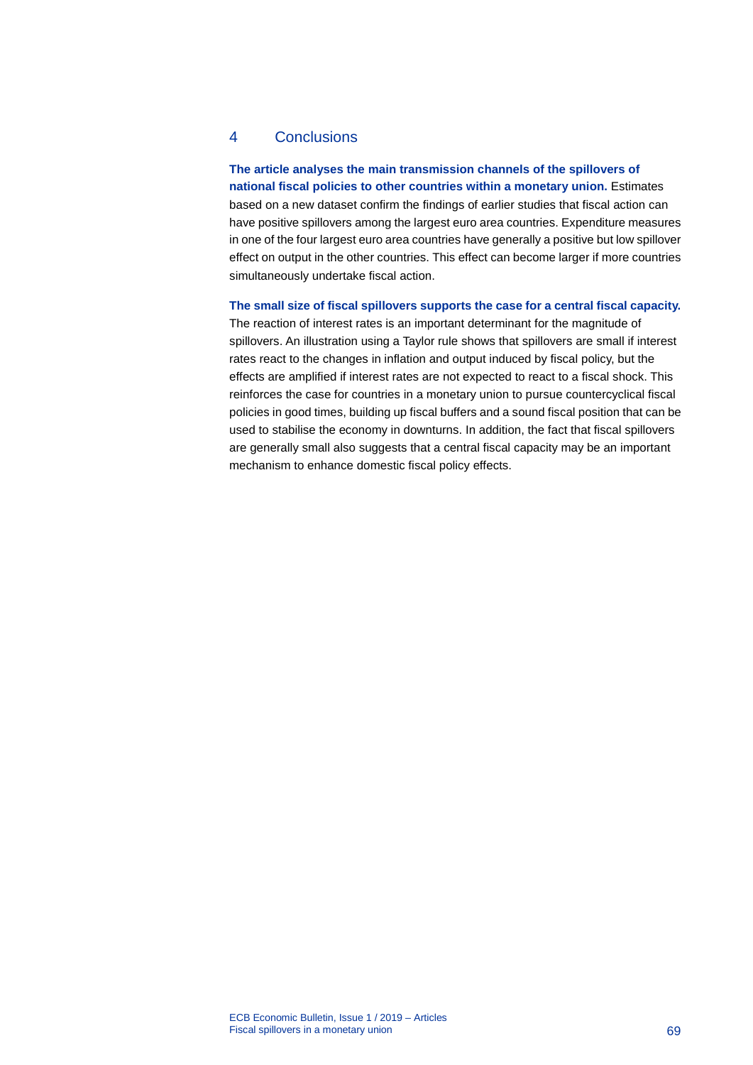## 4 Conclusions

**The article analyses the main transmission channels of the spillovers of national fiscal policies to other countries within a monetary union.** Estimates based on a new dataset confirm the findings of earlier studies that fiscal action can have positive spillovers among the largest euro area countries. Expenditure measures in one of the four largest euro area countries have generally a positive but low spillover effect on output in the other countries. This effect can become larger if more countries simultaneously undertake fiscal action.

**The small size of fiscal spillovers supports the case for a central fiscal capacity.** The reaction of interest rates is an important determinant for the magnitude of spillovers. An illustration using a Taylor rule shows that spillovers are small if interest rates react to the changes in inflation and output induced by fiscal policy, but the effects are amplified if interest rates are not expected to react to a fiscal shock. This reinforces the case for countries in a monetary union to pursue countercyclical fiscal policies in good times, building up fiscal buffers and a sound fiscal position that can be used to stabilise the economy in downturns. In addition, the fact that fiscal spillovers are generally small also suggests that a central fiscal capacity may be an important mechanism to enhance domestic fiscal policy effects.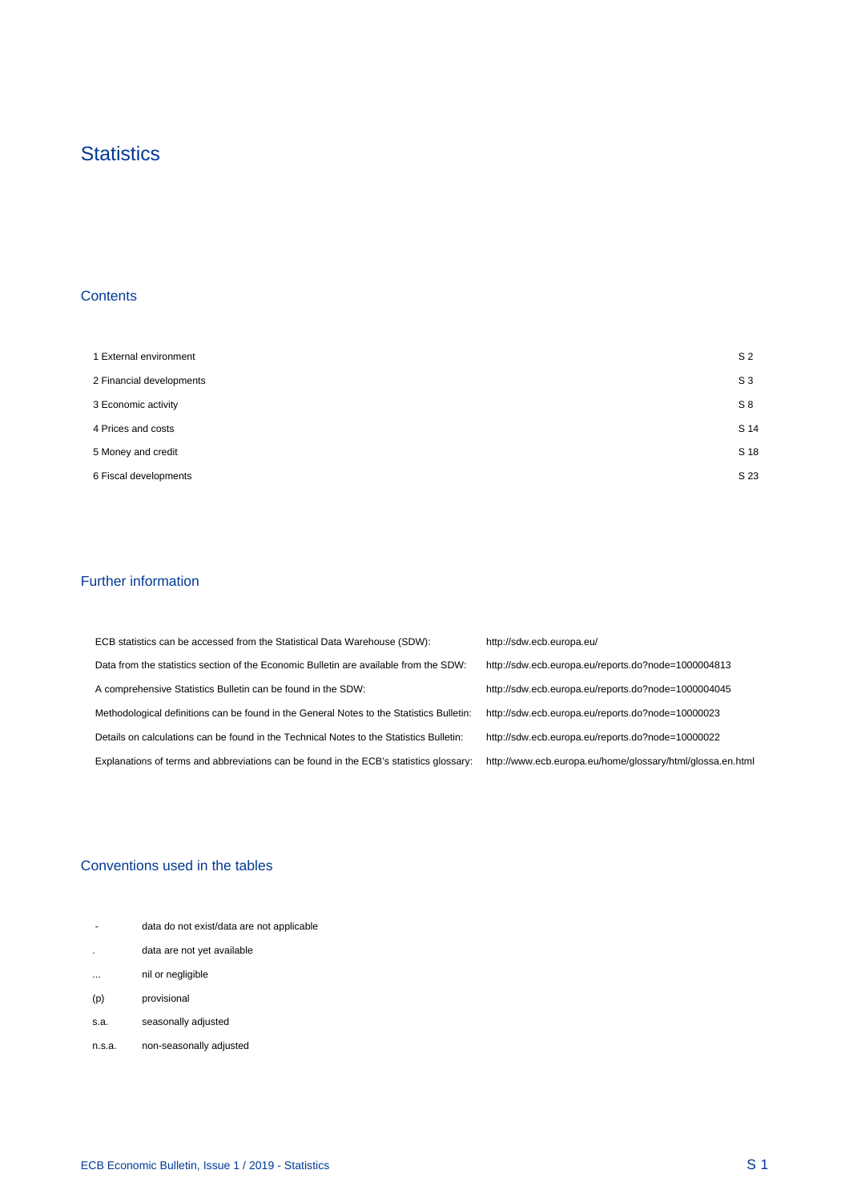# Statistics

## Contents

| | |
|---|---|
| 1 External environment | S 2 |
| 2 Financial developments | S 3 |
| 3 Economic activity | S 8 |
| 4 Prices and costs | S 14 |
| 5 Money and credit | S 18 |
| 6 Fiscal developments | S 23 |

## Further information

| | |
|---|---|
| ECB statistics can be accessed from the Statistical Data Warehouse (SDW): | http://sdw.ecb.europa.eu/ |
| Data from the statistics section of the Economic Bulletin are available from the SDW: | http://sdw.ecb.europa.eu/reports.do?node=1000004813 |
| A comprehensive Statistics Bulletin can be found in the SDW: | http://sdw.ecb.europa.eu/reports.do?node=1000004045 |
| Methodological definitions can be found in the General Notes to the Statistics Bulletin: | http://sdw.ecb.europa.eu/reports.do?node=10000023 |
| Details on calculations can be found in the Technical Notes to the Statistics Bulletin: | http://sdw.ecb.europa.eu/reports.do?node=10000022 |
| Explanations of terms and abbreviations can be found in the ECB's statistics glossary: | http://www.ecb.europa.eu/home/glossary/html/glossa.en.html |

## Conventions used in the tables

| | |
|---|---|
| - | data do not exist/data are not applicable |
| . | data are not yet available |
| ... | nil or negligible |
| (p) | provisional |
| s.a. | seasonally adjusted |
| n.s.a. | non-seasonally adjusted |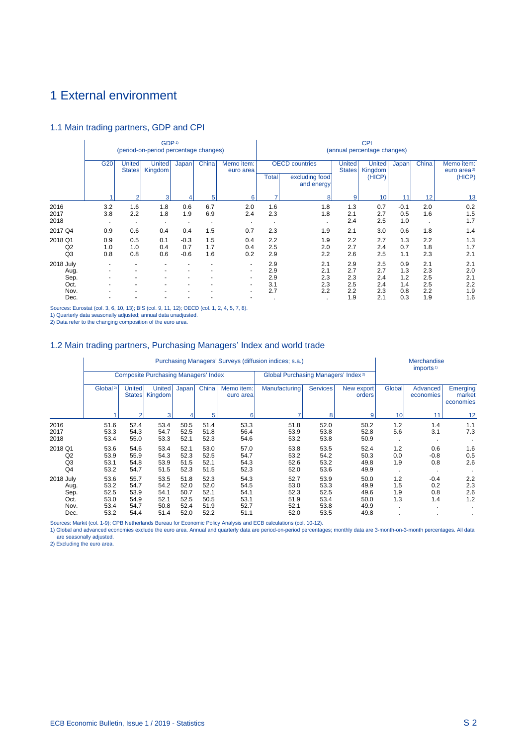# 1 External environment

## 1.1 Main trading partners, GDP and CPI

| | GDP[1] (period-on-period percentage changes) | | | | | | CPI (annual percentage changes) | | | | | | |
|---|---|---|---|---|---|---|---|---|---|---|---|---|---|
| | G20 | United States | United Kingdom | Japan | China | Memo item: euro area | OECD countries | | United States | United Kingdom (HICP) | Japan | China | Memo item: euro area[2] (HICP) |
| | | | | | | | Total | excluding food and energy | | | | | |
| | 1 | 2 | 3 | 4 | 5 | 6 | 7 | 8 | 9 | 10 | 11 | 12 | 13 |
| 2016 | 3.2 | 1.6 | 1.8 | 0.6 | 6.7 | 2.0 | 1.6 | 1.8 | 1.3 | 0.7 | -0.1 | 2.0 | 0.2 |
| 2017 | 3.8 | 2.2 | 1.8 | 1.9 | 6.9 | 2.4 | 2.3 | 1.8 | 2.1 | 2.7 | 0.5 | 1.6 | 1.5 |
| 2018 | . | . | . | . | . | . | . | . | 2.4 | 2.5 | 1.0 | . | 1.7 |
| 2017 Q4 | 0.9 | 0.6 | 0.4 | 0.4 | 1.5 | 0.7 | 2.3 | 1.9 | 2.1 | 3.0 | 0.6 | 1.8 | 1.4 |
| 2018 Q1 | 0.9 | 0.5 | 0.1 | -0.3 | 1.5 | 0.4 | 2.2 | 1.9 | 2.2 | 2.7 | 1.3 | 2.2 | 1.3 |
| Q2 | 1.0 | 1.0 | 0.4 | 0.7 | 1.7 | 0.4 | 2.5 | 2.0 | 2.7 | 2.4 | 0.7 | 1.8 | 1.7 |
| Q3 | 0.8 | 0.8 | 0.6 | -0.6 | 1.6 | 0.2 | 2.9 | 2.2 | 2.6 | 2.5 | 1.1 | 2.3 | 2.1 |
| 2018 July | - | - | - | - | - | - | 2.9 | 2.1 | 2.9 | 2.5 | 0.9 | 2.1 | 2.1 |
| Aug. | - | - | - | - | - | - | 2.9 | 2.1 | 2.7 | 2.7 | 1.3 | 2.3 | 2.0 |
| Sep. | - | - | - | - | - | - | 2.9 | 2.3 | 2.3 | 2.4 | 1.2 | 2.5 | 2.1 |
| Oct. | - | - | - | - | - | - | 3.1 | 2.3 | 2.5 | 2.4 | 1.4 | 2.5 | 2.2 |
| Nov. | - | - | - | - | - | - | 2.7 | 2.2 | 2.2 | 2.3 | 0.8 | 2.2 | 1.9 |
| Dec. | - | - | - | - | - | - | . | . | 1.9 | 2.1 | 0.3 | 1.9 | 1.6 |

Sources: Eurostat (col. 3, 6, 10, 13); BIS (col. 9, 11, 12); OECD (col. 1, 2, 4, 5, 7, 8).
1) Quarterly data seasonally adjusted; annual data unadjusted.
2) Data refer to the changing composition of the euro area.

## 1.2 Main trading partners, Purchasing Managers' Index and world trade

| | Purchasing Managers' Surveys (diffusion indices; s.a.) | | | | | | | | | Merchandise imports[1] | | |
|---|---|---|---|---|---|---|---|---|---|---|---|---|
| | Composite Purchasing Managers' Index | | | | | | Global Purchasing Managers' Index[2] | | | | | |
| | Global[2] | United States | United Kingdom | Japan | China | Memo item: euro area | Manufacturing | Services | New export orders | Global | Advanced economies | Emerging market economies |
| | 1 | 2 | 3 | 4 | 5 | 6 | 7 | 8 | 9 | 10 | 11 | 12 |
| 2016 | 51.6 | 52.4 | 53.4 | 50.5 | 51.4 | 53.3 | 51.8 | 52.0 | 50.2 | 1.2 | 1.4 | 1.1 |
| 2017 | 53.3 | 54.3 | 54.7 | 52.5 | 51.8 | 56.4 | 53.9 | 53.8 | 52.8 | 5.6 | 3.1 | 7.3 |
| 2018 | 53.4 | 55.0 | 53.3 | 52.1 | 52.3 | 54.6 | 53.2 | 53.8 | 50.9 | . | . | . |
| 2018 Q1 | 53.6 | 54.6 | 53.4 | 52.1 | 53.0 | 57.0 | 53.8 | 53.5 | 52.4 | 1.2 | 0.6 | 1.6 |
| Q2 | 53.9 | 55.9 | 54.3 | 52.3 | 52.5 | 54.7 | 53.2 | 54.2 | 50.3 | 0.0 | -0.8 | 0.5 |
| Q3 | 53.1 | 54.8 | 53.9 | 51.5 | 52.1 | 54.3 | 52.6 | 53.2 | 49.8 | 1.9 | 0.8 | 2.6 |
| Q4 | 53.2 | 54.7 | 51.5 | 52.3 | 51.5 | 52.3 | 52.0 | 53.6 | 49.9 | . | . | . |
| 2018 July | 53.6 | 55.7 | 53.5 | 51.8 | 52.3 | 54.3 | 52.7 | 53.9 | 50.0 | 1.2 | -0.4 | 2.2 |
| Aug. | 53.2 | 54.7 | 54.2 | 52.0 | 52.0 | 54.5 | 53.0 | 53.3 | 49.9 | 1.5 | 0.2 | 2.3 |
| Sep. | 52.5 | 53.9 | 54.1 | 50.7 | 52.1 | 54.1 | 52.3 | 52.5 | 49.6 | 1.9 | 0.8 | 2.6 |
| Oct. | 53.0 | 54.9 | 52.1 | 52.5 | 50.5 | 53.1 | 51.9 | 53.4 | 50.0 | 1.3 | 1.4 | 1.2 |
| Nov. | 53.4 | 54.7 | 50.8 | 52.4 | 51.9 | 52.7 | 52.1 | 53.8 | 49.9 | . | . | . |
| Dec. | 53.2 | 54.4 | 51.4 | 52.0 | 52.2 | 51.1 | 52.0 | 53.5 | 49.8 | . | . | . |

Sources: Markit (col. 1-9); CPB Netherlands Bureau for Economic Policy Analysis and ECB calculations (col. 10-12).
1) Global and advanced economies exclude the euro area. Annual and quarterly data are period-on-period percentages; monthly data are 3-month-on-3-month percentages. All data are seasonally adjusted.
2) Excluding the euro area.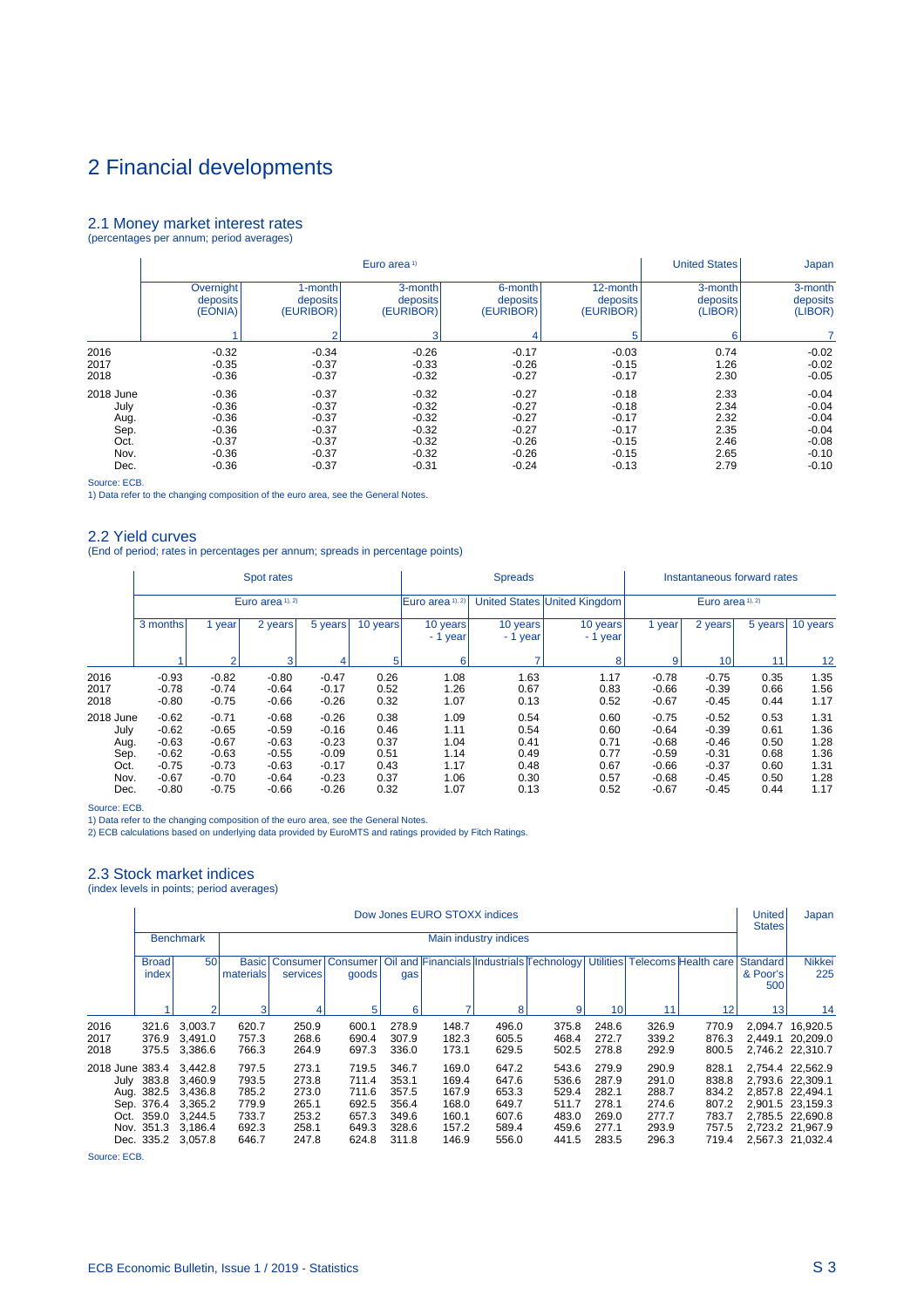# 2 Financial developments

## 2.1 Money market interest rates

(percentages per annum; period averages)

| | Euro area 1) | | | | | United States | Japan |
|---|---|---|---|---|---|---|---|
| | Overnight deposits (EONIA) | 1-month deposits (EURIBOR) | 3-month deposits (EURIBOR) | 6-month deposits (EURIBOR) | 12-month deposits (EURIBOR) | 3-month deposits (LIBOR) | 3-month deposits (LIBOR) |
| | 1 | 2 | 3 | 4 | 5 | 6 | 7 |
| 2016 | -0.32 | -0.34 | -0.26 | -0.17 | -0.03 | 0.74 | -0.02 |
| 2017 | -0.35 | -0.37 | -0.33 | -0.26 | -0.15 | 1.26 | -0.02 |
| 2018 | -0.36 | -0.37 | -0.32 | -0.27 | -0.17 | 2.30 | -0.05 |
| 2018 June | -0.36 | -0.37 | -0.32 | -0.27 | -0.18 | 2.33 | -0.04 |
| July | -0.36 | -0.37 | -0.32 | -0.27 | -0.18 | 2.34 | -0.04 |
| Aug. | -0.36 | -0.37 | -0.32 | -0.27 | -0.17 | 2.32 | -0.04 |
| Sep. | -0.36 | -0.37 | -0.32 | -0.27 | -0.17 | 2.35 | -0.04 |
| Oct. | -0.37 | -0.37 | -0.32 | -0.26 | -0.15 | 2.46 | -0.08 |
| Nov. | -0.36 | -0.37 | -0.32 | -0.26 | -0.15 | 2.65 | -0.10 |
| Dec. | -0.36 | -0.37 | -0.31 | -0.24 | -0.13 | 2.79 | -0.10 |

Source: ECB.

1) Data refer to the changing composition of the euro area, see the General Notes.

## 2.2 Yield curves

(End of period; rates in percentages per annum; spreads in percentage points)

| | Spot rates | | | | | Spreads | | | Instantaneous forward rates | | | |
|---|---|---|---|---|---|---|---|---|---|---|---|---|
| | Euro area 1), 2) | | | | | Euro area 1), 2) | United States | United Kingdom | Euro area 1), 2) | | | |
| | 3 months | 1 year | 2 years | 5 years | 10 years | 10 years - 1 year | 10 years - 1 year | 10 years - 1 year | 1 year | 2 years | 5 years | 10 years |
| | 1 | 2 | 3 | 4 | 5 | 6 | 7 | 8 | 9 | 10 | 11 | 12 |
| 2016 | -0.93 | -0.82 | -0.80 | -0.47 | 0.26 | 1.08 | 1.63 | 1.17 | -0.78 | -0.75 | 0.35 | 1.35 |
| 2017 | -0.78 | -0.74 | -0.64 | -0.17 | 0.52 | 1.26 | 0.67 | 0.83 | -0.66 | -0.39 | 0.66 | 1.56 |
| 2018 | -0.80 | -0.75 | -0.66 | -0.26 | 0.32 | 1.07 | 0.13 | 0.52 | -0.67 | -0.45 | 0.44 | 1.17 |
| 2018 June | -0.62 | -0.71 | -0.68 | -0.26 | 0.38 | 1.09 | 0.54 | 0.60 | -0.75 | -0.52 | 0.53 | 1.31 |
| July | -0.62 | -0.65 | -0.59 | -0.16 | 0.46 | 1.11 | 0.54 | 0.60 | -0.64 | -0.39 | 0.61 | 1.36 |
| Aug. | -0.63 | -0.67 | -0.63 | -0.23 | 0.37 | 1.04 | 0.41 | 0.71 | -0.68 | -0.46 | 0.50 | 1.28 |
| Sep. | -0.62 | -0.63 | -0.55 | -0.09 | 0.51 | 1.14 | 0.49 | 0.77 | -0.59 | -0.31 | 0.68 | 1.36 |
| Oct. | -0.75 | -0.73 | -0.63 | -0.17 | 0.43 | 1.17 | 0.48 | 0.67 | -0.66 | -0.37 | 0.60 | 1.31 |
| Nov. | -0.67 | -0.70 | -0.64 | -0.23 | 0.37 | 1.06 | 0.30 | 0.57 | -0.68 | -0.45 | 0.50 | 1.28 |
| Dec. | -0.80 | -0.75 | -0.66 | -0.26 | 0.32 | 1.07 | 0.13 | 0.52 | -0.67 | -0.45 | 0.44 | 1.17 |

Source: ECB.

1) Data refer to the changing composition of the euro area, see the General Notes.

2) ECB calculations based on underlying data provided by EuroMTS and ratings provided by Fitch Ratings.

## 2.3 Stock market indices

(index levels in points; period averages)

| | Dow Jones EURO STOXX indices | | | | | | | | | | | | United States | Japan |
|---|---|---|---|---|---|---|---|---|---|---|---|---|---|---|
| | Benchmark | | Main industry indices | | | | | | | | | | | |
| | Broad index | 50 | Basic materials | Consumer services | Consumer goods | Oil and gas | Financials | Industrials | Technology | Utilities | Telecoms | Health care | Standard & Poor's 500 | Nikkei 225 |
| | 1 | 2 | 3 | 4 | 5 | 6 | 7 | 8 | 9 | 10 | 11 | 12 | 13 | 14 |
| 2016 | 321.6 | 3,003.7 | 620.7 | 250.9 | 600.1 | 278.9 | 148.7 | 496.0 | 375.8 | 248.6 | 326.9 | 770.9 | 2,094.7 | 16,920.5 |
| 2017 | 376.9 | 3,491.0 | 757.3 | 268.6 | 690.4 | 307.9 | 182.3 | 605.5 | 468.4 | 272.7 | 339.2 | 876.3 | 2,449.1 | 20,209.0 |
| 2018 | 375.5 | 3,386.6 | 766.3 | 264.9 | 697.3 | 336.0 | 173.1 | 629.5 | 502.5 | 278.8 | 292.9 | 800.5 | 2,746.2 | 22,310.7 |
| 2018 June | 383.4 | 3,442.8 | 797.5 | 273.1 | 719.5 | 346.7 | 169.0 | 647.2 | 543.6 | 279.9 | 290.9 | 828.1 | 2,754.4 | 22,562.9 |
| July | 383.8 | 3,460.9 | 793.5 | 273.8 | 711.4 | 353.1 | 169.4 | 647.6 | 536.6 | 287.9 | 291.0 | 838.8 | 2,793.6 | 22,309.1 |
| Aug. | 382.5 | 3,436.8 | 785.2 | 273.0 | 711.6 | 357.5 | 167.9 | 653.3 | 529.4 | 282.1 | 288.7 | 834.2 | 2,857.8 | 22,494.1 |
| Sep. | 376.4 | 3,365.2 | 779.9 | 265.1 | 692.5 | 356.4 | 168.0 | 649.7 | 511.7 | 278.1 | 274.6 | 807.2 | 2,901.5 | 23,159.3 |
| Oct. | 359.0 | 3,244.5 | 733.7 | 253.2 | 657.3 | 349.6 | 160.1 | 607.6 | 483.0 | 269.0 | 277.7 | 783.7 | 2,785.5 | 22,690.8 |
| Nov. | 351.3 | 3,186.4 | 692.3 | 258.1 | 649.3 | 328.6 | 157.2 | 589.4 | 459.6 | 277.1 | 293.9 | 757.5 | 2,723.2 | 21,967.9 |
| Dec. | 335.2 | 3,057.8 | 646.7 | 247.8 | 624.8 | 311.8 | 146.9 | 556.0 | 441.5 | 283.5 | 296.3 | 719.4 | 2,567.3 | 21,032.4 |

Source: ECB.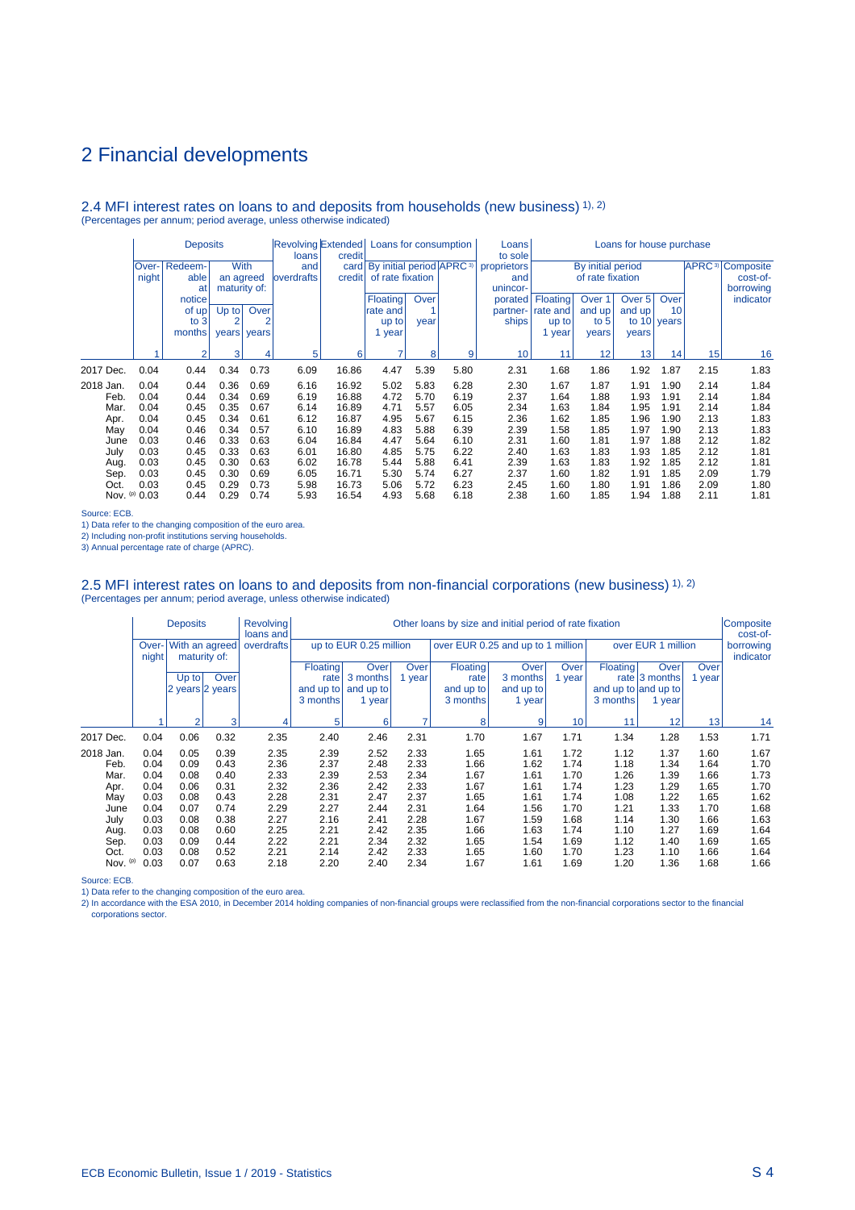# 2 Financial developments

## 2.4 MFI interest rates on loans to and deposits from households (new business) [1), 2)]

(Percentages per annum; period average, unless otherwise indicated)

| | Deposits | | | | Revolving loans and overdrafts | Extended credit card credit | Loans for consumption | | | Loans to sole proprietors and unincorporated partnerships | Loans for house purchase | | | | | |
|---|---|---|---|---|---|---|---|---|---|---|---|---|---|---|---|---|
| | Overnight | Redeemable at notice of up to 3 months | With an agreed maturity of: | | | | By initial period of rate fixation | | APRC [3)] | | By initial period of rate fixation | | | | APRC [3)] | Composite cost-of-borrowing indicator |
| | | | Up to 2 years | Over 2 years | | | Floating rate and up to 1 year | Over 1 year | | | Floating rate and up to 1 year | Over 1 and up to 5 years | Over 5 and up to 10 years | Over 10 years | | |
| | 1 | 2 | 3 | 4 | 5 | 6 | 7 | 8 | 9 | 10 | 11 | 12 | 13 | 14 | 15 | 16 |
| 2017 Dec. | 0.04 | 0.44 | 0.34 | 0.73 | 6.09 | 16.86 | 4.47 | 5.39 | 5.80 | 2.31 | 1.68 | 1.86 | 1.92 | 1.87 | 2.15 | 1.83 |
| 2018 Jan. | 0.04 | 0.44 | 0.36 | 0.69 | 6.16 | 16.92 | 5.02 | 5.83 | 6.28 | 2.30 | 1.67 | 1.87 | 1.91 | 1.90 | 2.14 | 1.84 |
| Feb. | 0.04 | 0.44 | 0.34 | 0.69 | 6.19 | 16.88 | 4.72 | 5.70 | 6.19 | 2.37 | 1.64 | 1.88 | 1.93 | 1.91 | 2.14 | 1.84 |
| Mar. | 0.04 | 0.45 | 0.35 | 0.67 | 6.14 | 16.89 | 4.71 | 5.57 | 6.05 | 2.34 | 1.63 | 1.84 | 1.95 | 1.91 | 2.14 | 1.84 |
| Apr. | 0.04 | 0.45 | 0.34 | 0.61 | 6.12 | 16.87 | 4.95 | 5.67 | 6.15 | 2.36 | 1.62 | 1.85 | 1.96 | 1.90 | 2.13 | 1.83 |
| May | 0.04 | 0.46 | 0.34 | 0.57 | 6.10 | 16.89 | 4.83 | 5.88 | 6.39 | 2.39 | 1.58 | 1.85 | 1.97 | 1.90 | 2.13 | 1.83 |
| June | 0.03 | 0.46 | 0.33 | 0.63 | 6.04 | 16.84 | 4.47 | 5.64 | 6.10 | 2.31 | 1.60 | 1.81 | 1.97 | 1.88 | 2.12 | 1.82 |
| July | 0.03 | 0.45 | 0.33 | 0.63 | 6.01 | 16.80 | 4.85 | 5.75 | 6.22 | 2.40 | 1.63 | 1.83 | 1.93 | 1.85 | 2.12 | 1.81 |
| Aug. | 0.03 | 0.45 | 0.30 | 0.63 | 6.02 | 16.78 | 5.44 | 5.88 | 6.41 | 2.39 | 1.63 | 1.83 | 1.92 | 1.85 | 2.12 | 1.81 |
| Sep. | 0.03 | 0.45 | 0.30 | 0.69 | 6.05 | 16.71 | 5.30 | 5.74 | 6.27 | 2.37 | 1.60 | 1.82 | 1.91 | 1.85 | 2.09 | 1.79 |
| Oct. | 0.03 | 0.45 | 0.29 | 0.73 | 5.98 | 16.73 | 5.06 | 5.72 | 6.23 | 2.45 | 1.60 | 1.80 | 1.91 | 1.86 | 2.09 | 1.80 |
| Nov. (p) | 0.03 | 0.44 | 0.29 | 0.74 | 5.93 | 16.54 | 4.93 | 5.68 | 6.18 | 2.38 | 1.60 | 1.85 | 1.94 | 1.88 | 2.11 | 1.81 |

Source: ECB.
1) Data refer to the changing composition of the euro area.
2) Including non-profit institutions serving households.
3) Annual percentage rate of charge (APRC).

## 2.5 MFI interest rates on loans to and deposits from non-financial corporations (new business) [1), 2)]

(Percentages per annum; period average, unless otherwise indicated)

| | Deposits | | | Revolving loans and overdrafts | Other loans by size and initial period of rate fixation | | | | | | | | | Composite cost-of-borrowing indicator |
|---|---|---|---|---|---|---|---|---|---|---|---|---|---|---|
| | Overnight | With an agreed maturity of: | | | up to EUR 0.25 million | | | over EUR 0.25 and up to 1 million | | | over EUR 1 million | | | |
| | | Up to 2 years | Over 2 years | | Floating rate and up to 3 months | Over 3 months and up to 1 year | Over 1 year | Floating rate and up to 3 months | Over 3 months and up to 1 year | Over 1 year | Floating rate and up to 3 months | Over 3 months and up to 1 year | Over 1 year | |
| | 1 | 2 | 3 | 4 | 5 | 6 | 7 | 8 | 9 | 10 | 11 | 12 | 13 | 14 |
| 2017 Dec. | 0.04 | 0.06 | 0.32 | 2.35 | 2.40 | 2.46 | 2.31 | 1.70 | 1.67 | 1.71 | 1.34 | 1.28 | 1.53 | 1.71 |
| 2018 Jan. | 0.04 | 0.05 | 0.39 | 2.35 | 2.39 | 2.52 | 2.33 | 1.65 | 1.61 | 1.72 | 1.12 | 1.37 | 1.60 | 1.67 |
| Feb. | 0.04 | 0.09 | 0.43 | 2.36 | 2.37 | 2.48 | 2.33 | 1.66 | 1.62 | 1.74 | 1.18 | 1.34 | 1.64 | 1.70 |
| Mar. | 0.04 | 0.08 | 0.40 | 2.33 | 2.39 | 2.53 | 2.34 | 1.67 | 1.61 | 1.70 | 1.26 | 1.39 | 1.66 | 1.73 |
| Apr. | 0.04 | 0.06 | 0.31 | 2.32 | 2.36 | 2.42 | 2.33 | 1.67 | 1.61 | 1.74 | 1.23 | 1.29 | 1.65 | 1.70 |
| May | 0.03 | 0.08 | 0.43 | 2.28 | 2.31 | 2.47 | 2.37 | 1.65 | 1.61 | 1.74 | 1.08 | 1.22 | 1.65 | 1.62 |
| June | 0.04 | 0.07 | 0.74 | 2.29 | 2.27 | 2.44 | 2.31 | 1.64 | 1.56 | 1.70 | 1.21 | 1.33 | 1.70 | 1.68 |
| July | 0.03 | 0.08 | 0.38 | 2.27 | 2.16 | 2.41 | 2.28 | 1.67 | 1.59 | 1.68 | 1.14 | 1.30 | 1.66 | 1.63 |
| Aug. | 0.03 | 0.08 | 0.60 | 2.25 | 2.21 | 2.42 | 2.35 | 1.66 | 1.63 | 1.74 | 1.10 | 1.27 | 1.69 | 1.64 |
| Sep. | 0.03 | 0.09 | 0.44 | 2.22 | 2.21 | 2.34 | 2.32 | 1.65 | 1.54 | 1.69 | 1.12 | 1.40 | 1.69 | 1.65 |
| Oct. | 0.03 | 0.08 | 0.52 | 2.21 | 2.14 | 2.42 | 2.33 | 1.65 | 1.60 | 1.70 | 1.23 | 1.10 | 1.66 | 1.64 |
| Nov. (p) | 0.03 | 0.07 | 0.63 | 2.18 | 2.20 | 2.40 | 2.34 | 1.67 | 1.61 | 1.69 | 1.20 | 1.36 | 1.68 | 1.66 |

Source: ECB.
1) Data refer to the changing composition of the euro area.
2) In accordance with the ESA 2010, in December 2014 holding companies of non-financial groups were reclassified from the non-financial corporations sector to the financial corporations sector.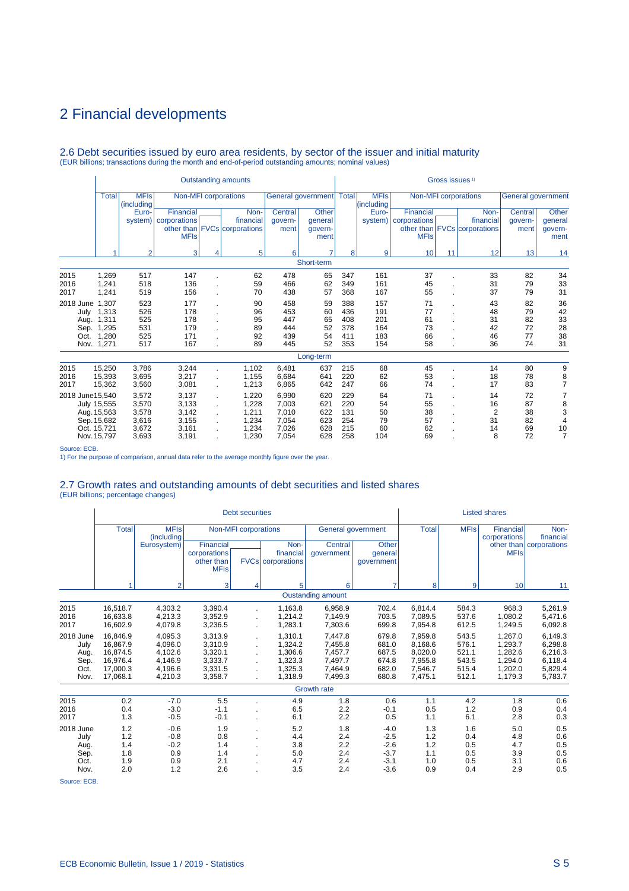# 2 Financial developments

## 2.6 Debt securities issued by euro area residents, by sector of the issuer and initial maturity

(EUR billions; transactions during the month and end-of-period outstanding amounts; nominal values)

| | Outstanding amounts | | | | | | | Gross issues [1] | | | | | | |
|---|---|---|---|---|---|---|---|---|---|---|---|---|---|---|
| | Total | MFIs (including Euro-system) | Non-MFI corporations | | | General government | | Total | MFIs (including Euro-system) | Non-MFI corporations | | | General government | |
| | | | Financial corporations other than MFIs | FVCs | Non-financial corporations | Central govern-ment | Other general govern-ment | | | Financial corporations other than MFIs | FVCs | Non-financial corporations | Central govern-ment | Other general govern-ment |
| | 1 | 2 | 3 | 4 | 5 | 6 | 7 | 8 | 9 | 10 | 11 | 12 | 13 | 14 |
| | | | | | | | Short-term | | | | | | | |
| 2015 | 1,269 | 517 | 147 | . | 62 | 478 | 65 | 347 | 161 | 37 | . | 33 | 82 | 34 |
| 2016 | 1,241 | 518 | 136 | . | 59 | 466 | 62 | 349 | 161 | 45 | . | 31 | 79 | 33 |
| 2017 | 1,241 | 519 | 156 | . | 70 | 438 | 57 | 368 | 167 | 55 | . | 37 | 79 | 31 |
| 2018 June | 1,307 | 523 | 177 | . | 90 | 458 | 59 | 388 | 157 | 71 | . | 43 | 82 | 36 |
| July | 1,313 | 526 | 178 | . | 96 | 453 | 60 | 436 | 191 | 77 | . | 48 | 79 | 42 |
| Aug. | 1,311 | 525 | 178 | . | 95 | 447 | 65 | 408 | 201 | 61 | . | 31 | 82 | 33 |
| Sep. | 1,295 | 531 | 179 | . | 89 | 444 | 52 | 378 | 164 | 73 | . | 42 | 72 | 28 |
| Oct. | 1,280 | 525 | 171 | . | 92 | 439 | 54 | 411 | 183 | 66 | . | 46 | 77 | 38 |
| Nov. | 1,271 | 517 | 167 | . | 89 | 445 | 52 | 353 | 154 | 58 | . | 36 | 74 | 31 |
| | | | | | | | Long-term | | | | | | | |
| 2015 | 15,250 | 3,786 | 3,244 | . | 1,102 | 6,481 | 637 | 215 | 68 | 45 | . | 14 | 80 | 9 |
| 2016 | 15,393 | 3,695 | 3,217 | . | 1,155 | 6,684 | 641 | 220 | 62 | 53 | . | 18 | 78 | 8 |
| 2017 | 15,362 | 3,560 | 3,081 | . | 1,213 | 6,865 | 642 | 247 | 66 | 74 | . | 17 | 83 | 7 |
| 2018 June | 15,540 | 3,572 | 3,137 | . | 1,220 | 6,990 | 620 | 229 | 64 | 71 | . | 14 | 72 | 7 |
| July | 15,555 | 3,570 | 3,133 | . | 1,228 | 7,003 | 621 | 220 | 54 | 55 | . | 16 | 87 | 8 |
| Aug. | 15,563 | 3,578 | 3,142 | . | 1,211 | 7,010 | 622 | 131 | 50 | 38 | . | 2 | 38 | 3 |
| Sep. | 15,682 | 3,616 | 3,155 | . | 1,234 | 7,054 | 623 | 254 | 79 | 57 | . | 31 | 82 | 4 |
| Oct. | 15,721 | 3,672 | 3,161 | . | 1,234 | 7,026 | 628 | 215 | 60 | 62 | . | 14 | 69 | 10 |
| Nov. | 15,797 | 3,693 | 3,191 | . | 1,230 | 7,054 | 628 | 258 | 104 | 69 | . | 8 | 72 | 7 |

Source: ECB.
1) For the purpose of comparison, annual data refer to the average monthly figure over the year.

## 2.7 Growth rates and outstanding amounts of debt securities and listed shares

(EUR billions; percentage changes)

| | Debt securities | | | | | | | Listed shares | | | |
|---|---|---|---|---|---|---|---|---|---|---|---|
| | Total | MFIs (including Eurosystem) | Non-MFI corporations | | | General government | | Total | MFIs | Financial corporations other than MFIs | Non-financial corporations |
| | | | Financial corporations other than MFIs | FVCs | Non-financial corporations | Central government | Other general government | | | | |
| | 1 | 2 | 3 | 4 | 5 | 6 | 7 | 8 | 9 | 10 | 11 |
| | | | | | | Oustanding amount | | | | | |
| 2015 | 16,518.7 | 4,303.2 | 3,390.4 | . | 1,163.8 | 6,958.9 | 702.4 | 6,814.4 | 584.3 | 968.3 | 5,261.9 |
| 2016 | 16,633.8 | 4,213.3 | 3,352.9 | . | 1,214.2 | 7,149.9 | 703.5 | 7,089.5 | 537.6 | 1,080.2 | 5,471.6 |
| 2017 | 16,602.9 | 4,079.8 | 3,236.5 | . | 1,283.1 | 7,303.6 | 699.8 | 7,954.8 | 612.5 | 1,249.5 | 6,092.8 |
| 2018 June | 16,846.9 | 4,095.3 | 3,313.9 | . | 1,310.1 | 7,447.8 | 679.8 | 7,959.8 | 543.5 | 1,267.0 | 6,149.3 |
| July | 16,867.9 | 4,096.0 | 3,310.9 | . | 1,324.2 | 7,455.8 | 681.0 | 8,168.6 | 576.1 | 1,293.7 | 6,298.8 |
| Aug. | 16,874.5 | 4,102.6 | 3,320.1 | . | 1,306.6 | 7,457.7 | 687.5 | 8,020.0 | 521.1 | 1,282.6 | 6,216.3 |
| Sep. | 16,976.4 | 4,146.9 | 3,333.7 | . | 1,323.3 | 7,497.7 | 674.8 | 7,955.8 | 543.5 | 1,294.0 | 6,118.4 |
| Oct. | 17,000.3 | 4,196.6 | 3,331.5 | . | 1,325.3 | 7,464.9 | 682.0 | 7,546.7 | 515.4 | 1,202.0 | 5,829.4 |
| Nov. | 17,068.1 | 4,210.3 | 3,358.7 | . | 1,318.9 | 7,499.3 | 680.8 | 7,475.1 | 512.1 | 1,179.3 | 5,783.7 |
| | | | | | | Growth rate | | | | | |
| 2015 | 0.2 | -7.0 | 5.5 | . | 4.9 | 1.8 | 0.6 | 1.1 | 4.2 | 1.8 | 0.6 |
| 2016 | 0.4 | -3.0 | -1.1 | . | 6.5 | 2.2 | -0.1 | 0.5 | 1.2 | 0.9 | 0.4 |
| 2017 | 1.3 | -0.5 | -0.1 | . | 6.1 | 2.2 | 0.5 | 1.1 | 6.1 | 2.8 | 0.3 |
| 2018 June | 1.2 | -0.6 | 1.9 | . | 5.2 | 1.8 | -4.0 | 1.3 | 1.6 | 5.0 | 0.5 |
| July | 1.2 | -0.8 | 0.8 | . | 4.4 | 2.4 | -2.5 | 1.2 | 0.4 | 4.8 | 0.6 |
| Aug. | 1.4 | -0.2 | 1.4 | . | 3.8 | 2.2 | -2.6 | 1.2 | 0.5 | 4.7 | 0.5 |
| Sep. | 1.8 | 0.9 | 1.4 | . | 5.0 | 2.4 | -3.7 | 1.1 | 0.5 | 3.9 | 0.5 |
| Oct. | 1.9 | 0.9 | 2.1 | . | 4.7 | 2.4 | -3.1 | 1.0 | 0.5 | 3.1 | 0.6 |
| Nov. | 2.0 | 1.2 | 2.6 | . | 3.5 | 2.4 | -3.6 | 0.9 | 0.4 | 2.9 | 0.5 |

Source: ECB.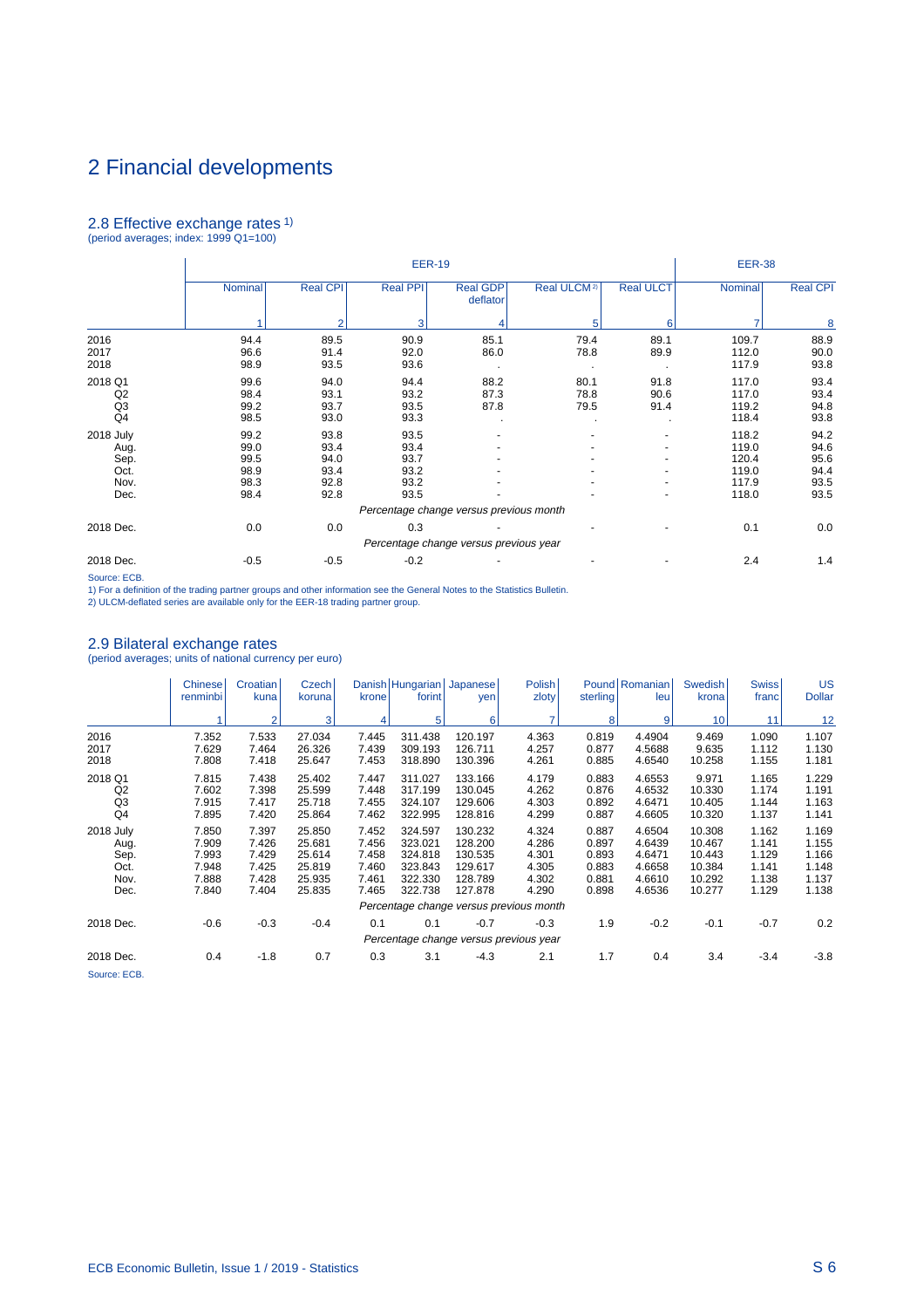# 2 Financial developments

## 2.8 Effective exchange rates 1)

(period averages; index: 1999 Q1=100)

| | EER-19 | | | | | | EER-38 | |
|---|---|---|---|---|---|---|---|---|
| | Nominal | Real CPI | Real PPI | Real GDP deflator | Real ULCM 2) | Real ULCT | Nominal | Real CPI |
| | 1 | 2 | 3 | 4 | 5 | 6 | 7 | 8 |
| 2016 | 94.4 | 89.5 | 90.9 | 85.1 | 79.4 | 89.1 | 109.7 | 88.9 |
| 2017 | 96.6 | 91.4 | 92.0 | 86.0 | 78.8 | 89.9 | 112.0 | 90.0 |
| 2018 | 98.9 | 93.5 | 93.6 | . | . | . | 117.9 | 93.8 |
| 2018 Q1 | 99.6 | 94.0 | 94.4 | 88.2 | 80.1 | 91.8 | 117.0 | 93.4 |
| Q2 | 98.4 | 93.1 | 93.2 | 87.3 | 78.8 | 90.6 | 117.0 | 93.4 |
| Q3 | 99.2 | 93.7 | 93.5 | 87.8 | 79.5 | 91.4 | 119.2 | 94.8 |
| Q4 | 98.5 | 93.0 | 93.3 | . | . | . | 118.4 | 93.8 |
| 2018 July | 99.2 | 93.8 | 93.5 | - | - | - | 118.2 | 94.2 |
| Aug. | 99.0 | 93.4 | 93.4 | - | - | - | 119.0 | 94.6 |
| Sep. | 99.5 | 94.0 | 93.7 | - | - | - | 120.4 | 95.6 |
| Oct. | 98.9 | 93.4 | 93.2 | - | - | - | 119.0 | 94.4 |
| Nov. | 98.3 | 92.8 | 93.2 | - | - | - | 117.9 | 93.5 |
| Dec. | 98.4 | 92.8 | 93.5 | - | - | - | 118.0 | 93.5 |
| | *Percentage change versus previous month* | | | | | | | |
| 2018 Dec. | 0.0 | 0.0 | 0.3 | - | - | - | 0.1 | 0.0 |
| | *Percentage change versus previous year* | | | | | | | |
| 2018 Dec. | -0.5 | -0.5 | -0.2 | - | - | - | 2.4 | 1.4 |

Source: ECB.

1) For a definition of the trading partner groups and other information see the General Notes to the Statistics Bulletin.

2) ULCM-deflated series are available only for the EER-18 trading partner group.

## 2.9 Bilateral exchange rates

(period averages; units of national currency per euro)

| | Chinese renminbi | Croatian kuna | Czech koruna | Danish krone | Hungarian forint | Japanese yen | Polish zloty | Pound sterling | Romanian leu | Swedish krona | Swiss franc | US Dollar |
|---|---|---|---|---|---|---|---|---|---|---|---|---|
| | 1 | 2 | 3 | 4 | 5 | 6 | 7 | 8 | 9 | 10 | 11 | 12 |
| 2016 | 7.352 | 7.533 | 27.034 | 7.445 | 311.438 | 120.197 | 4.363 | 0.819 | 4.4904 | 9.469 | 1.090 | 1.107 |
| 2017 | 7.629 | 7.464 | 26.326 | 7.439 | 309.193 | 126.711 | 4.257 | 0.877 | 4.5688 | 9.635 | 1.112 | 1.130 |
| 2018 | 7.808 | 7.418 | 25.647 | 7.453 | 318.890 | 130.396 | 4.261 | 0.885 | 4.6540 | 10.258 | 1.155 | 1.181 |
| 2018 Q1 | 7.815 | 7.438 | 25.402 | 7.447 | 311.027 | 133.166 | 4.179 | 0.883 | 4.6553 | 9.971 | 1.165 | 1.229 |
| Q2 | 7.602 | 7.398 | 25.599 | 7.448 | 317.199 | 130.045 | 4.262 | 0.876 | 4.6532 | 10.330 | 1.174 | 1.191 |
| Q3 | 7.915 | 7.417 | 25.718 | 7.455 | 324.107 | 129.606 | 4.303 | 0.892 | 4.6471 | 10.405 | 1.144 | 1.163 |
| Q4 | 7.895 | 7.420 | 25.864 | 7.462 | 322.995 | 128.816 | 4.299 | 0.887 | 4.6605 | 10.320 | 1.137 | 1.141 |
| 2018 July | 7.850 | 7.397 | 25.850 | 7.452 | 324.597 | 130.232 | 4.324 | 0.887 | 4.6504 | 10.308 | 1.162 | 1.169 |
| Aug. | 7.909 | 7.426 | 25.681 | 7.456 | 323.021 | 128.200 | 4.286 | 0.897 | 4.6439 | 10.467 | 1.141 | 1.155 |
| Sep. | 7.993 | 7.429 | 25.614 | 7.458 | 324.818 | 130.535 | 4.301 | 0.893 | 4.6471 | 10.443 | 1.129 | 1.166 |
| Oct. | 7.948 | 7.425 | 25.819 | 7.460 | 323.843 | 129.617 | 4.305 | 0.883 | 4.6658 | 10.384 | 1.141 | 1.148 |
| Nov. | 7.888 | 7.428 | 25.935 | 7.461 | 322.330 | 128.789 | 4.302 | 0.881 | 4.6610 | 10.292 | 1.138 | 1.137 |
| Dec. | 7.840 | 7.404 | 25.835 | 7.465 | 322.738 | 127.878 | 4.290 | 0.898 | 4.6536 | 10.277 | 1.129 | 1.138 |
| | *Percentage change versus previous month* | | | | | | | | | | | |
| 2018 Dec. | -0.6 | -0.3 | -0.4 | 0.1 | 0.1 | -0.7 | -0.3 | 1.9 | -0.2 | -0.1 | -0.7 | 0.2 |
| | *Percentage change versus previous year* | | | | | | | | | | | |
| 2018 Dec. | 0.4 | -1.8 | 0.7 | 0.3 | 3.1 | -4.3 | 2.1 | 1.7 | 0.4 | 3.4 | -3.4 | -3.8 |

Source: ECB.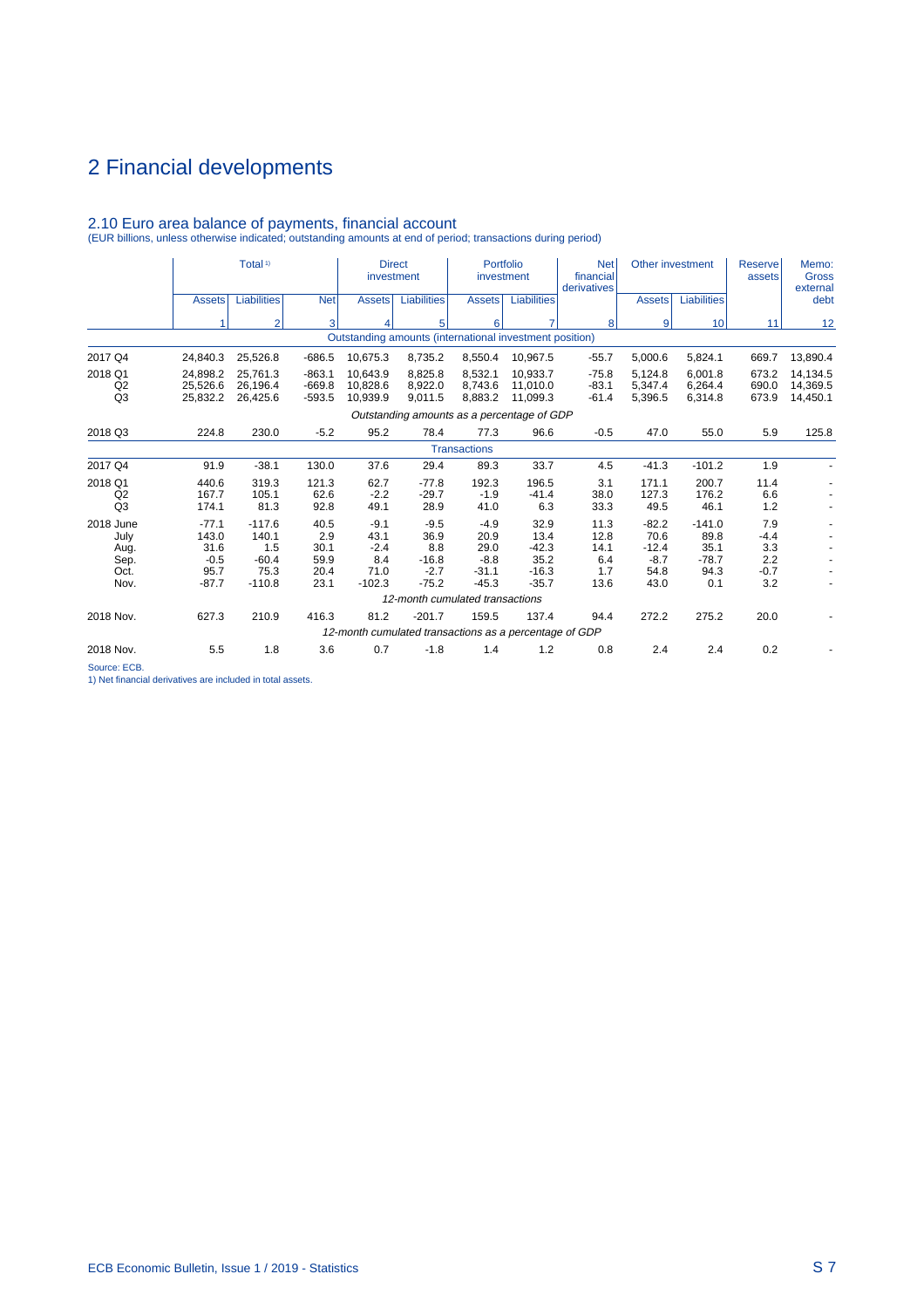# 2 Financial developments

## 2.10 Euro area balance of payments, financial account

(EUR billions, unless otherwise indicated; outstanding amounts at end of period; transactions during period)

| | Total [1)] | | | Direct investment | | Portfolio investment | | Net financial derivatives | Other investment | | Reserve assets | Memo: Gross external debt |
|---|---|---|---|---|---|---|---|---|---|---|---|---|
| | Assets | Liabilities | Net | Assets | Liabilities | Assets | Liabilities | | Assets | Liabilities | | |
| | 1 | 2 | 3 | 4 | 5 | 6 | 7 | 8 | 9 | 10 | 11 | 12 |
| | | | | | *Outstanding amounts (international investment position)* | | | | | | | |
| 2017 Q4 | 24,840.3 | 25,526.8 | -686.5 | 10,675.3 | 8,735.2 | 8,550.4 | 10,967.5 | -55.7 | 5,000.6 | 5,824.1 | 669.7 | 13,890.4 |
| 2018 Q1 | 24,898.2 | 25,761.3 | -863.1 | 10,643.9 | 8,825.8 | 8,532.1 | 10,933.7 | -75.8 | 5,124.8 | 6,001.8 | 673.2 | 14,134.5 |
| Q2 | 25,526.6 | 26,196.4 | -669.8 | 10,828.6 | 8,922.0 | 8,743.6 | 11,010.0 | -83.1 | 5,347.4 | 6,264.4 | 690.0 | 14,369.5 |
| Q3 | 25,832.2 | 26,425.6 | -593.5 | 10,939.9 | 9,011.5 | 8,883.2 | 11,099.3 | -61.4 | 5,396.5 | 6,314.8 | 673.9 | 14,450.1 |
| | | | | | *Outstanding amounts as a percentage of GDP* | | | | | | | |
| 2018 Q3 | 224.8 | 230.0 | -5.2 | 95.2 | 78.4 | 77.3 | 96.6 | -0.5 | 47.0 | 55.0 | 5.9 | 125.8 |
| | | | | | *Transactions* | | | | | | | |
| 2017 Q4 | 91.9 | -38.1 | 130.0 | 37.6 | 29.4 | 89.3 | 33.7 | 4.5 | -41.3 | -101.2 | 1.9 | - |
| 2018 Q1 | 440.6 | 319.3 | 121.3 | 62.7 | -77.8 | 192.3 | 196.5 | 3.1 | 171.1 | 200.7 | 11.4 | - |
| Q2 | 167.7 | 105.1 | 62.6 | -2.2 | -29.7 | -1.9 | -41.4 | 38.0 | 127.3 | 176.2 | 6.6 | - |
| Q3 | 174.1 | 81.3 | 92.8 | 49.1 | 28.9 | 41.0 | 6.3 | 33.3 | 49.5 | 46.1 | 1.2 | - |
| 2018 June | -77.1 | -117.6 | 40.5 | -9.1 | -9.5 | -4.9 | 32.9 | 11.3 | -82.2 | -141.0 | 7.9 | - |
| July | 143.0 | 140.1 | 2.9 | 43.1 | 36.9 | 20.9 | 13.4 | 12.8 | 70.6 | 89.8 | -4.4 | - |
| Aug. | 31.6 | 1.5 | 30.1 | -2.4 | 8.8 | 29.0 | -42.3 | 14.1 | -12.4 | 35.1 | 3.3 | - |
| Sep. | -0.5 | -60.4 | 59.9 | 8.4 | -16.8 | -8.8 | 35.2 | 6.4 | -8.7 | -78.7 | 2.2 | - |
| Oct. | 95.7 | 75.3 | 20.4 | 71.0 | -2.7 | -31.1 | -16.3 | 1.7 | 54.8 | 94.3 | -0.7 | - |
| Nov. | -87.7 | -110.8 | 23.1 | -102.3 | -75.2 | -45.3 | -35.7 | 13.6 | 43.0 | 0.1 | 3.2 | - |
| | | | | | *12-month cumulated transactions* | | | | | | | |
| 2018 Nov. | 627.3 | 210.9 | 416.3 | 81.2 | -201.7 | 159.5 | 137.4 | 94.4 | 272.2 | 275.2 | 20.0 | - |
| | | | | | *12-month cumulated transactions as a percentage of GDP* | | | | | | | |
| 2018 Nov. | 5.5 | 1.8 | 3.6 | 0.7 | -1.8 | 1.4 | 1.2 | 0.8 | 2.4 | 2.4 | 0.2 | - |

Source: ECB.

1) Net financial derivatives are included in total assets.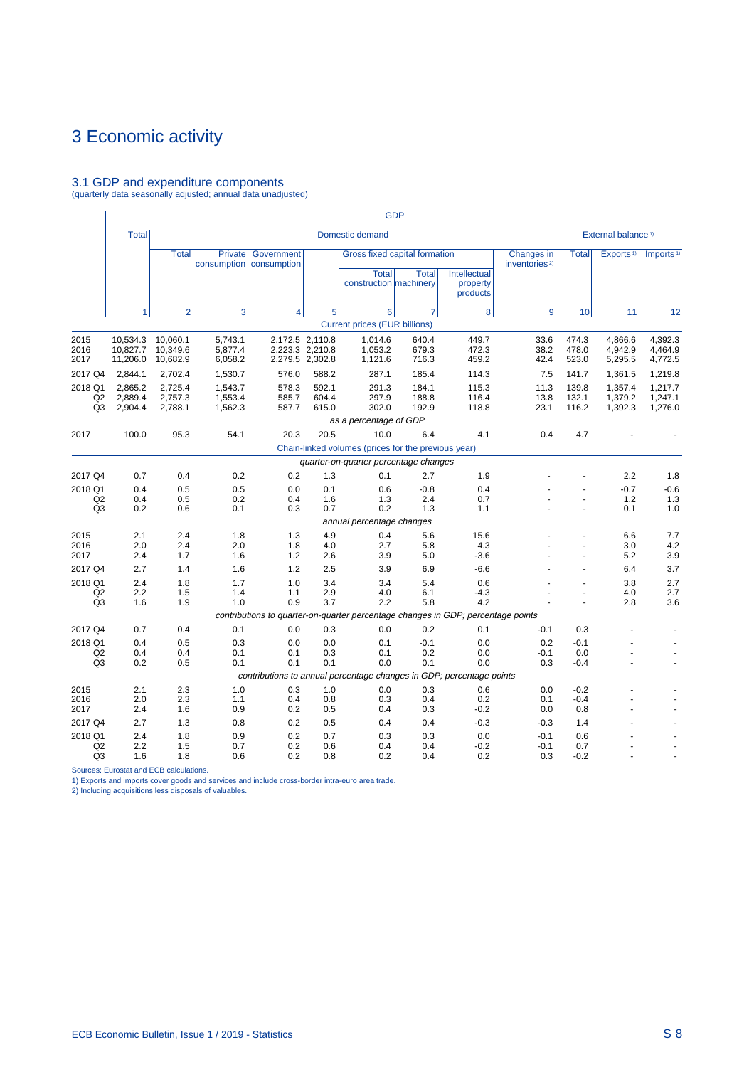# 3 Economic activity

## 3.1 GDP and expenditure components

(quarterly data seasonally adjusted; annual data unadjusted)

| | GDP | | | | | | | | | | | |
|---|---|---|---|---|---|---|---|---|---|---|---|---|
| | Total | Domestic demand | | | | | | | | External balance 1) | | |
| | | Total | Private consumption | Government consumption | Gross fixed capital formation | | | | Changes in inventories 2) | Total | Exports 1) | Imports 1) |
| | | | | | | Total construction | Total machinery | Intellectual property products | | | | |
| | 1 | 2 | 3 | 4 | 5 | 6 | 7 | 8 | 9 | 10 | 11 | 12 |
| | *Current prices (EUR billions)* | | | | | | | | | | | |
| 2015 | 10,534.3 | 10,060.1 | 5,743.1 | 2,172.5 | 2,110.8 | 1,014.6 | 640.4 | 449.7 | 33.6 | 474.3 | 4,866.6 | 4,392.3 |
| 2016 | 10,827.7 | 10,349.6 | 5,877.4 | 2,223.3 | 2,210.8 | 1,053.2 | 679.3 | 472.3 | 38.2 | 478.0 | 4,942.9 | 4,464.9 |
| 2017 | 11,206.0 | 10,682.9 | 6,058.2 | 2,279.5 | 2,302.8 | 1,121.6 | 716.3 | 459.2 | 42.4 | 523.0 | 5,295.5 | 4,772.5 |
| 2017 Q4 | 2,844.1 | 2,702.4 | 1,530.7 | 576.0 | 588.2 | 287.1 | 185.4 | 114.3 | 7.5 | 141.7 | 1,361.5 | 1,219.8 |
| 2018 Q1 | 2,865.2 | 2,725.4 | 1,543.7 | 578.3 | 592.1 | 291.3 | 184.1 | 115.3 | 11.3 | 139.8 | 1,357.4 | 1,217.7 |
| Q2 | 2,889.4 | 2,757.3 | 1,553.4 | 585.7 | 604.4 | 297.9 | 188.8 | 116.4 | 13.8 | 132.1 | 1,379.2 | 1,247.1 |
| Q3 | 2,904.4 | 2,788.1 | 1,562.3 | 587.7 | 615.0 | 302.0 | 192.9 | 118.8 | 23.1 | 116.2 | 1,392.3 | 1,276.0 |
| | *as a percentage of GDP* | | | | | | | | | | | |
| 2017 | 100.0 | 95.3 | 54.1 | 20.3 | 20.5 | 10.0 | 6.4 | 4.1 | 0.4 | 4.7 | - | - |
| | *Chain-linked volumes (prices for the previous year)* | | | | | | | | | | | |
| | *quarter-on-quarter percentage changes* | | | | | | | | | | | |
| 2017 Q4 | 0.7 | 0.4 | 0.2 | 0.2 | 1.3 | 0.1 | 2.7 | 1.9 | - | - | 2.2 | 1.8 |
| 2018 Q1 | 0.4 | 0.5 | 0.5 | 0.0 | 0.1 | 0.6 | -0.8 | 0.4 | - | - | -0.7 | -0.6 |
| Q2 | 0.4 | 0.5 | 0.2 | 0.4 | 1.6 | 1.3 | 2.4 | 0.7 | - | - | 1.2 | 1.3 |
| Q3 | 0.2 | 0.6 | 0.1 | 0.3 | 0.7 | 0.2 | 1.3 | 1.1 | - | - | 0.1 | 1.0 |
| | *annual percentage changes* | | | | | | | | | | | |
| 2015 | 2.1 | 2.4 | 1.8 | 1.3 | 4.9 | 0.4 | 5.6 | 15.6 | - | - | 6.6 | 7.7 |
| 2016 | 2.0 | 2.4 | 2.0 | 1.8 | 4.0 | 2.7 | 5.8 | 4.3 | - | - | 3.0 | 4.2 |
| 2017 | 2.4 | 1.7 | 1.6 | 1.2 | 2.6 | 3.9 | 5.0 | -3.6 | - | - | 5.2 | 3.9 |
| 2017 Q4 | 2.7 | 1.4 | 1.6 | 1.2 | 2.5 | 3.9 | 6.9 | -6.6 | - | - | 6.4 | 3.7 |
| 2018 Q1 | 2.4 | 1.8 | 1.7 | 1.0 | 3.4 | 3.4 | 5.4 | 0.6 | - | - | 3.8 | 2.7 |
| Q2 | 2.2 | 1.5 | 1.4 | 1.1 | 2.9 | 4.0 | 6.1 | -4.3 | - | - | 4.0 | 2.7 |
| Q3 | 1.6 | 1.9 | 1.0 | 0.9 | 3.7 | 2.2 | 5.8 | 4.2 | - | - | 2.8 | 3.6 |
| | *contributions to quarter-on-quarter percentage changes in GDP; percentage points* | | | | | | | | | | | |
| 2017 Q4 | 0.7 | 0.4 | 0.1 | 0.0 | 0.3 | 0.0 | 0.2 | 0.1 | -0.1 | 0.3 | - | - |
| 2018 Q1 | 0.4 | 0.5 | 0.3 | 0.0 | 0.0 | 0.1 | -0.1 | 0.0 | 0.2 | -0.1 | - | - |
| Q2 | 0.4 | 0.4 | 0.1 | 0.1 | 0.3 | 0.1 | 0.2 | 0.0 | -0.1 | 0.0 | - | - |
| Q3 | 0.2 | 0.5 | 0.1 | 0.1 | 0.1 | 0.0 | 0.1 | 0.0 | 0.3 | -0.4 | - | - |
| | *contributions to annual percentage changes in GDP; percentage points* | | | | | | | | | | | |
| 2015 | 2.1 | 2.3 | 1.0 | 0.3 | 1.0 | 0.0 | 0.3 | 0.6 | 0.0 | -0.2 | - | - |
| 2016 | 2.0 | 2.3 | 1.1 | 0.4 | 0.8 | 0.3 | 0.4 | 0.2 | 0.1 | -0.4 | - | - |
| 2017 | 2.4 | 1.6 | 0.9 | 0.2 | 0.5 | 0.4 | 0.3 | -0.2 | 0.0 | 0.8 | - | - |
| 2017 Q4 | 2.7 | 1.3 | 0.8 | 0.2 | 0.5 | 0.4 | 0.4 | -0.3 | -0.3 | 1.4 | - | - |
| 2018 Q1 | 2.4 | 1.8 | 0.9 | 0.2 | 0.7 | 0.3 | 0.3 | 0.0 | -0.1 | 0.6 | - | - |
| Q2 | 2.2 | 1.5 | 0.7 | 0.2 | 0.6 | 0.4 | 0.4 | -0.2 | -0.1 | 0.7 | - | - |
| Q3 | 1.6 | 1.8 | 0.6 | 0.2 | 0.8 | 0.2 | 0.4 | 0.2 | 0.3 | -0.2 | - | - |

Sources: Eurostat and ECB calculations.
1) Exports and imports cover goods and services and include cross-border intra-euro area trade.
2) Including acquisitions less disposals of valuables.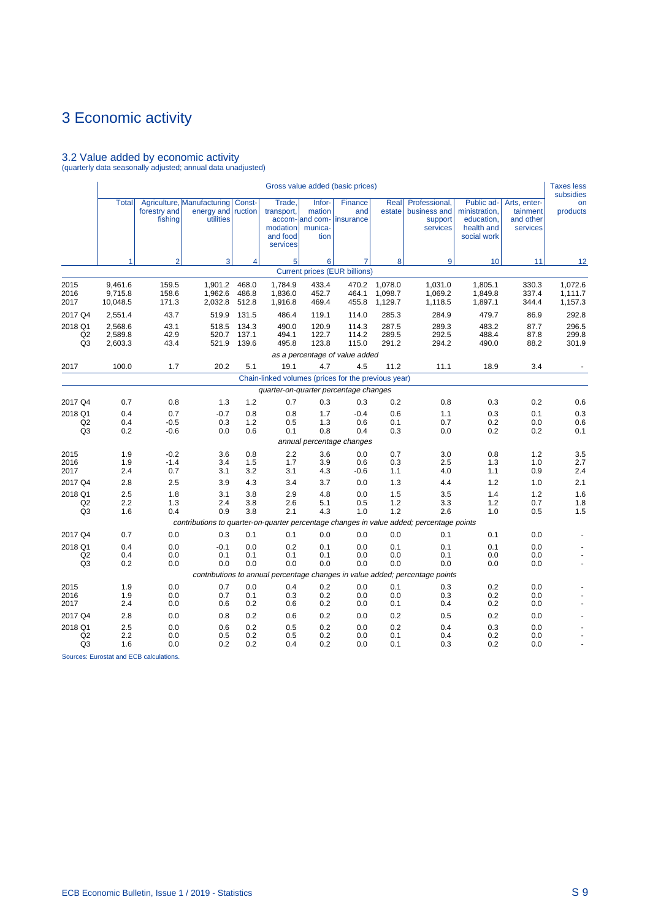# 3 Economic activity

## 3.2 Value added by economic activity

(quarterly data seasonally adjusted; annual data unadjusted)

| | Gross value added (basic prices) | | | | | | | | | | | Taxes less subsidies on products |
|---|---|---|---|---|---|---|---|---|---|---|---|---|
| | Total | Agriculture, forestry and fishing | Manufacturing energy and utilities | Construction | Trade, transport, accommodation and food services | Information and communication | Finance and insurance | Real estate | Professional, business and support services | Public administration, education, health and social work | Arts, entertainment and other services | |
| | 1 | 2 | 3 | 4 | 5 | 6 | 7 | 8 | 9 | 10 | 11 | 12 |
| | *Current prices (EUR billions)* | | | | | | | | | | | |
| 2015 | 9,461.6 | 159.5 | 1,901.2 | 468.0 | 1,784.9 | 433.4 | 470.2 | 1,078.0 | 1,031.0 | 1,805.1 | 330.3 | 1,072.6 |
| 2016 | 9,715.8 | 158.6 | 1,962.6 | 486.8 | 1,836.0 | 452.7 | 464.1 | 1,098.7 | 1,069.2 | 1,849.8 | 337.4 | 1,111.7 |
| 2017 | 10,048.5 | 171.3 | 2,032.8 | 512.8 | 1,916.8 | 469.4 | 455.8 | 1,129.7 | 1,118.5 | 1,897.1 | 344.4 | 1,157.3 |
| 2017 Q4 | 2,551.4 | 43.7 | 519.9 | 131.5 | 486.4 | 119.1 | 114.0 | 285.3 | 284.9 | 479.7 | 86.9 | 292.8 |
| 2018 Q1 | 2,568.6 | 43.1 | 518.5 | 134.3 | 490.0 | 120.9 | 114.3 | 287.5 | 289.3 | 483.2 | 87.7 | 296.5 |
| Q2 | 2,589.8 | 42.9 | 520.7 | 137.1 | 494.1 | 122.7 | 114.2 | 289.5 | 292.5 | 488.4 | 87.8 | 299.8 |
| Q3 | 2,603.3 | 43.4 | 521.9 | 139.6 | 495.8 | 123.8 | 115.0 | 291.2 | 294.2 | 490.0 | 88.2 | 301.9 |
| | *as a percentage of value added* | | | | | | | | | | | |
| 2017 | 100.0 | 1.7 | 20.2 | 5.1 | 19.1 | 4.7 | 4.5 | 11.2 | 11.1 | 18.9 | 3.4 | - |
| | *Chain-linked volumes (prices for the previous year)* | | | | | | | | | | | |
| | *quarter-on-quarter percentage changes* | | | | | | | | | | | |
| 2017 Q4 | 0.7 | 0.8 | 1.3 | 1.2 | 0.7 | 0.3 | 0.3 | 0.2 | 0.8 | 0.3 | 0.2 | 0.6 |
| 2018 Q1 | 0.4 | 0.7 | -0.7 | 0.8 | 0.8 | 1.7 | -0.4 | 0.6 | 1.1 | 0.3 | 0.1 | 0.3 |
| Q2 | 0.4 | -0.5 | 0.3 | 1.2 | 0.5 | 1.3 | 0.6 | 0.1 | 0.7 | 0.2 | 0.0 | 0.6 |
| Q3 | 0.2 | -0.6 | 0.0 | 0.6 | 0.1 | 0.8 | 0.4 | 0.3 | 0.0 | 0.2 | 0.2 | 0.1 |
| | *annual percentage changes* | | | | | | | | | | | |
| 2015 | 1.9 | -0.2 | 3.6 | 0.8 | 2.2 | 3.6 | 0.0 | 0.7 | 3.0 | 0.8 | 1.2 | 3.5 |
| 2016 | 1.9 | -1.4 | 3.4 | 1.5 | 1.7 | 3.9 | 0.6 | 0.3 | 2.5 | 1.3 | 1.0 | 2.7 |
| 2017 | 2.4 | 0.7 | 3.1 | 3.2 | 3.1 | 4.3 | -0.6 | 1.1 | 4.0 | 1.1 | 0.9 | 2.4 |
| 2017 Q4 | 2.8 | 2.5 | 3.9 | 4.3 | 3.4 | 3.7 | 0.0 | 1.3 | 4.4 | 1.2 | 1.0 | 2.1 |
| 2018 Q1 | 2.5 | 1.8 | 3.1 | 3.8 | 2.9 | 4.8 | 0.0 | 1.5 | 3.5 | 1.4 | 1.2 | 1.6 |
| Q2 | 2.2 | 1.3 | 2.4 | 3.8 | 2.6 | 5.1 | 0.5 | 1.2 | 3.3 | 1.2 | 0.7 | 1.8 |
| Q3 | 1.6 | 0.4 | 0.9 | 3.8 | 2.1 | 4.3 | 1.0 | 1.2 | 2.6 | 1.0 | 0.5 | 1.5 |
| | *contributions to quarter-on-quarter percentage changes in value added; percentage points* | | | | | | | | | | | |
| 2017 Q4 | 0.7 | 0.0 | 0.3 | 0.1 | 0.1 | 0.0 | 0.0 | 0.0 | 0.1 | 0.1 | 0.0 | - |
| 2018 Q1 | 0.4 | 0.0 | -0.1 | 0.0 | 0.2 | 0.1 | 0.0 | 0.1 | 0.1 | 0.1 | 0.0 | - |
| Q2 | 0.4 | 0.0 | 0.1 | 0.1 | 0.1 | 0.1 | 0.0 | 0.0 | 0.1 | 0.0 | 0.0 | - |
| Q3 | 0.2 | 0.0 | 0.0 | 0.0 | 0.0 | 0.0 | 0.0 | 0.0 | 0.0 | 0.0 | 0.0 | - |
| | *contributions to annual percentage changes in value added; percentage points* | | | | | | | | | | | |
| 2015 | 1.9 | 0.0 | 0.7 | 0.0 | 0.4 | 0.2 | 0.0 | 0.1 | 0.3 | 0.2 | 0.0 | - |
| 2016 | 1.9 | 0.0 | 0.7 | 0.1 | 0.3 | 0.2 | 0.0 | 0.0 | 0.3 | 0.2 | 0.0 | - |
| 2017 | 2.4 | 0.0 | 0.6 | 0.2 | 0.6 | 0.2 | 0.0 | 0.1 | 0.4 | 0.2 | 0.0 | - |
| 2017 Q4 | 2.8 | 0.0 | 0.8 | 0.2 | 0.6 | 0.2 | 0.0 | 0.2 | 0.5 | 0.2 | 0.0 | - |
| 2018 Q1 | 2.5 | 0.0 | 0.6 | 0.2 | 0.5 | 0.2 | 0.0 | 0.2 | 0.4 | 0.3 | 0.0 | - |
| Q2 | 2.2 | 0.0 | 0.5 | 0.2 | 0.5 | 0.2 | 0.0 | 0.1 | 0.4 | 0.2 | 0.0 | - |
| Q3 | 1.6 | 0.0 | 0.2 | 0.2 | 0.4 | 0.2 | 0.0 | 0.1 | 0.3 | 0.2 | 0.0 | - |

Sources: Eurostat and ECB calculations.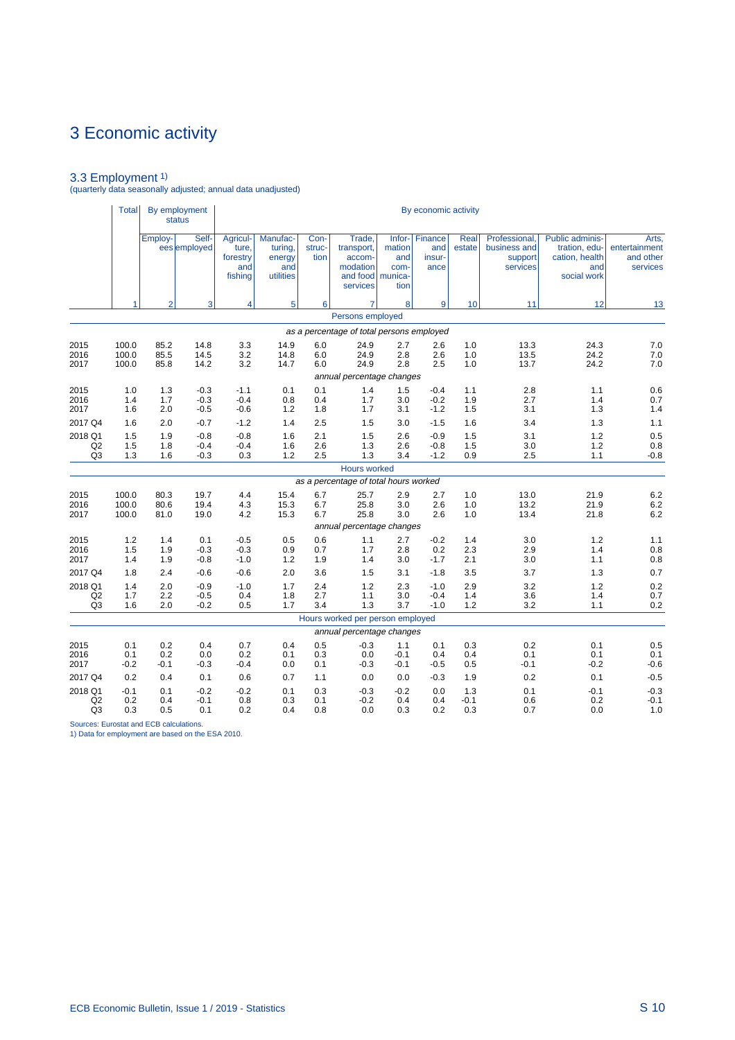# 3 Economic activity

## 3.3 Employment 1)

(quarterly data seasonally adjusted; annual data unadjusted)

| | Total | By employment status | | By economic activity | | | | | | | | | |
|---|---|---|---|---|---|---|---|---|---|---|---|---|---|
| | | Employees | Self-employed | Agriculture, forestry and fishing | Manufacturing, energy and utilities | Construction | Trade, transport, accommodation and food services | Information and communication | Finance and insurance | Real estate | Professional, business and support services | Public administration, education, health and social work | Arts, entertainment and other services |
| | 1 | 2 | 3 | 4 | 5 | 6 | 7 | 8 | 9 | 10 | 11 | 12 | 13 |
| **Persons employed** | | | | | | | | | | | | | |
| *as a percentage of total persons employed* | | | | | | | | | | | | | |
| 2015 | 100.0 | 85.2 | 14.8 | 3.3 | 14.9 | 6.0 | 24.9 | 2.7 | 2.6 | 1.0 | 13.3 | 24.3 | 7.0 |
| 2016 | 100.0 | 85.5 | 14.5 | 3.2 | 14.8 | 6.0 | 24.9 | 2.8 | 2.6 | 1.0 | 13.5 | 24.2 | 7.0 |
| 2017 | 100.0 | 85.8 | 14.2 | 3.2 | 14.7 | 6.0 | 24.9 | 2.8 | 2.5 | 1.0 | 13.7 | 24.2 | 7.0 |
| *annual percentage changes* | | | | | | | | | | | | | |
| 2015 | 1.0 | 1.3 | -0.3 | -1.1 | 0.1 | 0.1 | 1.4 | 1.5 | -0.4 | 1.1 | 2.8 | 1.1 | 0.6 |
| 2016 | 1.4 | 1.7 | -0.3 | -0.4 | 0.8 | 0.4 | 1.7 | 3.0 | -0.2 | 1.9 | 2.7 | 1.4 | 0.7 |
| 2017 | 1.6 | 2.0 | -0.5 | -0.6 | 1.2 | 1.8 | 1.7 | 3.1 | -1.2 | 1.5 | 3.1 | 1.3 | 1.4 |
| 2017 Q4 | 1.6 | 2.0 | -0.7 | -1.2 | 1.4 | 2.5 | 1.5 | 3.0 | -1.5 | 1.6 | 3.4 | 1.3 | 1.1 |
| 2018 Q1 | 1.5 | 1.9 | -0.8 | -0.8 | 1.6 | 2.1 | 1.5 | 2.6 | -0.9 | 1.5 | 3.1 | 1.2 | 0.5 |
| Q2 | 1.5 | 1.8 | -0.4 | -0.4 | 1.6 | 2.6 | 1.3 | 2.6 | -0.8 | 1.5 | 3.0 | 1.2 | 0.8 |
| Q3 | 1.3 | 1.6 | -0.3 | 0.3 | 1.2 | 2.5 | 1.3 | 3.4 | -1.2 | 0.9 | 2.5 | 1.1 | -0.8 |
| **Hours worked** | | | | | | | | | | | | | |
| *as a percentage of total hours worked* | | | | | | | | | | | | | |
| 2015 | 100.0 | 80.3 | 19.7 | 4.4 | 15.4 | 6.7 | 25.7 | 2.9 | 2.7 | 1.0 | 13.0 | 21.9 | 6.2 |
| 2016 | 100.0 | 80.6 | 19.4 | 4.3 | 15.3 | 6.7 | 25.8 | 3.0 | 2.6 | 1.0 | 13.2 | 21.9 | 6.2 |
| 2017 | 100.0 | 81.0 | 19.0 | 4.2 | 15.3 | 6.7 | 25.8 | 3.0 | 2.6 | 1.0 | 13.4 | 21.8 | 6.2 |
| *annual percentage changes* | | | | | | | | | | | | | |
| 2015 | 1.2 | 1.4 | 0.1 | -0.5 | 0.5 | 0.6 | 1.1 | 2.7 | -0.2 | 1.4 | 3.0 | 1.2 | 1.1 |
| 2016 | 1.5 | 1.9 | -0.3 | -0.3 | 0.9 | 0.7 | 1.7 | 2.8 | 0.2 | 2.3 | 2.9 | 1.4 | 0.8 |
| 2017 | 1.4 | 1.9 | -0.8 | -1.0 | 1.2 | 1.9 | 1.4 | 3.0 | -1.7 | 2.1 | 3.0 | 1.1 | 0.8 |
| 2017 Q4 | 1.8 | 2.4 | -0.6 | -0.6 | 2.0 | 3.6 | 1.5 | 3.1 | -1.8 | 3.5 | 3.7 | 1.3 | 0.7 |
| 2018 Q1 | 1.4 | 2.0 | -0.9 | -1.0 | 1.7 | 2.4 | 1.2 | 2.3 | -1.0 | 2.9 | 3.2 | 1.2 | 0.2 |
| Q2 | 1.7 | 2.2 | -0.5 | 0.4 | 1.8 | 2.7 | 1.1 | 3.0 | -0.4 | 1.4 | 3.6 | 1.4 | 0.7 |
| Q3 | 1.6 | 2.0 | -0.2 | 0.5 | 1.7 | 3.4 | 1.3 | 3.7 | -1.0 | 1.2 | 3.2 | 1.1 | 0.2 |
| **Hours worked per person employed** | | | | | | | | | | | | | |
| *annual percentage changes* | | | | | | | | | | | | | |
| 2015 | 0.1 | 0.2 | 0.4 | 0.7 | 0.4 | 0.5 | -0.3 | 1.1 | 0.1 | 0.3 | 0.2 | 0.1 | 0.5 |
| 2016 | 0.1 | 0.2 | 0.0 | 0.2 | 0.1 | 0.3 | 0.0 | -0.1 | 0.4 | 0.4 | 0.1 | 0.1 | 0.1 |
| 2017 | -0.2 | -0.1 | -0.3 | -0.4 | 0.0 | 0.1 | -0.3 | -0.1 | -0.5 | 0.5 | -0.1 | -0.2 | -0.6 |
| 2017 Q4 | 0.2 | 0.4 | 0.1 | 0.6 | 0.7 | 1.1 | 0.0 | 0.0 | -0.3 | 1.9 | 0.2 | 0.1 | -0.5 |
| 2018 Q1 | -0.1 | 0.1 | -0.2 | -0.2 | 0.1 | 0.3 | -0.3 | -0.2 | 0.0 | 1.3 | 0.1 | -0.1 | -0.3 |
| Q2 | 0.2 | 0.4 | -0.1 | 0.8 | 0.3 | 0.1 | -0.2 | 0.4 | 0.4 | -0.1 | 0.6 | 0.2 | -0.1 |
| Q3 | 0.3 | 0.5 | 0.1 | 0.2 | 0.4 | 0.8 | 0.0 | 0.3 | 0.2 | 0.3 | 0.7 | 0.0 | 1.0 |

Sources: Eurostat and ECB calculations.
1) Data for employment are based on the ESA 2010.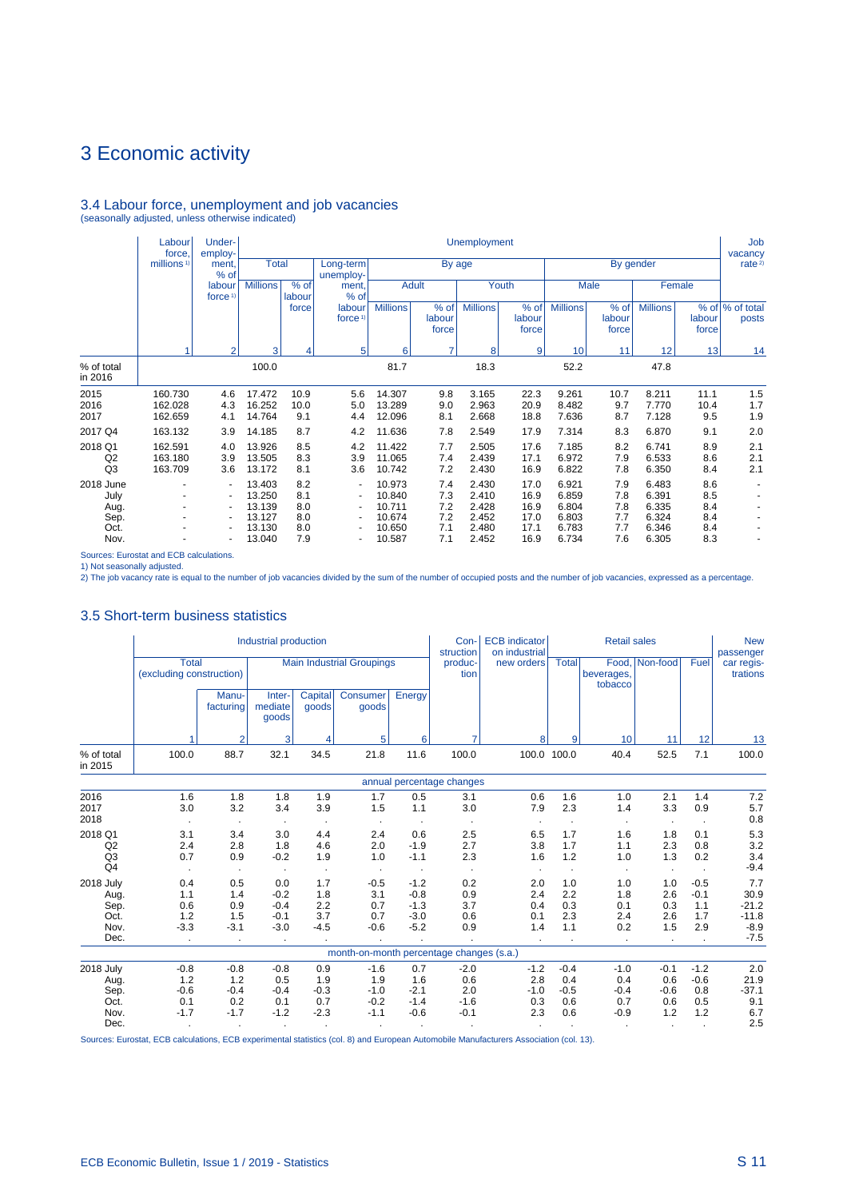# 3 Economic activity

## 3.4 Labour force, unemployment and job vacancies

(seasonally adjusted, unless otherwise indicated)

| | Labour force, millions [1] | Under-employment, % of labour force [1] | Unemployment | | | | | | | | | | | | Job vacancy rate [2] |
|---|---|---|---|---|---|---|---|---|---|---|---|---|---|---|---|
| | | | Total | | Long-term unemployment, % of labour force [1] | By age | | | | By gender | | | | | |
| | | | | | | Adult | | Youth | | Male | | Female | | | |
| | | | Millions | % of labour force | | Millions | % of labour force | Millions | % of labour force | Millions | % of labour force | Millions | % of labour force | | % of total posts |
| | 1 | 2 | 3 | 4 | 5 | 6 | 7 | 8 | 9 | 10 | 11 | 12 | 13 | | 14 |
| % of total in 2016 | | | 100.0 | | | 81.7 | | 18.3 | | 52.2 | | 47.8 | | | |
| 2015 | 160.730 | 4.6 | 17.472 | 10.9 | 5.6 | 14.307 | 9.8 | 3.165 | 22.3 | 9.261 | 10.7 | 8.211 | 11.1 | | 1.5 |
| 2016 | 162.028 | 4.3 | 16.252 | 10.0 | 5.0 | 13.289 | 9.0 | 2.963 | 20.9 | 8.482 | 9.7 | 7.770 | 10.4 | | 1.7 |
| 2017 | 162.659 | 4.1 | 14.764 | 9.1 | 4.4 | 12.096 | 8.1 | 2.668 | 18.8 | 7.636 | 8.7 | 7.128 | 9.5 | | 1.9 |
| 2017 Q4 | 163.132 | 3.9 | 14.185 | 8.7 | 4.2 | 11.636 | 7.8 | 2.549 | 17.9 | 7.314 | 8.3 | 6.870 | 9.1 | | 2.0 |
| 2018 Q1 | 162.591 | 4.0 | 13.926 | 8.5 | 4.2 | 11.422 | 7.7 | 2.505 | 17.6 | 7.185 | 8.2 | 6.741 | 8.9 | | 2.1 |
| Q2 | 163.180 | 3.9 | 13.505 | 8.3 | 3.9 | 11.065 | 7.4 | 2.439 | 17.1 | 6.972 | 7.9 | 6.533 | 8.6 | | 2.1 |
| Q3 | 163.709 | 3.6 | 13.172 | 8.1 | 3.6 | 10.742 | 7.2 | 2.430 | 16.9 | 6.822 | 7.8 | 6.350 | 8.4 | | 2.1 |
| 2018 June | - | - | 13.403 | 8.2 | - | 10.973 | 7.4 | 2.430 | 17.0 | 6.921 | 7.9 | 6.483 | 8.6 | | - |
| July | - | - | 13.250 | 8.1 | - | 10.840 | 7.3 | 2.410 | 16.9 | 6.859 | 7.8 | 6.391 | 8.5 | | - |
| Aug. | - | - | 13.139 | 8.0 | - | 10.711 | 7.2 | 2.428 | 16.9 | 6.804 | 7.8 | 6.335 | 8.4 | | - |
| Sep. | - | - | 13.127 | 8.0 | - | 10.674 | 7.2 | 2.452 | 17.0 | 6.803 | 7.7 | 6.324 | 8.4 | | - |
| Oct. | - | - | 13.130 | 8.0 | - | 10.650 | 7.1 | 2.480 | 17.1 | 6.783 | 7.7 | 6.346 | 8.4 | | - |
| Nov. | - | - | 13.040 | 7.9 | - | 10.587 | 7.1 | 2.452 | 16.9 | 6.734 | 7.6 | 6.305 | 8.3 | | - |

Sources: Eurostat and ECB calculations.
1) Not seasonally adjusted.
2) The job vacancy rate is equal to the number of job vacancies divided by the sum of the number of occupied posts and the number of job vacancies, expressed as a percentage.

## 3.5 Short-term business statistics

| | Industrial production | | | | | | Construction production | ECB indicator on industrial new orders | Retail sales | | | | New passenger car registrations |
|---|---|---|---|---|---|---|---|---|---|---|---|---|---|
| | Total (excluding construction) | | Main Industrial Groupings | | | | | | Total | Food, beverages, tobacco | Non-food | Fuel | |
| | | Manufacturing | Intermediate goods | Capital goods | Consumer goods | Energy | | | | | | | |
| | 1 | 2 | 3 | 4 | 5 | 6 | 7 | 8 | 9 | 10 | 11 | 12 | 13 |
| % of total in 2015 | 100.0 | 88.7 | 32.1 | 34.5 | 21.8 | 11.6 | 100.0 | 100.0 | 100.0 | 40.4 | 52.5 | 7.1 | 100.0 |
| | | | | | | annual percentage changes | | | | | | | |
| 2016 | 1.6 | 1.8 | 1.8 | 1.9 | 1.7 | 0.5 | 3.1 | 0.6 | 1.6 | 1.0 | 2.1 | 1.4 | 7.2 |
| 2017 | 3.0 | 3.2 | 3.4 | 3.9 | 1.5 | 1.1 | 3.0 | 7.9 | 2.3 | 1.4 | 3.3 | 0.9 | 5.7 |
| 2018 | . | . | . | . | . | . | . | . | . | . | . | . | 0.8 |
| 2018 Q1 | 3.1 | 3.4 | 3.0 | 4.4 | 2.4 | 0.6 | 2.5 | 6.5 | 1.7 | 1.6 | 1.8 | 0.1 | 5.3 |
| Q2 | 2.4 | 2.8 | 1.8 | 4.6 | 2.0 | -1.9 | 2.7 | 3.8 | 1.7 | 1.1 | 2.3 | 0.8 | 3.2 |
| Q3 | 0.7 | 0.9 | -0.2 | 1.9 | 1.0 | -1.1 | 2.3 | 1.6 | 1.2 | 1.0 | 1.3 | 0.2 | 3.4 |
| Q4 | . | . | . | . | . | . | . | . | . | . | . | . | -9.4 |
| 2018 July | 0.4 | 0.5 | 0.0 | 1.7 | -0.5 | -1.2 | 0.2 | 2.0 | 1.0 | 1.0 | 1.0 | -0.5 | 7.7 |
| Aug. | 1.1 | 1.4 | -0.2 | 1.8 | 3.1 | -0.8 | 0.9 | 2.4 | 2.2 | 1.8 | 2.6 | -0.1 | 30.9 |
| Sep. | 0.6 | 0.9 | -0.4 | 2.2 | 0.7 | -1.3 | 3.7 | 0.4 | 0.3 | 0.1 | 0.3 | 1.1 | -21.2 |
| Oct. | 1.2 | 1.5 | -0.1 | 3.7 | 0.7 | -3.0 | 0.6 | 0.1 | 2.3 | 2.4 | 2.6 | 1.7 | -11.8 |
| Nov. | -3.3 | -3.1 | -3.0 | -4.5 | -0.6 | -5.2 | 0.9 | 1.4 | 1.1 | 0.2 | 1.5 | 2.9 | -8.9 |
| Dec. | . | . | . | . | . | . | . | . | . | . | . | . | -7.5 |
| | | | | | | month-on-month percentage changes (s.a.) | | | | | | | |
| 2018 July | -0.8 | -0.8 | -0.8 | 0.9 | -1.6 | 0.7 | -2.0 | -1.2 | -0.4 | -1.0 | -0.1 | -1.2 | 2.0 |
| Aug. | 1.2 | 1.2 | 0.5 | 1.9 | 1.9 | 1.6 | 0.6 | 2.8 | 0.4 | 0.4 | 0.6 | -0.6 | 21.9 |
| Sep. | -0.6 | -0.4 | -0.4 | -0.3 | -1.0 | -2.1 | 2.0 | -1.0 | -0.5 | -0.4 | -0.6 | 0.8 | -37.1 |
| Oct. | 0.1 | 0.2 | 0.1 | 0.7 | -0.2 | -1.4 | -1.6 | 0.3 | 0.6 | 0.7 | 0.6 | 0.5 | 9.1 |
| Nov. | -1.7 | -1.7 | -1.2 | -2.3 | -1.1 | -0.6 | -0.1 | 2.3 | 0.6 | -0.9 | 1.2 | 1.2 | 6.7 |
| Dec. | . | . | . | . | . | . | . | . | . | . | . | . | 2.5 |

Sources: Eurostat, ECB calculations, ECB experimental statistics (col. 8) and European Automobile Manufacturers Association (col. 13).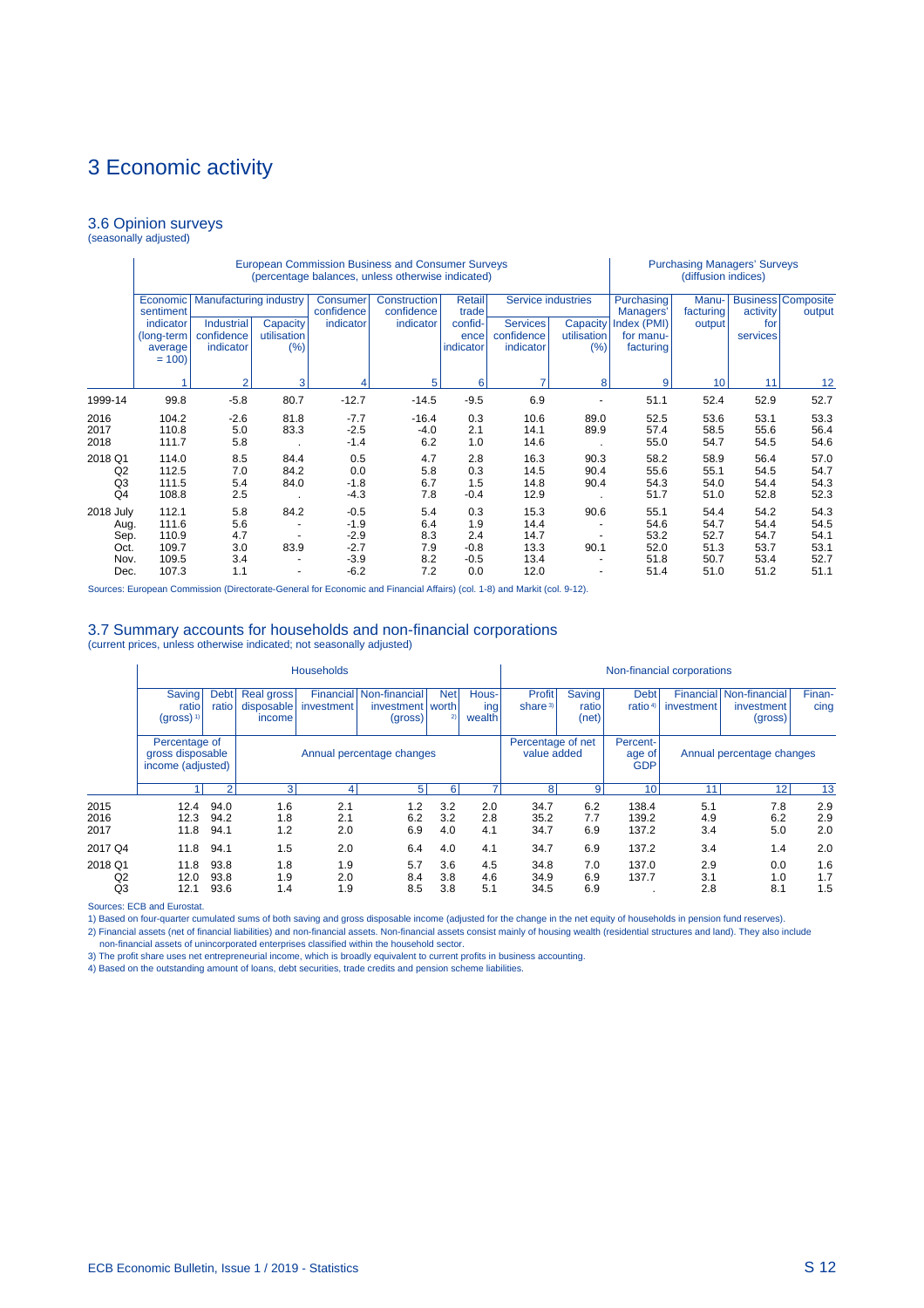# 3 Economic activity

## 3.6 Opinion surveys

(seasonally adjusted)

| | European Commission Business and Consumer Surveys (percentage balances, unless otherwise indicated) | | | | | | | | Purchasing Managers' Surveys (diffusion indices) | | | |
|---|---|---|---|---|---|---|---|---|---|---|---|---|
| | Economic sentiment indicator (long-term average = 100) | Manufacturing industry | | Consumer confidence indicator | Construction confidence indicator | Retail trade confidence indicator | Service industries | | Purchasing Managers' Index (PMI) for manufacturing | Manufacturing output | Business activity for services | Composite output |
| | | Industrial confidence indicator | Capacity utilisation (%) | | | | Services confidence indicator | Capacity utilisation (%) | | | | |
| | 1 | 2 | 3 | 4 | 5 | 6 | 7 | 8 | 9 | 10 | 11 | 12 |
| 1999-14 | 99.8 | -5.8 | 80.7 | -12.7 | -14.5 | -9.5 | 6.9 | - | 51.1 | 52.4 | 52.9 | 52.7 |
| 2016 | 104.2 | -2.6 | 81.8 | -7.7 | -16.4 | 0.3 | 10.6 | 89.0 | 52.5 | 53.6 | 53.1 | 53.3 |
| 2017 | 110.8 | 5.0 | 83.3 | -2.5 | -4.0 | 2.1 | 14.1 | 89.9 | 57.4 | 58.5 | 55.6 | 56.4 |
| 2018 | 111.7 | 5.8 | . | -1.4 | 6.2 | 1.0 | 14.6 | . | 55.0 | 54.7 | 54.5 | 54.6 |
| 2018 Q1 | 114.0 | 8.5 | 84.4 | 0.5 | 4.7 | 2.8 | 16.3 | 90.3 | 58.2 | 58.9 | 56.4 | 57.0 |
| Q2 | 112.5 | 7.0 | 84.2 | 0.0 | 5.8 | 0.3 | 14.5 | 90.4 | 55.6 | 55.1 | 54.5 | 54.7 |
| Q3 | 111.5 | 5.4 | 84.0 | -1.8 | 6.7 | 1.5 | 14.8 | 90.4 | 54.3 | 54.0 | 54.4 | 54.3 |
| Q4 | 108.8 | 2.5 | . | -4.3 | 7.8 | -0.4 | 12.9 | . | 51.7 | 51.0 | 52.8 | 52.3 |
| 2018 July | 112.1 | 5.8 | 84.2 | -0.5 | 5.4 | 0.3 | 15.3 | 90.6 | 55.1 | 54.4 | 54.2 | 54.3 |
| Aug. | 111.6 | 5.6 | - | -1.9 | 6.4 | 1.9 | 14.4 | - | 54.6 | 54.7 | 54.4 | 54.5 |
| Sep. | 110.9 | 4.7 | - | -2.9 | 8.3 | 2.4 | 14.7 | - | 53.2 | 52.7 | 54.7 | 54.1 |
| Oct. | 109.7 | 3.0 | 83.9 | -2.7 | 7.9 | -0.8 | 13.3 | 90.1 | 52.0 | 51.3 | 53.7 | 53.1 |
| Nov. | 109.5 | 3.4 | - | -3.9 | 8.2 | -0.5 | 13.4 | - | 51.8 | 50.7 | 53.4 | 52.7 |
| Dec. | 107.3 | 1.1 | - | -6.2 | 7.2 | 0.0 | 12.0 | - | 51.4 | 51.0 | 51.2 | 51.1 |

Sources: European Commission (Directorate-General for Economic and Financial Affairs) (col. 1-8) and Markit (col. 9-12).

## 3.7 Summary accounts for households and non-financial corporations

(current prices, unless otherwise indicated; not seasonally adjusted)

| | Households | | | | | | | Non-financial corporations | | | | | |
|---|---|---|---|---|---|---|---|---|---|---|---|---|---|
| | Saving ratio (gross) [1] | Debt ratio | Real gross disposable income | Financial investment | Non-financial investment (gross) | Net worth [2] | Housing wealth | Profit share [3] | Saving ratio (net) | Debt ratio [4] | Financial investment | Non-financial investment (gross) | Financing |
| | Percentage of gross disposable income (adjusted) | | Annual percentage changes | | | | | Percentage of net value added | | Percentage of GDP | Annual percentage changes | | |
| | 1 | 2 | 3 | 4 | 5 | 6 | 7 | 8 | 9 | 10 | 11 | 12 | 13 |
| 2015 | 12.4 | 94.0 | 1.6 | 2.1 | 1.2 | 3.2 | 2.0 | 34.7 | 6.2 | 138.4 | 5.1 | 7.8 | 2.9 |
| 2016 | 12.3 | 94.2 | 1.8 | 2.1 | 6.2 | 3.2 | 2.8 | 35.2 | 7.7 | 139.2 | 4.9 | 6.2 | 2.9 |
| 2017 | 11.8 | 94.1 | 1.2 | 2.0 | 6.9 | 4.0 | 4.1 | 34.7 | 6.9 | 137.2 | 3.4 | 5.0 | 2.0 |
| 2017 Q4 | 11.8 | 94.1 | 1.5 | 2.0 | 6.4 | 4.0 | 4.1 | 34.7 | 6.9 | 137.2 | 3.4 | 1.4 | 2.0 |
| 2018 Q1 | 11.8 | 93.8 | 1.8 | 1.9 | 5.7 | 3.6 | 4.5 | 34.8 | 7.0 | 137.0 | 2.9 | 0.0 | 1.6 |
| Q2 | 12.0 | 93.8 | 1.9 | 2.0 | 8.4 | 3.8 | 4.6 | 34.9 | 6.9 | 137.7 | 3.1 | 1.0 | 1.7 |
| Q3 | 12.1 | 93.6 | 1.4 | 1.9 | 8.5 | 3.8 | 5.1 | 34.5 | 6.9 | . | 2.8 | 8.1 | 1.5 |

Sources: ECB and Eurostat.

1) Based on four-quarter cumulated sums of both saving and gross disposable income (adjusted for the change in the net equity of households in pension fund reserves).

2) Financial assets (net of financial liabilities) and non-financial assets. Non-financial assets consist mainly of housing wealth (residential structures and land). They also include non-financial assets of unincorporated enterprises classified within the household sector.

3) The profit share uses net entrepreneurial income, which is broadly equivalent to current profits in business accounting.

4) Based on the outstanding amount of loans, debt securities, trade credits and pension scheme liabilities.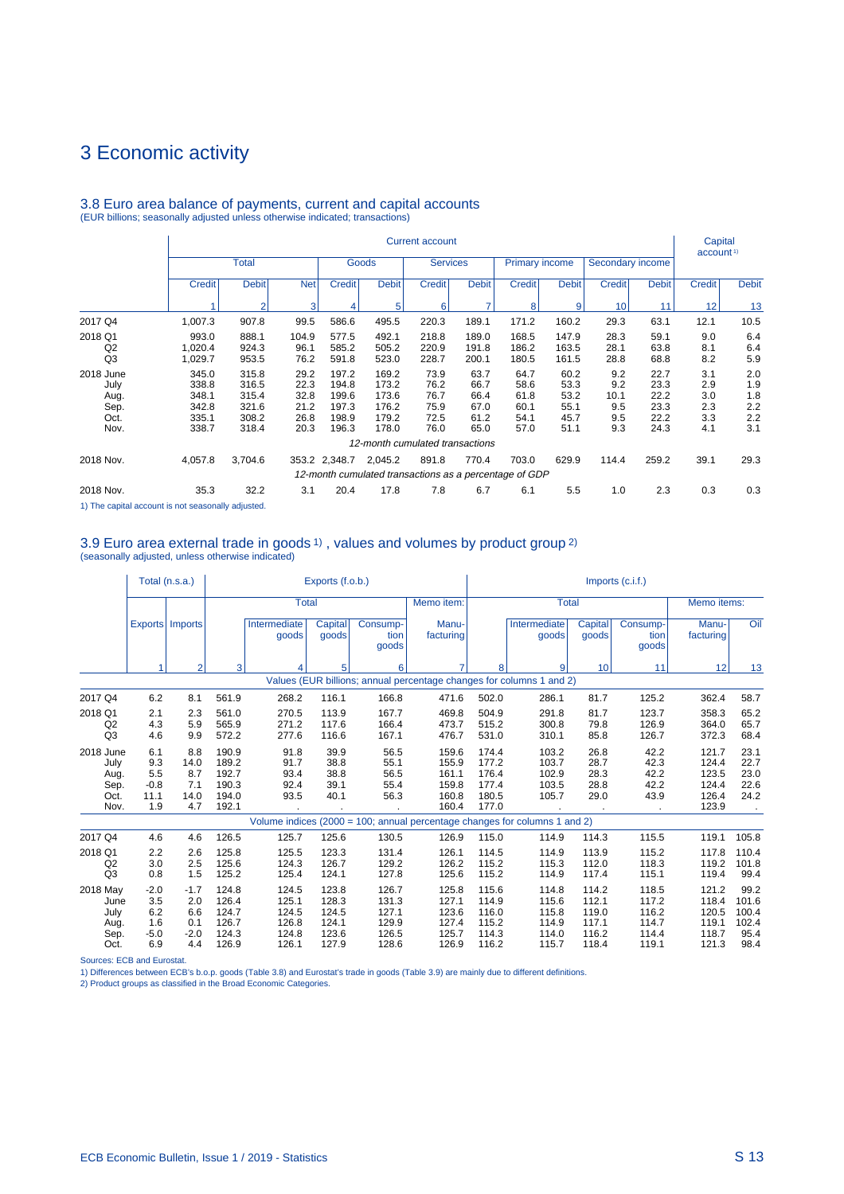# 3 Economic activity

## 3.8 Euro area balance of payments, current and capital accounts

(EUR billions; seasonally adjusted unless otherwise indicated; transactions)

| | Current account | | | | | | | | | | | Capital account[1] | |
|---|---|---|---|---|---|---|---|---|---|---|---|---|---|
| | Total | | | Goods | | Services | | Primary income | | Secondary income | | | |
| | Credit | Debit | Net | Credit | Debit | Credit | Debit | Credit | Debit | Credit | Debit | Credit | Debit |
| | 1 | 2 | 3 | 4 | 5 | 6 | 7 | 8 | 9 | 10 | 11 | 12 | 13 |
| 2017 Q4 | 1,007.3 | 907.8 | 99.5 | 586.6 | 495.5 | 220.3 | 189.1 | 171.2 | 160.2 | 29.3 | 63.1 | 12.1 | 10.5 |
| 2018 Q1 | 993.0 | 888.1 | 104.9 | 577.5 | 492.1 | 218.8 | 189.0 | 168.5 | 147.9 | 28.3 | 59.1 | 9.0 | 6.4 |
| Q2 | 1,020.4 | 924.3 | 96.1 | 585.2 | 505.2 | 220.9 | 191.8 | 186.2 | 163.5 | 28.1 | 63.8 | 8.1 | 6.4 |
| Q3 | 1,029.7 | 953.5 | 76.2 | 591.8 | 523.0 | 228.7 | 200.1 | 180.5 | 161.5 | 28.8 | 68.8 | 8.2 | 5.9 |
| 2018 June | 345.0 | 315.8 | 29.2 | 197.2 | 169.2 | 73.9 | 63.7 | 64.7 | 60.2 | 9.2 | 22.7 | 3.1 | 2.0 |
| July | 338.8 | 316.5 | 22.3 | 194.8 | 173.2 | 76.2 | 66.7 | 58.6 | 53.3 | 9.2 | 23.3 | 2.9 | 1.9 |
| Aug. | 348.1 | 315.4 | 32.8 | 199.6 | 173.6 | 76.7 | 66.4 | 61.8 | 53.2 | 10.1 | 22.2 | 3.0 | 1.8 |
| Sep. | 342.8 | 321.6 | 21.2 | 197.3 | 176.2 | 75.9 | 67.0 | 60.1 | 55.1 | 9.5 | 23.3 | 2.3 | 2.2 |
| Oct. | 335.1 | 308.2 | 26.8 | 198.9 | 179.2 | 72.5 | 61.2 | 54.1 | 45.7 | 9.5 | 22.2 | 3.3 | 2.2 |
| Nov. | 338.7 | 318.4 | 20.3 | 196.3 | 178.0 | 76.0 | 65.0 | 57.0 | 51.1 | 9.3 | 24.3 | 4.1 | 3.1 |
| | *12-month cumulated transactions* | | | | | | | | | | | | |
| 2018 Nov. | 4,057.8 | 3,704.6 | 353.2 | 2,348.7 | 2,045.2 | 891.8 | 770.4 | 703.0 | 629.9 | 114.4 | 259.2 | 39.1 | 29.3 |
| | *12-month cumulated transactions as a percentage of GDP* | | | | | | | | | | | | |
| 2018 Nov. | 35.3 | 32.2 | 3.1 | 20.4 | 17.8 | 7.8 | 6.7 | 6.1 | 5.5 | 1.0 | 2.3 | 0.3 | 0.3 |

1) The capital account is not seasonally adjusted.

## 3.9 Euro area external trade in goods[1], values and volumes by product group[2]

(seasonally adjusted, unless otherwise indicated)

| | Total (n.s.a.) | | Exports (f.o.b.) | | | | | Imports (c.i.f.) | | | | | |
|---|---|---|---|---|---|---|---|---|---|---|---|---|---|
| | | | Total | | | | Memo item: | Total | | | | Memo items: | |
| | Exports | Imports | | Intermediate goods | Capital goods | Consumption goods | Manufacturing | | Intermediate goods | Capital goods | Consumption goods | Manufacturing | Oil |
| | 1 | 2 | 3 | 4 | 5 | 6 | 7 | 8 | 9 | 10 | 11 | 12 | 13 |
| | *Values (EUR billions; annual percentage changes for columns 1 and 2)* | | | | | | | | | | | | |
| 2017 Q4 | 6.2 | 8.1 | 561.9 | 268.2 | 116.1 | 166.8 | 471.6 | 502.0 | 286.1 | 81.7 | 125.2 | 362.4 | 58.7 |
| 2018 Q1 | 2.1 | 2.3 | 561.0 | 270.5 | 113.9 | 167.7 | 469.8 | 504.9 | 291.8 | 81.7 | 123.7 | 358.3 | 65.2 |
| Q2 | 4.3 | 5.9 | 565.9 | 271.2 | 117.6 | 166.4 | 473.7 | 515.2 | 300.8 | 79.8 | 126.9 | 364.0 | 65.7 |
| Q3 | 4.6 | 9.9 | 572.2 | 277.6 | 116.6 | 167.1 | 476.7 | 531.0 | 310.1 | 85.8 | 126.7 | 372.3 | 68.4 |
| 2018 June | 6.1 | 8.8 | 190.9 | 91.8 | 39.9 | 56.5 | 159.6 | 174.4 | 103.2 | 26.8 | 42.2 | 121.7 | 23.1 |
| July | 9.3 | 14.0 | 189.2 | 91.7 | 38.8 | 55.1 | 155.9 | 177.2 | 103.7 | 28.7 | 42.3 | 124.4 | 22.7 |
| Aug. | 5.5 | 8.7 | 192.7 | 93.4 | 38.8 | 56.5 | 161.1 | 176.4 | 102.9 | 28.3 | 42.2 | 123.5 | 23.0 |
| Sep. | -0.8 | 7.1 | 190.3 | 92.4 | 39.1 | 55.4 | 159.8 | 177.4 | 103.5 | 28.8 | 42.2 | 124.4 | 22.6 |
| Oct. | 11.1 | 14.0 | 194.0 | 93.5 | 40.1 | 56.3 | 160.8 | 180.5 | 105.7 | 29.0 | 43.9 | 126.4 | 24.2 |
| Nov. | 1.9 | 4.7 | 192.1 | . | . | . | 160.4 | 177.0 | . | . | . | 123.9 | . |
| | *Volume indices (2000 = 100; annual percentage changes for columns 1 and 2)* | | | | | | | | | | | | |
| 2017 Q4 | 4.6 | 4.6 | 126.5 | 125.7 | 125.6 | 130.5 | 126.9 | 115.0 | 114.9 | 114.3 | 115.5 | 119.1 | 105.8 |
| 2018 Q1 | 2.2 | 2.6 | 125.8 | 125.5 | 123.3 | 131.4 | 126.1 | 114.5 | 114.9 | 113.9 | 115.2 | 117.8 | 110.4 |
| Q2 | 3.0 | 2.5 | 125.6 | 124.3 | 126.7 | 129.2 | 126.2 | 115.2 | 115.3 | 112.0 | 118.3 | 119.2 | 101.8 |
| Q3 | 0.8 | 1.5 | 125.2 | 125.4 | 124.1 | 127.8 | 125.6 | 115.2 | 114.9 | 117.4 | 115.1 | 119.4 | 99.4 |
| 2018 May | -2.0 | -1.7 | 124.8 | 124.5 | 123.8 | 126.7 | 125.8 | 115.6 | 114.8 | 114.2 | 118.5 | 121.2 | 99.2 |
| June | 3.5 | 2.0 | 126.4 | 125.1 | 128.3 | 131.3 | 127.1 | 114.9 | 115.6 | 112.1 | 117.2 | 118.4 | 101.6 |
| July | 6.2 | 6.6 | 124.7 | 124.5 | 124.5 | 127.1 | 123.6 | 116.0 | 115.8 | 119.0 | 116.2 | 120.5 | 100.4 |
| Aug. | 1.6 | 0.1 | 126.7 | 126.8 | 124.1 | 129.9 | 127.4 | 115.2 | 114.9 | 117.1 | 114.7 | 119.1 | 102.4 |
| Sep. | -5.0 | -2.0 | 124.3 | 124.8 | 123.6 | 126.5 | 125.7 | 114.3 | 114.0 | 116.2 | 114.4 | 118.7 | 95.4 |
| Oct. | 6.9 | 4.4 | 126.9 | 126.1 | 127.9 | 128.6 | 126.9 | 116.2 | 115.7 | 118.4 | 119.1 | 121.3 | 98.4 |

Sources: ECB and Eurostat.

1) Differences between ECB's b.o.p. goods (Table 3.8) and Eurostat's trade in goods (Table 3.9) are mainly due to different definitions.

2) Product groups as classified in the Broad Economic Categories.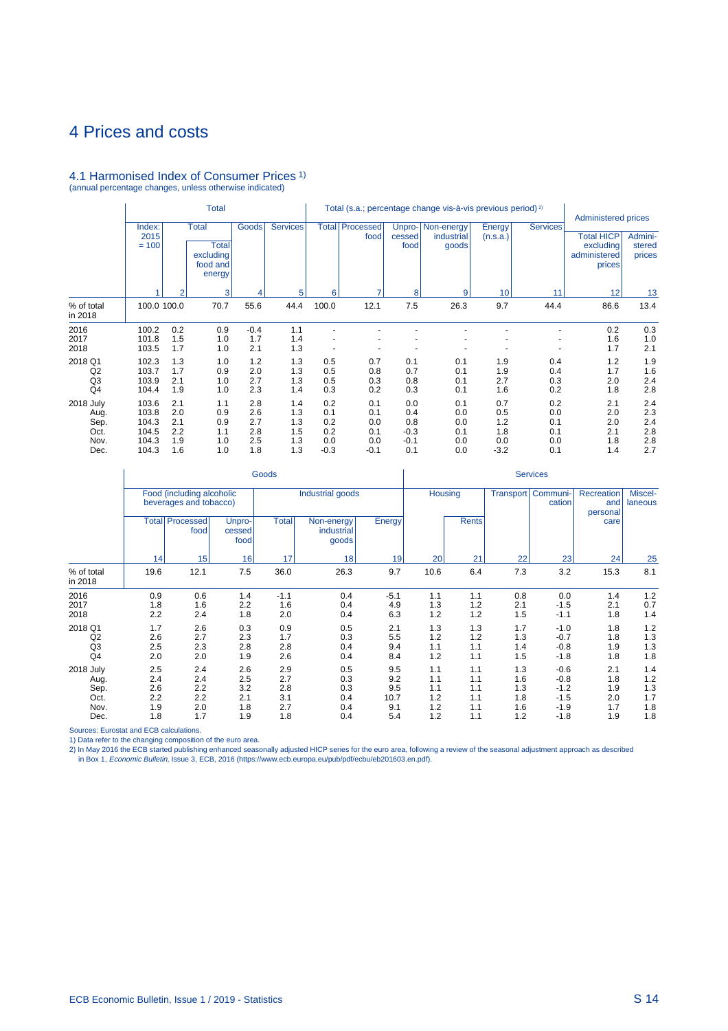# 4 Prices and costs

## 4.1 Harmonised Index of Consumer Prices 1)

(annual percentage changes, unless otherwise indicated)

| | Total | | | | | Total (s.a.; percentage change vis-à-vis previous period) 2) | | | | | | Administered prices | |
|---|---|---|---|---|---|---|---|---|---|---|---|---|---|
| | Index: 2015 = 100 | Total | Total excluding food and energy | Goods | Services | Total | Processed food | Unprocessed food | Non-energy industrial goods | Energy (n.s.a.) | Services | Total HICP excluding administered prices | Administered prices |
| | 1 | 2 | 3 | 4 | 5 | 6 | 7 | 8 | 9 | 10 | 11 | 12 | 13 |
| % of total in 2018 | 100.0 | 100.0 | 70.7 | 55.6 | 44.4 | 100.0 | 12.1 | 7.5 | 26.3 | 9.7 | 44.4 | 86.6 | 13.4 |
| 2016 | 100.2 | 0.2 | 0.9 | -0.4 | 1.1 | - | - | - | - | - | - | 0.2 | 0.3 |
| 2017 | 101.8 | 1.5 | 1.0 | 1.7 | 1.4 | - | - | - | - | - | - | 1.6 | 1.0 |
| 2018 | 103.5 | 1.7 | 1.0 | 2.1 | 1.3 | - | - | - | - | - | - | 1.7 | 2.1 |
| 2018 Q1 | 102.3 | 1.3 | 1.0 | 1.2 | 1.3 | 0.5 | 0.7 | 0.1 | 0.1 | 1.9 | 0.4 | 1.2 | 1.9 |
| Q2 | 103.7 | 1.7 | 0.9 | 2.0 | 1.3 | 0.5 | 0.8 | 0.7 | 0.1 | 1.9 | 0.4 | 1.7 | 1.6 |
| Q3 | 103.9 | 2.1 | 1.0 | 2.7 | 1.3 | 0.5 | 0.3 | 0.8 | 0.1 | 2.7 | 0.3 | 2.0 | 2.4 |
| Q4 | 104.4 | 1.9 | 1.0 | 2.3 | 1.4 | 0.3 | 0.2 | 0.3 | 0.1 | 1.6 | 0.2 | 1.8 | 2.8 |
| 2018 July | 103.6 | 2.1 | 1.1 | 2.8 | 1.4 | 0.2 | 0.1 | 0.0 | 0.1 | 0.7 | 0.2 | 2.1 | 2.4 |
| Aug. | 103.8 | 2.0 | 0.9 | 2.6 | 1.3 | 0.1 | 0.1 | 0.4 | 0.0 | 0.5 | 0.0 | 2.0 | 2.3 |
| Sep. | 104.3 | 2.1 | 0.9 | 2.7 | 1.3 | 0.2 | 0.0 | 0.8 | 0.0 | 1.2 | 0.1 | 2.0 | 2.4 |
| Oct. | 104.5 | 2.2 | 1.1 | 2.8 | 1.5 | 0.2 | 0.1 | -0.3 | 0.1 | 1.8 | 0.1 | 2.1 | 2.8 |
| Nov. | 104.3 | 1.9 | 1.0 | 2.5 | 1.3 | 0.0 | 0.0 | -0.1 | 0.0 | 0.0 | 0.0 | 1.8 | 2.8 |
| Dec. | 104.3 | 1.6 | 1.0 | 1.8 | 1.3 | -0.3 | -0.1 | 0.1 | 0.0 | -3.2 | 0.1 | 1.4 | 2.7 |

| | Goods | | | | | | Services | | | | | |
|---|---|---|---|---|---|---|---|---|---|---|---|---|
| | Food (including alcoholic beverages and tobacco) | | | Industrial goods | | | Housing | | Transport | Communication | Recreation and personal care | Miscellaneous |
| | Total | Processed food | Unprocessed food | Total | Non-energy industrial goods | Energy | | Rents | | | | |
| | 14 | 15 | 16 | 17 | 18 | 19 | 20 | 21 | 22 | 23 | 24 | 25 |
| % of total in 2018 | 19.6 | 12.1 | 7.5 | 36.0 | 26.3 | 9.7 | 10.6 | 6.4 | 7.3 | 3.2 | 15.3 | 8.1 |
| 2016 | 0.9 | 0.6 | 1.4 | -1.1 | 0.4 | -5.1 | 1.1 | 1.1 | 0.8 | 0.0 | 1.4 | 1.2 |
| 2017 | 1.8 | 1.6 | 2.2 | 1.6 | 0.4 | 4.9 | 1.3 | 1.2 | 2.1 | -1.5 | 2.1 | 0.7 |
| 2018 | 2.2 | 2.4 | 1.8 | 2.0 | 0.4 | 6.3 | 1.2 | 1.2 | 1.5 | -1.1 | 1.8 | 1.4 |
| 2018 Q1 | 1.7 | 2.6 | 0.3 | 0.9 | 0.5 | 2.1 | 1.3 | 1.3 | 1.7 | -1.0 | 1.8 | 1.2 |
| Q2 | 2.6 | 2.7 | 2.3 | 1.7 | 0.3 | 5.5 | 1.2 | 1.2 | 1.3 | -0.7 | 1.8 | 1.3 |
| Q3 | 2.5 | 2.3 | 2.8 | 2.8 | 0.4 | 9.4 | 1.1 | 1.1 | 1.4 | -0.8 | 1.9 | 1.3 |
| Q4 | 2.0 | 2.0 | 1.9 | 2.6 | 0.4 | 8.4 | 1.2 | 1.1 | 1.5 | -1.8 | 1.8 | 1.8 |
| 2018 July | 2.5 | 2.4 | 2.6 | 2.9 | 0.5 | 9.5 | 1.1 | 1.1 | 1.3 | -0.6 | 2.1 | 1.4 |
| Aug. | 2.4 | 2.4 | 2.5 | 2.7 | 0.3 | 9.2 | 1.1 | 1.1 | 1.6 | -0.8 | 1.8 | 1.2 |
| Sep. | 2.6 | 2.2 | 3.2 | 2.8 | 0.3 | 9.5 | 1.1 | 1.1 | 1.3 | -1.2 | 1.9 | 1.3 |
| Oct. | 2.2 | 2.2 | 2.1 | 3.1 | 0.4 | 10.7 | 1.2 | 1.1 | 1.8 | -1.5 | 2.0 | 1.7 |
| Nov. | 1.9 | 2.0 | 1.8 | 2.7 | 0.4 | 9.1 | 1.2 | 1.1 | 1.6 | -1.9 | 1.7 | 1.8 |
| Dec. | 1.8 | 1.7 | 1.9 | 1.8 | 0.4 | 5.4 | 1.2 | 1.1 | 1.2 | -1.8 | 1.9 | 1.8 |

Sources: Eurostat and ECB calculations.

1) Data refer to the changing composition of the euro area.

2) In May 2016 the ECB started publishing enhanced seasonally adjusted HICP series for the euro area, following a review of the seasonal adjustment approach as described in Box 1, *Economic Bulletin*, Issue 3, ECB, 2016 (https://www.ecb.europa.eu/pub/pdf/ecbu/eb201603.en.pdf).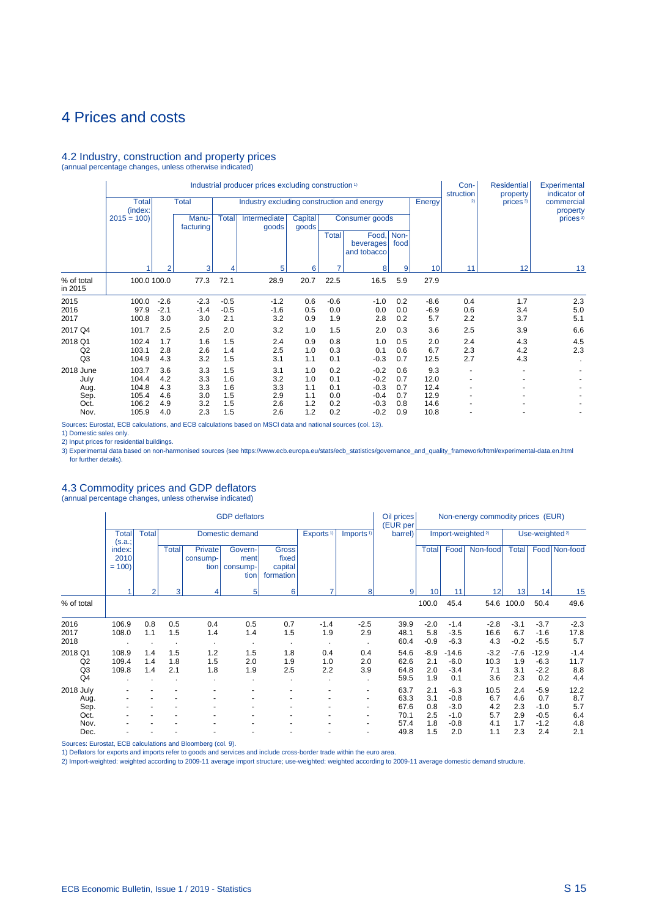# 4 Prices and costs

## 4.2 Industry, construction and property prices

(annual percentage changes, unless otherwise indicated)

| | Industrial producer prices excluding construction [1] | | | | | | | | | | Con-struction [2] | Residential property prices [3] | Experimental indicator of commercial property prices [3] |
|---|---|---|---|---|---|---|---|---|---|---|---|---|---|
| | Total (index: 2015 = 100) | Total | | Industry excluding construction and energy | | | | | | Energy | | | |
| | | | Manu-facturing | Total | Intermediate goods | Capital goods | Consumer goods | | | | | | |
| | | | | | | | Total | Food, beverages and tobacco | Non-food | | | | |
| | 1 | 2 | 3 | 4 | 5 | 6 | 7 | 8 | 9 | 10 | 11 | 12 | 13 |
| % of total in 2015 | 100.0 | 100.0 | 77.3 | 72.1 | 28.9 | 20.7 | 22.5 | 16.5 | 5.9 | 27.9 | | | |
| 2015 | 100.0 | -2.6 | -2.3 | -0.5 | -1.2 | 0.6 | -0.6 | -1.0 | 0.2 | -8.6 | 0.4 | 1.7 | 2.3 |
| 2016 | 97.9 | -2.1 | -1.4 | -0.5 | -1.6 | 0.5 | 0.0 | 0.0 | 0.0 | -6.9 | 0.6 | 3.4 | 5.0 |
| 2017 | 100.8 | 3.0 | 3.0 | 2.1 | 3.2 | 0.9 | 1.9 | 2.8 | 0.2 | 5.7 | 2.2 | 3.7 | 5.1 |
| 2017 Q4 | 101.7 | 2.5 | 2.5 | 2.0 | 3.2 | 1.0 | 1.5 | 2.0 | 0.3 | 3.6 | 2.5 | 3.9 | 6.6 |
| 2018 Q1 | 102.4 | 1.7 | 1.6 | 1.5 | 2.4 | 0.9 | 0.8 | 1.0 | 0.5 | 2.0 | 2.4 | 4.3 | 4.5 |
| Q2 | 103.1 | 2.8 | 2.6 | 1.4 | 2.5 | 1.0 | 0.3 | 0.1 | 0.6 | 6.7 | 2.3 | 4.2 | 2.3 |
| Q3 | 104.9 | 4.3 | 3.2 | 1.5 | 3.1 | 1.1 | 0.1 | -0.3 | 0.7 | 12.5 | 2.7 | 4.3 | . |
| 2018 June | 103.7 | 3.6 | 3.3 | 1.5 | 3.1 | 1.0 | 0.2 | -0.2 | 0.6 | 9.3 | - | - | - |
| July | 104.4 | 4.2 | 3.3 | 1.6 | 3.2 | 1.0 | 0.1 | -0.2 | 0.7 | 12.0 | - | - | - |
| Aug. | 104.8 | 4.3 | 3.3 | 1.6 | 3.3 | 1.1 | 0.1 | -0.3 | 0.7 | 12.4 | - | - | - |
| Sep. | 105.4 | 4.6 | 3.0 | 1.5 | 2.9 | 1.1 | 0.0 | -0.4 | 0.7 | 12.9 | - | - | - |
| Oct. | 106.2 | 4.9 | 3.2 | 1.5 | 2.6 | 1.2 | 0.2 | -0.3 | 0.8 | 14.6 | - | - | - |
| Nov. | 105.9 | 4.0 | 2.3 | 1.5 | 2.6 | 1.2 | 0.2 | -0.2 | 0.9 | 10.8 | - | - | - |

Sources: Eurostat, ECB calculations, and ECB calculations based on MSCI data and national sources (col. 13).

1) Domestic sales only.

2) Input prices for residential buildings.

3) Experimental data based on non-harmonised sources (see https://www.ecb.europa.eu/stats/ecb_statistics/governance_and_quality_framework/html/experimental-data.en.html for further details).

## 4.3 Commodity prices and GDP deflators

(annual percentage changes, unless otherwise indicated)

| | GDP deflators | | | | | | | | Oil prices (EUR per barrel) | Non-energy commodity prices (EUR) | | | | | |
|---|---|---|---|---|---|---|---|---|---|---|---|---|---|---|---|
| | Total (s.a.; index: 2010 = 100) | Total | Domestic demand | | | | Exports [1] | Imports [1] | | Import-weighted [2] | | | Use-weighted [2] | | |
| | | | Total | Private consump-tion | Govern-ment consump-tion | Gross fixed capital formation | | | | Total | Food | Non-food | Total | Food | Non-food |
| | 1 | 2 | 3 | 4 | 5 | 6 | 7 | 8 | 9 | 10 | 11 | 12 | 13 | 14 | 15 |
| % of total | | | | | | | | | | 100.0 | 45.4 | 54.6 | 100.0 | 50.4 | 49.6 |
| 2016 | 106.9 | 0.8 | 0.5 | 0.4 | 0.5 | 0.7 | -1.4 | -2.5 | 39.9 | -2.0 | -1.4 | -2.8 | -3.1 | -3.7 | -2.3 |
| 2017 | 108.0 | 1.1 | 1.5 | 1.4 | 1.4 | 1.5 | 1.9 | 2.9 | 48.1 | 5.8 | -3.5 | 16.6 | 6.7 | -1.6 | 17.8 |
| 2018 | . | . | . | . | . | . | . | . | 60.4 | -0.9 | -6.3 | 4.3 | -0.2 | -5.5 | 5.7 |
| 2018 Q1 | 108.9 | 1.4 | 1.5 | 1.2 | 1.5 | 1.8 | 0.4 | 0.4 | 54.6 | -8.9 | -14.6 | -3.2 | -7.6 | -12.9 | -1.4 |
| Q2 | 109.4 | 1.4 | 1.8 | 1.5 | 2.0 | 1.9 | 1.0 | 2.0 | 62.6 | 2.1 | -6.0 | 10.3 | 1.9 | -6.3 | 11.7 |
| Q3 | 109.8 | 1.4 | 2.1 | 1.8 | 1.9 | 2.5 | 2.2 | 3.9 | 64.8 | 2.0 | -3.4 | 7.1 | 3.1 | -2.2 | 8.8 |
| Q4 | . | . | . | . | . | . | . | . | 59.5 | 1.9 | 0.1 | 3.6 | 2.3 | 0.2 | 4.4 |
| 2018 July | - | - | - | - | - | - | - | - | 63.7 | 2.1 | -6.3 | 10.5 | 2.4 | -5.9 | 12.2 |
| Aug. | - | - | - | - | - | - | - | - | 63.3 | 3.1 | -0.8 | 6.7 | 4.6 | 0.7 | 8.7 |
| Sep. | - | - | - | - | - | - | - | - | 67.6 | 0.8 | -3.0 | 4.2 | 2.3 | -1.0 | 5.7 |
| Oct. | - | - | - | - | - | - | - | - | 70.1 | 2.5 | -1.0 | 5.7 | 2.9 | -0.5 | 6.4 |
| Nov. | - | - | - | - | - | - | - | - | 57.4 | 1.8 | -0.8 | 4.1 | 1.7 | -1.2 | 4.8 |
| Dec. | - | - | - | - | - | - | - | - | 49.8 | 1.5 | 2.0 | 1.1 | 2.3 | 2.4 | 2.1 |

Sources: Eurostat, ECB calculations and Bloomberg (col. 9).

1) Deflators for exports and imports refer to goods and services and include cross-border trade within the euro area.

2) Import-weighted: weighted according to 2009-11 average import structure; use-weighted: weighted according to 2009-11 average domestic demand structure.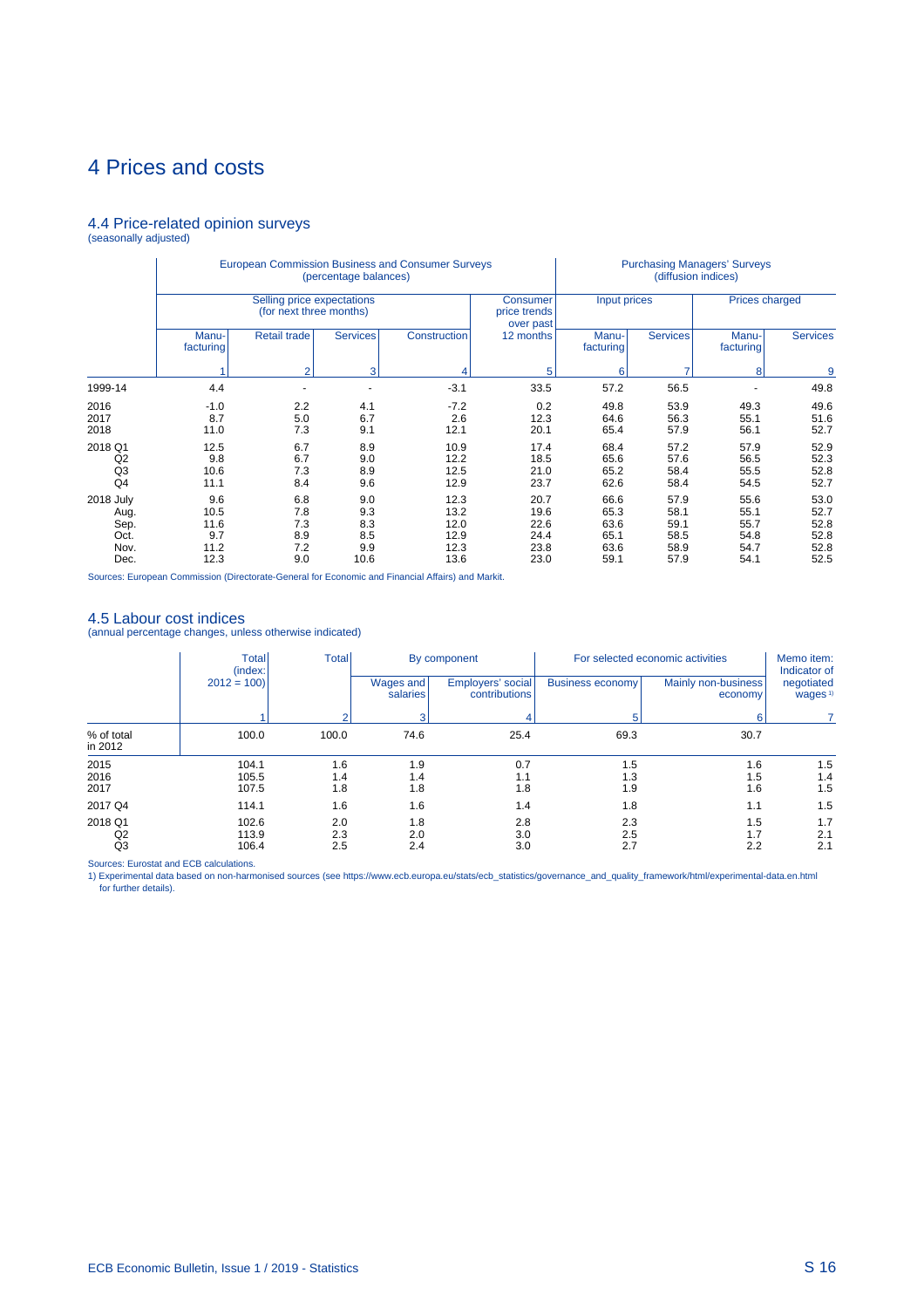# 4 Prices and costs

## 4.4 Price-related opinion surveys

(seasonally adjusted)

| | European Commission Business and Consumer Surveys (percentage balances) | | | | | Purchasing Managers' Surveys (diffusion indices) | | | |
|---|---|---|---|---|---|---|---|---|---|
| | Selling price expectations (for next three months) | | | | Consumer price trends over past | Input prices | | Prices charged | |
| | Manu-facturing | Retail trade | Services | Construction | 12 months | Manu-facturing | Services | Manu-facturing | Services |
| | 1 | 2 | 3 | 4 | 5 | 6 | 7 | 8 | 9 |
| 1999-14 | 4.4 | - | - | -3.1 | 33.5 | 57.2 | 56.5 | - | 49.8 |
| 2016 | -1.0 | 2.2 | 4.1 | -7.2 | 0.2 | 49.8 | 53.9 | 49.3 | 49.6 |
| 2017 | 8.7 | 5.0 | 6.7 | 2.6 | 12.3 | 64.6 | 56.3 | 55.1 | 51.6 |
| 2018 | 11.0 | 7.3 | 9.1 | 12.1 | 20.1 | 65.4 | 57.9 | 56.1 | 52.7 |
| 2018 Q1 | 12.5 | 6.7 | 8.9 | 10.9 | 17.4 | 68.4 | 57.2 | 57.9 | 52.9 |
| Q2 | 9.8 | 6.7 | 9.0 | 12.2 | 18.5 | 65.6 | 57.6 | 56.5 | 52.3 |
| Q3 | 10.6 | 7.3 | 8.9 | 12.5 | 21.0 | 65.2 | 58.4 | 55.5 | 52.8 |
| Q4 | 11.1 | 8.4 | 9.6 | 12.9 | 23.7 | 62.6 | 58.4 | 54.5 | 52.7 |
| 2018 July | 9.6 | 6.8 | 9.0 | 12.3 | 20.7 | 66.6 | 57.9 | 55.6 | 53.0 |
| Aug. | 10.5 | 7.8 | 9.3 | 13.2 | 19.6 | 65.3 | 58.1 | 55.1 | 52.7 |
| Sep. | 11.6 | 7.3 | 8.3 | 12.0 | 22.6 | 63.6 | 59.1 | 55.7 | 52.8 |
| Oct. | 9.7 | 8.9 | 8.5 | 12.9 | 24.4 | 65.1 | 58.5 | 54.8 | 52.8 |
| Nov. | 11.2 | 7.2 | 9.9 | 12.3 | 23.8 | 63.6 | 58.9 | 54.7 | 52.8 |
| Dec. | 12.3 | 9.0 | 10.6 | 13.6 | 23.0 | 59.1 | 57.9 | 54.1 | 52.5 |

Sources: European Commission (Directorate-General for Economic and Financial Affairs) and Markit.

## 4.5 Labour cost indices

(annual percentage changes, unless otherwise indicated)

| | Total (index: 2012 = 100) | Total | By component | | For selected economic activities | | Memo item: Indicator of negotiated wages [1] |
|---|---|---|---|---|---|---|---|
| | | | Wages and salaries | Employers' social contributions | Business economy | Mainly non-business economy | |
| | 1 | 2 | 3 | 4 | 5 | 6 | 7 |
| % of total in 2012 | 100.0 | 100.0 | 74.6 | 25.4 | 69.3 | 30.7 | |
| 2015 | 104.1 | 1.6 | 1.9 | 0.7 | 1.5 | 1.6 | 1.5 |
| 2016 | 105.5 | 1.4 | 1.4 | 1.1 | 1.3 | 1.5 | 1.4 |
| 2017 | 107.5 | 1.8 | 1.8 | 1.8 | 1.9 | 1.6 | 1.5 |
| 2017 Q4 | 114.1 | 1.6 | 1.6 | 1.4 | 1.8 | 1.1 | 1.5 |
| 2018 Q1 | 102.6 | 2.0 | 1.8 | 2.8 | 2.3 | 1.5 | 1.7 |
| Q2 | 113.9 | 2.3 | 2.0 | 3.0 | 2.5 | 1.7 | 2.1 |
| Q3 | 106.4 | 2.5 | 2.4 | 3.0 | 2.7 | 2.2 | 2.1 |

Sources: Eurostat and ECB calculations.

1) Experimental data based on non-harmonised sources (see https://www.ecb.europa.eu/stats/ecb_statistics/governance_and_quality_framework/html/experimental-data.en.html for further details).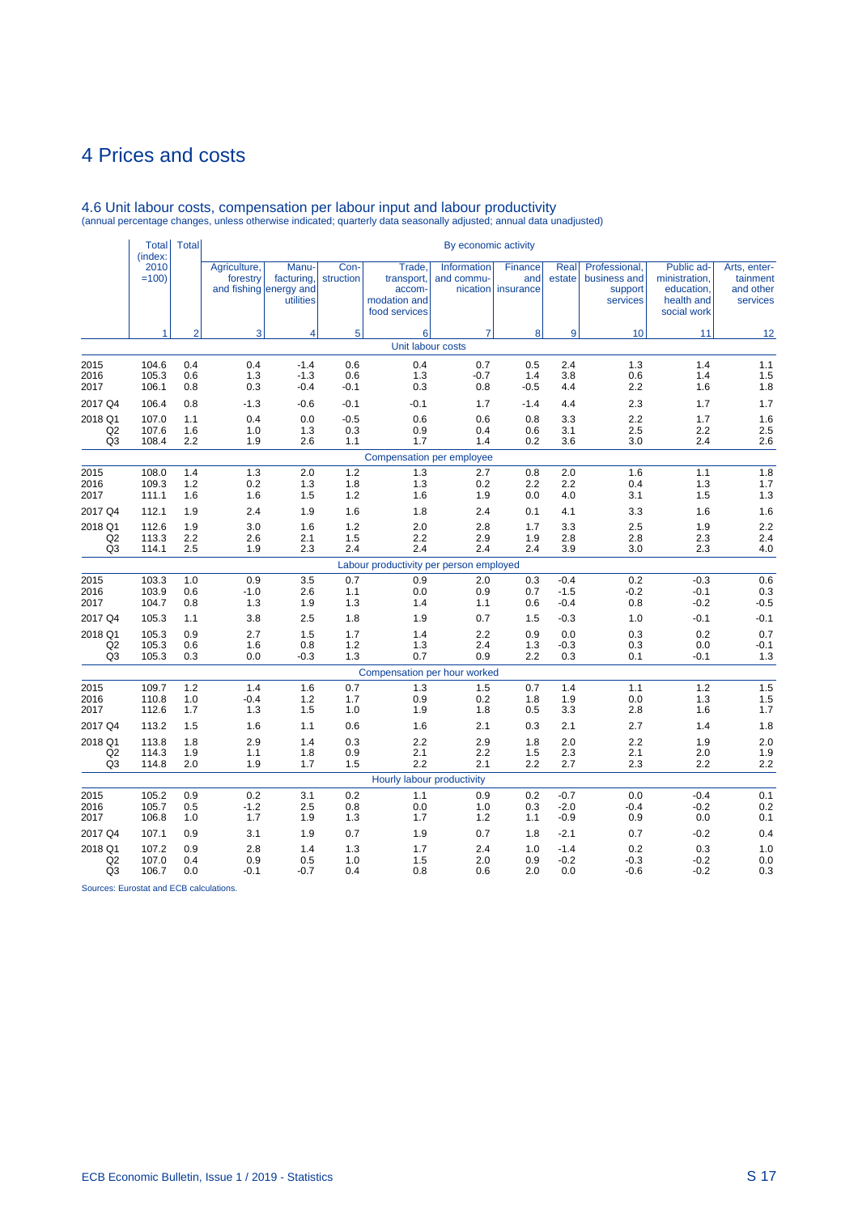# 4 Prices and costs

## 4.6 Unit labour costs, compensation per labour input and labour productivity

(annual percentage changes, unless otherwise indicated; quarterly data seasonally adjusted; annual data unadjusted)

| | Total (index: 2010 =100) | Total | By economic activity | | | | | | | | | |
|---|---|---|---|---|---|---|---|---|---|---|---|---|
| | | | Agriculture, forestry and fishing | Manu-facturing, energy and utilities | Con-struction | Trade, transport, accom-modation and food services | Information and commu-nication | Finance and insurance | Real estate | Professional, business and support services | Public ad-ministration, education, health and social work | Arts, enter-tainment and other services |
| | 1 | 2 | 3 | 4 | 5 | 6 | 7 | 8 | 9 | 10 | 11 | 12 |
| | | | | | | Unit labour costs | | | | | | |
| 2015 | 104.6 | 0.4 | 0.4 | -1.4 | 0.6 | 0.4 | 0.7 | 0.5 | 2.4 | 1.3 | 1.4 | 1.1 |
| 2016 | 105.3 | 0.6 | 1.3 | -1.3 | 0.6 | 1.3 | -0.7 | 1.4 | 3.8 | 0.6 | 1.4 | 1.5 |
| 2017 | 106.1 | 0.8 | 0.3 | -0.4 | -0.1 | 0.3 | 0.8 | -0.5 | 4.4 | 2.2 | 1.6 | 1.8 |
| 2017 Q4 | 106.4 | 0.8 | -1.3 | -0.6 | -0.1 | -0.1 | 1.7 | -1.4 | 4.4 | 2.3 | 1.7 | 1.7 |
| 2018 Q1 | 107.0 | 1.1 | 0.4 | 0.0 | -0.5 | 0.6 | 0.6 | 0.8 | 3.3 | 2.2 | 1.7 | 1.6 |
| Q2 | 107.6 | 1.6 | 1.0 | 1.3 | 0.3 | 0.9 | 0.4 | 0.6 | 3.1 | 2.5 | 2.2 | 2.5 |
| Q3 | 108.4 | 2.2 | 1.9 | 2.6 | 1.1 | 1.7 | 1.4 | 0.2 | 3.6 | 3.0 | 2.4 | 2.6 |
| | | | | | | Compensation per employee | | | | | | |
| 2015 | 108.0 | 1.4 | 1.3 | 2.0 | 1.2 | 1.3 | 2.7 | 0.8 | 2.0 | 1.6 | 1.1 | 1.8 |
| 2016 | 109.3 | 1.2 | 0.2 | 1.3 | 1.8 | 1.3 | 0.2 | 2.2 | 2.2 | 0.4 | 1.3 | 1.7 |
| 2017 | 111.1 | 1.6 | 1.6 | 1.5 | 1.2 | 1.6 | 1.9 | 0.0 | 4.0 | 3.1 | 1.5 | 1.3 |
| 2017 Q4 | 112.1 | 1.9 | 2.4 | 1.9 | 1.6 | 1.8 | 2.4 | 0.1 | 4.1 | 3.3 | 1.6 | 1.6 |
| 2018 Q1 | 112.6 | 1.9 | 3.0 | 1.6 | 1.2 | 2.0 | 2.8 | 1.7 | 3.3 | 2.5 | 1.9 | 2.2 |
| Q2 | 113.3 | 2.2 | 2.6 | 2.1 | 1.5 | 2.2 | 2.9 | 1.9 | 2.8 | 2.8 | 2.3 | 2.4 |
| Q3 | 114.1 | 2.5 | 1.9 | 2.3 | 2.4 | 2.4 | 2.4 | 2.4 | 3.9 | 3.0 | 2.3 | 4.0 |
| | | | | | | Labour productivity per person employed | | | | | | |
| 2015 | 103.3 | 1.0 | 0.9 | 3.5 | 0.7 | 0.9 | 2.0 | 0.3 | -0.4 | 0.2 | -0.3 | 0.6 |
| 2016 | 103.9 | 0.6 | -1.0 | 2.6 | 1.1 | 0.0 | 0.9 | 0.7 | -1.5 | -0.2 | -0.1 | 0.3 |
| 2017 | 104.7 | 0.8 | 1.3 | 1.9 | 1.3 | 1.4 | 1.1 | 0.6 | -0.4 | 0.8 | -0.2 | -0.5 |
| 2017 Q4 | 105.3 | 1.1 | 3.8 | 2.5 | 1.8 | 1.9 | 0.7 | 1.5 | -0.3 | 1.0 | -0.1 | -0.1 |
| 2018 Q1 | 105.3 | 0.9 | 2.7 | 1.5 | 1.7 | 1.4 | 2.2 | 0.9 | 0.0 | 0.3 | 0.2 | 0.7 |
| Q2 | 105.3 | 0.6 | 1.6 | 0.8 | 1.2 | 1.3 | 2.4 | 1.3 | -0.3 | 0.3 | 0.0 | -0.1 |
| Q3 | 105.3 | 0.3 | 0.0 | -0.3 | 1.3 | 0.7 | 0.9 | 2.2 | 0.3 | 0.1 | -0.1 | 1.3 |
| | | | | | | Compensation per hour worked | | | | | | |
| 2015 | 109.7 | 1.2 | 1.4 | 1.6 | 0.7 | 1.3 | 1.5 | 0.7 | 1.4 | 1.1 | 1.2 | 1.5 |
| 2016 | 110.8 | 1.0 | -0.4 | 1.2 | 1.7 | 0.9 | 0.2 | 1.8 | 1.9 | 0.0 | 1.3 | 1.5 |
| 2017 | 112.6 | 1.7 | 1.3 | 1.5 | 1.0 | 1.9 | 1.8 | 0.5 | 3.3 | 2.8 | 1.6 | 1.7 |
| 2017 Q4 | 113.2 | 1.5 | 1.6 | 1.1 | 0.6 | 1.6 | 2.1 | 0.3 | 2.1 | 2.7 | 1.4 | 1.8 |
| 2018 Q1 | 113.8 | 1.8 | 2.9 | 1.4 | 0.3 | 2.2 | 2.9 | 1.8 | 2.0 | 2.2 | 1.9 | 2.0 |
| Q2 | 114.3 | 1.9 | 1.1 | 1.8 | 0.9 | 2.1 | 2.2 | 1.5 | 2.3 | 2.1 | 2.0 | 1.9 |
| Q3 | 114.8 | 2.0 | 1.9 | 1.7 | 1.5 | 2.2 | 2.1 | 2.2 | 2.7 | 2.3 | 2.2 | 2.2 |
| | | | | | | Hourly labour productivity | | | | | | |
| 2015 | 105.2 | 0.9 | 0.2 | 3.1 | 0.2 | 1.1 | 0.9 | 0.2 | -0.7 | 0.0 | -0.4 | 0.1 |
| 2016 | 105.7 | 0.5 | -1.2 | 2.5 | 0.8 | 0.0 | 1.0 | 0.3 | -2.0 | -0.4 | -0.2 | 0.2 |
| 2017 | 106.8 | 1.0 | 1.7 | 1.9 | 1.3 | 1.7 | 1.2 | 1.1 | -0.9 | 0.9 | 0.0 | 0.1 |
| 2017 Q4 | 107.1 | 0.9 | 3.1 | 1.9 | 0.7 | 1.9 | 0.7 | 1.8 | -2.1 | 0.7 | -0.2 | 0.4 |
| 2018 Q1 | 107.2 | 0.9 | 2.8 | 1.4 | 1.3 | 1.7 | 2.4 | 1.0 | -1.4 | 0.2 | 0.3 | 1.0 |
| Q2 | 107.0 | 0.4 | 0.9 | 0.5 | 1.0 | 1.5 | 2.0 | 0.9 | -0.2 | -0.3 | -0.2 | 0.0 |
| Q3 | 106.7 | 0.0 | -0.1 | -0.7 | 0.4 | 0.8 | 0.6 | 2.0 | 0.0 | -0.6 | -0.2 | 0.3 |

Sources: Eurostat and ECB calculations.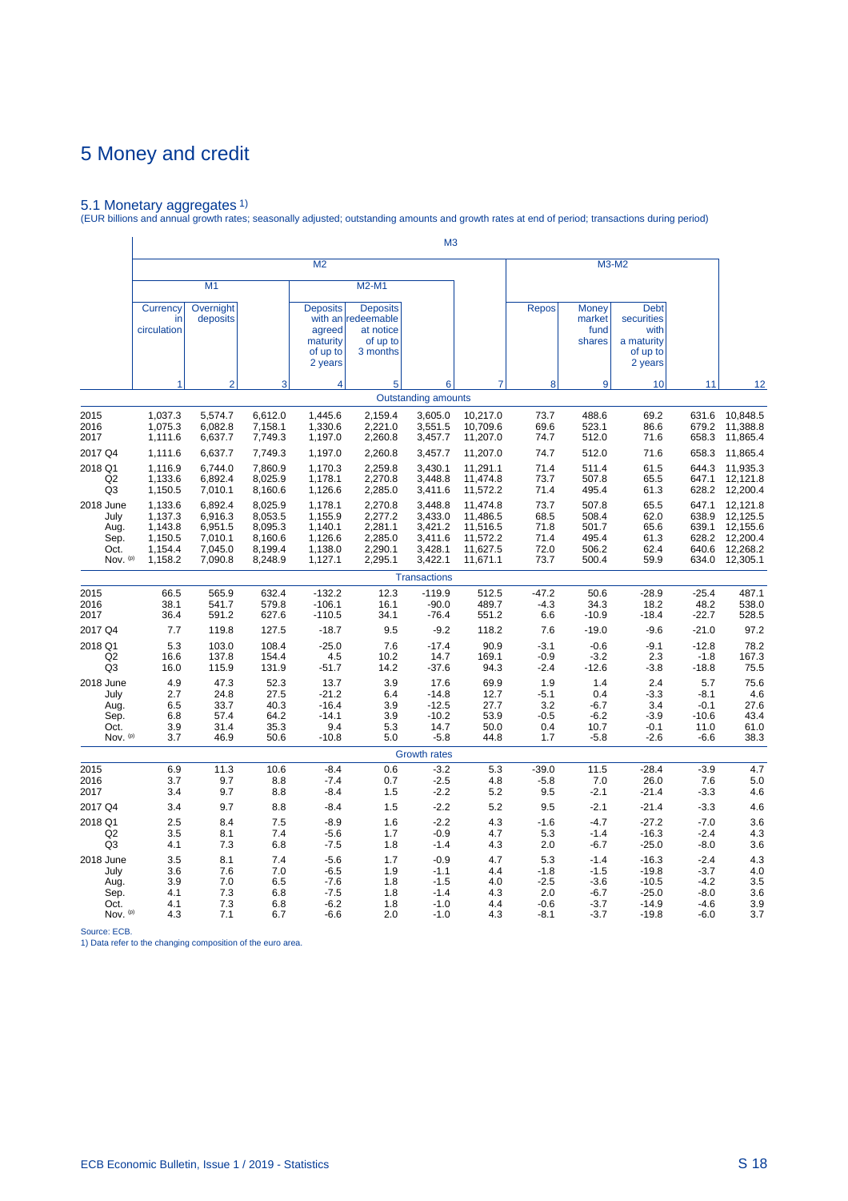# 5 Money and credit

## 5.1 Monetary aggregates [1)]

(EUR billions and annual growth rates; seasonally adjusted; outstanding amounts and growth rates at end of period; transactions during period)

| | M3 | | | | | | | | | | | |
|---|---|---|---|---|---|---|---|---|---|---|---|---|
| | M2 | | | | | | | M3-M2 | | | | |
| | M1 | | | M2-M1 | | | | | | | | |
| | Currency in circulation | Overnight deposits | | Deposits with an agreed maturity of up to 2 years | Deposits redeemable at notice of up to 3 months | | | Repos | Money market fund shares | Debt securities with a maturity of up to 2 years | | |
| | 1 | 2 | 3 | 4 | 5 | 6 | 7 | 8 | 9 | 10 | 11 | 12 |
| | **Outstanding amounts** | | | | | | | | | | | |
| 2015 | 1,037.3 | 5,574.7 | 6,612.0 | 1,445.6 | 2,159.4 | 3,605.0 | 10,217.0 | 73.7 | 488.6 | 69.2 | 631.6 | 10,848.5 |
| 2016 | 1,075.3 | 6,082.8 | 7,158.1 | 1,330.6 | 2,221.0 | 3,551.5 | 10,709.6 | 69.6 | 523.1 | 86.6 | 679.2 | 11,388.8 |
| 2017 | 1,111.6 | 6,637.7 | 7,749.3 | 1,197.0 | 2,260.8 | 3,457.7 | 11,207.0 | 74.7 | 512.0 | 71.6 | 658.3 | 11,865.4 |
| 2017 Q4 | 1,111.6 | 6,637.7 | 7,749.3 | 1,197.0 | 2,260.8 | 3,457.7 | 11,207.0 | 74.7 | 512.0 | 71.6 | 658.3 | 11,865.4 |
| 2018 Q1 | 1,116.9 | 6,744.0 | 7,860.9 | 1,170.3 | 2,259.8 | 3,430.1 | 11,291.1 | 71.4 | 511.4 | 61.5 | 644.3 | 11,935.3 |
| Q2 | 1,133.6 | 6,892.4 | 8,025.9 | 1,178.1 | 2,270.8 | 3,448.8 | 11,474.8 | 73.7 | 507.8 | 65.5 | 647.1 | 12,121.8 |
| Q3 | 1,150.5 | 7,010.1 | 8,160.6 | 1,126.6 | 2,285.0 | 3,411.6 | 11,572.2 | 71.4 | 495.4 | 61.3 | 628.2 | 12,200.4 |
| 2018 June | 1,133.6 | 6,892.4 | 8,025.9 | 1,178.1 | 2,270.8 | 3,448.8 | 11,474.8 | 73.7 | 507.8 | 65.5 | 647.1 | 12,121.8 |
| July | 1,137.3 | 6,916.3 | 8,053.5 | 1,155.9 | 2,277.2 | 3,433.0 | 11,486.5 | 68.5 | 508.4 | 62.0 | 638.9 | 12,125.5 |
| Aug. | 1,143.8 | 6,951.5 | 8,095.3 | 1,140.1 | 2,281.1 | 3,421.2 | 11,516.5 | 71.8 | 501.7 | 65.6 | 639.1 | 12,155.6 |
| Sep. | 1,150.5 | 7,010.1 | 8,160.6 | 1,126.6 | 2,285.0 | 3,411.6 | 11,572.2 | 71.4 | 495.4 | 61.3 | 628.2 | 12,200.4 |
| Oct. | 1,154.4 | 7,045.0 | 8,199.4 | 1,138.0 | 2,290.1 | 3,428.1 | 11,627.5 | 72.0 | 506.2 | 62.4 | 640.6 | 12,268.2 |
| Nov. (p) | 1,158.2 | 7,090.8 | 8,248.9 | 1,127.1 | 2,295.1 | 3,422.1 | 11,671.1 | 73.7 | 500.4 | 59.9 | 634.0 | 12,305.1 |
| | **Transactions** | | | | | | | | | | | |
| 2015 | 66.5 | 565.9 | 632.4 | -132.2 | 12.3 | -119.9 | 512.5 | -47.2 | 50.6 | -28.9 | -25.4 | 487.1 |
| 2016 | 38.1 | 541.7 | 579.8 | -106.1 | 16.1 | -90.0 | 489.7 | -4.3 | 34.3 | 18.2 | 48.2 | 538.0 |
| 2017 | 36.4 | 591.2 | 627.6 | -110.5 | 34.1 | -76.4 | 551.2 | 6.6 | -10.9 | -18.4 | -22.7 | 528.5 |
| 2017 Q4 | 7.7 | 119.8 | 127.5 | -18.7 | 9.5 | -9.2 | 118.2 | 7.6 | -19.0 | -9.6 | -21.0 | 97.2 |
| 2018 Q1 | 5.3 | 103.0 | 108.4 | -25.0 | 7.6 | -17.4 | 90.9 | -3.1 | -0.6 | -9.1 | -12.8 | 78.2 |
| Q2 | 16.6 | 137.8 | 154.4 | 4.5 | 10.2 | 14.7 | 169.1 | -0.9 | -3.2 | 2.3 | -1.8 | 167.3 |
| Q3 | 16.0 | 115.9 | 131.9 | -51.7 | 14.2 | -37.6 | 94.3 | -2.4 | -12.6 | -3.8 | -18.8 | 75.5 |
| 2018 June | 4.9 | 47.3 | 52.3 | 13.7 | 3.9 | 17.6 | 69.9 | 1.9 | 1.4 | 2.4 | 5.7 | 75.6 |
| July | 2.7 | 24.8 | 27.5 | -21.2 | 6.4 | -14.8 | 12.7 | -5.1 | 0.4 | -3.3 | -8.1 | 4.6 |
| Aug. | 6.5 | 33.7 | 40.3 | -16.4 | 3.9 | -12.5 | 27.7 | 3.2 | -6.7 | 3.4 | -0.1 | 27.6 |
| Sep. | 6.8 | 57.4 | 64.2 | -14.1 | 3.9 | -10.2 | 53.9 | -0.5 | -6.2 | -3.9 | -10.6 | 43.4 |
| Oct. | 3.9 | 31.4 | 35.3 | 9.4 | 5.3 | 14.7 | 50.0 | 0.4 | 10.7 | -0.1 | 11.0 | 61.0 |
| Nov. (p) | 3.7 | 46.9 | 50.6 | -10.8 | 5.0 | -5.8 | 44.8 | 1.7 | -5.8 | -2.6 | -6.6 | 38.3 |
| | **Growth rates** | | | | | | | | | | | |
| 2015 | 6.9 | 11.3 | 10.6 | -8.4 | 0.6 | -3.2 | 5.3 | -39.0 | 11.5 | -28.4 | -3.9 | 4.7 |
| 2016 | 3.7 | 9.7 | 8.8 | -7.4 | 0.7 | -2.5 | 4.8 | -5.8 | 7.0 | 26.0 | 7.6 | 5.0 |
| 2017 | 3.4 | 9.7 | 8.8 | -8.4 | 1.5 | -2.2 | 5.2 | 9.5 | -2.1 | -21.4 | -3.3 | 4.6 |
| 2017 Q4 | 3.4 | 9.7 | 8.8 | -8.4 | 1.5 | -2.2 | 5.2 | 9.5 | -2.1 | -21.4 | -3.3 | 4.6 |
| 2018 Q1 | 2.5 | 8.4 | 7.5 | -8.9 | 1.6 | -2.2 | 4.3 | -1.6 | -4.7 | -27.2 | -7.0 | 3.6 |
| Q2 | 3.5 | 8.1 | 7.4 | -5.6 | 1.7 | -0.9 | 4.7 | 5.3 | -1.4 | -16.3 | -2.4 | 4.3 |
| Q3 | 4.1 | 7.3 | 6.8 | -7.5 | 1.8 | -1.4 | 4.3 | 2.0 | -6.7 | -25.0 | -8.0 | 3.6 |
| 2018 June | 3.5 | 8.1 | 7.4 | -5.6 | 1.7 | -0.9 | 4.7 | 5.3 | -1.4 | -16.3 | -2.4 | 4.3 |
| July | 3.6 | 7.6 | 7.0 | -6.5 | 1.9 | -1.1 | 4.4 | -1.8 | -1.5 | -19.8 | -3.7 | 4.0 |
| Aug. | 3.9 | 7.0 | 6.5 | -7.6 | 1.8 | -1.5 | 4.0 | -2.5 | -3.6 | -10.5 | -4.2 | 3.5 |
| Sep. | 4.1 | 7.3 | 6.8 | -7.5 | 1.8 | -1.4 | 4.3 | 2.0 | -6.7 | -25.0 | -8.0 | 3.6 |
| Oct. | 4.1 | 7.3 | 6.8 | -6.2 | 1.8 | -1.0 | 4.4 | -0.6 | -3.7 | -14.9 | -4.6 | 3.9 |
| Nov. (p) | 4.3 | 7.1 | 6.7 | -6.6 | 2.0 | -1.0 | 4.3 | -8.1 | -3.7 | -19.8 | -6.0 | 3.7 |

Source: ECB.

1) Data refer to the changing composition of the euro area.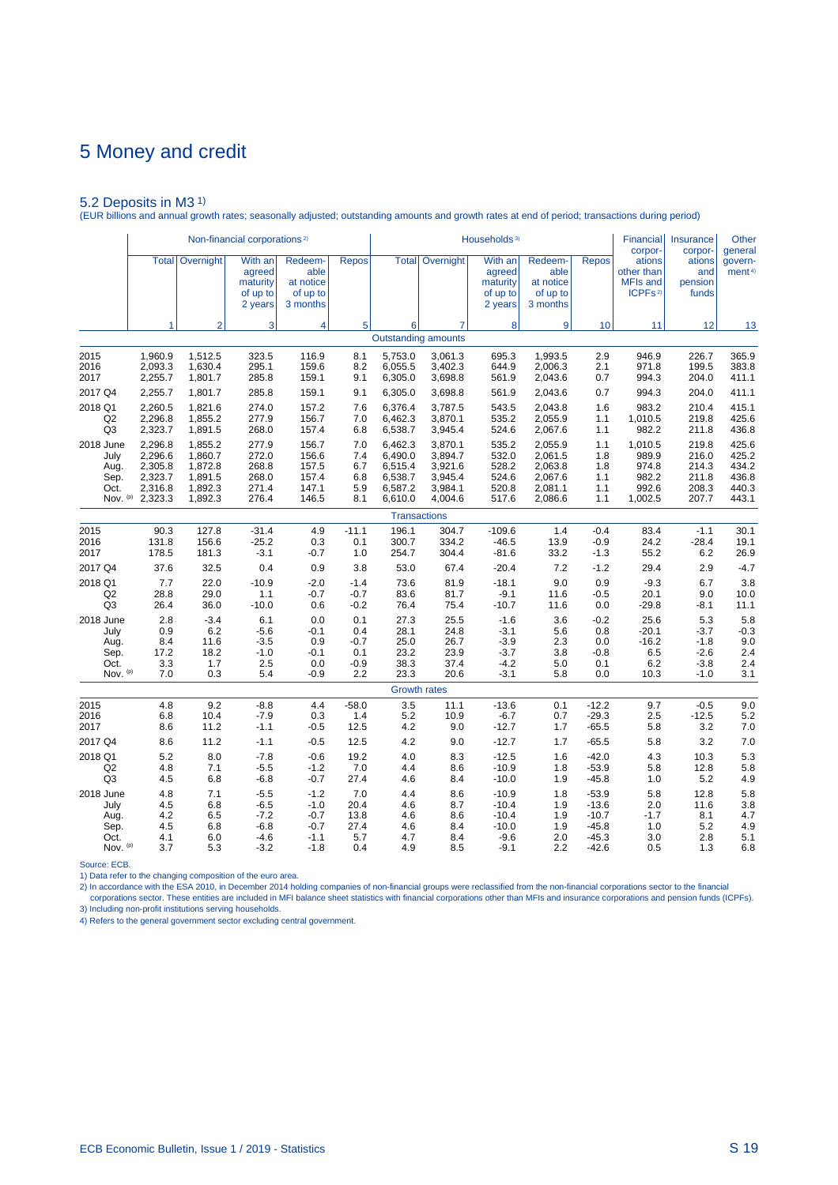// 5 Money and credit

### 5.2 Deposits in M3 [1)]

(EUR billions and annual growth rates; seasonally adjusted; outstanding amounts and growth rates at end of period; transactions during period)

| | Non-financial corporations [2)] | | | | | Households [3)] | | | | | Financial corporations other than MFIs and ICPFs [2)] | Insurance corporations and pension funds | Other general government [4)] |
|---|---|---|---|---|---|---|---|---|---|---|---|---|---|
| | Total | Overnight | With an agreed maturity of up to 2 years | Redeemable at notice of up to 3 months | Repos | Total | Overnight | With an agreed maturity of up to 2 years | Redeemable at notice of up to 3 months | Repos | | | |
| | 1 | 2 | 3 | 4 | 5 | 6 | 7 | 8 | 9 | 10 | 11 | 12 | 13 |
| **Outstanding amounts** | | | | | | | | | | | | | |
| 2015 | 1,960.9 | 1,512.5 | 323.5 | 116.9 | 8.1 | 5,753.0 | 3,061.3 | 695.3 | 1,993.5 | 2.9 | 946.9 | 226.7 | 365.9 |
| 2016 | 2,093.3 | 1,630.4 | 295.1 | 159.6 | 8.2 | 6,055.5 | 3,402.3 | 644.9 | 2,006.3 | 2.1 | 971.8 | 199.5 | 383.8 |
| 2017 | 2,255.7 | 1,801.7 | 285.8 | 159.1 | 9.1 | 6,305.0 | 3,698.8 | 561.9 | 2,043.6 | 0.7 | 994.3 | 204.0 | 411.1 |
| 2017 Q4 | 2,255.7 | 1,801.7 | 285.8 | 159.1 | 9.1 | 6,305.0 | 3,698.8 | 561.9 | 2,043.6 | 0.7 | 994.3 | 204.0 | 411.1 |
| 2018 Q1 | 2,260.5 | 1,821.6 | 274.0 | 157.2 | 7.6 | 6,376.4 | 3,787.5 | 543.5 | 2,043.8 | 1.6 | 983.2 | 210.4 | 415.1 |
| Q2 | 2,296.8 | 1,855.2 | 277.9 | 156.7 | 7.0 | 6,462.3 | 3,870.1 | 535.2 | 2,055.9 | 1.1 | 1,010.5 | 219.8 | 425.6 |
| Q3 | 2,323.7 | 1,891.5 | 268.0 | 157.4 | 6.8 | 6,538.7 | 3,945.4 | 524.6 | 2,067.6 | 1.1 | 982.2 | 211.8 | 436.8 |
| 2018 June | 2,296.8 | 1,855.2 | 277.9 | 156.7 | 7.0 | 6,462.3 | 3,870.1 | 535.2 | 2,055.9 | 1.1 | 1,010.5 | 219.8 | 425.6 |
| July | 2,296.6 | 1,860.7 | 272.0 | 156.6 | 7.4 | 6,490.0 | 3,894.7 | 532.0 | 2,061.5 | 1.8 | 989.9 | 216.0 | 425.2 |
| Aug. | 2,305.8 | 1,872.8 | 268.8 | 157.5 | 6.7 | 6,515.4 | 3,921.6 | 528.2 | 2,063.8 | 1.8 | 974.8 | 214.3 | 434.2 |
| Sep. | 2,323.7 | 1,891.5 | 268.0 | 157.4 | 6.8 | 6,538.7 | 3,945.4 | 524.6 | 2,067.6 | 1.1 | 982.2 | 211.8 | 436.8 |
| Oct. | 2,316.8 | 1,892.3 | 271.4 | 147.1 | 5.9 | 6,587.2 | 3,984.1 | 520.8 | 2,081.1 | 1.1 | 992.6 | 208.3 | 440.3 |
| Nov. (p) | 2,323.3 | 1,892.3 | 276.4 | 146.5 | 8.1 | 6,610.0 | 4,004.6 | 517.6 | 2,086.6 | 1.1 | 1,002.5 | 207.7 | 443.1 |
| **Transactions** | | | | | | | | | | | | | |
| 2015 | 90.3 | 127.8 | -31.4 | 4.9 | -11.1 | 196.1 | 304.7 | -109.6 | 1.4 | -0.4 | 83.4 | -1.1 | 30.1 |
| 2016 | 131.8 | 156.6 | -25.2 | 0.3 | 0.1 | 300.7 | 334.2 | -46.5 | 13.9 | -0.9 | 24.2 | -28.4 | 19.1 |
| 2017 | 178.5 | 181.3 | -3.1 | -0.7 | 1.0 | 254.7 | 304.4 | -81.6 | 33.2 | -1.3 | 55.2 | 6.2 | 26.9 |
| 2017 Q4 | 37.6 | 32.5 | 0.4 | 0.9 | 3.8 | 53.0 | 67.4 | -20.4 | 7.2 | -1.2 | 29.4 | 2.9 | -4.7 |
| 2018 Q1 | 7.7 | 22.0 | -10.9 | -2.0 | -1.4 | 73.6 | 81.9 | -18.1 | 9.0 | 0.9 | -9.3 | 6.7 | 3.8 |
| Q2 | 28.8 | 29.0 | 1.1 | -0.7 | -0.7 | 83.6 | 81.7 | -9.1 | 11.6 | -0.5 | 20.1 | 9.0 | 10.0 |
| Q3 | 26.4 | 36.0 | -10.0 | 0.6 | -0.2 | 76.4 | 75.4 | -10.7 | 11.6 | 0.0 | -29.8 | -8.1 | 11.1 |
| 2018 June | 2.8 | -3.4 | 6.1 | 0.0 | 0.1 | 27.3 | 25.5 | -1.6 | 3.6 | -0.2 | 25.6 | 5.3 | 5.8 |
| July | 0.9 | 6.2 | -5.6 | -0.1 | 0.4 | 28.1 | 24.8 | -3.1 | 5.6 | 0.8 | -20.1 | -3.7 | -0.3 |
| Aug. | 8.4 | 11.6 | -3.5 | 0.9 | -0.7 | 25.0 | 26.7 | -3.9 | 2.3 | 0.0 | -16.2 | -1.8 | 9.0 |
| Sep. | 17.2 | 18.2 | -1.0 | -0.1 | 0.1 | 23.2 | 23.9 | -3.7 | 3.8 | -0.8 | 6.5 | -2.6 | 2.4 |
| Oct. | 3.3 | 1.7 | 2.5 | 0.0 | -0.9 | 38.3 | 37.4 | -4.2 | 5.0 | 0.1 | 6.2 | -3.8 | 2.4 |
| Nov. (p) | 7.0 | 0.3 | 5.4 | -0.9 | 2.2 | 23.3 | 20.6 | -3.1 | 5.8 | 0.0 | 10.3 | -1.0 | 3.1 |
| **Growth rates** | | | | | | | | | | | | | |
| 2015 | 4.8 | 9.2 | -8.8 | 4.4 | -58.0 | 3.5 | 11.1 | -13.6 | 0.1 | -12.2 | 9.7 | -0.5 | 9.0 |
| 2016 | 6.8 | 10.4 | -7.9 | 0.3 | 1.4 | 5.2 | 10.9 | -6.7 | 0.7 | -29.3 | 2.5 | -12.5 | 5.2 |
| 2017 | 8.6 | 11.2 | -1.1 | -0.5 | 12.5 | 4.2 | 9.0 | -12.7 | 1.7 | -65.5 | 5.8 | 3.2 | 7.0 |
| 2017 Q4 | 8.6 | 11.2 | -1.1 | -0.5 | 12.5 | 4.2 | 9.0 | -12.7 | 1.7 | -65.5 | 5.8 | 3.2 | 7.0 |
| 2018 Q1 | 5.2 | 8.0 | -7.8 | -0.6 | 19.2 | 4.0 | 8.3 | -12.5 | 1.6 | -42.0 | 4.3 | 10.3 | 5.3 |
| Q2 | 4.8 | 7.1 | -5.5 | -1.2 | 7.0 | 4.4 | 8.6 | -10.9 | 1.8 | -53.9 | 5.8 | 12.8 | 5.8 |
| Q3 | 4.5 | 6.8 | -6.8 | -0.7 | 27.4 | 4.6 | 8.4 | -10.0 | 1.9 | -45.8 | 1.0 | 5.2 | 4.9 |
| 2018 June | 4.8 | 7.1 | -5.5 | -1.2 | 7.0 | 4.4 | 8.6 | -10.9 | 1.8 | -53.9 | 5.8 | 12.8 | 5.8 |
| July | 4.5 | 6.8 | -6.5 | -1.0 | 20.4 | 4.6 | 8.7 | -10.4 | 1.9 | -13.6 | 2.0 | 11.6 | 3.8 |
| Aug. | 4.2 | 6.5 | -7.2 | -0.7 | 13.8 | 4.6 | 8.6 | -10.4 | 1.9 | -10.7 | -1.7 | 8.1 | 4.7 |
| Sep. | 4.5 | 6.8 | -6.8 | -0.7 | 27.4 | 4.6 | 8.4 | -10.0 | 1.9 | -45.8 | 1.0 | 5.2 | 4.9 |
| Oct. | 4.1 | 6.0 | -4.6 | -1.1 | 5.7 | 4.7 | 8.4 | -9.6 | 2.0 | -45.3 | 3.0 | 2.8 | 5.1 |
| Nov. (p) | 3.7 | 5.3 | -3.2 | -1.8 | 0.4 | 4.9 | 8.5 | -9.1 | 2.2 | -42.6 | 0.5 | 1.3 | 6.8 |

Source: ECB.

1) Data refer to the changing composition of the euro area.

2) In accordance with the ESA 2010, in December 2014 holding companies of non-financial groups were reclassified from the non-financial corporations sector to the financial corporations sector. These entities are included in MFI balance sheet statistics with financial corporations other than MFIs and insurance corporations and pension funds (ICPFs).

3) Including non-profit institutions serving households.

4) Refers to the general government sector excluding central government.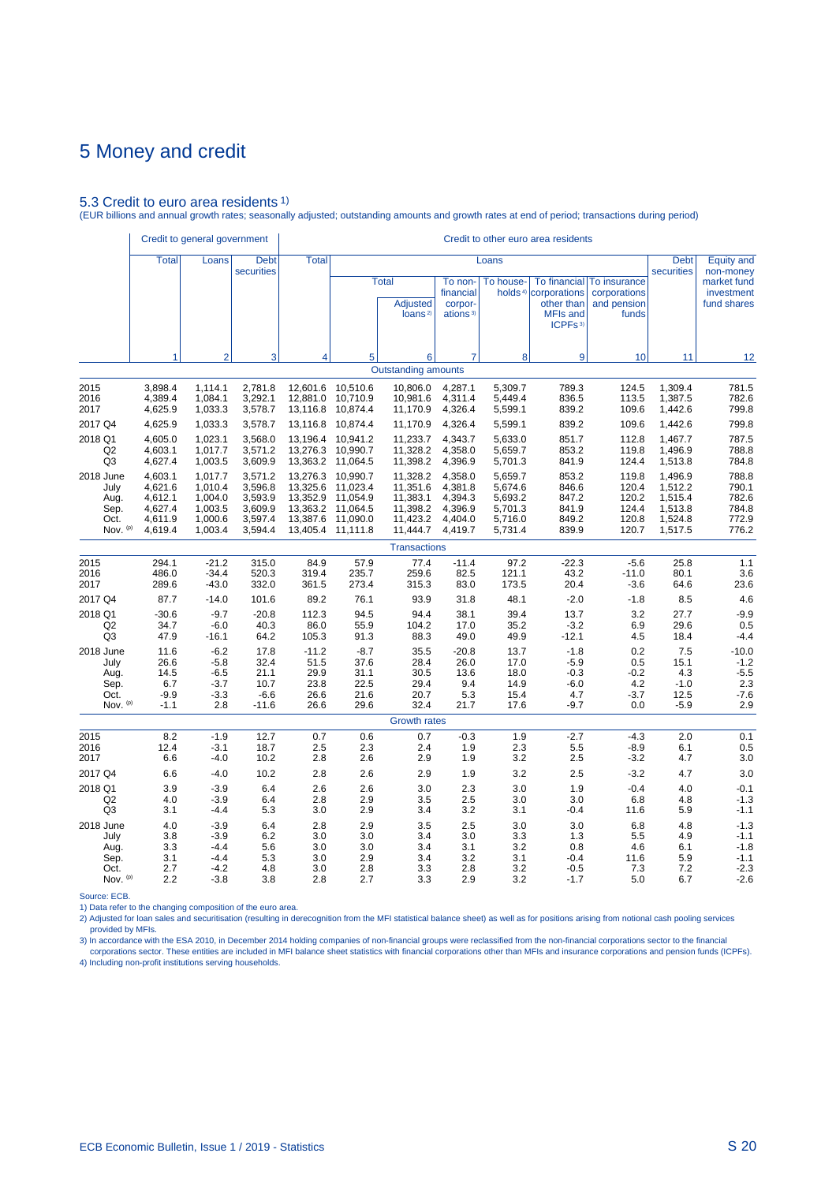# 5 Money and credit

## 5.3 Credit to euro area residents [1]

(EUR billions and annual growth rates; seasonally adjusted; outstanding amounts and growth rates at end of period; transactions during period)

| | Credit to general government | | | Credit to other euro area residents | | | | | | | | |
|---|---|---|---|---|---|---|---|---|---|---|---|---|
| | Total | Loans | Debt securities | Total | Loans | | | | | | Debt securities | Equity and non-money market fund investment fund shares |
| | | | | | Total | | To non-financial corporations [3] | To households [4] | To financial corporations other than MFIs and ICPFs [3] | To insurance corporations and pension funds | | |
| | | | | | | Adjusted loans [2] | | | | | | |
| | 1 | 2 | 3 | 4 | 5 | 6 | 7 | 8 | 9 | 10 | 11 | 12 |
| | | | | | | **Outstanding amounts** | | | | | | |
| 2015 | 3,898.4 | 1,114.1 | 2,781.8 | 12,601.6 | 10,510.6 | 10,806.0 | 4,287.1 | 5,309.7 | 789.3 | 124.5 | 1,309.4 | 781.5 |
| 2016 | 4,389.4 | 1,084.1 | 3,292.1 | 12,881.0 | 10,710.9 | 10,981.6 | 4,311.4 | 5,449.4 | 836.5 | 113.5 | 1,387.5 | 782.6 |
| 2017 | 4,625.9 | 1,033.3 | 3,578.7 | 13,116.8 | 10,874.4 | 11,170.9 | 4,326.4 | 5,599.1 | 839.2 | 109.6 | 1,442.6 | 799.8 |
| 2017 Q4 | 4,625.9 | 1,033.3 | 3,578.7 | 13,116.8 | 10,874.4 | 11,170.9 | 4,326.4 | 5,599.1 | 839.2 | 109.6 | 1,442.6 | 799.8 |
| 2018 Q1 | 4,605.0 | 1,023.1 | 3,568.0 | 13,196.4 | 10,941.2 | 11,233.7 | 4,343.7 | 5,633.0 | 851.7 | 112.8 | 1,467.7 | 787.5 |
| Q2 | 4,603.1 | 1,017.7 | 3,571.2 | 13,276.3 | 10,990.7 | 11,328.2 | 4,358.0 | 5,659.7 | 853.2 | 119.8 | 1,496.9 | 788.8 |
| Q3 | 4,627.4 | 1,003.5 | 3,609.9 | 13,363.2 | 11,064.5 | 11,398.2 | 4,396.9 | 5,701.3 | 841.9 | 124.4 | 1,513.8 | 784.8 |
| 2018 June | 4,603.1 | 1,017.7 | 3,571.2 | 13,276.3 | 10,990.7 | 11,328.2 | 4,358.0 | 5,659.7 | 853.2 | 119.8 | 1,496.9 | 788.8 |
| July | 4,621.6 | 1,010.4 | 3,596.8 | 13,325.6 | 11,023.4 | 11,351.6 | 4,381.8 | 5,674.6 | 846.6 | 120.4 | 1,512.2 | 790.1 |
| Aug. | 4,612.1 | 1,004.0 | 3,593.9 | 13,352.9 | 11,054.9 | 11,383.1 | 4,394.3 | 5,693.2 | 847.2 | 120.2 | 1,515.4 | 782.6 |
| Sep. | 4,627.4 | 1,003.5 | 3,609.9 | 13,363.2 | 11,064.5 | 11,398.2 | 4,396.9 | 5,701.3 | 841.9 | 124.4 | 1,513.8 | 784.8 |
| Oct. | 4,611.9 | 1,000.6 | 3,597.4 | 13,387.6 | 11,090.0 | 11,423.2 | 4,404.0 | 5,716.0 | 849.2 | 120.8 | 1,524.8 | 772.9 |
| Nov. (p) | 4,619.4 | 1,003.4 | 3,594.4 | 13,405.4 | 11,111.8 | 11,444.7 | 4,419.7 | 5,731.4 | 839.9 | 120.7 | 1,517.5 | 776.2 |
| | | | | | | **Transactions** | | | | | | |
| 2015 | 294.1 | -21.2 | 315.0 | 84.9 | 57.9 | 77.4 | -11.4 | 97.2 | -22.3 | -5.6 | 25.8 | 1.1 |
| 2016 | 486.0 | -34.4 | 520.3 | 319.4 | 235.7 | 259.6 | 82.5 | 121.1 | 43.2 | -11.0 | 80.1 | 3.6 |
| 2017 | 289.6 | -43.0 | 332.0 | 361.5 | 273.4 | 315.3 | 83.0 | 173.5 | 20.4 | -3.6 | 64.6 | 23.6 |
| 2017 Q4 | 87.7 | -14.0 | 101.6 | 89.2 | 76.1 | 93.9 | 31.8 | 48.1 | -2.0 | -1.8 | 8.5 | 4.6 |
| 2018 Q1 | -30.6 | -9.7 | -20.8 | 112.3 | 94.5 | 94.4 | 38.1 | 39.4 | 13.7 | 3.2 | 27.7 | -9.9 |
| Q2 | 34.7 | -6.0 | 40.3 | 86.0 | 55.9 | 104.2 | 17.0 | 35.2 | -3.2 | 6.9 | 29.6 | 0.5 |
| Q3 | 47.9 | -16.1 | 64.2 | 105.3 | 91.3 | 88.3 | 49.0 | 49.9 | -12.1 | 4.5 | 18.4 | -4.4 |
| 2018 June | 11.6 | -6.2 | 17.8 | -11.2 | -8.7 | 35.5 | -20.8 | 13.7 | -1.8 | 0.2 | 7.5 | -10.0 |
| July | 26.6 | -5.8 | 32.4 | 51.5 | 37.6 | 28.4 | 26.0 | 17.0 | -5.9 | 0.5 | 15.1 | -1.2 |
| Aug. | 14.5 | -6.5 | 21.1 | 29.9 | 31.1 | 30.5 | 13.6 | 18.0 | -0.3 | -0.2 | 4.3 | -5.5 |
| Sep. | 6.7 | -3.7 | 10.7 | 23.8 | 22.5 | 29.4 | 9.4 | 14.9 | -6.0 | 4.2 | -1.0 | 2.3 |
| Oct. | -9.9 | -3.3 | -6.6 | 26.6 | 21.6 | 20.7 | 5.3 | 15.4 | 4.7 | -3.7 | 12.5 | -7.6 |
| Nov. (p) | -1.1 | 2.8 | -11.6 | 26.6 | 29.6 | 32.4 | 21.7 | 17.6 | -9.7 | 0.0 | -5.9 | 2.9 |
| | | | | | | **Growth rates** | | | | | | |
| 2015 | 8.2 | -1.9 | 12.7 | 0.7 | 0.6 | 0.7 | -0.3 | 1.9 | -2.7 | -4.3 | 2.0 | 0.1 |
| 2016 | 12.4 | -3.1 | 18.7 | 2.5 | 2.3 | 2.4 | 1.9 | 2.3 | 5.5 | -8.9 | 6.1 | 0.5 |
| 2017 | 6.6 | -4.0 | 10.2 | 2.8 | 2.6 | 2.9 | 1.9 | 3.2 | 2.5 | -3.2 | 4.7 | 3.0 |
| 2017 Q4 | 6.6 | -4.0 | 10.2 | 2.8 | 2.6 | 2.9 | 1.9 | 3.2 | 2.5 | -3.2 | 4.7 | 3.0 |
| 2018 Q1 | 3.9 | -3.9 | 6.4 | 2.6 | 2.6 | 3.0 | 2.3 | 3.0 | 1.9 | -0.4 | 4.0 | -0.1 |
| Q2 | 4.0 | -3.9 | 6.4 | 2.8 | 2.9 | 3.5 | 2.5 | 3.0 | 3.0 | 6.8 | 4.8 | -1.3 |
| Q3 | 3.1 | -4.4 | 5.3 | 3.0 | 2.9 | 3.4 | 3.2 | 3.1 | -0.4 | 11.6 | 5.9 | -1.1 |
| 2018 June | 4.0 | -3.9 | 6.4 | 2.8 | 2.9 | 3.5 | 2.5 | 3.0 | 3.0 | 6.8 | 4.8 | -1.3 |
| July | 3.8 | -3.9 | 6.2 | 3.0 | 3.0 | 3.4 | 3.0 | 3.3 | 1.3 | 5.5 | 4.9 | -1.1 |
| Aug. | 3.3 | -4.4 | 5.6 | 3.0 | 3.0 | 3.4 | 3.1 | 3.2 | 0.8 | 4.6 | 6.1 | -1.8 |
| Sep. | 3.1 | -4.4 | 5.3 | 3.0 | 2.9 | 3.4 | 3.2 | 3.1 | -0.4 | 11.6 | 5.9 | -1.1 |
| Oct. | 2.7 | -4.2 | 4.8 | 3.0 | 2.8 | 3.3 | 2.8 | 3.2 | -0.5 | 7.3 | 7.2 | -2.3 |
| Nov. (p) | 2.2 | -3.8 | 3.8 | 2.8 | 2.7 | 3.3 | 2.9 | 3.2 | -1.7 | 5.0 | 6.7 | -2.6 |

Source: ECB.

1) Data refer to the changing composition of the euro area.

2) Adjusted for loan sales and securitisation (resulting in derecognition from the MFI statistical balance sheet) as well as for positions arising from notional cash pooling services provided by MFIs.

3) In accordance with the ESA 2010, in December 2014 holding companies of non-financial groups were reclassified from the non-financial corporations sector to the financial corporations sector. These entities are included in MFI balance sheet statistics with financial corporations other than MFIs and insurance corporations and pension funds (ICPFs).

4) Including non-profit institutions serving households.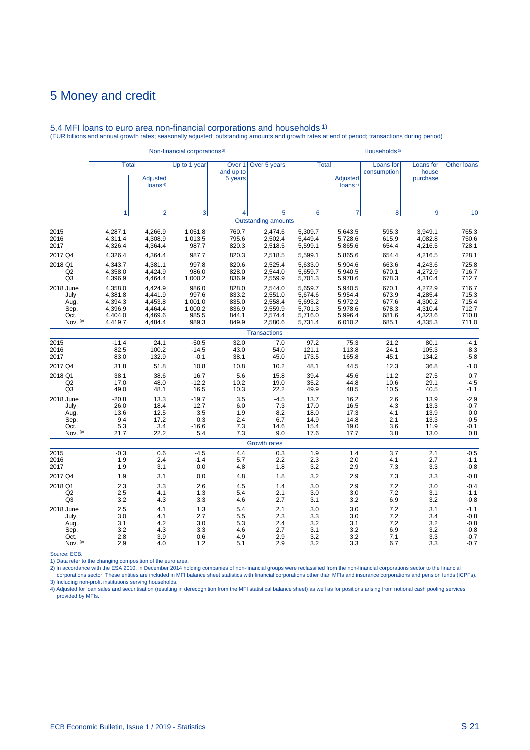# 5 Money and credit

## 5.4 MFI loans to euro area non-financial corporations and households 1)

(EUR billions and annual growth rates; seasonally adjusted; outstanding amounts and growth rates at end of period; transactions during period)

| | Non-financial corporations 2) | | | | | Households 3) | | | | |
|---|---|---|---|---|---|---|---|---|---|---|
| | Total | | Up to 1 year | Over 1 and up to 5 years | Over 5 years | Total | | Loans for consumption | Loans for house purchase | Other loans |
| | | Adjusted loans 4) | | | | | Adjusted loans 4) | | | |
| | 1 | 2 | 3 | 4 | 5 | 6 | 7 | 8 | 9 | 10 |
| | | | | | **Outstanding amounts** | | | | | |
| 2015 | 4,287.1 | 4,266.9 | 1,051.8 | 760.7 | 2,474.6 | 5,309.7 | 5,643.5 | 595.3 | 3,949.1 | 765.3 |
| 2016 | 4,311.4 | 4,308.9 | 1,013.5 | 795.6 | 2,502.4 | 5,449.4 | 5,728.6 | 615.9 | 4,082.8 | 750.6 |
| 2017 | 4,326.4 | 4,364.4 | 987.7 | 820.3 | 2,518.5 | 5,599.1 | 5,865.6 | 654.4 | 4,216.5 | 728.1 |
| 2017 Q4 | 4,326.4 | 4,364.4 | 987.7 | 820.3 | 2,518.5 | 5,599.1 | 5,865.6 | 654.4 | 4,216.5 | 728.1 |
| 2018 Q1 | 4,343.7 | 4,381.1 | 997.8 | 820.6 | 2,525.4 | 5,633.0 | 5,904.6 | 663.6 | 4,243.6 | 725.8 |
| Q2 | 4,358.0 | 4,424.9 | 986.0 | 828.0 | 2,544.0 | 5,659.7 | 5,940.5 | 670.1 | 4,272.9 | 716.7 |
| Q3 | 4,396.9 | 4,464.4 | 1,000.2 | 836.9 | 2,559.9 | 5,701.3 | 5,978.6 | 678.3 | 4,310.4 | 712.7 |
| 2018 June | 4,358.0 | 4,424.9 | 986.0 | 828.0 | 2,544.0 | 5,659.7 | 5,940.5 | 670.1 | 4,272.9 | 716.7 |
| July | 4,381.8 | 4,441.9 | 997.6 | 833.2 | 2,551.0 | 5,674.6 | 5,954.4 | 673.9 | 4,285.4 | 715.3 |
| Aug. | 4,394.3 | 4,453.8 | 1,001.0 | 835.0 | 2,558.4 | 5,693.2 | 5,972.2 | 677.6 | 4,300.2 | 715.4 |
| Sep. | 4,396.9 | 4,464.4 | 1,000.2 | 836.9 | 2,559.9 | 5,701.3 | 5,978.6 | 678.3 | 4,310.4 | 712.7 |
| Oct. | 4,404.0 | 4,469.6 | 985.5 | 844.1 | 2,574.4 | 5,716.0 | 5,996.4 | 681.6 | 4,323.6 | 710.8 |
| Nov. (p) | 4,419.7 | 4,484.4 | 989.3 | 849.9 | 2,580.6 | 5,731.4 | 6,010.2 | 685.1 | 4,335.3 | 711.0 |
| | | | | | **Transactions** | | | | | |
| 2015 | -11.4 | 24.1 | -50.5 | 32.0 | 7.0 | 97.2 | 75.3 | 21.2 | 80.1 | -4.1 |
| 2016 | 82.5 | 100.2 | -14.5 | 43.0 | 54.0 | 121.1 | 113.8 | 24.1 | 105.3 | -8.3 |
| 2017 | 83.0 | 132.9 | -0.1 | 38.1 | 45.0 | 173.5 | 165.8 | 45.1 | 134.2 | -5.8 |
| 2017 Q4 | 31.8 | 51.8 | 10.8 | 10.8 | 10.2 | 48.1 | 44.5 | 12.3 | 36.8 | -1.0 |
| 2018 Q1 | 38.1 | 38.6 | 16.7 | 5.6 | 15.8 | 39.4 | 45.6 | 11.2 | 27.5 | 0.7 |
| Q2 | 17.0 | 48.0 | -12.2 | 10.2 | 19.0 | 35.2 | 44.8 | 10.6 | 29.1 | -4.5 |
| Q3 | 49.0 | 48.1 | 16.5 | 10.3 | 22.2 | 49.9 | 48.5 | 10.5 | 40.5 | -1.1 |
| 2018 June | -20.8 | 13.3 | -19.7 | 3.5 | -4.5 | 13.7 | 16.2 | 2.6 | 13.9 | -2.9 |
| July | 26.0 | 18.4 | 12.7 | 6.0 | 7.3 | 17.0 | 16.5 | 4.3 | 13.3 | -0.7 |
| Aug. | 13.6 | 12.5 | 3.5 | 1.9 | 8.2 | 18.0 | 17.3 | 4.1 | 13.9 | 0.0 |
| Sep. | 9.4 | 17.2 | 0.3 | 2.4 | 6.7 | 14.9 | 14.8 | 2.1 | 13.3 | -0.5 |
| Oct. | 5.3 | 3.4 | -16.6 | 7.3 | 14.6 | 15.4 | 19.0 | 3.6 | 11.9 | -0.1 |
| Nov. (p) | 21.7 | 22.2 | 5.4 | 7.3 | 9.0 | 17.6 | 17.7 | 3.8 | 13.0 | 0.8 |
| | | | | | **Growth rates** | | | | | |
| 2015 | -0.3 | 0.6 | -4.5 | 4.4 | 0.3 | 1.9 | 1.4 | 3.7 | 2.1 | -0.5 |
| 2016 | 1.9 | 2.4 | -1.4 | 5.7 | 2.2 | 2.3 | 2.0 | 4.1 | 2.7 | -1.1 |
| 2017 | 1.9 | 3.1 | 0.0 | 4.8 | 1.8 | 3.2 | 2.9 | 7.3 | 3.3 | -0.8 |
| 2017 Q4 | 1.9 | 3.1 | 0.0 | 4.8 | 1.8 | 3.2 | 2.9 | 7.3 | 3.3 | -0.8 |
| 2018 Q1 | 2.3 | 3.3 | 2.6 | 4.5 | 1.4 | 3.0 | 2.9 | 7.2 | 3.0 | -0.4 |
| Q2 | 2.5 | 4.1 | 1.3 | 5.4 | 2.1 | 3.0 | 3.0 | 7.2 | 3.1 | -1.1 |
| Q3 | 3.2 | 4.3 | 3.3 | 4.6 | 2.7 | 3.1 | 3.2 | 6.9 | 3.2 | -0.8 |
| 2018 June | 2.5 | 4.1 | 1.3 | 5.4 | 2.1 | 3.0 | 3.0 | 7.2 | 3.1 | -1.1 |
| July | 3.0 | 4.1 | 2.7 | 5.5 | 2.3 | 3.3 | 3.0 | 7.2 | 3.4 | -0.8 |
| Aug. | 3.1 | 4.2 | 3.0 | 5.3 | 2.4 | 3.2 | 3.1 | 7.2 | 3.2 | -0.8 |
| Sep. | 3.2 | 4.3 | 3.3 | 4.6 | 2.7 | 3.1 | 3.2 | 6.9 | 3.2 | -0.8 |
| Oct. | 2.8 | 3.9 | 0.6 | 4.9 | 2.9 | 3.2 | 3.2 | 7.1 | 3.3 | -0.7 |
| Nov. (p) | 2.9 | 4.0 | 1.2 | 5.1 | 2.9 | 3.2 | 3.3 | 6.7 | 3.3 | -0.7 |

Source: ECB.

1) Data refer to the changing composition of the euro area.

2) In accordance with the ESA 2010, in December 2014 holding companies of non-financial groups were reclassified from the non-financial corporations sector to the financial corporations sector. These entities are included in MFI balance sheet statistics with financial corporations other than MFIs and insurance corporations and pension funds (ICPFs).

3) Including non-profit institutions serving households.

4) Adjusted for loan sales and securitisation (resulting in derecognition from the MFI statistical balance sheet) as well as for positions arising from notional cash pooling services provided by MFIs.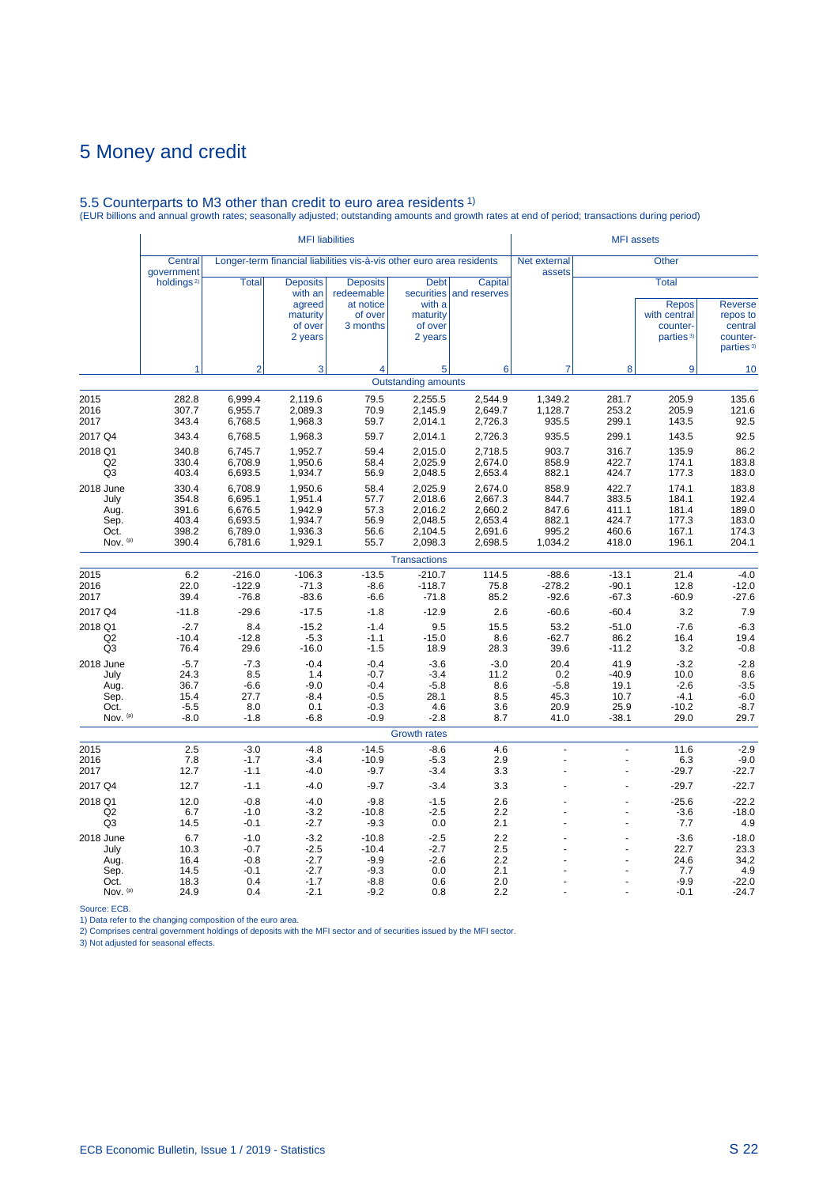# 5 Money and credit

## 5.5 Counterparts to M3 other than credit to euro area residents [1]

(EUR billions and annual growth rates; seasonally adjusted; outstanding amounts and growth rates at end of period; transactions during period)

| | MFI liabilities | | | | | | MFI assets | | | |
|---|---|---|---|---|---|---|---|---|---|---|
| | Central government holdings [2] | Longer-term financial liabilities vis-à-vis other euro area residents | | | | | Net external assets | Other | | |
| | | Total | Deposits with an agreed maturity of over 2 years | Deposits redeemable at notice of over 3 months | Debt securities with a maturity of over 2 years | Capital and reserves | | Total | Repos with central counter-parties [3] | Reverse repos to central counter-parties [3] |
| | 1 | 2 | 3 | 4 | 5 | 6 | 7 | 8 | 9 | 10 |
| | **Outstanding amounts** | | | | | | | | | |
| 2015 | 282.8 | 6,999.4 | 2,119.6 | 79.5 | 2,255.5 | 2,544.9 | 1,349.2 | 281.7 | 205.9 | 135.6 |
| 2016 | 307.7 | 6,955.7 | 2,089.3 | 70.9 | 2,145.9 | 2,649.7 | 1,128.7 | 253.2 | 205.9 | 121.6 |
| 2017 | 343.4 | 6,768.5 | 1,968.3 | 59.7 | 2,014.1 | 2,726.3 | 935.5 | 299.1 | 143.5 | 92.5 |
| 2017 Q4 | 343.4 | 6,768.5 | 1,968.3 | 59.7 | 2,014.1 | 2,726.3 | 935.5 | 299.1 | 143.5 | 92.5 |
| 2018 Q1 | 340.8 | 6,745.7 | 1,952.7 | 59.4 | 2,015.0 | 2,718.5 | 903.7 | 316.7 | 135.9 | 86.2 |
| Q2 | 330.4 | 6,708.9 | 1,950.6 | 58.4 | 2,025.9 | 2,674.0 | 858.9 | 422.7 | 174.1 | 183.8 |
| Q3 | 403.4 | 6,693.5 | 1,934.7 | 56.9 | 2,048.5 | 2,653.4 | 882.1 | 424.7 | 177.3 | 183.0 |
| 2018 June | 330.4 | 6,708.9 | 1,950.6 | 58.4 | 2,025.9 | 2,674.0 | 858.9 | 422.7 | 174.1 | 183.8 |
| July | 354.8 | 6,695.1 | 1,951.4 | 57.7 | 2,018.6 | 2,667.3 | 844.7 | 383.5 | 184.1 | 192.4 |
| Aug. | 391.6 | 6,676.5 | 1,942.9 | 57.3 | 2,016.2 | 2,660.2 | 847.6 | 411.1 | 181.4 | 189.0 |
| Sep. | 403.4 | 6,693.5 | 1,934.7 | 56.9 | 2,048.5 | 2,653.4 | 882.1 | 424.7 | 177.3 | 183.0 |
| Oct. | 398.2 | 6,789.0 | 1,936.3 | 56.6 | 2,104.5 | 2,691.6 | 995.2 | 460.6 | 167.1 | 174.3 |
| Nov. (p) | 390.4 | 6,781.6 | 1,929.1 | 55.7 | 2,098.3 | 2,698.5 | 1,034.2 | 418.0 | 196.1 | 204.1 |
| | **Transactions** | | | | | | | | | |
| 2015 | 6.2 | -216.0 | -106.3 | -13.5 | -210.7 | 114.5 | -88.6 | -13.1 | 21.4 | -4.0 |
| 2016 | 22.0 | -122.9 | -71.3 | -8.6 | -118.7 | 75.8 | -278.2 | -90.1 | 12.8 | -12.0 |
| 2017 | 39.4 | -76.8 | -83.6 | -6.6 | -71.8 | 85.2 | -92.6 | -67.3 | -60.9 | -27.6 |
| 2017 Q4 | -11.8 | -29.6 | -17.5 | -1.8 | -12.9 | 2.6 | -60.6 | -60.4 | 3.2 | 7.9 |
| 2018 Q1 | -2.7 | 8.4 | -15.2 | -1.4 | 9.5 | 15.5 | 53.2 | -51.0 | -7.6 | -6.3 |
| Q2 | -10.4 | -12.8 | -5.3 | -1.1 | -15.0 | 8.6 | -62.7 | 86.2 | 16.4 | 19.4 |
| Q3 | 76.4 | 29.6 | -16.0 | -1.5 | 18.9 | 28.3 | 39.6 | -11.2 | 3.2 | -0.8 |
| 2018 June | -5.7 | -7.3 | -0.4 | -0.4 | -3.6 | -3.0 | 20.4 | 41.9 | -3.2 | -2.8 |
| July | 24.3 | 8.5 | 1.4 | -0.7 | -3.4 | 11.2 | 0.2 | -40.9 | 10.0 | 8.6 |
| Aug. | 36.7 | -6.6 | -9.0 | -0.4 | -5.8 | 8.6 | -5.8 | 19.1 | -2.6 | -3.5 |
| Sep. | 15.4 | 27.7 | -8.4 | -0.5 | 28.1 | 8.5 | 45.3 | 10.7 | -4.1 | -6.0 |
| Oct. | -5.5 | 8.0 | 0.1 | -0.3 | 4.6 | 3.6 | 20.9 | 25.9 | -10.2 | -8.7 |
| Nov. (p) | -8.0 | -1.8 | -6.8 | -0.9 | -2.8 | 8.7 | 41.0 | -38.1 | 29.0 | 29.7 |
| | **Growth rates** | | | | | | | | | |
| 2015 | 2.5 | -3.0 | -4.8 | -14.5 | -8.6 | 4.6 | - | - | 11.6 | -2.9 |
| 2016 | 7.8 | -1.7 | -3.4 | -10.9 | -5.3 | 2.9 | - | - | 6.3 | -9.0 |
| 2017 | 12.7 | -1.1 | -4.0 | -9.7 | -3.4 | 3.3 | - | - | -29.7 | -22.7 |
| 2017 Q4 | 12.7 | -1.1 | -4.0 | -9.7 | -3.4 | 3.3 | - | - | -29.7 | -22.7 |
| 2018 Q1 | 12.0 | -0.8 | -4.0 | -9.8 | -1.5 | 2.6 | - | - | -25.6 | -22.2 |
| Q2 | 6.7 | -1.0 | -3.2 | -10.8 | -2.5 | 2.2 | - | - | -3.6 | -18.0 |
| Q3 | 14.5 | -0.1 | -2.7 | -9.3 | 0.0 | 2.1 | - | - | 7.7 | 4.9 |
| 2018 June | 6.7 | -1.0 | -3.2 | -10.8 | -2.5 | 2.2 | - | - | -3.6 | -18.0 |
| July | 10.3 | -0.7 | -2.5 | -10.4 | -2.7 | 2.5 | - | - | 22.7 | 23.3 |
| Aug. | 16.4 | -0.8 | -2.7 | -9.9 | -2.6 | 2.2 | - | - | 24.6 | 34.2 |
| Sep. | 14.5 | -0.1 | -2.7 | -9.3 | 0.0 | 2.1 | - | - | 7.7 | 4.9 |
| Oct. | 18.3 | 0.4 | -1.7 | -8.8 | 0.6 | 2.0 | - | - | -9.9 | -22.0 |
| Nov. (p) | 24.9 | 0.4 | -2.1 | -9.2 | 0.8 | 2.2 | - | - | -0.1 | -24.7 |

Source: ECB.
1) Data refer to the changing composition of the euro area.
2) Comprises central government holdings of deposits with the MFI sector and of securities issued by the MFI sector.
3) Not adjusted for seasonal effects.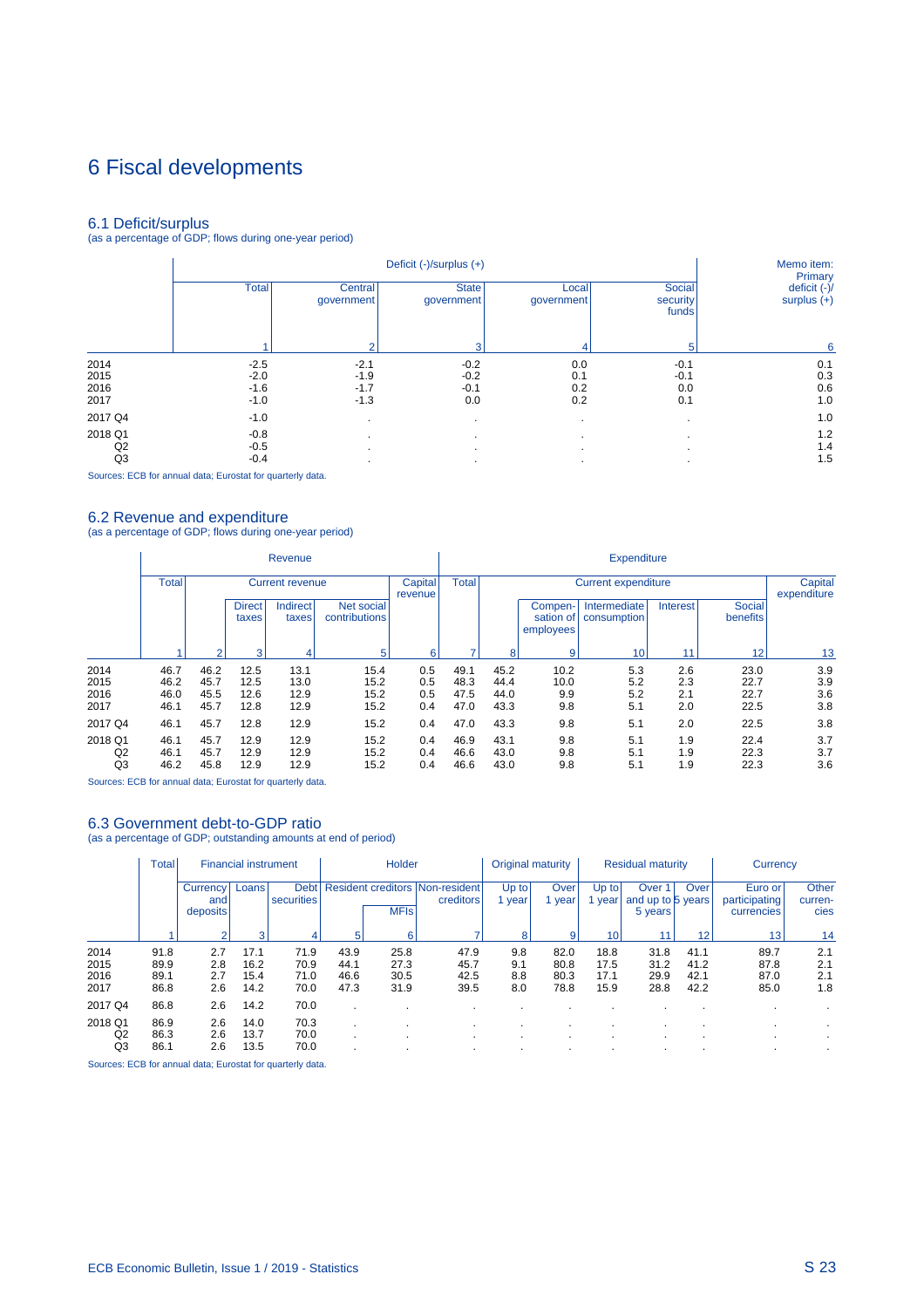# 6 Fiscal developments

## 6.1 Deficit/surplus

(as a percentage of GDP; flows during one-year period)

| | Deficit (-)/surplus (+) | | | | | Memo item: Primary deficit (-)/ surplus (+) |
|---|---|---|---|---|---|---|
| | Total | Central government | State government | Local government | Social security funds | |
| | 1 | 2 | 3 | 4 | 5 | 6 |
| 2014 | -2.5 | -2.1 | -0.2 | 0.0 | -0.1 | 0.1 |
| 2015 | -2.0 | -1.9 | -0.2 | 0.1 | -0.1 | 0.3 |
| 2016 | -1.6 | -1.7 | -0.1 | 0.2 | 0.0 | 0.6 |
| 2017 | -1.0 | -1.3 | 0.0 | 0.2 | 0.1 | 1.0 |
| 2017 Q4 | -1.0 | . | . | . | . | 1.0 |
| 2018 Q1 | -0.8 | . | . | . | . | 1.2 |
| Q2 | -0.5 | . | . | . | . | 1.4 |
| Q3 | -0.4 | . | . | . | . | 1.5 |

Sources: ECB for annual data; Eurostat for quarterly data.

## 6.2 Revenue and expenditure

(as a percentage of GDP; flows during one-year period)

| | Revenue | | | | | | Expenditure | | | | | | |
|---|---|---|---|---|---|---|---|---|---|---|---|---|---|
| | Total | Current revenue | | | | Capital revenue | Total | Current expenditure | | | | | Capital expenditure |
| | | | Direct taxes | Indirect taxes | Net social contributions | | | | Compen-sation of employees | Intermediate consumption | Interest | Social benefits | |
| | 1 | 2 | 3 | 4 | 5 | 6 | 7 | 8 | 9 | 10 | 11 | 12 | 13 |
| 2014 | 46.7 | 46.2 | 12.5 | 13.1 | 15.4 | 0.5 | 49.1 | 45.2 | 10.2 | 5.3 | 2.6 | 23.0 | 3.9 |
| 2015 | 46.2 | 45.7 | 12.5 | 13.0 | 15.2 | 0.5 | 48.3 | 44.4 | 10.0 | 5.2 | 2.3 | 22.7 | 3.9 |
| 2016 | 46.0 | 45.5 | 12.6 | 12.9 | 15.2 | 0.5 | 47.5 | 44.0 | 9.9 | 5.2 | 2.1 | 22.7 | 3.6 |
| 2017 | 46.1 | 45.7 | 12.8 | 12.9 | 15.2 | 0.4 | 47.0 | 43.3 | 9.8 | 5.1 | 2.0 | 22.5 | 3.8 |
| 2017 Q4 | 46.1 | 45.7 | 12.8 | 12.9 | 15.2 | 0.4 | 47.0 | 43.3 | 9.8 | 5.1 | 2.0 | 22.5 | 3.8 |
| 2018 Q1 | 46.1 | 45.7 | 12.9 | 12.9 | 15.2 | 0.4 | 46.9 | 43.1 | 9.8 | 5.1 | 1.9 | 22.4 | 3.7 |
| Q2 | 46.1 | 45.7 | 12.9 | 12.9 | 15.2 | 0.4 | 46.6 | 43.0 | 9.8 | 5.1 | 1.9 | 22.3 | 3.7 |
| Q3 | 46.2 | 45.8 | 12.9 | 12.9 | 15.2 | 0.4 | 46.6 | 43.0 | 9.8 | 5.1 | 1.9 | 22.3 | 3.6 |

Sources: ECB for annual data; Eurostat for quarterly data.

## 6.3 Government debt-to-GDP ratio

(as a percentage of GDP; outstanding amounts at end of period)

| | Total | Financial instrument | | | Holder | | | Original maturity | | Residual maturity | | | Currency | |
|---|---|---|---|---|---|---|---|---|---|---|---|---|---|---|
| | | Currency and deposits | Loans | Debt securities | Resident creditors | | Non-resident creditors | Up to 1 year | Over 1 year | Up to 1 year | Over 1 and up to 5 years | Over 5 years | Euro or participating currencies | Other curren-cies |
| | | | | | | MFIs | | | | | | | | |
| | 1 | 2 | 3 | 4 | 5 | 6 | 7 | 8 | 9 | 10 | 11 | 12 | 13 | 14 |
| 2014 | 91.8 | 2.7 | 17.1 | 71.9 | 43.9 | 25.8 | 47.9 | 9.8 | 82.0 | 18.8 | 31.8 | 41.1 | 89.7 | 2.1 |
| 2015 | 89.9 | 2.8 | 16.2 | 70.9 | 44.1 | 27.3 | 45.7 | 9.1 | 80.8 | 17.5 | 31.2 | 41.2 | 87.8 | 2.1 |
| 2016 | 89.1 | 2.7 | 15.4 | 71.0 | 46.6 | 30.5 | 42.5 | 8.8 | 80.3 | 17.1 | 29.9 | 42.1 | 87.0 | 2.1 |
| 2017 | 86.8 | 2.6 | 14.2 | 70.0 | 47.3 | 31.9 | 39.5 | 8.0 | 78.8 | 15.9 | 28.8 | 42.2 | 85.0 | 1.8 |
| 2017 Q4 | 86.8 | 2.6 | 14.2 | 70.0 | . | . | . | . | . | . | . | . | . | . |
| 2018 Q1 | 86.9 | 2.6 | 14.0 | 70.3 | . | . | . | . | . | . | . | . | . | . |
| Q2 | 86.3 | 2.6 | 13.7 | 70.0 | . | . | . | . | . | . | . | . | . | . |
| Q3 | 86.1 | 2.6 | 13.5 | 70.0 | . | . | . | . | . | . | . | . | . | . |

Sources: ECB for annual data; Eurostat for quarterly data.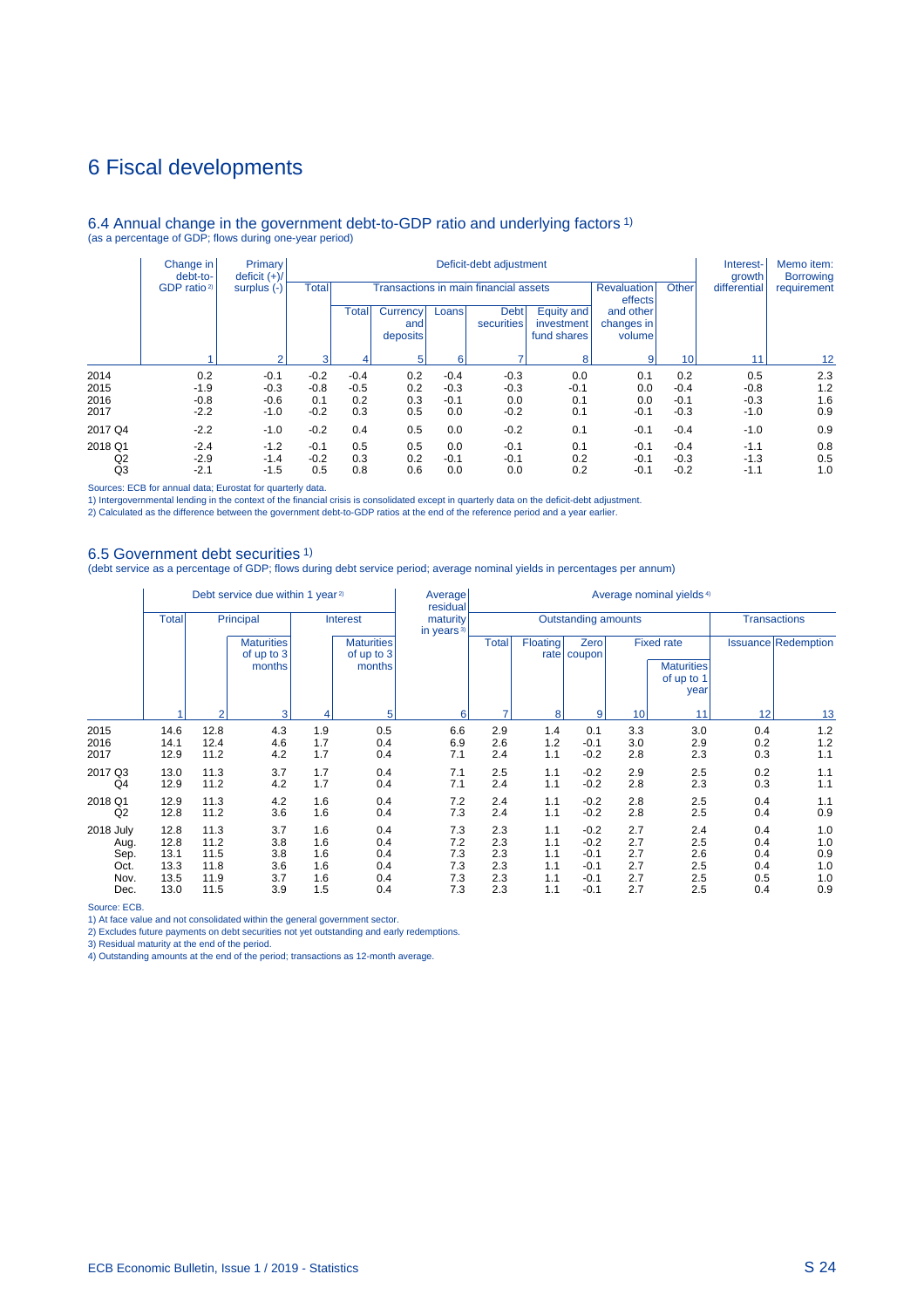# 6 Fiscal developments

## 6.4 Annual change in the government debt-to-GDP ratio and underlying factors [1)]

(as a percentage of GDP; flows during one-year period)

| | Change in debt-to-GDP ratio [2)] | Primary deficit (+)/ surplus (-) | Deficit-debt adjustment | | | | | | | | Interest-growth differential | Memo item: Borrowing requirement |
|---|---|---|---|---|---|---|---|---|---|---|---|---|
| | | | Total | Transactions in main financial assets | | | | | Revaluation effects and other changes in volume | Other | | |
| | | | | Total | Currency and deposits | Loans | Debt securities | Equity and investment fund shares | | | | |
| | 1 | 2 | 3 | 4 | 5 | 6 | 7 | 8 | 9 | 10 | 11 | 12 |
| 2014 | 0.2 | -0.1 | -0.2 | -0.4 | 0.2 | -0.4 | -0.3 | 0.0 | 0.1 | 0.2 | 0.5 | 2.3 |
| 2015 | -1.9 | -0.3 | -0.8 | -0.5 | 0.2 | -0.3 | -0.3 | -0.1 | 0.0 | -0.4 | -0.8 | 1.2 |
| 2016 | -0.8 | -0.6 | 0.1 | 0.2 | 0.3 | -0.1 | 0.0 | 0.1 | 0.0 | -0.1 | -0.3 | 1.6 |
| 2017 | -2.2 | -1.0 | -0.2 | 0.3 | 0.5 | 0.0 | -0.2 | 0.1 | -0.1 | -0.3 | -1.0 | 0.9 |
| 2017 Q4 | -2.2 | -1.0 | -0.2 | 0.4 | 0.5 | 0.0 | -0.2 | 0.1 | -0.1 | -0.4 | -1.0 | 0.9 |
| 2018 Q1 | -2.4 | -1.2 | -0.1 | 0.5 | 0.5 | 0.0 | -0.1 | 0.1 | -0.1 | -0.4 | -1.1 | 0.8 |
| Q2 | -2.9 | -1.4 | -0.2 | 0.3 | 0.2 | -0.1 | -0.1 | 0.2 | -0.1 | -0.3 | -1.3 | 0.5 |
| Q3 | -2.1 | -1.5 | 0.5 | 0.8 | 0.6 | 0.0 | 0.0 | 0.2 | -0.1 | -0.2 | -1.1 | 1.0 |

Sources: ECB for annual data; Eurostat for quarterly data.
1) Intergovernmental lending in the context of the financial crisis is consolidated except in quarterly data on the deficit-debt adjustment.
2) Calculated as the difference between the government debt-to-GDP ratios at the end of the reference period and a year earlier.

## 6.5 Government debt securities [1)]

(debt service as a percentage of GDP; flows during debt service period; average nominal yields in percentages per annum)

| | Debt service due within 1 year [2)] | | | | | Average residual maturity in years [3)] | Average nominal yields [4)] | | | | | | |
|---|---|---|---|---|---|---|---|---|---|---|---|---|---|
| | Total | Principal | | Interest | | | Outstanding amounts | | | | | Transactions | |
| | | | Maturities of up to 3 months | | Maturities of up to 3 months | | Total | Floating rate | Zero coupon | Fixed rate | | Issuance | Redemption |
| | | | | | | | | | | | Maturities of up to 1 year | | |
| | 1 | 2 | 3 | 4 | 5 | 6 | 7 | 8 | 9 | 10 | 11 | 12 | 13 |
| 2015 | 14.6 | 12.8 | 4.3 | 1.9 | 0.5 | 6.6 | 2.9 | 1.4 | 0.1 | 3.3 | 3.0 | 0.4 | 1.2 |
| 2016 | 14.1 | 12.4 | 4.6 | 1.7 | 0.4 | 6.9 | 2.6 | 1.2 | -0.1 | 3.0 | 2.9 | 0.2 | 1.2 |
| 2017 | 12.9 | 11.2 | 4.2 | 1.7 | 0.4 | 7.1 | 2.4 | 1.1 | -0.2 | 2.8 | 2.3 | 0.3 | 1.1 |
| 2017 Q3 | 13.0 | 11.3 | 3.7 | 1.7 | 0.4 | 7.1 | 2.5 | 1.1 | -0.2 | 2.9 | 2.5 | 0.2 | 1.1 |
| Q4 | 12.9 | 11.2 | 4.2 | 1.7 | 0.4 | 7.1 | 2.4 | 1.1 | -0.2 | 2.8 | 2.3 | 0.3 | 1.1 |
| 2018 Q1 | 12.9 | 11.3 | 4.2 | 1.6 | 0.4 | 7.2 | 2.4 | 1.1 | -0.2 | 2.8 | 2.5 | 0.4 | 1.1 |
| Q2 | 12.8 | 11.2 | 3.6 | 1.6 | 0.4 | 7.3 | 2.4 | 1.1 | -0.2 | 2.8 | 2.5 | 0.4 | 0.9 |
| 2018 July | 12.8 | 11.3 | 3.7 | 1.6 | 0.4 | 7.3 | 2.3 | 1.1 | -0.2 | 2.7 | 2.4 | 0.4 | 1.0 |
| Aug. | 12.8 | 11.2 | 3.8 | 1.6 | 0.4 | 7.2 | 2.3 | 1.1 | -0.2 | 2.7 | 2.5 | 0.4 | 1.0 |
| Sep. | 13.1 | 11.5 | 3.8 | 1.6 | 0.4 | 7.3 | 2.3 | 1.1 | -0.1 | 2.7 | 2.6 | 0.4 | 0.9 |
| Oct. | 13.3 | 11.8 | 3.6 | 1.6 | 0.4 | 7.3 | 2.3 | 1.1 | -0.1 | 2.7 | 2.5 | 0.4 | 1.0 |
| Nov. | 13.5 | 11.9 | 3.7 | 1.6 | 0.4 | 7.3 | 2.3 | 1.1 | -0.1 | 2.7 | 2.5 | 0.5 | 1.0 |
| Dec. | 13.0 | 11.5 | 3.9 | 1.5 | 0.4 | 7.3 | 2.3 | 1.1 | -0.1 | 2.7 | 2.5 | 0.4 | 0.9 |

Source: ECB.
1) At face value and not consolidated within the general government sector.
2) Excludes future payments on debt securities not yet outstanding and early redemptions.
3) Residual maturity at the end of the period.
4) Outstanding amounts at the end of the period; transactions as 12-month average.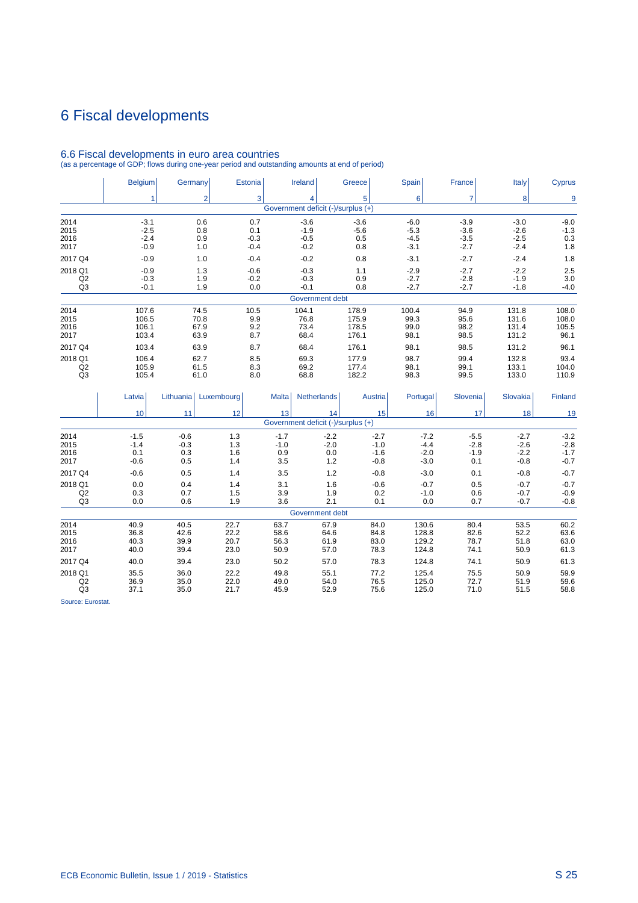# 6 Fiscal developments

## 6.6 Fiscal developments in euro area countries

(as a percentage of GDP; flows during one-year period and outstanding amounts at end of period)

| | Belgium | Germany | Estonia | Ireland | Greece | Spain | France | Italy | Cyprus |
|---|---|---|---|---|---|---|---|---|---|
| | 1 | 2 | 3 | 4 | 5 | 6 | 7 | 8 | 9 |
| | | | | Government deficit (-)/surplus (+) | | | | | |
| 2014 | -3.1 | 0.6 | 0.7 | -3.6 | -3.6 | -6.0 | -3.9 | -3.0 | -9.0 |
| 2015 | -2.5 | 0.8 | 0.1 | -1.9 | -5.6 | -5.3 | -3.6 | -2.6 | -1.3 |
| 2016 | -2.4 | 0.9 | -0.3 | -0.5 | 0.5 | -4.5 | -3.5 | -2.5 | 0.3 |
| 2017 | -0.9 | 1.0 | -0.4 | -0.2 | 0.8 | -3.1 | -2.7 | -2.4 | 1.8 |
| 2017 Q4 | -0.9 | 1.0 | -0.4 | -0.2 | 0.8 | -3.1 | -2.7 | -2.4 | 1.8 |
| 2018 Q1 | -0.9 | 1.3 | -0.6 | -0.3 | 1.1 | -2.9 | -2.7 | -2.2 | 2.5 |
| Q2 | -0.3 | 1.9 | -0.2 | -0.3 | 0.9 | -2.7 | -2.8 | -1.9 | 3.0 |
| Q3 | -0.1 | 1.9 | 0.0 | -0.1 | 0.8 | -2.7 | -2.7 | -1.8 | -4.0 |
| | | | | Government debt | | | | | |
| 2014 | 107.6 | 74.5 | 10.5 | 104.1 | 178.9 | 100.4 | 94.9 | 131.8 | 108.0 |
| 2015 | 106.5 | 70.8 | 9.9 | 76.8 | 175.9 | 99.3 | 95.6 | 131.6 | 108.0 |
| 2016 | 106.1 | 67.9 | 9.2 | 73.4 | 178.5 | 99.0 | 98.2 | 131.4 | 105.5 |
| 2017 | 103.4 | 63.9 | 8.7 | 68.4 | 176.1 | 98.1 | 98.5 | 131.2 | 96.1 |
| 2017 Q4 | 103.4 | 63.9 | 8.7 | 68.4 | 176.1 | 98.1 | 98.5 | 131.2 | 96.1 |
| 2018 Q1 | 106.4 | 62.7 | 8.5 | 69.3 | 177.9 | 98.7 | 99.4 | 132.8 | 93.4 |
| Q2 | 105.9 | 61.5 | 8.3 | 69.2 | 177.4 | 98.1 | 99.1 | 133.1 | 104.0 |
| Q3 | 105.4 | 61.0 | 8.0 | 68.8 | 182.2 | 98.3 | 99.5 | 133.0 | 110.9 |

| | Latvia | Lithuania | Luxembourg | Malta | Netherlands | Austria | Portugal | Slovenia | Slovakia | Finland |
|---|---|---|---|---|---|---|---|---|---|---|
| | 10 | 11 | 12 | 13 | 14 | 15 | 16 | 17 | 18 | 19 |
| | | | | | Government deficit (-)/surplus (+) | | | | | |
| 2014 | -1.5 | -0.6 | 1.3 | -1.7 | -2.2 | -2.7 | -7.2 | -5.5 | -2.7 | -3.2 |
| 2015 | -1.4 | -0.3 | 1.3 | -1.0 | -2.0 | -1.0 | -4.4 | -2.8 | -2.6 | -2.8 |
| 2016 | 0.1 | 0.3 | 1.6 | 0.9 | 0.0 | -1.6 | -2.0 | -1.9 | -2.2 | -1.7 |
| 2017 | -0.6 | 0.5 | 1.4 | 3.5 | 1.2 | -0.8 | -3.0 | 0.1 | -0.8 | -0.7 |
| 2017 Q4 | -0.6 | 0.5 | 1.4 | 3.5 | 1.2 | -0.8 | -3.0 | 0.1 | -0.8 | -0.7 |
| 2018 Q1 | 0.0 | 0.4 | 1.4 | 3.1 | 1.6 | -0.6 | -0.7 | 0.5 | -0.7 | -0.7 |
| Q2 | 0.3 | 0.7 | 1.5 | 3.9 | 1.9 | 0.2 | -1.0 | 0.6 | -0.7 | -0.9 |
| Q3 | 0.0 | 0.6 | 1.9 | 3.6 | 2.1 | 0.1 | 0.0 | 0.7 | -0.7 | -0.8 |
| | | | | | Government debt | | | | | |
| 2014 | 40.9 | 40.5 | 22.7 | 63.7 | 67.9 | 84.0 | 130.6 | 80.4 | 53.5 | 60.2 |
| 2015 | 36.8 | 42.6 | 22.2 | 58.6 | 64.6 | 84.8 | 128.8 | 82.6 | 52.2 | 63.6 |
| 2016 | 40.3 | 39.9 | 20.7 | 56.3 | 61.9 | 83.0 | 129.2 | 78.7 | 51.8 | 63.0 |
| 2017 | 40.0 | 39.4 | 23.0 | 50.9 | 57.0 | 78.3 | 124.8 | 74.1 | 50.9 | 61.3 |
| 2017 Q4 | 40.0 | 39.4 | 23.0 | 50.2 | 57.0 | 78.3 | 124.8 | 74.1 | 50.9 | 61.3 |
| 2018 Q1 | 35.5 | 36.0 | 22.2 | 49.8 | 55.1 | 77.2 | 125.4 | 75.5 | 50.9 | 59.9 |
| Q2 | 36.9 | 35.0 | 22.0 | 49.0 | 54.0 | 76.5 | 125.0 | 72.7 | 51.9 | 59.6 |
| Q3 | 37.1 | 35.0 | 21.7 | 45.9 | 52.9 | 75.6 | 125.0 | 71.0 | 51.5 | 58.8 |

Source: Eurostat.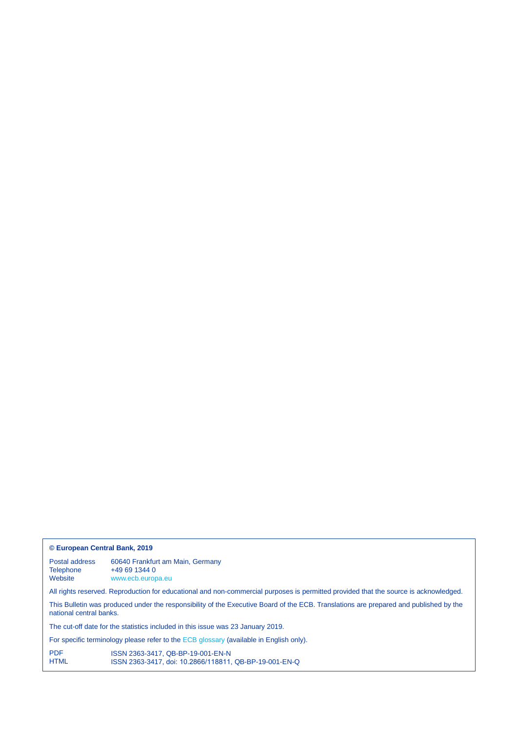**© European Central Bank, 2019**

Postal address 60640 Frankfurt am Main, Germany
Telephone +49 69 1344 0
Website www.ecb.europa.eu

All rights reserved. Reproduction for educational and non-commercial purposes is permitted provided that the source is acknowledged.

This Bulletin was produced under the responsibility of the Executive Board of the ECB. Translations are prepared and published by the national central banks.

The cut-off date for the statistics included in this issue was 23 January 2019.

For specific terminology please refer to the ECB glossary (available in English only).

PDF ISSN 2363-3417, QB-BP-19-001-EN-N
HTML ISSN 2363-3417, doi: 10.2866/118811, QB-BP-19-001-EN-Q